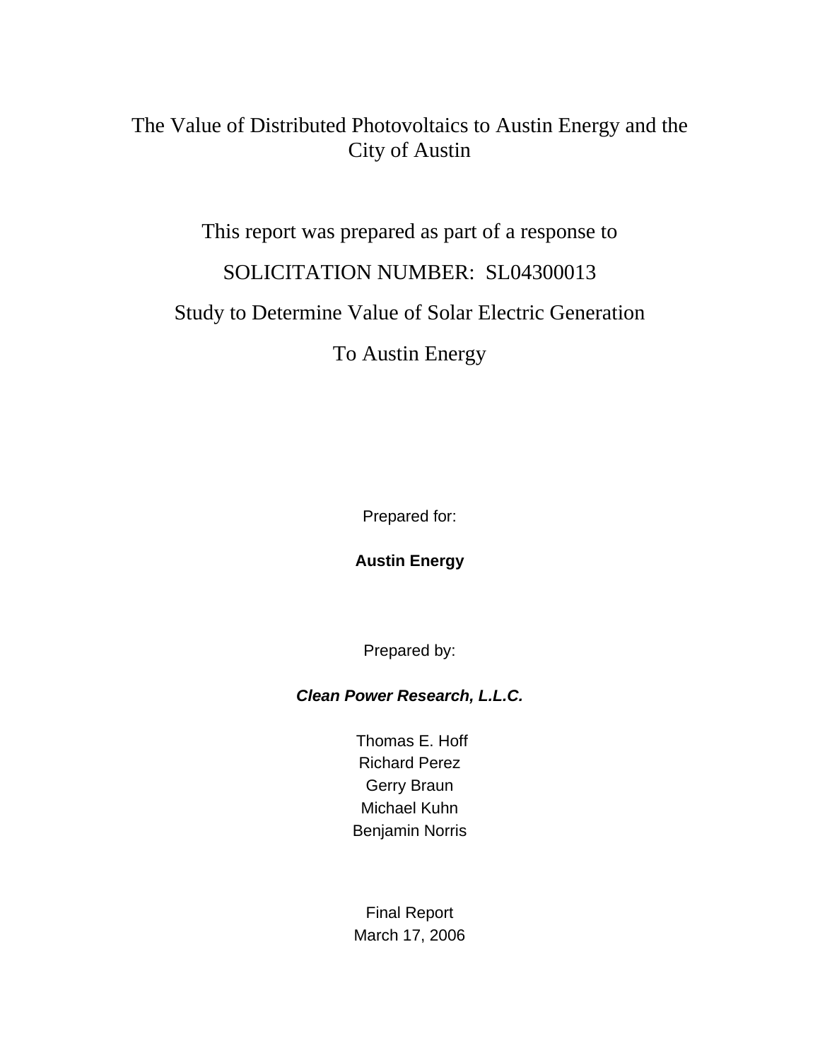# The Value of Distributed Photovoltaics to Austin Energy and the City of Austin

This report was prepared as part of a response to

SOLICITATION NUMBER: SL04300013

Study to Determine Value of Solar Electric Generation

To Austin Energy

Prepared for:

**Austin Energy**

Prepared by:

***Clean Power Research, L.L.C.***

Thomas E. Hoff
Richard Perez
Gerry Braun
Michael Kuhn
Benjamin Norris

Final Report
March 17, 2006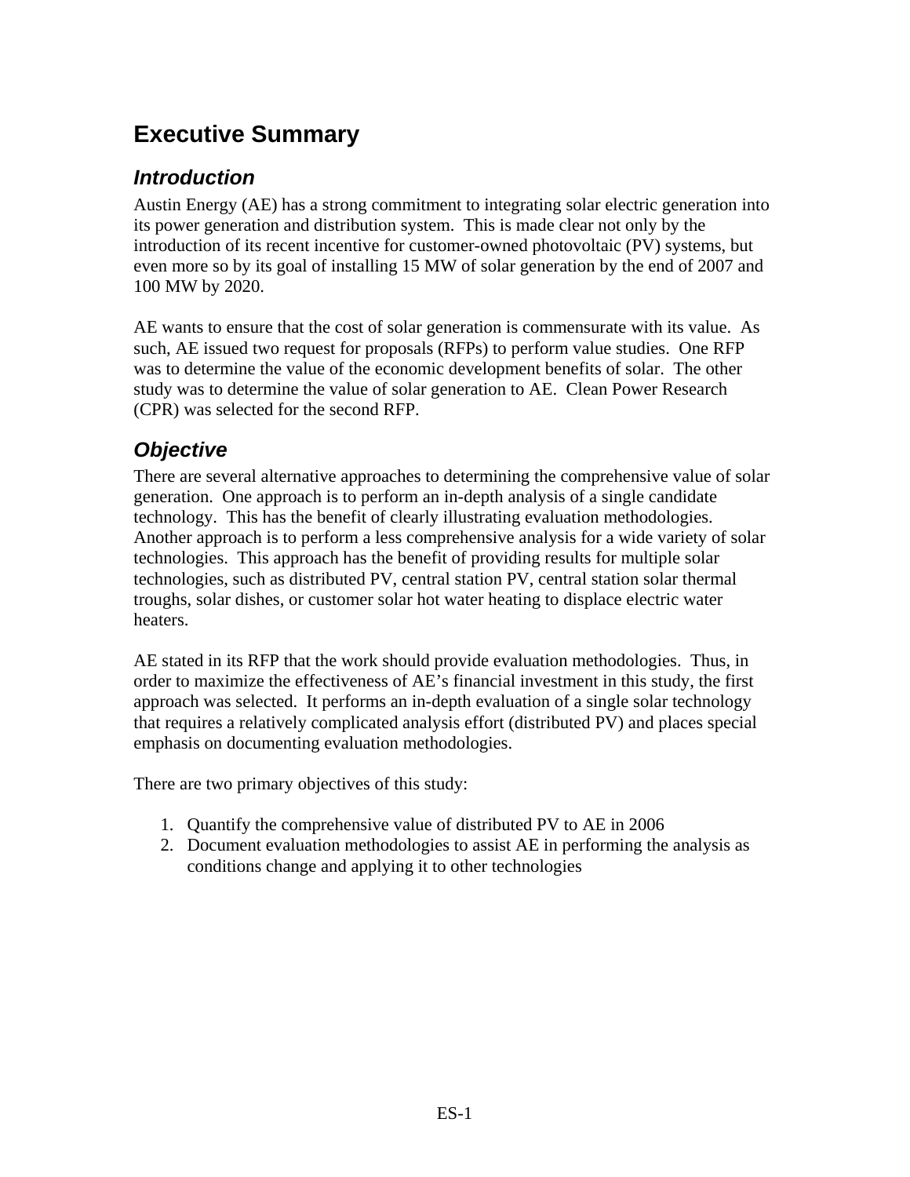# Executive Summary

## *Introduction*

Austin Energy (AE) has a strong commitment to integrating solar electric generation into its power generation and distribution system. This is made clear not only by the introduction of its recent incentive for customer-owned photovoltaic (PV) systems, but even more so by its goal of installing 15 MW of solar generation by the end of 2007 and 100 MW by 2020.

AE wants to ensure that the cost of solar generation is commensurate with its value. As such, AE issued two request for proposals (RFPs) to perform value studies. One RFP was to determine the value of the economic development benefits of solar. The other study was to determine the value of solar generation to AE. Clean Power Research (CPR) was selected for the second RFP.

## *Objective*

There are several alternative approaches to determining the comprehensive value of solar generation. One approach is to perform an in-depth analysis of a single candidate technology. This has the benefit of clearly illustrating evaluation methodologies. Another approach is to perform a less comprehensive analysis for a wide variety of solar technologies. This approach has the benefit of providing results for multiple solar technologies, such as distributed PV, central station PV, central station solar thermal troughs, solar dishes, or customer solar hot water heating to displace electric water heaters.

AE stated in its RFP that the work should provide evaluation methodologies. Thus, in order to maximize the effectiveness of AE's financial investment in this study, the first approach was selected. It performs an in-depth evaluation of a single solar technology that requires a relatively complicated analysis effort (distributed PV) and places special emphasis on documenting evaluation methodologies.

There are two primary objectives of this study:

1. Quantify the comprehensive value of distributed PV to AE in 2006
2. Document evaluation methodologies to assist AE in performing the analysis as conditions change and applying it to other technologies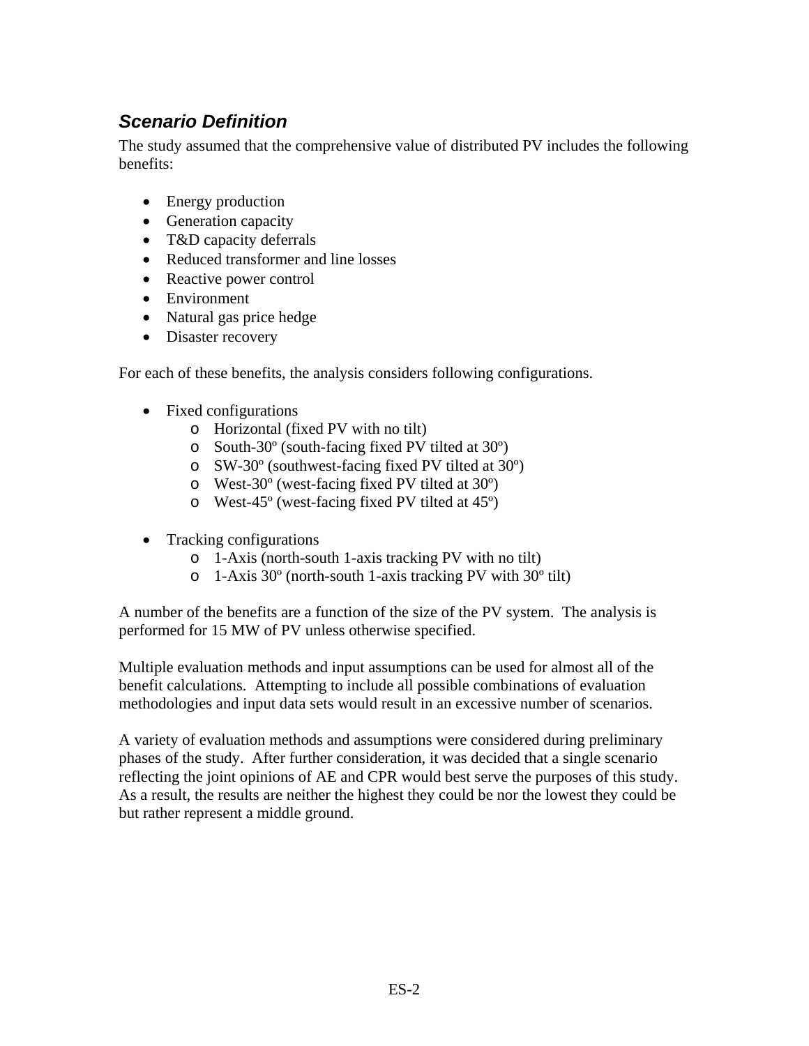### *Scenario Definition*

The study assumed that the comprehensive value of distributed PV includes the following benefits:

- Energy production
- Generation capacity
- T&D capacity deferrals
- Reduced transformer and line losses
- Reactive power control
- Environment
- Natural gas price hedge
- Disaster recovery

For each of these benefits, the analysis considers following configurations.

- Fixed configurations
  - Horizontal (fixed PV with no tilt)
  - South-30º (south-facing fixed PV tilted at 30º)
  - SW-30º (southwest-facing fixed PV tilted at 30º)
  - West-30º (west-facing fixed PV tilted at 30º)
  - West-45º (west-facing fixed PV tilted at 45º)

- Tracking configurations
  - 1-Axis (north-south 1-axis tracking PV with no tilt)
  - 1-Axis 30º (north-south 1-axis tracking PV with 30º tilt)

A number of the benefits are a function of the size of the PV system. The analysis is performed for 15 MW of PV unless otherwise specified.

Multiple evaluation methods and input assumptions can be used for almost all of the benefit calculations. Attempting to include all possible combinations of evaluation methodologies and input data sets would result in an excessive number of scenarios.

A variety of evaluation methods and assumptions were considered during preliminary phases of the study. After further consideration, it was decided that a single scenario reflecting the joint opinions of AE and CPR would best serve the purposes of this study. As a result, the results are neither the highest they could be nor the lowest they could be but rather represent a middle ground.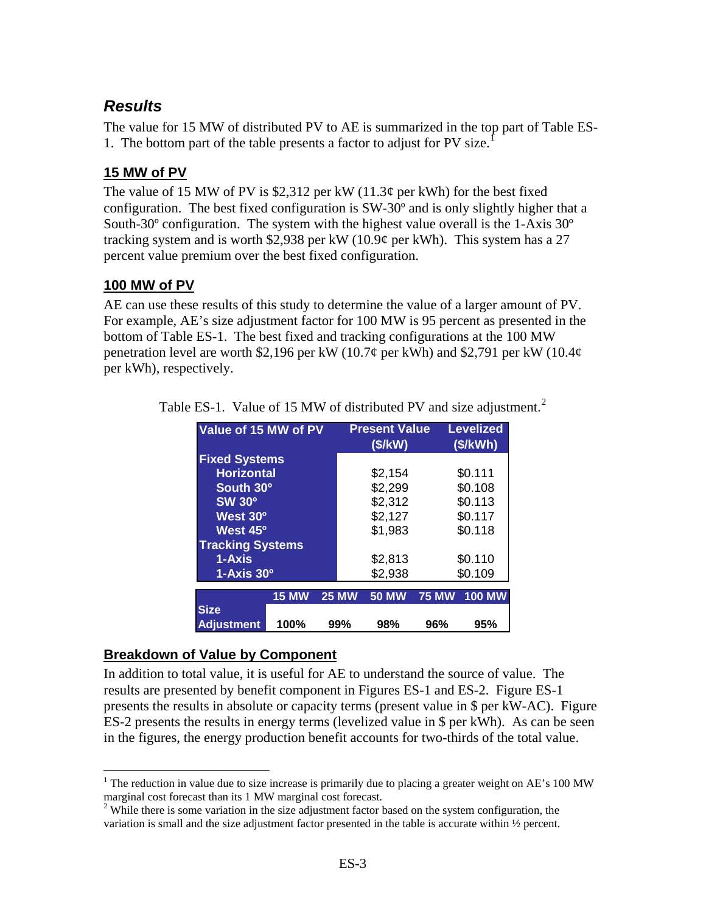## *Results*

The value for 15 MW of distributed PV to AE is summarized in the top part of Table ES-1. The bottom part of the table presents a factor to adjust for PV size.[1]

### 15 MW of PV

The value of 15 MW of PV is $2,312 per kW (11.3¢ per kWh) for the best fixed configuration. The best fixed configuration is SW-30º and is only slightly higher that a South-30º configuration. The system with the highest value overall is the 1-Axis 30º tracking system and is worth $2,938 per kW (10.9¢ per kWh). This system has a 27 percent value premium over the best fixed configuration.

### 100 MW of PV

AE can use these results of this study to determine the value of a larger amount of PV. For example, AE's size adjustment factor for 100 MW is 95 percent as presented in the bottom of Table ES-1. The best fixed and tracking configurations at the 100 MW penetration level are worth $2,196 per kW (10.7¢ per kWh) and $2,791 per kW (10.4¢ per kWh), respectively.

Table ES-1. Value of 15 MW of distributed PV and size adjustment.[2]

| Value of 15 MW of PV | Present Value ($/kW) | Levelized ($/kWh) |
|---|---|---|
| **Fixed Systems** | | |
| Horizontal | $2,154 | $0.111 |
| South 30º | $2,299 | $0.108 |
| SW 30º | $2,312 | $0.113 |
| West 30º | $2,127 | $0.117 |
| West 45º | $1,983 | $0.118 |
| **Tracking Systems** | | |
| 1-Axis | $2,813 | $0.110 |
| 1-Axis 30º | $2,938 | $0.109 |

| | 15 MW | 25 MW | 50 MW | 75 MW | 100 MW |
|---|---|---|---|---|---|
| Size Adjustment | 100% | 99% | 98% | 96% | 95% |

### Breakdown of Value by Component

In addition to total value, it is useful for AE to understand the source of value. The results are presented by benefit component in Figures ES-1 and ES-2. Figure ES-1 presents the results in absolute or capacity terms (present value in $ per kW-AC). Figure ES-2 presents the results in energy terms (levelized value in $ per kWh). As can be seen in the figures, the energy production benefit accounts for two-thirds of the total value.

---

[1] The reduction in value due to size increase is primarily due to placing a greater weight on AE's 100 MW marginal cost forecast than its 1 MW marginal cost forecast.

[2] While there is some variation in the size adjustment factor based on the system configuration, the variation is small and the size adjustment factor presented in the table is accurate within ½ percent.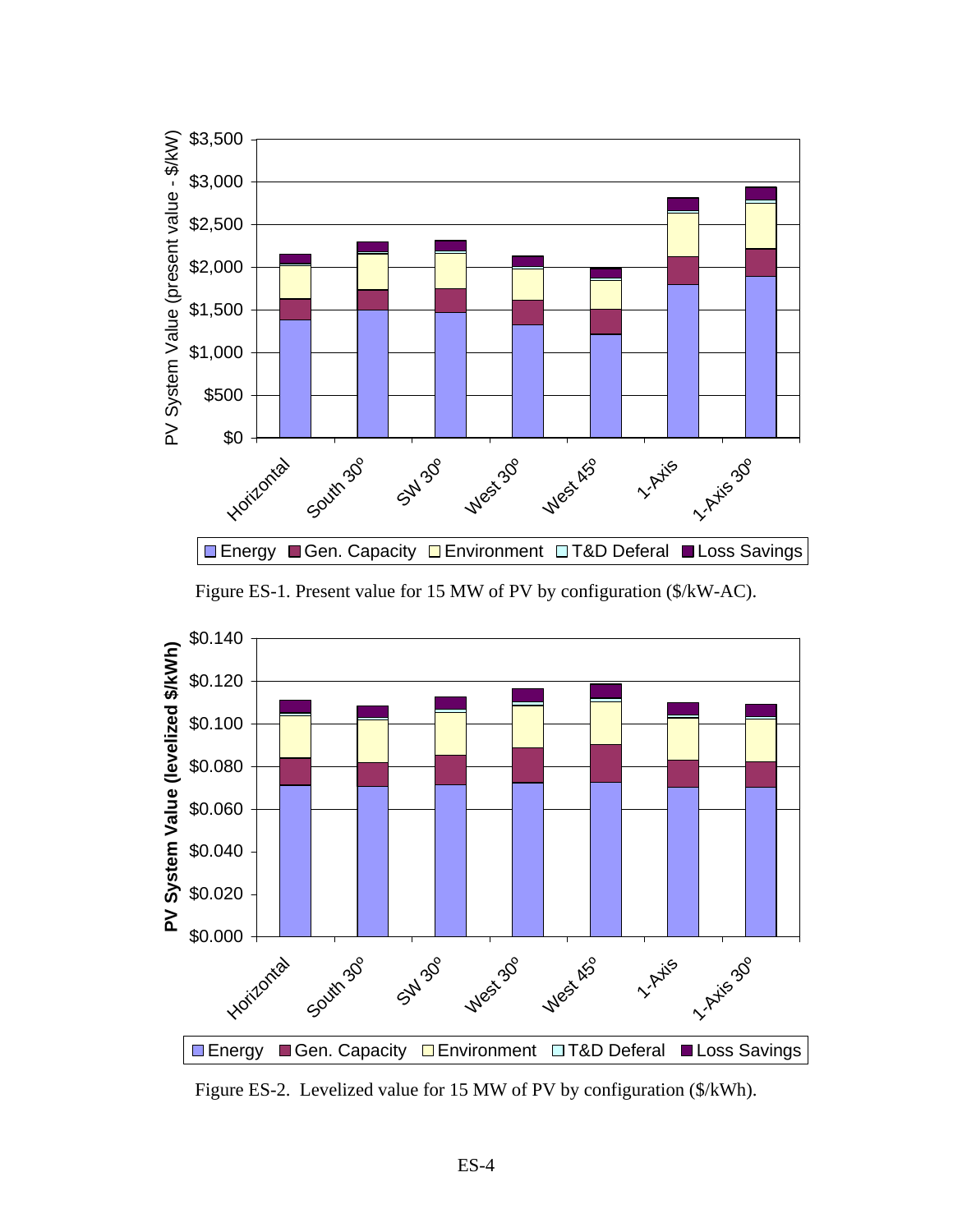Figure ES-1. Present value for 15 MW of PV by configuration ($/kW-AC).

Figure ES-2. Levelized value for 15 MW of PV by configuration ($/kWh).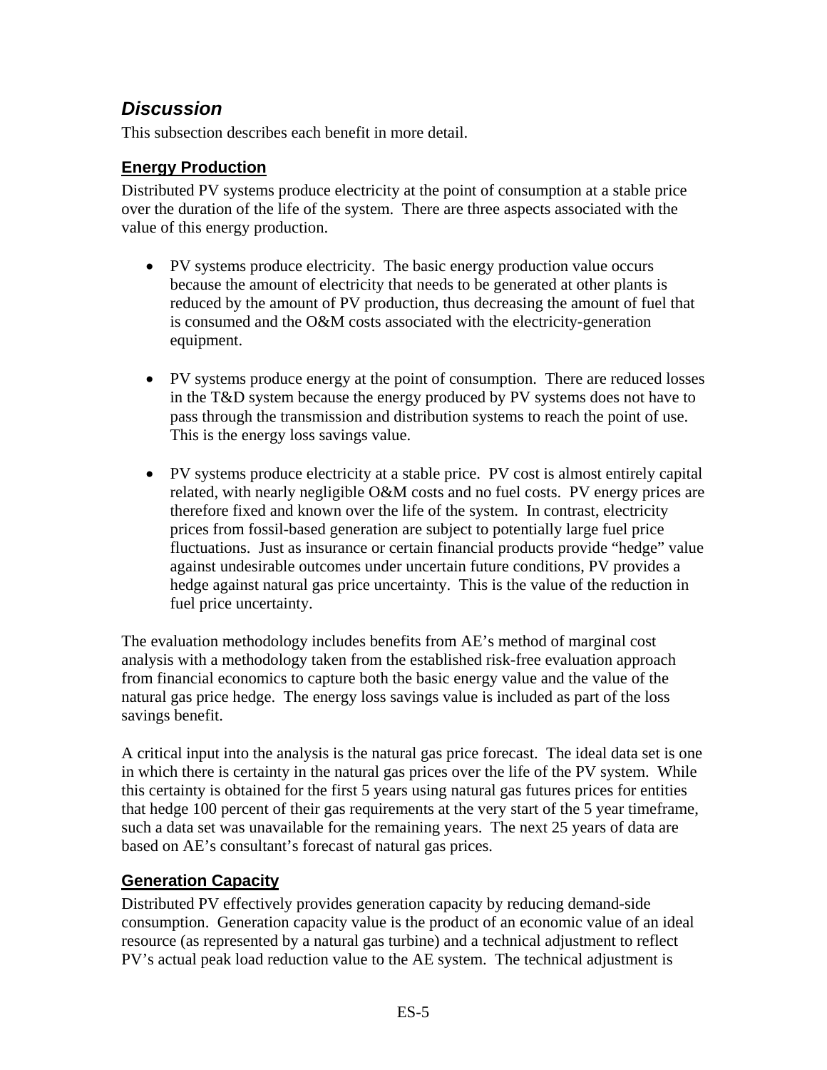## *Discussion*

This subsection describes each benefit in more detail.

### Energy Production

Distributed PV systems produce electricity at the point of consumption at a stable price over the duration of the life of the system. There are three aspects associated with the value of this energy production.

- PV systems produce electricity. The basic energy production value occurs because the amount of electricity that needs to be generated at other plants is reduced by the amount of PV production, thus decreasing the amount of fuel that is consumed and the O&M costs associated with the electricity-generation equipment.

- PV systems produce energy at the point of consumption. There are reduced losses in the T&D system because the energy produced by PV systems does not have to pass through the transmission and distribution systems to reach the point of use. This is the energy loss savings value.

- PV systems produce electricity at a stable price. PV cost is almost entirely capital related, with nearly negligible O&M costs and no fuel costs. PV energy prices are therefore fixed and known over the life of the system. In contrast, electricity prices from fossil-based generation are subject to potentially large fuel price fluctuations. Just as insurance or certain financial products provide "hedge" value against undesirable outcomes under uncertain future conditions, PV provides a hedge against natural gas price uncertainty. This is the value of the reduction in fuel price uncertainty.

The evaluation methodology includes benefits from AE's method of marginal cost analysis with a methodology taken from the established risk-free evaluation approach from financial economics to capture both the basic energy value and the value of the natural gas price hedge. The energy loss savings value is included as part of the loss savings benefit.

A critical input into the analysis is the natural gas price forecast. The ideal data set is one in which there is certainty in the natural gas prices over the life of the PV system. While this certainty is obtained for the first 5 years using natural gas futures prices for entities that hedge 100 percent of their gas requirements at the very start of the 5 year timeframe, such a data set was unavailable for the remaining years. The next 25 years of data are based on AE's consultant's forecast of natural gas prices.

### Generation Capacity

Distributed PV effectively provides generation capacity by reducing demand-side consumption. Generation capacity value is the product of an economic value of an ideal resource (as represented by a natural gas turbine) and a technical adjustment to reflect PV's actual peak load reduction value to the AE system. The technical adjustment is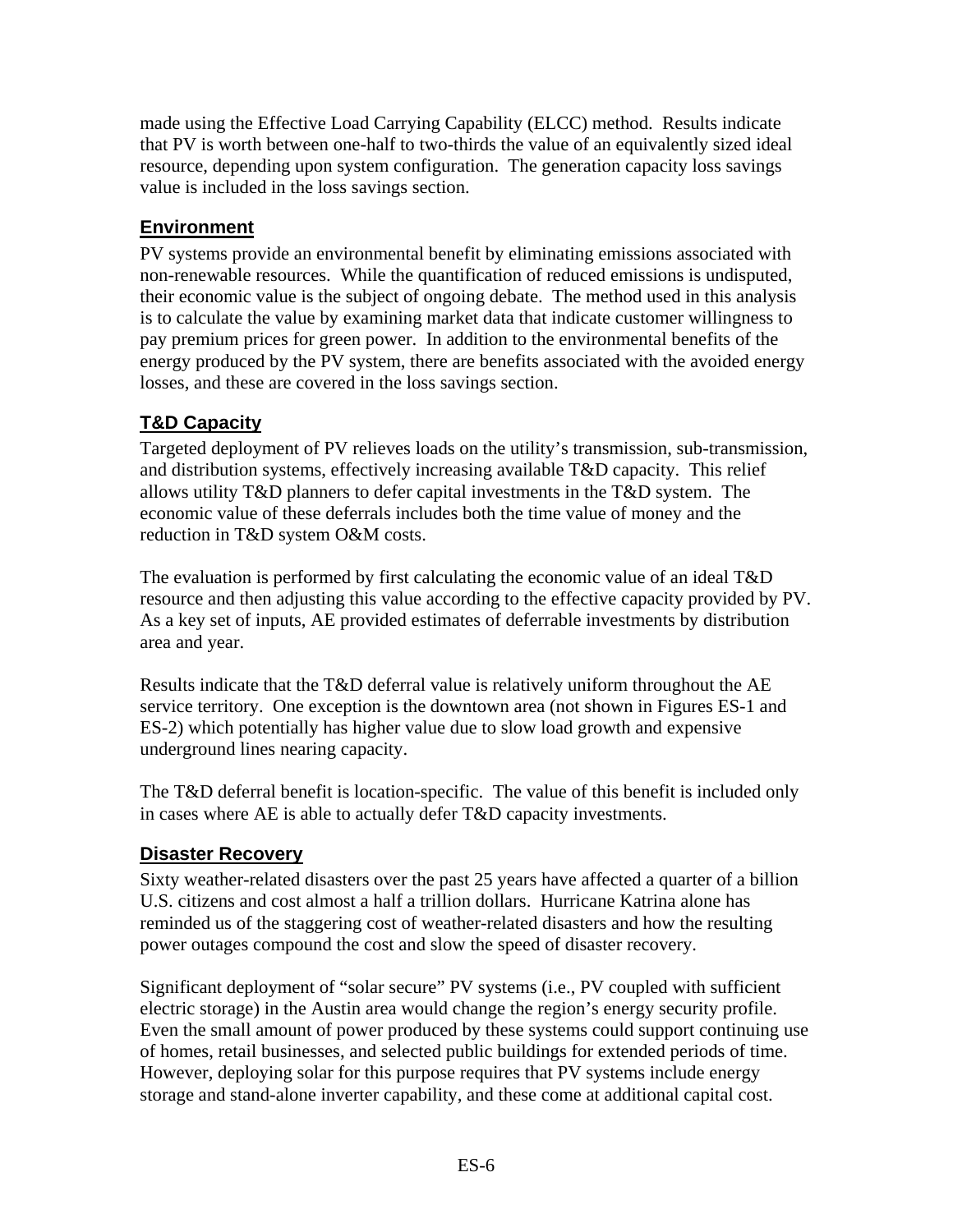made using the Effective Load Carrying Capability (ELCC) method. Results indicate that PV is worth between one-half to two-thirds the value of an equivalently sized ideal resource, depending upon system configuration. The generation capacity loss savings value is included in the loss savings section.

## Environment

PV systems provide an environmental benefit by eliminating emissions associated with non-renewable resources. While the quantification of reduced emissions is undisputed, their economic value is the subject of ongoing debate. The method used in this analysis is to calculate the value by examining market data that indicate customer willingness to pay premium prices for green power. In addition to the environmental benefits of the energy produced by the PV system, there are benefits associated with the avoided energy losses, and these are covered in the loss savings section.

## T&D Capacity

Targeted deployment of PV relieves loads on the utility's transmission, sub-transmission, and distribution systems, effectively increasing available T&D capacity. This relief allows utility T&D planners to defer capital investments in the T&D system. The economic value of these deferrals includes both the time value of money and the reduction in T&D system O&M costs.

The evaluation is performed by first calculating the economic value of an ideal T&D resource and then adjusting this value according to the effective capacity provided by PV. As a key set of inputs, AE provided estimates of deferrable investments by distribution area and year.

Results indicate that the T&D deferral value is relatively uniform throughout the AE service territory. One exception is the downtown area (not shown in Figures ES-1 and ES-2) which potentially has higher value due to slow load growth and expensive underground lines nearing capacity.

The T&D deferral benefit is location-specific. The value of this benefit is included only in cases where AE is able to actually defer T&D capacity investments.

## Disaster Recovery

Sixty weather-related disasters over the past 25 years have affected a quarter of a billion U.S. citizens and cost almost a half a trillion dollars. Hurricane Katrina alone has reminded us of the staggering cost of weather-related disasters and how the resulting power outages compound the cost and slow the speed of disaster recovery.

Significant deployment of "solar secure" PV systems (i.e., PV coupled with sufficient electric storage) in the Austin area would change the region's energy security profile. Even the small amount of power produced by these systems could support continuing use of homes, retail businesses, and selected public buildings for extended periods of time. However, deploying solar for this purpose requires that PV systems include energy storage and stand-alone inverter capability, and these come at additional capital cost.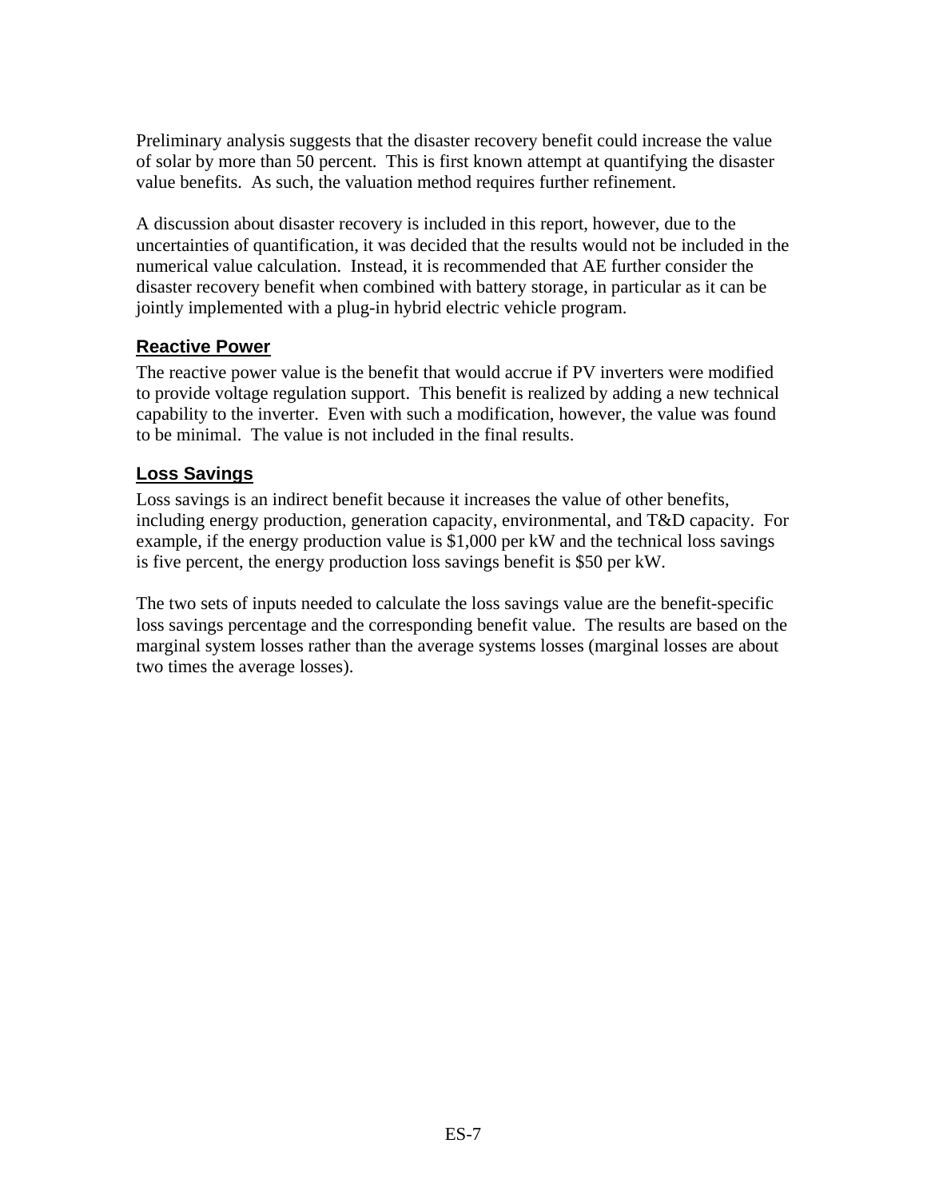Preliminary analysis suggests that the disaster recovery benefit could increase the value of solar by more than 50 percent. This is first known attempt at quantifying the disaster value benefits. As such, the valuation method requires further refinement.

A discussion about disaster recovery is included in this report, however, due to the uncertainties of quantification, it was decided that the results would not be included in the numerical value calculation. Instead, it is recommended that AE further consider the disaster recovery benefit when combined with battery storage, in particular as it can be jointly implemented with a plug-in hybrid electric vehicle program.

### Reactive Power

The reactive power value is the benefit that would accrue if PV inverters were modified to provide voltage regulation support. This benefit is realized by adding a new technical capability to the inverter. Even with such a modification, however, the value was found to be minimal. The value is not included in the final results.

### Loss Savings

Loss savings is an indirect benefit because it increases the value of other benefits, including energy production, generation capacity, environmental, and T&D capacity. For example, if the energy production value is $1,000 per kW and the technical loss savings is five percent, the energy production loss savings benefit is $50 per kW.

The two sets of inputs needed to calculate the loss savings value are the benefit-specific loss savings percentage and the corresponding benefit value. The results are based on the marginal system losses rather than the average systems losses (marginal losses are about two times the average losses).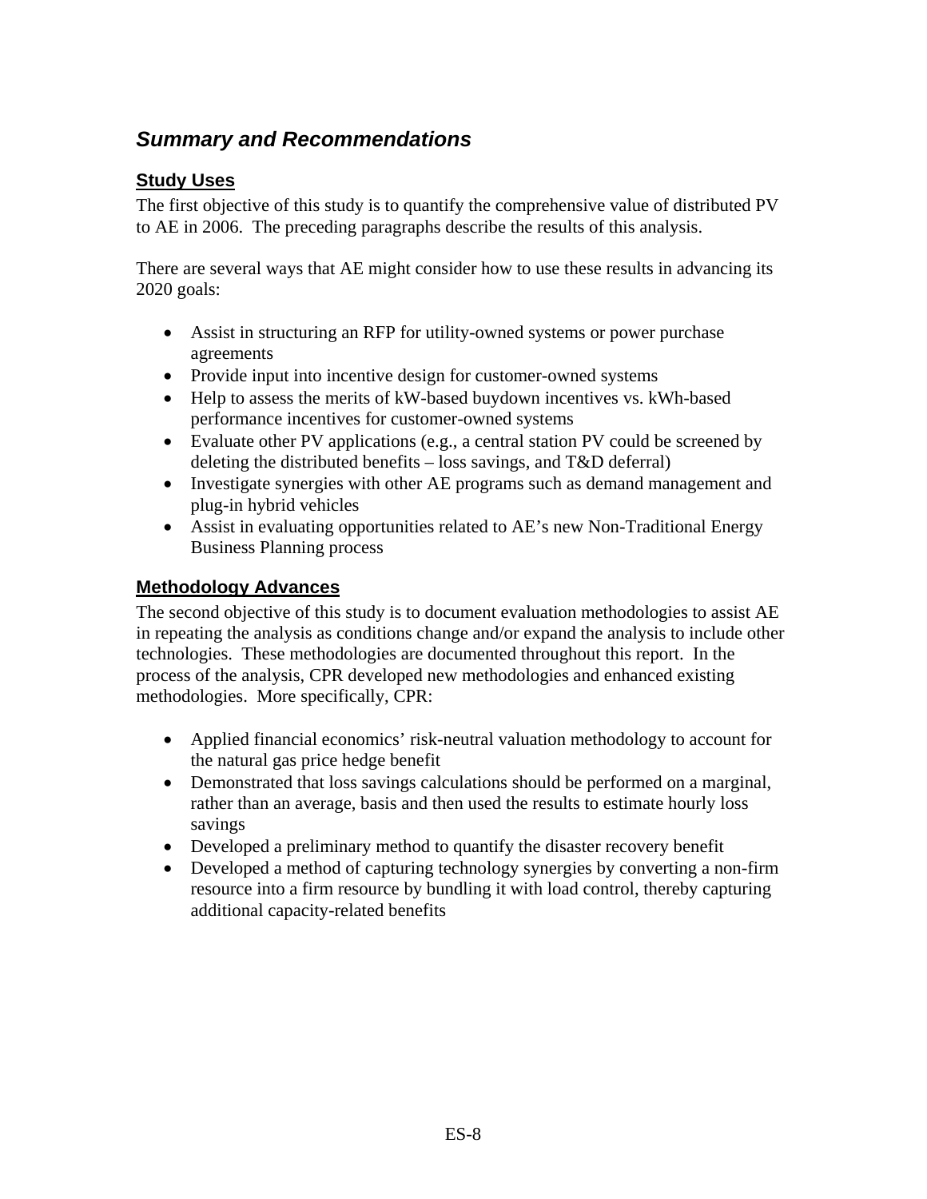## *Summary and Recommendations*

### Study Uses

The first objective of this study is to quantify the comprehensive value of distributed PV to AE in 2006. The preceding paragraphs describe the results of this analysis.

There are several ways that AE might consider how to use these results in advancing its 2020 goals:

- Assist in structuring an RFP for utility-owned systems or power purchase agreements
- Provide input into incentive design for customer-owned systems
- Help to assess the merits of kW-based buydown incentives vs. kWh-based performance incentives for customer-owned systems
- Evaluate other PV applications (e.g., a central station PV could be screened by deleting the distributed benefits – loss savings, and T&D deferral)
- Investigate synergies with other AE programs such as demand management and plug-in hybrid vehicles
- Assist in evaluating opportunities related to AE's new Non-Traditional Energy Business Planning process

### Methodology Advances

The second objective of this study is to document evaluation methodologies to assist AE in repeating the analysis as conditions change and/or expand the analysis to include other technologies. These methodologies are documented throughout this report. In the process of the analysis, CPR developed new methodologies and enhanced existing methodologies. More specifically, CPR:

- Applied financial economics' risk-neutral valuation methodology to account for the natural gas price hedge benefit
- Demonstrated that loss savings calculations should be performed on a marginal, rather than an average, basis and then used the results to estimate hourly loss savings
- Developed a preliminary method to quantify the disaster recovery benefit
- Developed a method of capturing technology synergies by converting a non-firm resource into a firm resource by bundling it with load control, thereby capturing additional capacity-related benefits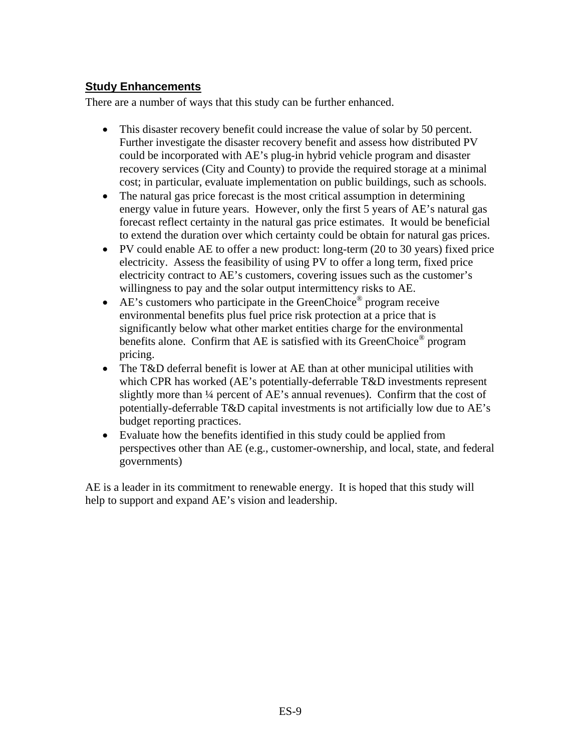## Study Enhancements

There are a number of ways that this study can be further enhanced.

- This disaster recovery benefit could increase the value of solar by 50 percent. Further investigate the disaster recovery benefit and assess how distributed PV could be incorporated with AE's plug-in hybrid vehicle program and disaster recovery services (City and County) to provide the required storage at a minimal cost; in particular, evaluate implementation on public buildings, such as schools.
- The natural gas price forecast is the most critical assumption in determining energy value in future years. However, only the first 5 years of AE's natural gas forecast reflect certainty in the natural gas price estimates. It would be beneficial to extend the duration over which certainty could be obtain for natural gas prices.
- PV could enable AE to offer a new product: long-term (20 to 30 years) fixed price electricity. Assess the feasibility of using PV to offer a long term, fixed price electricity contract to AE's customers, covering issues such as the customer's willingness to pay and the solar output intermittency risks to AE.
- AE's customers who participate in the GreenChoice® program receive environmental benefits plus fuel price risk protection at a price that is significantly below what other market entities charge for the environmental benefits alone. Confirm that AE is satisfied with its GreenChoice® program pricing.
- The T&D deferral benefit is lower at AE than at other municipal utilities with which CPR has worked (AE's potentially-deferrable T&D investments represent slightly more than ¼ percent of AE's annual revenues). Confirm that the cost of potentially-deferrable T&D capital investments is not artificially low due to AE's budget reporting practices.
- Evaluate how the benefits identified in this study could be applied from perspectives other than AE (e.g., customer-ownership, and local, state, and federal governments)

AE is a leader in its commitment to renewable energy. It is hoped that this study will help to support and expand AE's vision and leadership.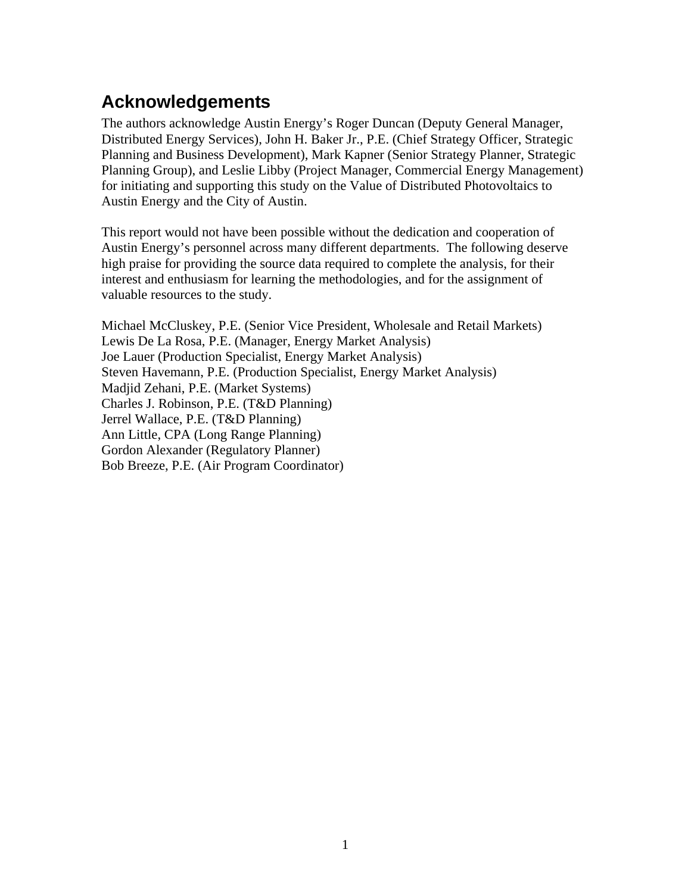## Acknowledgements

The authors acknowledge Austin Energy's Roger Duncan (Deputy General Manager, Distributed Energy Services), John H. Baker Jr., P.E. (Chief Strategy Officer, Strategic Planning and Business Development), Mark Kapner (Senior Strategy Planner, Strategic Planning Group), and Leslie Libby (Project Manager, Commercial Energy Management) for initiating and supporting this study on the Value of Distributed Photovoltaics to Austin Energy and the City of Austin.

This report would not have been possible without the dedication and cooperation of Austin Energy's personnel across many different departments. The following deserve high praise for providing the source data required to complete the analysis, for their interest and enthusiasm for learning the methodologies, and for the assignment of valuable resources to the study.

Michael McCluskey, P.E. (Senior Vice President, Wholesale and Retail Markets)
Lewis De La Rosa, P.E. (Manager, Energy Market Analysis)
Joe Lauer (Production Specialist, Energy Market Analysis)
Steven Havemann, P.E. (Production Specialist, Energy Market Analysis)
Madjid Zehani, P.E. (Market Systems)
Charles J. Robinson, P.E. (T&D Planning)
Jerrel Wallace, P.E. (T&D Planning)
Ann Little, CPA (Long Range Planning)
Gordon Alexander (Regulatory Planner)
Bob Breeze, P.E. (Air Program Coordinator)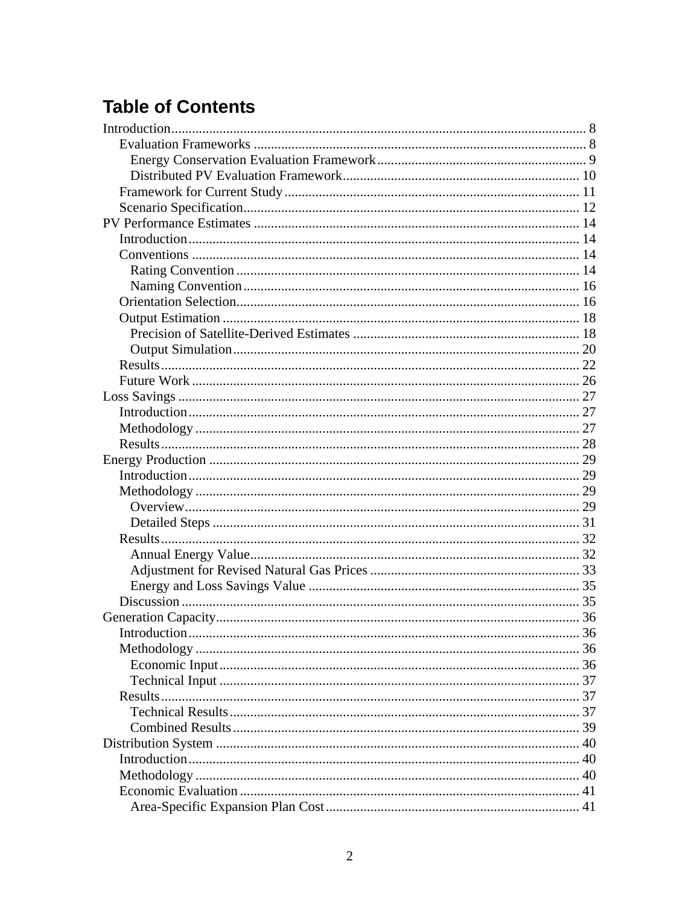## Table of Contents

- Introduction ........ 8
  - Evaluation Frameworks ........ 8
    - Energy Conservation Evaluation Framework ........ 9
    - Distributed PV Evaluation Framework ........ 10
  - Framework for Current Study ........ 11
  - Scenario Specification ........ 12
- PV Performance Estimates ........ 14
  - Introduction ........ 14
  - Conventions ........ 14
    - Rating Convention ........ 14
    - Naming Convention ........ 16
  - Orientation Selection ........ 16
  - Output Estimation ........ 18
    - Precision of Satellite-Derived Estimates ........ 18
    - Output Simulation ........ 20
  - Results ........ 22
  - Future Work ........ 26
- Loss Savings ........ 27
  - Introduction ........ 27
  - Methodology ........ 27
  - Results ........ 28
- Energy Production ........ 29
  - Introduction ........ 29
  - Methodology ........ 29
    - Overview ........ 29
    - Detailed Steps ........ 31
  - Results ........ 32
    - Annual Energy Value ........ 32
    - Adjustment for Revised Natural Gas Prices ........ 33
    - Energy and Loss Savings Value ........ 35
  - Discussion ........ 35
- Generation Capacity ........ 36
  - Introduction ........ 36
  - Methodology ........ 36
    - Economic Input ........ 36
    - Technical Input ........ 37
  - Results ........ 37
    - Technical Results ........ 37
    - Combined Results ........ 39
- Distribution System ........ 40
  - Introduction ........ 40
  - Methodology ........ 40
  - Economic Evaluation ........ 41
    - Area-Specific Expansion Plan Cost ........ 41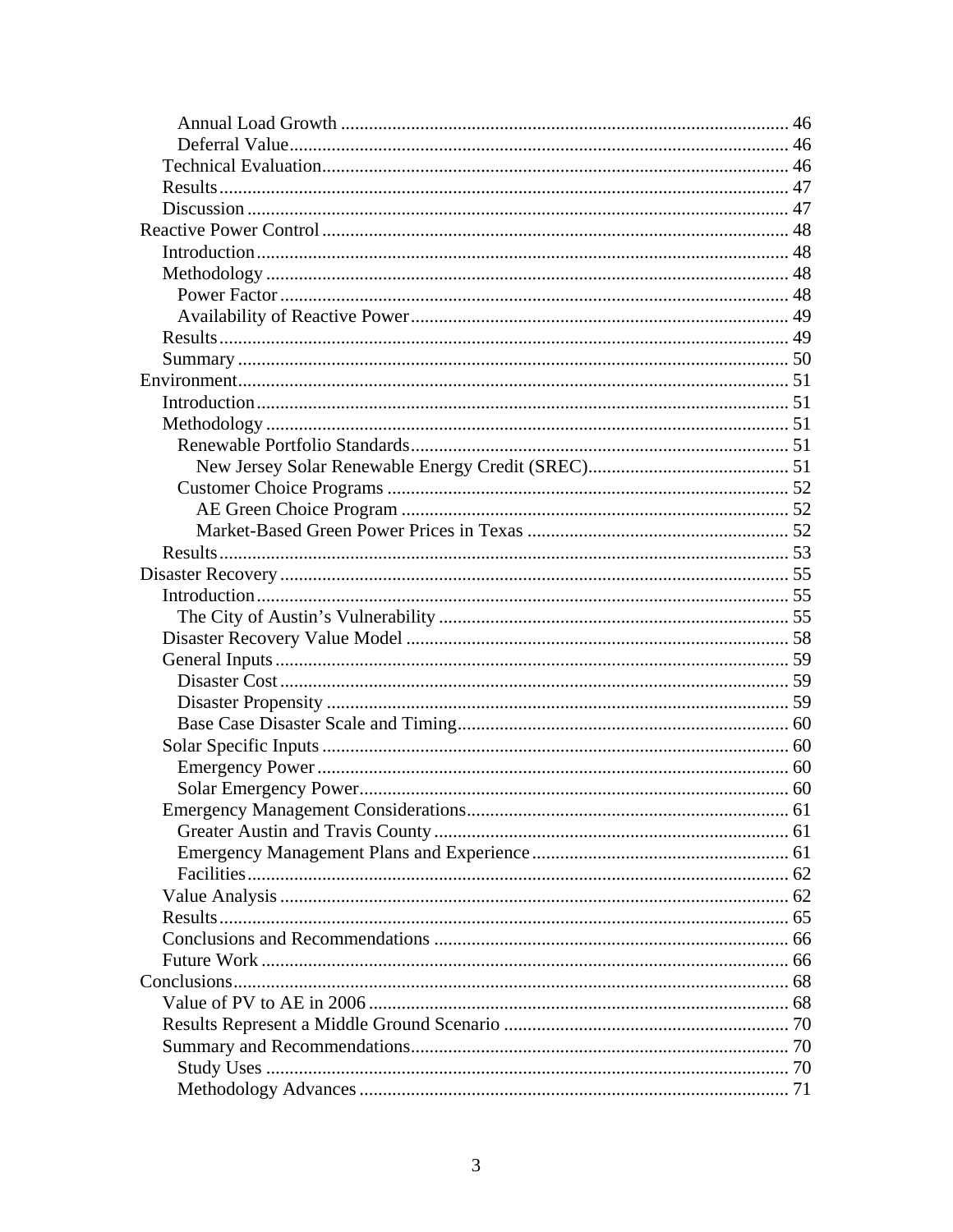Annual Load Growth ..... 46
Deferral Value..... 46
Technical Evaluation..... 46
Results..... 47
Discussion ..... 47
Reactive Power Control ..... 48
Introduction..... 48
Methodology ..... 48
Power Factor ..... 48
Availability of Reactive Power..... 49
Results..... 49
Summary ..... 50
Environment..... 51
Introduction..... 51
Methodology ..... 51
Renewable Portfolio Standards..... 51
New Jersey Solar Renewable Energy Credit (SREC)..... 51
Customer Choice Programs ..... 52
AE Green Choice Program ..... 52
Market-Based Green Power Prices in Texas ..... 52
Results..... 53
Disaster Recovery ..... 55
Introduction..... 55
The City of Austin's Vulnerability ..... 55
Disaster Recovery Value Model ..... 58
General Inputs ..... 59
Disaster Cost ..... 59
Disaster Propensity ..... 59
Base Case Disaster Scale and Timing..... 60
Solar Specific Inputs ..... 60
Emergency Power ..... 60
Solar Emergency Power..... 60
Emergency Management Considerations..... 61
Greater Austin and Travis County ..... 61
Emergency Management Plans and Experience ..... 61
Facilities..... 62
Value Analysis ..... 62
Results..... 65
Conclusions and Recommendations ..... 66
Future Work ..... 66
Conclusions..... 68
Value of PV to AE in 2006 ..... 68
Results Represent a Middle Ground Scenario ..... 70
Summary and Recommendations..... 70
Study Uses ..... 70
Methodology Advances ..... 71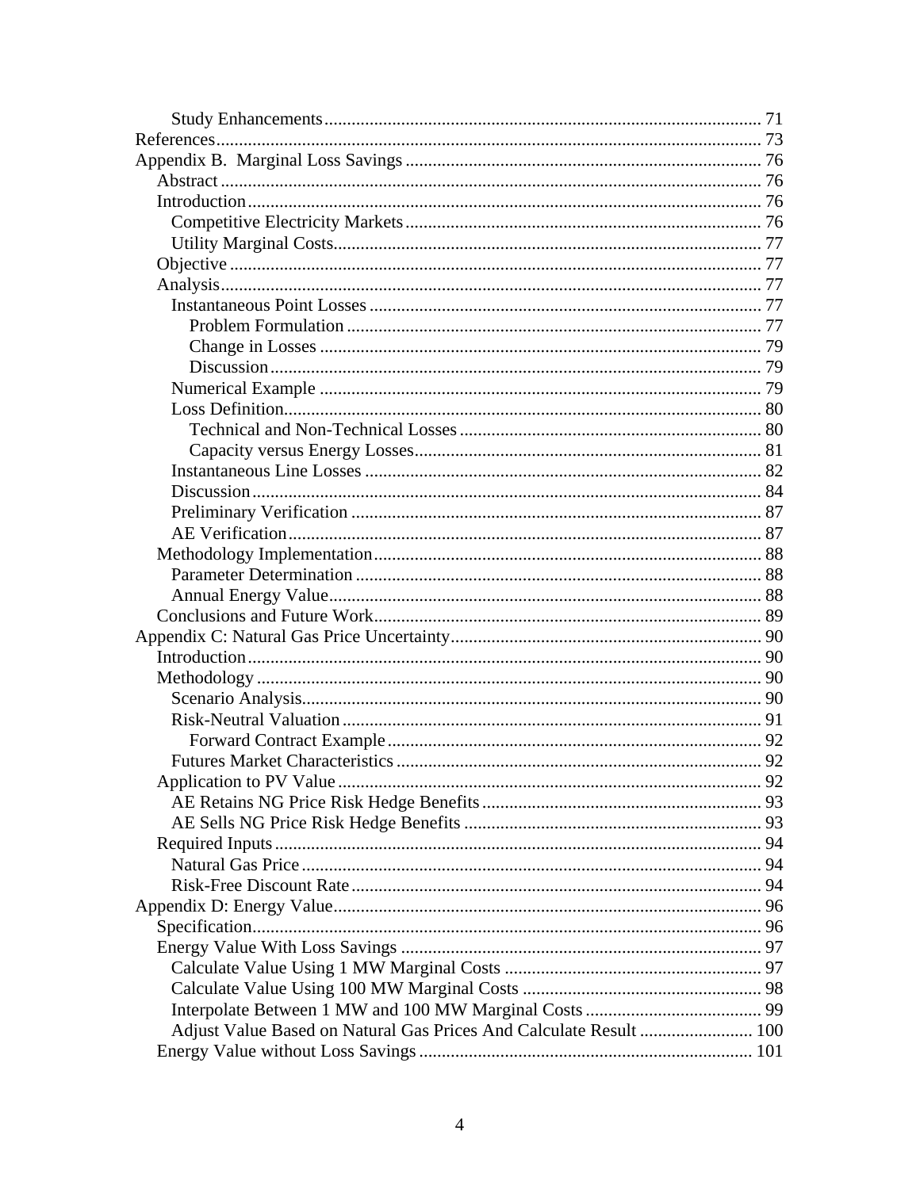- Study Enhancements ..... 71
- References ..... 73
- Appendix B. Marginal Loss Savings ..... 76
  - Abstract ..... 76
  - Introduction ..... 76
    - Competitive Electricity Markets ..... 76
    - Utility Marginal Costs ..... 77
  - Objective ..... 77
  - Analysis ..... 77
    - Instantaneous Point Losses ..... 77
      - Problem Formulation ..... 77
      - Change in Losses ..... 79
      - Discussion ..... 79
    - Numerical Example ..... 79
    - Loss Definition ..... 80
      - Technical and Non-Technical Losses ..... 80
      - Capacity versus Energy Losses ..... 81
    - Instantaneous Line Losses ..... 82
    - Discussion ..... 84
    - Preliminary Verification ..... 87
    - AE Verification ..... 87
  - Methodology Implementation ..... 88
    - Parameter Determination ..... 88
    - Annual Energy Value ..... 88
  - Conclusions and Future Work ..... 89
- Appendix C: Natural Gas Price Uncertainty ..... 90
  - Introduction ..... 90
  - Methodology ..... 90
    - Scenario Analysis ..... 90
    - Risk-Neutral Valuation ..... 91
      - Forward Contract Example ..... 92
    - Futures Market Characteristics ..... 92
  - Application to PV Value ..... 92
    - AE Retains NG Price Risk Hedge Benefits ..... 93
    - AE Sells NG Price Risk Hedge Benefits ..... 93
  - Required Inputs ..... 94
    - Natural Gas Price ..... 94
    - Risk-Free Discount Rate ..... 94
- Appendix D: Energy Value ..... 96
  - Specification ..... 96
  - Energy Value With Loss Savings ..... 97
    - Calculate Value Using 1 MW Marginal Costs ..... 97
    - Calculate Value Using 100 MW Marginal Costs ..... 98
    - Interpolate Between 1 MW and 100 MW Marginal Costs ..... 99
    - Adjust Value Based on Natural Gas Prices And Calculate Result ..... 100
  - Energy Value without Loss Savings ..... 101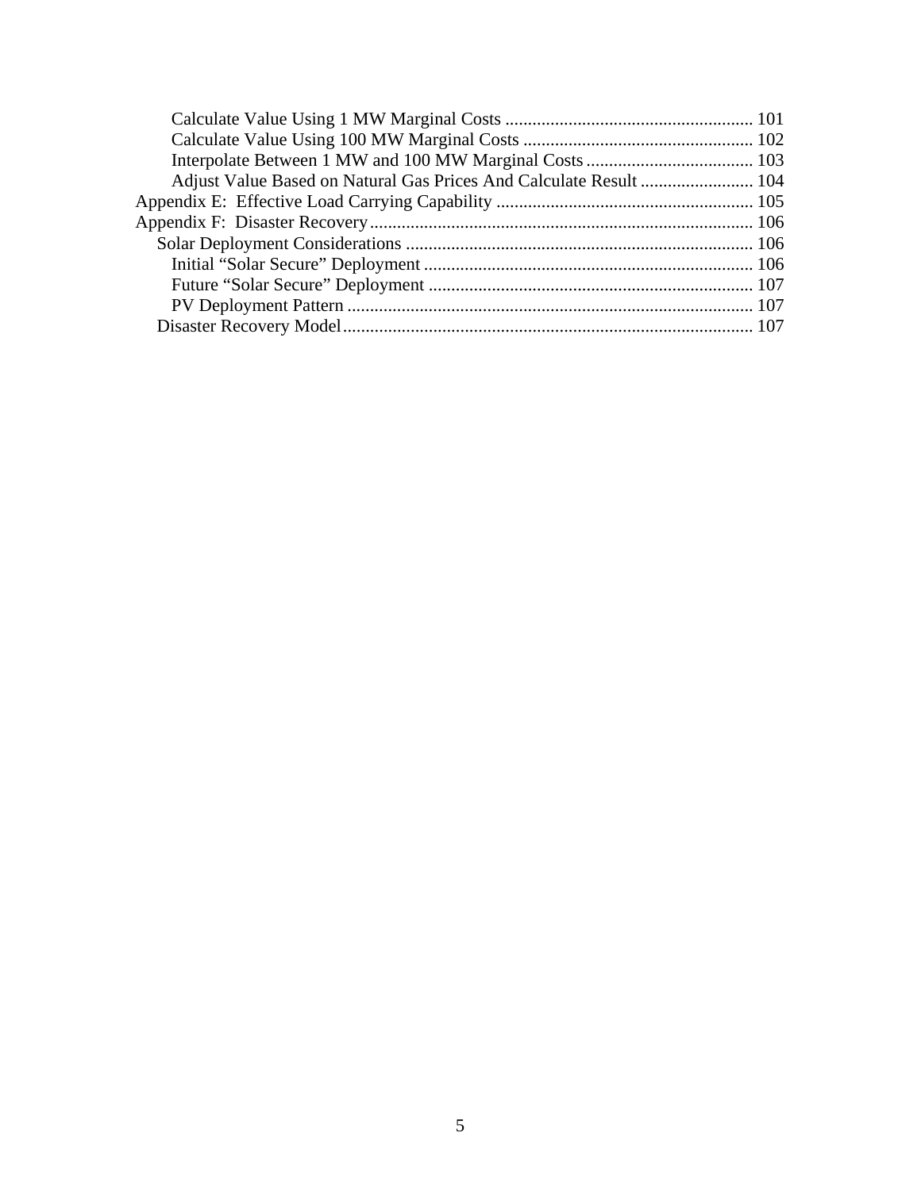Calculate Value Using 1 MW Marginal Costs ....................................................... 101
Calculate Value Using 100 MW Marginal Costs .................................................... 102
Interpolate Between 1 MW and 100 MW Marginal Costs ...................................... 103
Adjust Value Based on Natural Gas Prices And Calculate Result .......................... 104
Appendix E: Effective Load Carrying Capability .......................................................... 105
Appendix F: Disaster Recovery ..................................................................................... 106
Solar Deployment Considerations ............................................................................. 106
Initial "Solar Secure" Deployment ......................................................................... 106
Future "Solar Secure" Deployment ........................................................................ 107
PV Deployment Pattern .......................................................................................... 107
Disaster Recovery Model ........................................................................................... 107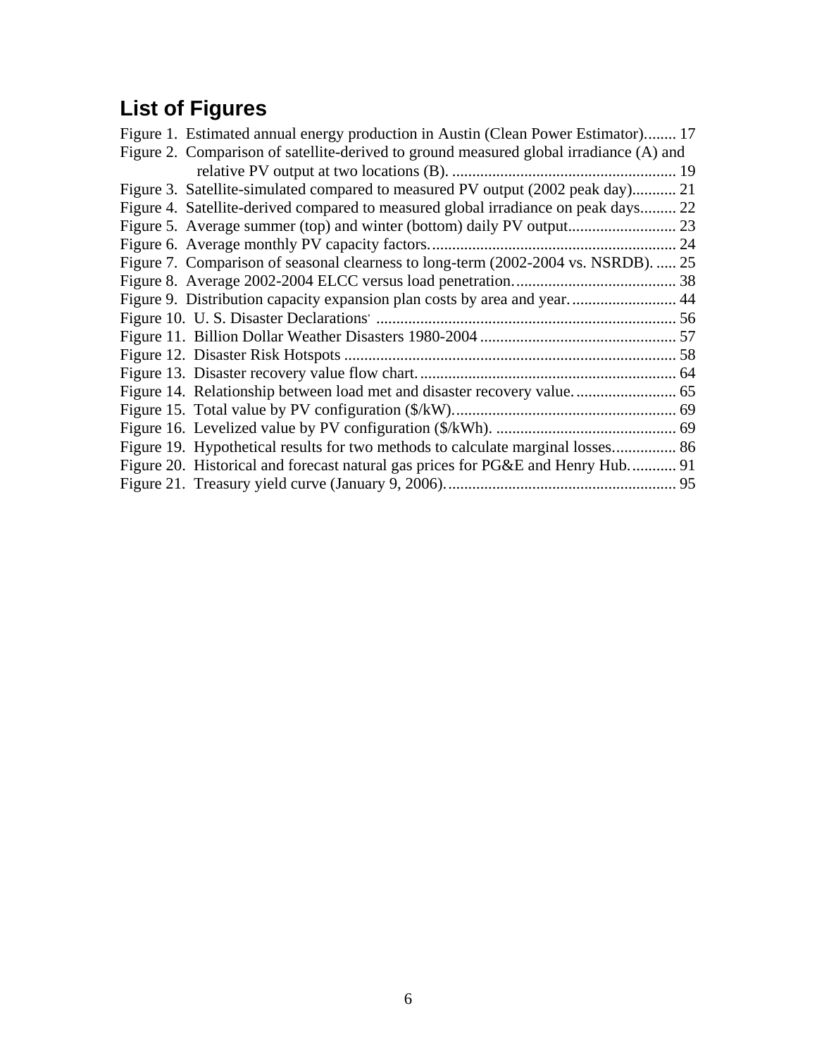## List of Figures

Figure 1. Estimated annual energy production in Austin (Clean Power Estimator)........ 17
Figure 2. Comparison of satellite-derived to ground measured global irradiance (A) and relative PV output at two locations (B). ........................................................ 19
Figure 3. Satellite-simulated compared to measured PV output (2002 peak day)........... 21
Figure 4. Satellite-derived compared to measured global irradiance on peak days......... 22
Figure 5. Average summer (top) and winter (bottom) daily PV output........................... 23
Figure 6. Average monthly PV capacity factors............................................................. 24
Figure 7. Comparison of seasonal clearness to long-term (2002-2004 vs. NSRDB). ..... 25
Figure 8. Average 2002-2004 ELCC versus load penetration........................................ 38
Figure 9. Distribution capacity expansion plan costs by area and year.......................... 44
Figure 10. U. S. Disaster Declarations' .......................................................................... 56
Figure 11. Billion Dollar Weather Disasters 1980-2004 ................................................ 57
Figure 12. Disaster Risk Hotspots .................................................................................. 58
Figure 13. Disaster recovery value flow chart................................................................ 64
Figure 14. Relationship between load met and disaster recovery value......................... 65
Figure 15. Total value by PV configuration ($/kW)....................................................... 69
Figure 16. Levelized value by PV configuration ($/kWh). ............................................ 69
Figure 19. Hypothetical results for two methods to calculate marginal losses............... 86
Figure 20. Historical and forecast natural gas prices for PG&E and Henry Hub............ 91
Figure 21. Treasury yield curve (January 9, 2006)......................................................... 95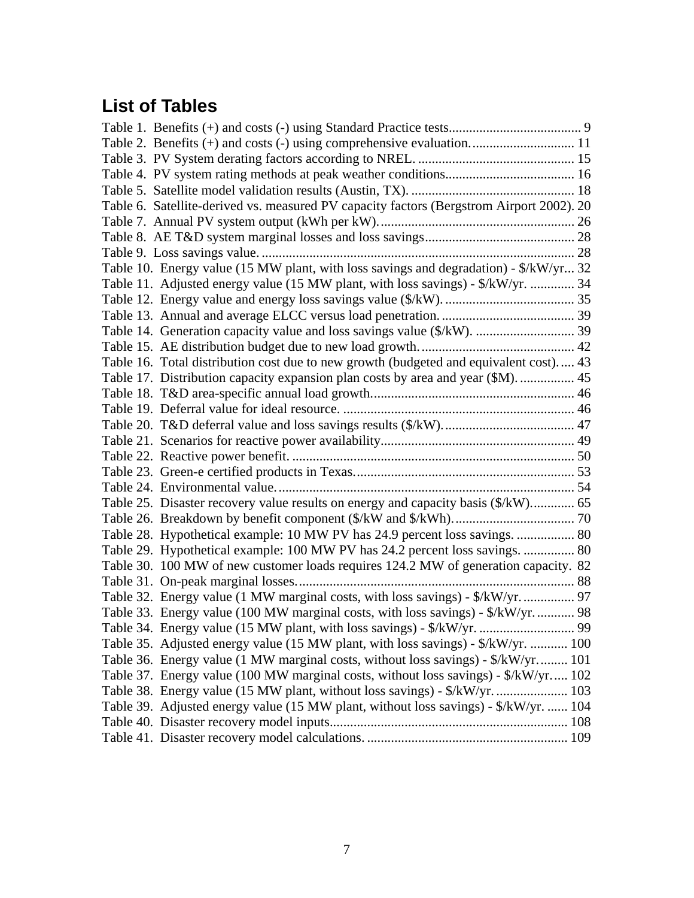# List of Tables

Table 1. Benefits (+) and costs (-) using Standard Practice tests....................................... 9
Table 2. Benefits (+) and costs (-) using comprehensive evaluation............................... 11
Table 3. PV System derating factors according to NREL. .............................................. 15
Table 4. PV system rating methods at peak weather conditions...................................... 16
Table 5. Satellite model validation results (Austin, TX). ................................................ 18
Table 6. Satellite-derived vs. measured PV capacity factors (Bergstrom Airport 2002). 20
Table 7. Annual PV system output (kWh per kW).......................................................... 26
Table 8. AE T&D system marginal losses and loss savings............................................ 28
Table 9. Loss savings value. ............................................................................................ 28
Table 10. Energy value (15 MW plant, with loss savings and degradation) - $/kW/yr... 32
Table 11. Adjusted energy value (15 MW plant, with loss savings) - $/kW/yr. ............. 34
Table 12. Energy value and energy loss savings value ($/kW)....................................... 35
Table 13. Annual and average ELCC versus load penetration........................................ 39
Table 14. Generation capacity value and loss savings value ($/kW). ............................. 39
Table 15. AE distribution budget due to new load growth............................................. 42
Table 16. Total distribution cost due to new growth (budgeted and equivalent cost)..... 43
Table 17. Distribution capacity expansion plan costs by area and year ($M)................. 45
Table 18. T&D area-specific annual load growth............................................................ 46
Table 19. Deferral value for ideal resource. .................................................................... 46
Table 20. T&D deferral value and loss savings results ($/kW)...................................... 47
Table 21. Scenarios for reactive power availability......................................................... 49
Table 22. Reactive power benefit. ................................................................................... 50
Table 23. Green-e certified products in Texas................................................................. 53
Table 24. Environmental value........................................................................................ 54
Table 25. Disaster recovery value results on energy and capacity basis ($/kW)............. 65
Table 26. Breakdown by benefit component ($/kW and $/kWh).................................... 70
Table 28. Hypothetical example: 10 MW PV has 24.9 percent loss savings. ................. 80
Table 29. Hypothetical example: 100 MW PV has 24.2 percent loss savings. ............... 80
Table 30. 100 MW of new customer loads requires 124.2 MW of generation capacity. 82
Table 31. On-peak marginal losses.................................................................................. 88
Table 32. Energy value (1 MW marginal costs, with loss savings) - $/kW/yr................ 97
Table 33. Energy value (100 MW marginal costs, with loss savings) - $/kW/yr............ 98
Table 34. Energy value (15 MW plant, with loss savings) - $/kW/yr. ............................ 99
Table 35. Adjusted energy value (15 MW plant, with loss savings) - $/kW/yr. ........... 100
Table 36. Energy value (1 MW marginal costs, without loss savings) - $/kW/yr......... 101
Table 37. Energy value (100 MW marginal costs, without loss savings) - $/kW/yr..... 102
Table 38. Energy value (15 MW plant, without loss savings) - $/kW/yr. ..................... 103
Table 39. Adjusted energy value (15 MW plant, without loss savings) - $/kW/yr. ...... 104
Table 40. Disaster recovery model inputs...................................................................... 108
Table 41. Disaster recovery model calculations. ........................................................... 109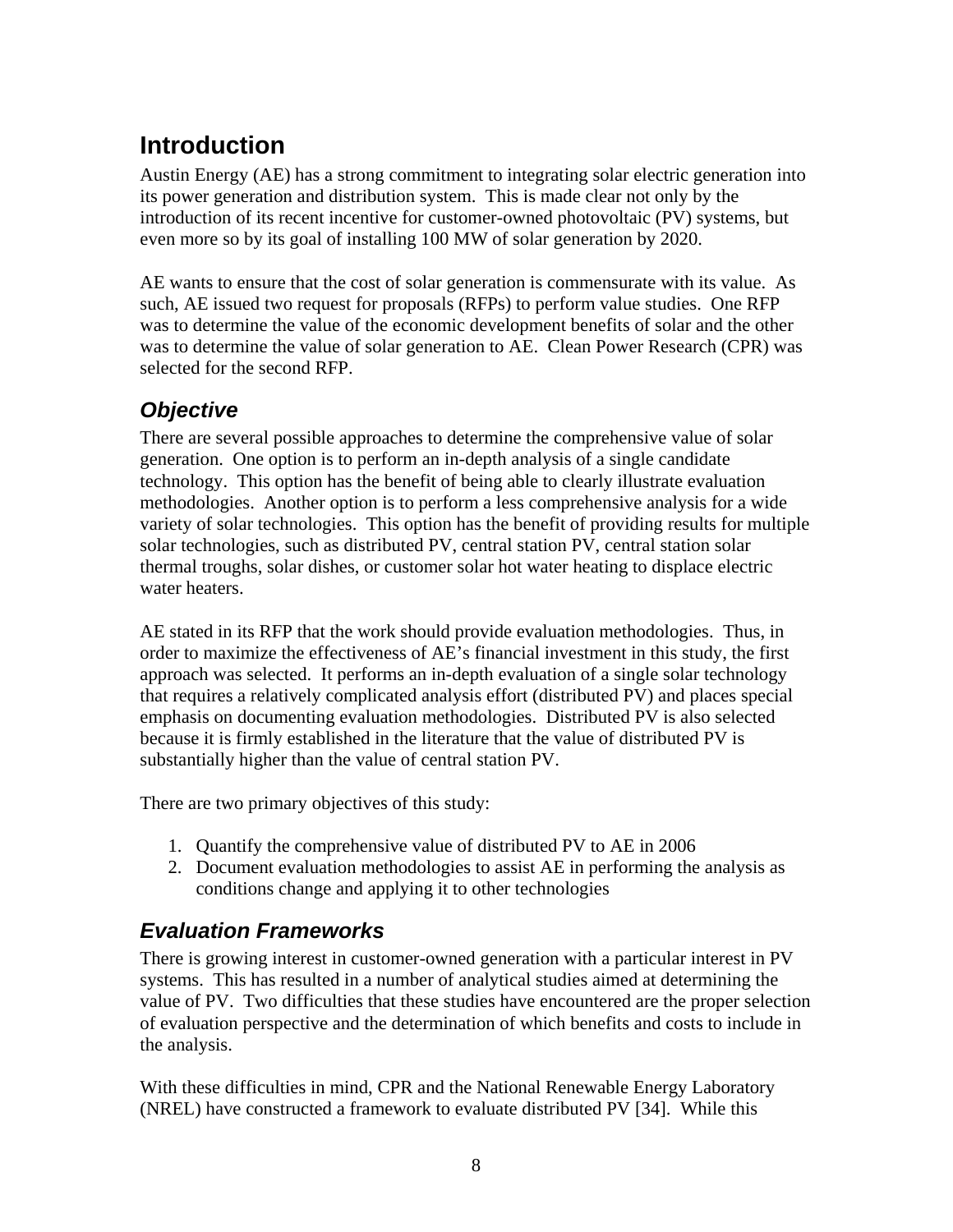# Introduction

Austin Energy (AE) has a strong commitment to integrating solar electric generation into its power generation and distribution system. This is made clear not only by the introduction of its recent incentive for customer-owned photovoltaic (PV) systems, but even more so by its goal of installing 100 MW of solar generation by 2020.

AE wants to ensure that the cost of solar generation is commensurate with its value. As such, AE issued two request for proposals (RFPs) to perform value studies. One RFP was to determine the value of the economic development benefits of solar and the other was to determine the value of solar generation to AE. Clean Power Research (CPR) was selected for the second RFP.

## *Objective*

There are several possible approaches to determine the comprehensive value of solar generation. One option is to perform an in-depth analysis of a single candidate technology. This option has the benefit of being able to clearly illustrate evaluation methodologies. Another option is to perform a less comprehensive analysis for a wide variety of solar technologies. This option has the benefit of providing results for multiple solar technologies, such as distributed PV, central station PV, central station solar thermal troughs, solar dishes, or customer solar hot water heating to displace electric water heaters.

AE stated in its RFP that the work should provide evaluation methodologies. Thus, in order to maximize the effectiveness of AE's financial investment in this study, the first approach was selected. It performs an in-depth evaluation of a single solar technology that requires a relatively complicated analysis effort (distributed PV) and places special emphasis on documenting evaluation methodologies. Distributed PV is also selected because it is firmly established in the literature that the value of distributed PV is substantially higher than the value of central station PV.

There are two primary objectives of this study:

1. Quantify the comprehensive value of distributed PV to AE in 2006
2. Document evaluation methodologies to assist AE in performing the analysis as conditions change and applying it to other technologies

## *Evaluation Frameworks*

There is growing interest in customer-owned generation with a particular interest in PV systems. This has resulted in a number of analytical studies aimed at determining the value of PV. Two difficulties that these studies have encountered are the proper selection of evaluation perspective and the determination of which benefits and costs to include in the analysis.

With these difficulties in mind, CPR and the National Renewable Energy Laboratory (NREL) have constructed a framework to evaluate distributed PV [34]. While this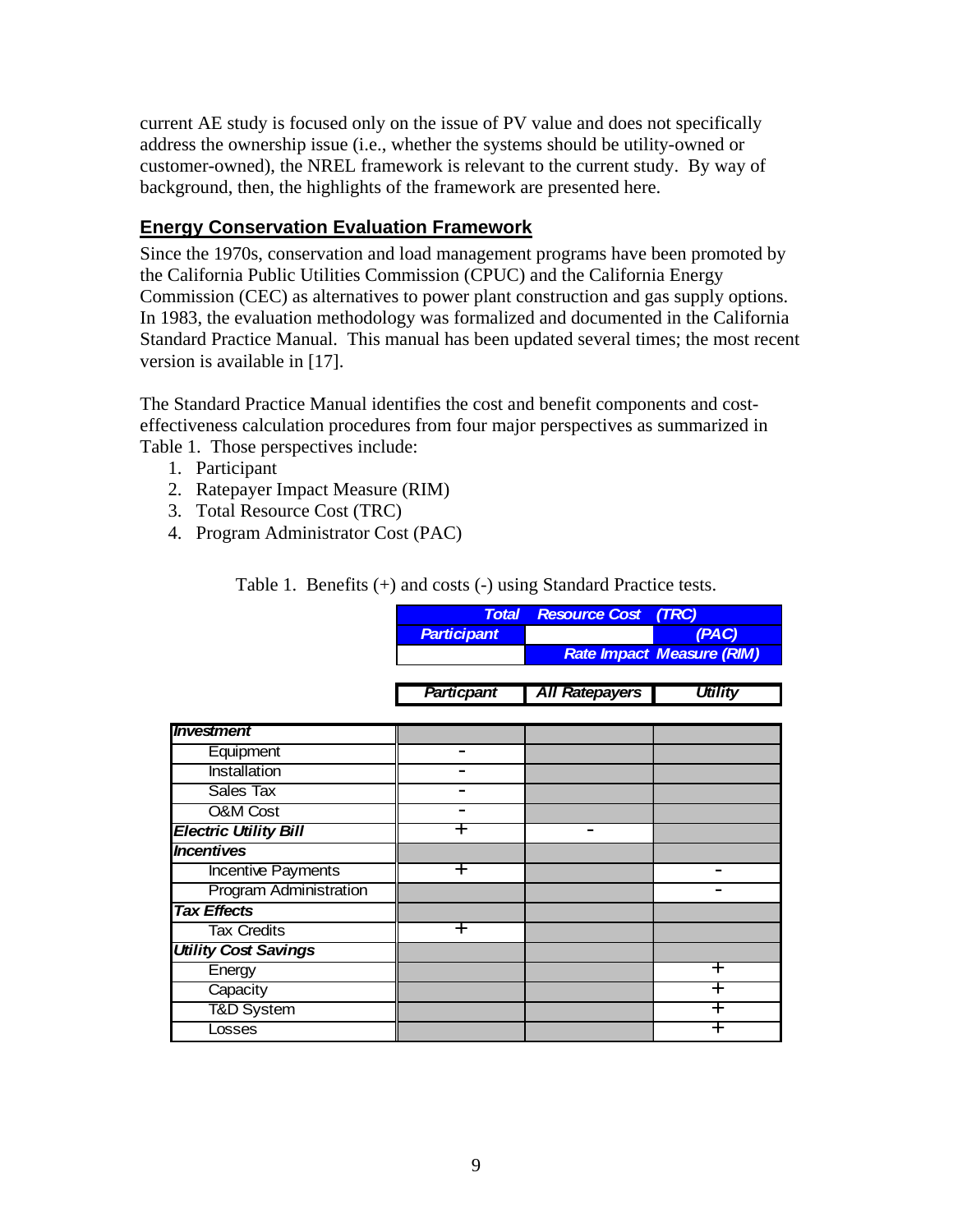current AE study is focused only on the issue of PV value and does not specifically address the ownership issue (i.e., whether the systems should be utility-owned or customer-owned), the NREL framework is relevant to the current study. By way of background, then, the highlights of the framework are presented here.

## Energy Conservation Evaluation Framework

Since the 1970s, conservation and load management programs have been promoted by the California Public Utilities Commission (CPUC) and the California Energy Commission (CEC) as alternatives to power plant construction and gas supply options. In 1983, the evaluation methodology was formalized and documented in the California Standard Practice Manual. This manual has been updated several times; the most recent version is available in [17].

The Standard Practice Manual identifies the cost and benefit components and cost-effectiveness calculation procedures from four major perspectives as summarized in Table 1. Those perspectives include:

1. Participant
2. Ratepayer Impact Measure (RIM)
3. Total Resource Cost (TRC)
4. Program Administrator Cost (PAC)

Table 1. Benefits (+) and costs (-) using Standard Practice tests.

| | Total Resource Cost (TRC) | | |
|---|---|---|---|
| | Participant | | (PAC) |
| | | Rate Impact Measure (RIM) | |
| | Particpant | All Ratepayers | Utility |
| ***Investment*** | | | |
| Equipment | - | | |
| Installation | - | | |
| Sales Tax | - | | |
| O&M Cost | - | | |
| ***Electric Utility Bill*** | + | - | |
| ***Incentives*** | | | |
| Incentive Payments | + | | - |
| Program Administration | | | - |
| ***Tax Effects*** | | | |
| Tax Credits | + | | |
| ***Utility Cost Savings*** | | | |
| Energy | | | + |
| Capacity | | | + |
| T&D System | | | + |
| Losses | | | + |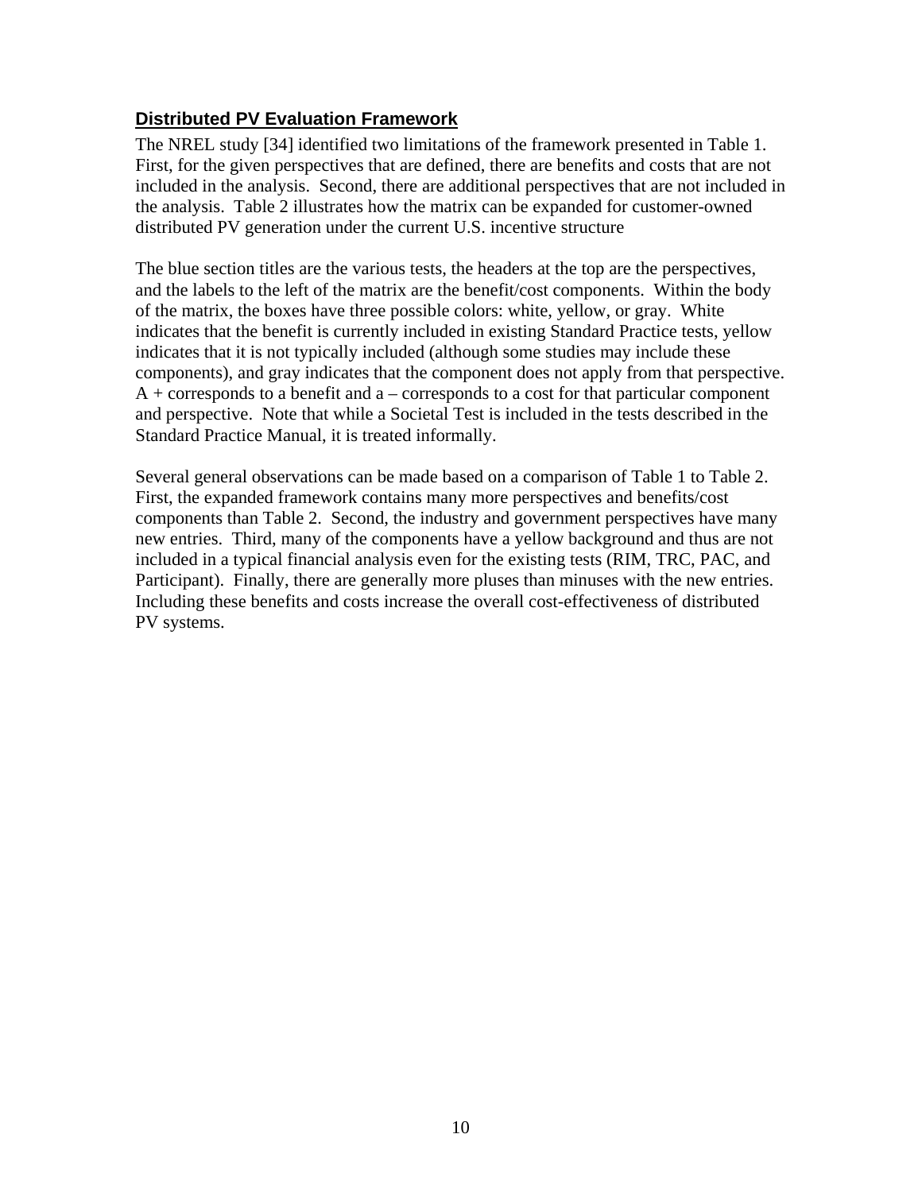## Distributed PV Evaluation Framework

The NREL study [34] identified two limitations of the framework presented in Table 1. First, for the given perspectives that are defined, there are benefits and costs that are not included in the analysis. Second, there are additional perspectives that are not included in the analysis. Table 2 illustrates how the matrix can be expanded for customer-owned distributed PV generation under the current U.S. incentive structure

The blue section titles are the various tests, the headers at the top are the perspectives, and the labels to the left of the matrix are the benefit/cost components. Within the body of the matrix, the boxes have three possible colors: white, yellow, or gray. White indicates that the benefit is currently included in existing Standard Practice tests, yellow indicates that it is not typically included (although some studies may include these components), and gray indicates that the component does not apply from that perspective. A + corresponds to a benefit and a – corresponds to a cost for that particular component and perspective. Note that while a Societal Test is included in the tests described in the Standard Practice Manual, it is treated informally.

Several general observations can be made based on a comparison of Table 1 to Table 2. First, the expanded framework contains many more perspectives and benefits/cost components than Table 2. Second, the industry and government perspectives have many new entries. Third, many of the components have a yellow background and thus are not included in a typical financial analysis even for the existing tests (RIM, TRC, PAC, and Participant). Finally, there are generally more pluses than minuses with the new entries. Including these benefits and costs increase the overall cost-effectiveness of distributed PV systems.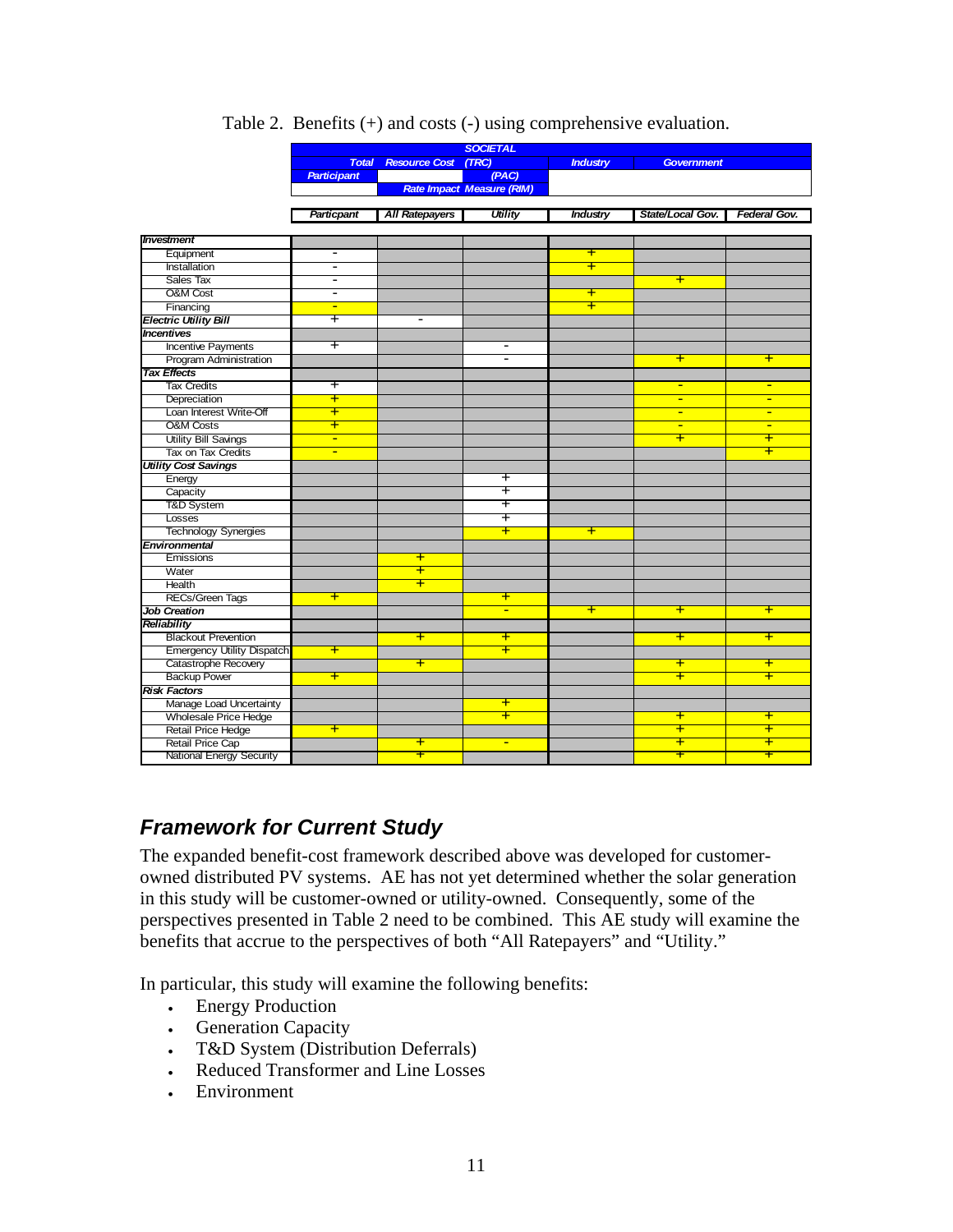Table 2. Benefits (+) and costs (-) using comprehensive evaluation.

| | Particpant | All Ratepayers | Utility | Industry | State/Local Gov. | Federal Gov. |
|---|---|---|---|---|---|---|
| | **SOCIETAL** | | | | | |
| | Total Resource Cost (TRC) | | | Industry | Government | |
| | Participant | | (PAC) | | | |
| | | Rate Impact Measure (RIM) | | | | |
| ***Investment*** | | | | | | |
| Equipment | - | | | + | | |
| Installation | - | | | + | | |
| Sales Tax | - | | | | + | |
| O&M Cost | - | | | + | | |
| Financing | - | | | + | | |
| ***Electric Utility Bill*** | + | - | | | | |
| ***Incentives*** | | | | | | |
| Incentive Payments | + | | - | | | |
| Program Administration | | | - | | + | + |
| ***Tax Effects*** | | | | | | |
| Tax Credits | + | | | | - | - |
| Depreciation | + | | | | - | - |
| Loan Interest Write-Off | + | | | | - | - |
| O&M Costs | + | | | | - | - |
| Utility Bill Savings | - | | | | + | + |
| Tax on Tax Credits | - | | | | | + |
| ***Utility Cost Savings*** | | | | | | |
| Energy | | | + | | | |
| Capacity | | | + | | | |
| T&D System | | | + | | | |
| Losses | | | + | | | |
| Technology Synergies | | | + | + | | |
| ***Environmental*** | | | | | | |
| Emissions | | + | | | | |
| Water | | + | | | | |
| Health | | + | | | | |
| RECs/Green Tags | + | | + | | | |
| ***Job Creation*** | | | - | + | + | + |
| ***Reliability*** | | | | | | |
| Blackout Prevention | | + | + | | + | + |
| Emergency Utility Dispatch | + | | + | | | |
| Catastrophe Recovery | | + | | | + | + |
| Backup Power | + | | | | + | + |
| ***Risk Factors*** | | | | | | |
| Manage Load Uncertainty | | | + | | | |
| Wholesale Price Hedge | | | + | | + | + |
| Retail Price Hedge | + | | | | + | + |
| Retail Price Cap | | + | - | | + | + |
| National Energy Security | | + | | | + | + |

## *Framework for Current Study*

The expanded benefit-cost framework described above was developed for customer-owned distributed PV systems. AE has not yet determined whether the solar generation in this study will be customer-owned or utility-owned. Consequently, some of the perspectives presented in Table 2 need to be combined. This AE study will examine the benefits that accrue to the perspectives of both "All Ratepayers" and "Utility."

In particular, this study will examine the following benefits:

- Energy Production
- Generation Capacity
- T&D System (Distribution Deferrals)
- Reduced Transformer and Line Losses
- Environment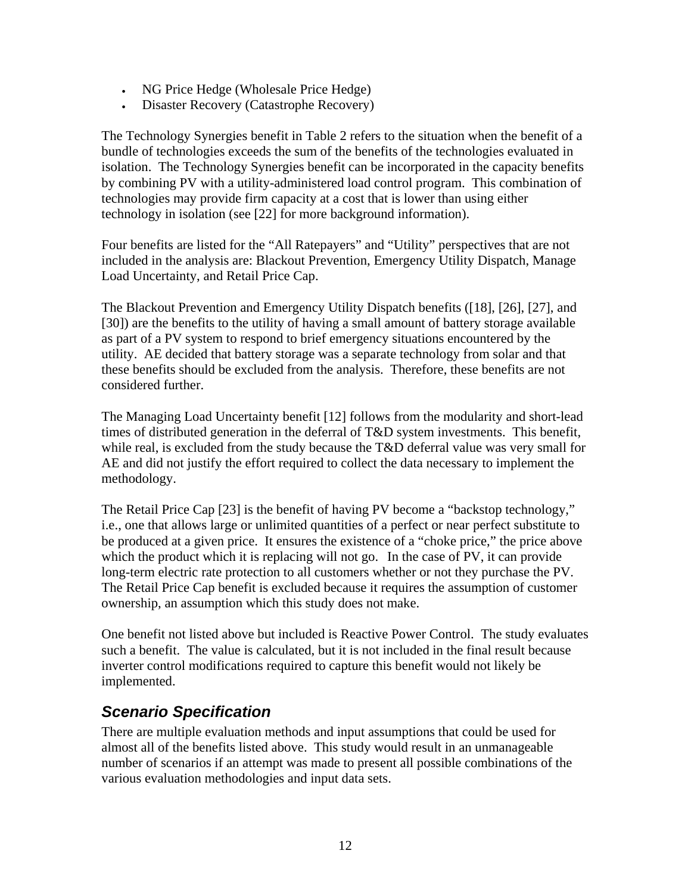- NG Price Hedge (Wholesale Price Hedge)
- Disaster Recovery (Catastrophe Recovery)

The Technology Synergies benefit in Table 2 refers to the situation when the benefit of a bundle of technologies exceeds the sum of the benefits of the technologies evaluated in isolation. The Technology Synergies benefit can be incorporated in the capacity benefits by combining PV with a utility-administered load control program. This combination of technologies may provide firm capacity at a cost that is lower than using either technology in isolation (see [22] for more background information).

Four benefits are listed for the "All Ratepayers" and "Utility" perspectives that are not included in the analysis are: Blackout Prevention, Emergency Utility Dispatch, Manage Load Uncertainty, and Retail Price Cap.

The Blackout Prevention and Emergency Utility Dispatch benefits ([18], [26], [27], and [30]) are the benefits to the utility of having a small amount of battery storage available as part of a PV system to respond to brief emergency situations encountered by the utility. AE decided that battery storage was a separate technology from solar and that these benefits should be excluded from the analysis. Therefore, these benefits are not considered further.

The Managing Load Uncertainty benefit [12] follows from the modularity and short-lead times of distributed generation in the deferral of T&D system investments. This benefit, while real, is excluded from the study because the T&D deferral value was very small for AE and did not justify the effort required to collect the data necessary to implement the methodology.

The Retail Price Cap [23] is the benefit of having PV become a "backstop technology," i.e., one that allows large or unlimited quantities of a perfect or near perfect substitute to be produced at a given price. It ensures the existence of a "choke price," the price above which the product which it is replacing will not go. In the case of PV, it can provide long-term electric rate protection to all customers whether or not they purchase the PV. The Retail Price Cap benefit is excluded because it requires the assumption of customer ownership, an assumption which this study does not make.

One benefit not listed above but included is Reactive Power Control. The study evaluates such a benefit. The value is calculated, but it is not included in the final result because inverter control modifications required to capture this benefit would not likely be implemented.

## *Scenario Specification*

There are multiple evaluation methods and input assumptions that could be used for almost all of the benefits listed above. This study would result in an unmanageable number of scenarios if an attempt was made to present all possible combinations of the various evaluation methodologies and input data sets.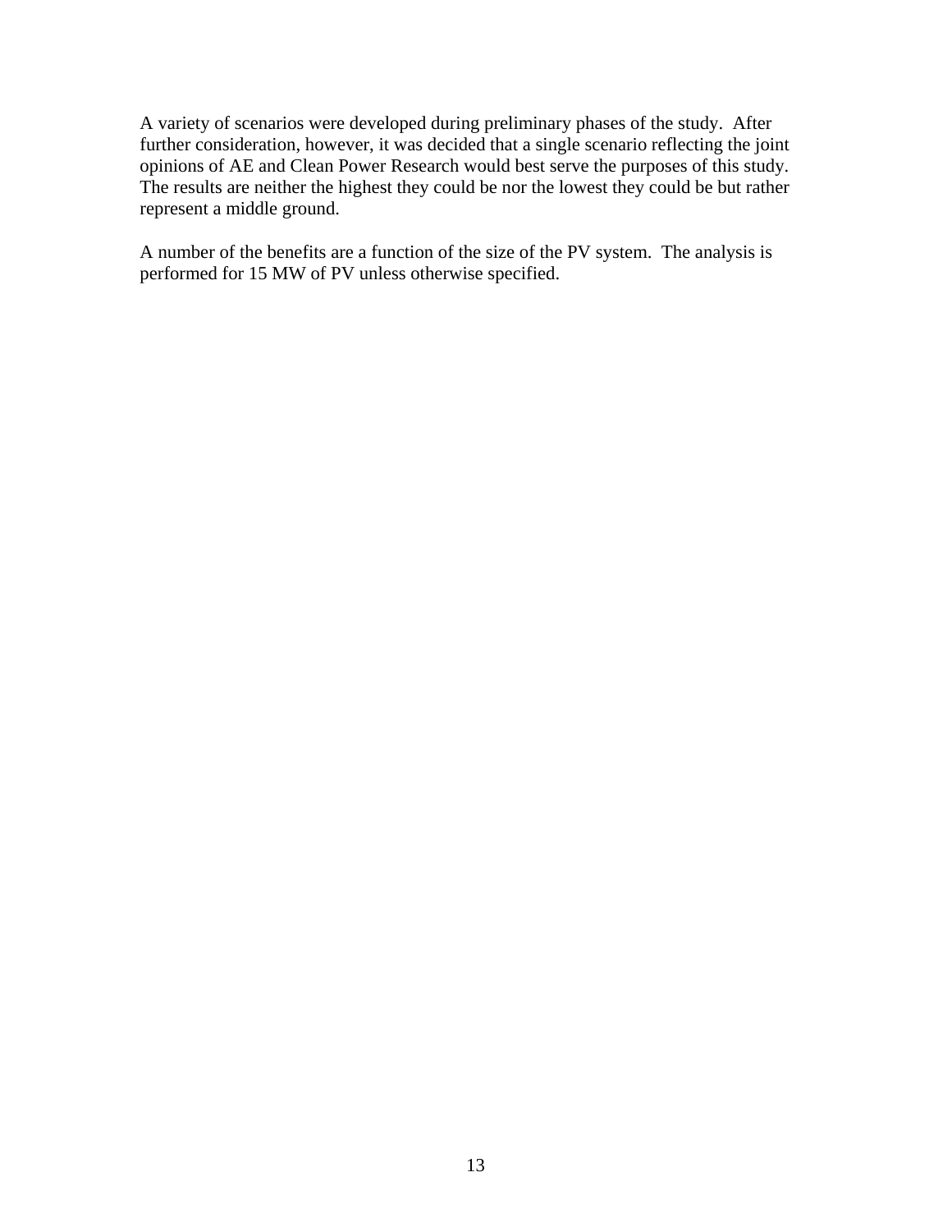A variety of scenarios were developed during preliminary phases of the study. After further consideration, however, it was decided that a single scenario reflecting the joint opinions of AE and Clean Power Research would best serve the purposes of this study. The results are neither the highest they could be nor the lowest they could be but rather represent a middle ground.

A number of the benefits are a function of the size of the PV system. The analysis is performed for 15 MW of PV unless otherwise specified.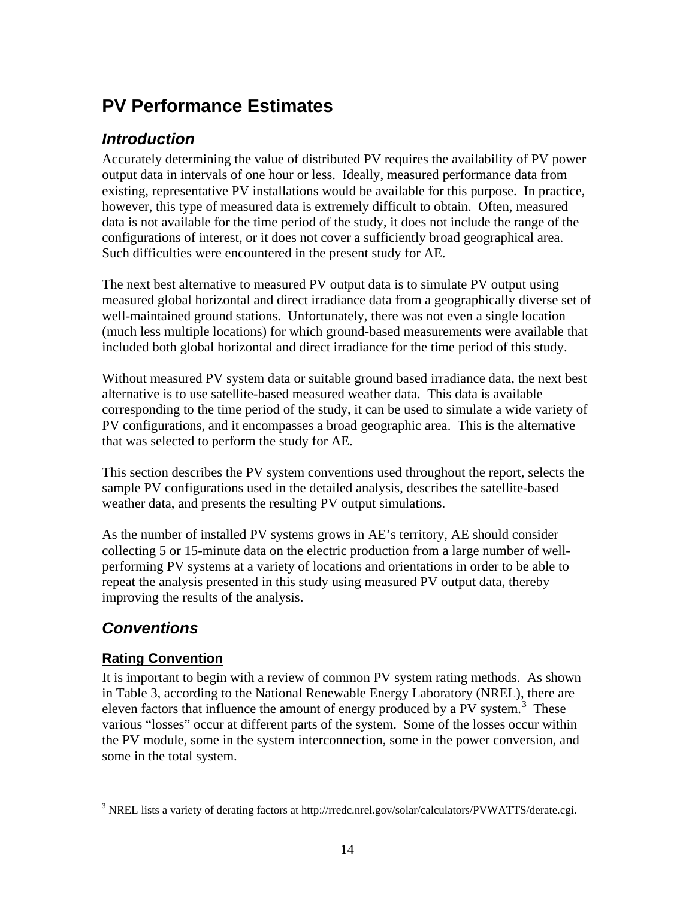# PV Performance Estimates

## *Introduction*

Accurately determining the value of distributed PV requires the availability of PV power output data in intervals of one hour or less. Ideally, measured performance data from existing, representative PV installations would be available for this purpose. In practice, however, this type of measured data is extremely difficult to obtain. Often, measured data is not available for the time period of the study, it does not include the range of the configurations of interest, or it does not cover a sufficiently broad geographical area. Such difficulties were encountered in the present study for AE.

The next best alternative to measured PV output data is to simulate PV output using measured global horizontal and direct irradiance data from a geographically diverse set of well-maintained ground stations. Unfortunately, there was not even a single location (much less multiple locations) for which ground-based measurements were available that included both global horizontal and direct irradiance for the time period of this study.

Without measured PV system data or suitable ground based irradiance data, the next best alternative is to use satellite-based measured weather data. This data is available corresponding to the time period of the study, it can be used to simulate a wide variety of PV configurations, and it encompasses a broad geographic area. This is the alternative that was selected to perform the study for AE.

This section describes the PV system conventions used throughout the report, selects the sample PV configurations used in the detailed analysis, describes the satellite-based weather data, and presents the resulting PV output simulations.

As the number of installed PV systems grows in AE's territory, AE should consider collecting 5 or 15-minute data on the electric production from a large number of well-performing PV systems at a variety of locations and orientations in order to be able to repeat the analysis presented in this study using measured PV output data, thereby improving the results of the analysis.

## *Conventions*

### Rating Convention

It is important to begin with a review of common PV system rating methods. As shown in Table 3, according to the National Renewable Energy Laboratory (NREL), there are eleven factors that influence the amount of energy produced by a PV system.[3] These various "losses" occur at different parts of the system. Some of the losses occur within the PV module, some in the system interconnection, some in the power conversion, and some in the total system.

---

[3] NREL lists a variety of derating factors at http://rredc.nrel.gov/solar/calculators/PVWATTS/derate.cgi.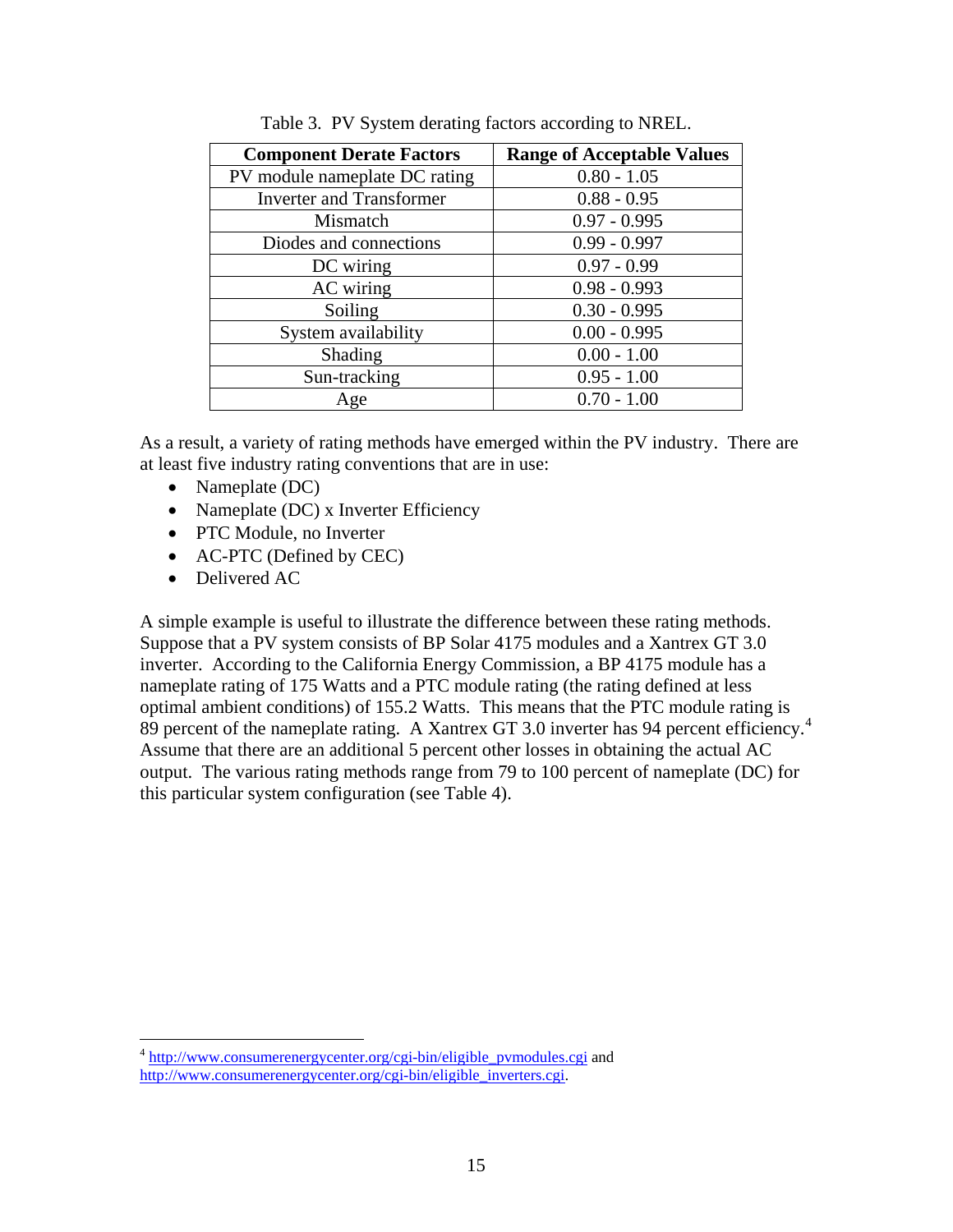Table 3. PV System derating factors according to NREL.

| Component Derate Factors | Range of Acceptable Values |
|---|---|
| PV module nameplate DC rating | 0.80 - 1.05 |
| Inverter and Transformer | 0.88 - 0.95 |
| Mismatch | 0.97 - 0.995 |
| Diodes and connections | 0.99 - 0.997 |
| DC wiring | 0.97 - 0.99 |
| AC wiring | 0.98 - 0.993 |
| Soiling | 0.30 - 0.995 |
| System availability | 0.00 - 0.995 |
| Shading | 0.00 - 1.00 |
| Sun-tracking | 0.95 - 1.00 |
| Age | 0.70 - 1.00 |

As a result, a variety of rating methods have emerged within the PV industry. There are at least five industry rating conventions that are in use:

- Nameplate (DC)
- Nameplate (DC) x Inverter Efficiency
- PTC Module, no Inverter
- AC-PTC (Defined by CEC)
- Delivered AC

A simple example is useful to illustrate the difference between these rating methods. Suppose that a PV system consists of BP Solar 4175 modules and a Xantrex GT 3.0 inverter. According to the California Energy Commission, a BP 4175 module has a nameplate rating of 175 Watts and a PTC module rating (the rating defined at less optimal ambient conditions) of 155.2 Watts. This means that the PTC module rating is 89 percent of the nameplate rating. A Xantrex GT 3.0 inverter has 94 percent efficiency.[4] Assume that there are an additional 5 percent other losses in obtaining the actual AC output. The various rating methods range from 79 to 100 percent of nameplate (DC) for this particular system configuration (see Table 4).

[4] http://www.consumerenergycenter.org/cgi-bin/eligible_pvmodules.cgi and http://www.consumerenergycenter.org/cgi-bin/eligible_inverters.cgi.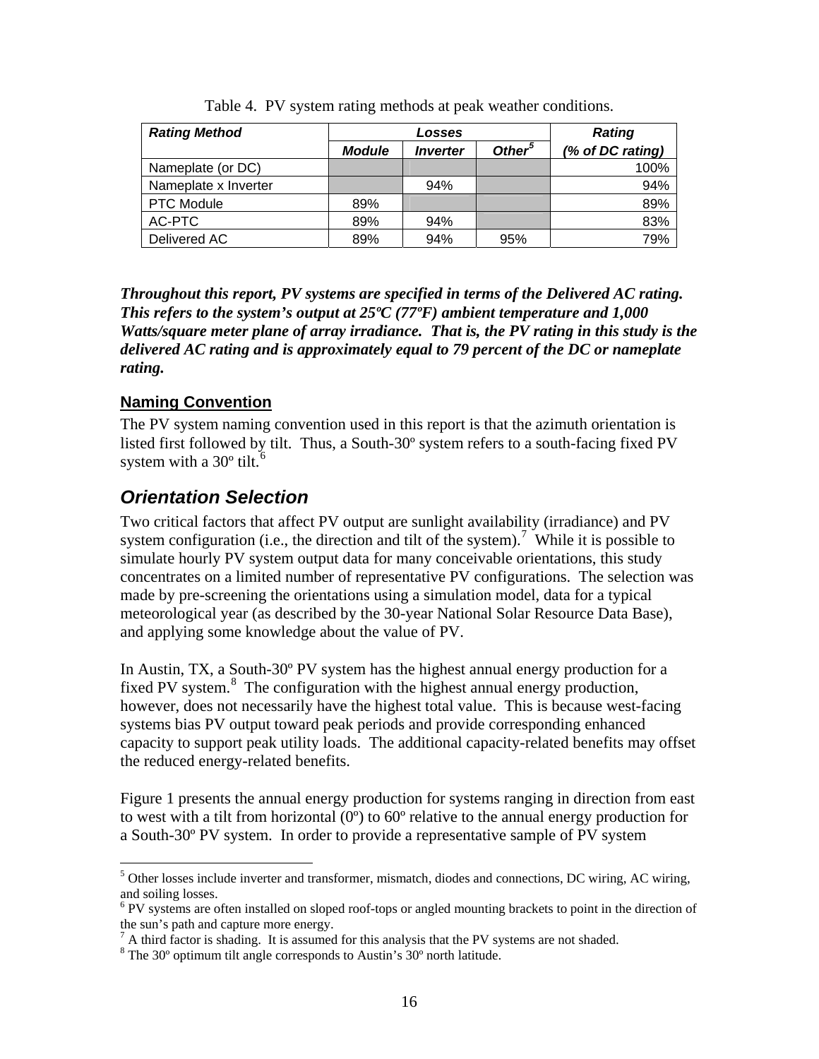Table 4. PV system rating methods at peak weather conditions.

| Rating Method | Losses | | | Rating |
|---|---|---|---|---|
| | Module | Inverter | Other[5] | (% of DC rating) |
| Nameplate (or DC) | | | | 100% |
| Nameplate x Inverter | | 94% | | 94% |
| PTC Module | 89% | | | 89% |
| AC-PTC | 89% | 94% | | 83% |
| Delivered AC | 89% | 94% | 95% | 79% |

***Throughout this report, PV systems are specified in terms of the Delivered AC rating. This refers to the system's output at 25ºC (77ºF) ambient temperature and 1,000 Watts/square meter plane of array irradiance. That is, the PV rating in this study is the delivered AC rating and is approximately equal to 79 percent of the DC or nameplate rating.***

### Naming Convention

The PV system naming convention used in this report is that the azimuth orientation is listed first followed by tilt. Thus, a South-30º system refers to a south-facing fixed PV system with a 30º tilt.[6]

## Orientation Selection

Two critical factors that affect PV output are sunlight availability (irradiance) and PV system configuration (i.e., the direction and tilt of the system).[7] While it is possible to simulate hourly PV system output data for many conceivable orientations, this study concentrates on a limited number of representative PV configurations. The selection was made by pre-screening the orientations using a simulation model, data for a typical meteorological year (as described by the 30-year National Solar Resource Data Base), and applying some knowledge about the value of PV.

In Austin, TX, a South-30º PV system has the highest annual energy production for a fixed PV system.[8] The configuration with the highest annual energy production, however, does not necessarily have the highest total value. This is because west-facing systems bias PV output toward peak periods and provide corresponding enhanced capacity to support peak utility loads. The additional capacity-related benefits may offset the reduced energy-related benefits.

Figure 1 presents the annual energy production for systems ranging in direction from east to west with a tilt from horizontal (0º) to 60º relative to the annual energy production for a South-30º PV system. In order to provide a representative sample of PV system

[5] Other losses include inverter and transformer, mismatch, diodes and connections, DC wiring, AC wiring, and soiling losses.

[6] PV systems are often installed on sloped roof-tops or angled mounting brackets to point in the direction of the sun's path and capture more energy.

[7] A third factor is shading. It is assumed for this analysis that the PV systems are not shaded.

[8] The 30º optimum tilt angle corresponds to Austin's 30º north latitude.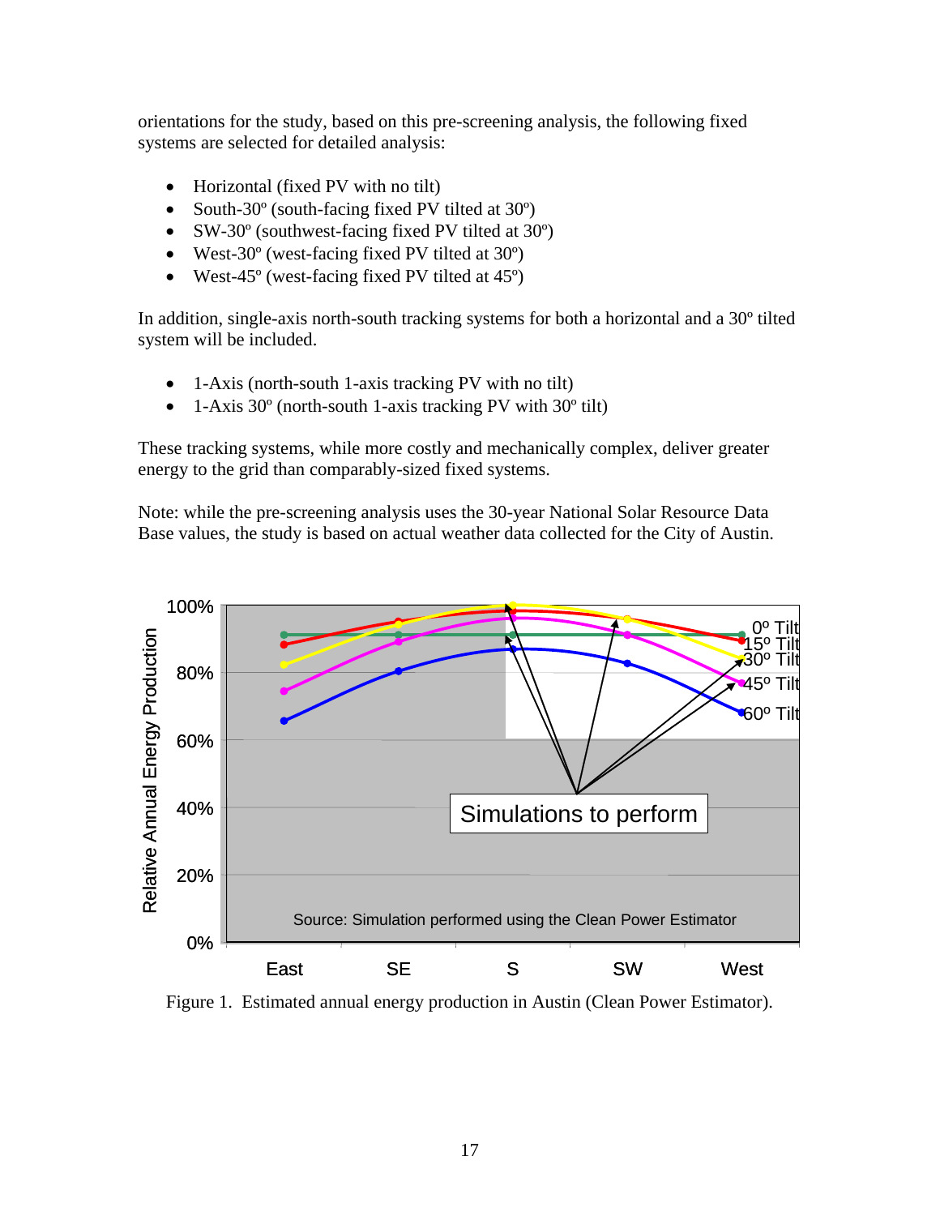orientations for the study, based on this pre-screening analysis, the following fixed systems are selected for detailed analysis:

- Horizontal (fixed PV with no tilt)
- South-30º (south-facing fixed PV tilted at 30º)
- SW-30º (southwest-facing fixed PV tilted at 30º)
- West-30º (west-facing fixed PV tilted at 30º)
- West-45º (west-facing fixed PV tilted at 45º)

In addition, single-axis north-south tracking systems for both a horizontal and a 30º tilted system will be included.

- 1-Axis (north-south 1-axis tracking PV with no tilt)
- 1-Axis 30º (north-south 1-axis tracking PV with 30º tilt)

These tracking systems, while more costly and mechanically complex, deliver greater energy to the grid than comparably-sized fixed systems.

Note: while the pre-screening analysis uses the 30-year National Solar Resource Data Base values, the study is based on actual weather data collected for the City of Austin.

Figure 1. Estimated annual energy production in Austin (Clean Power Estimator).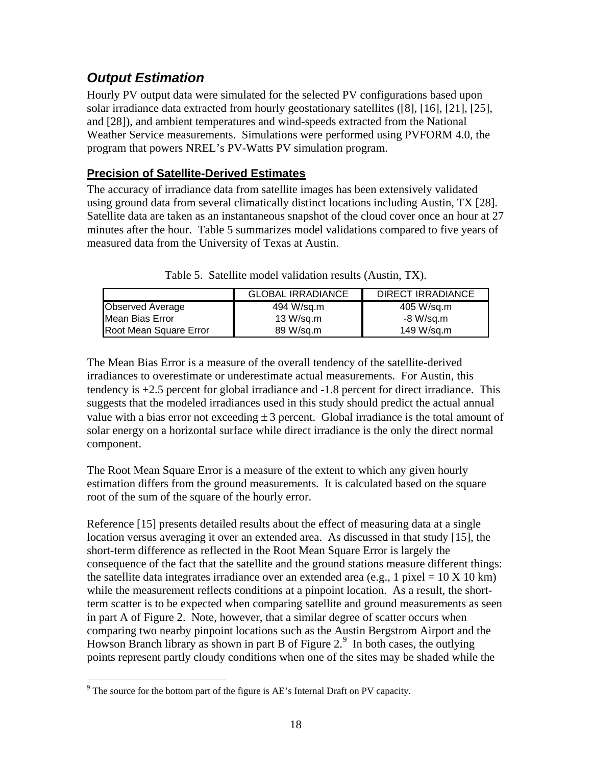## *Output Estimation*

Hourly PV output data were simulated for the selected PV configurations based upon solar irradiance data extracted from hourly geostationary satellites ([8], [16], [21], [25], and [28]), and ambient temperatures and wind-speeds extracted from the National Weather Service measurements. Simulations were performed using PVFORM 4.0, the program that powers NREL's PV-Watts PV simulation program.

### Precision of Satellite-Derived Estimates

The accuracy of irradiance data from satellite images has been extensively validated using ground data from several climatically distinct locations including Austin, TX [28]. Satellite data are taken as an instantaneous snapshot of the cloud cover once an hour at 27 minutes after the hour. Table 5 summarizes model validations compared to five years of measured data from the University of Texas at Austin.

Table 5. Satellite model validation results (Austin, TX).

| | GLOBAL IRRADIANCE | DIRECT IRRADIANCE |
|---|---|---|
| Observed Average | 494 W/sq.m | 405 W/sq.m |
| Mean Bias Error | 13 W/sq.m | -8 W/sq.m |
| Root Mean Square Error | 89 W/sq.m | 149 W/sq.m |

The Mean Bias Error is a measure of the overall tendency of the satellite-derived irradiances to overestimate or underestimate actual measurements. For Austin, this tendency is +2.5 percent for global irradiance and -1.8 percent for direct irradiance. This suggests that the modeled irradiances used in this study should predict the actual annual value with a bias error not exceeding $\pm 3$ percent. Global irradiance is the total amount of solar energy on a horizontal surface while direct irradiance is the only the direct normal component.

The Root Mean Square Error is a measure of the extent to which any given hourly estimation differs from the ground measurements. It is calculated based on the square root of the sum of the square of the hourly error.

Reference [15] presents detailed results about the effect of measuring data at a single location versus averaging it over an extended area. As discussed in that study [15], the short-term difference as reflected in the Root Mean Square Error is largely the consequence of the fact that the satellite and the ground stations measure different things: the satellite data integrates irradiance over an extended area (e.g., 1 pixel = 10 X 10 km) while the measurement reflects conditions at a pinpoint location. As a result, the short-term scatter is to be expected when comparing satellite and ground measurements as seen in part A of Figure 2. Note, however, that a similar degree of scatter occurs when comparing two nearby pinpoint locations such as the Austin Bergstrom Airport and the Howson Branch library as shown in part B of Figure 2.[9] In both cases, the outlying points represent partly cloudy conditions when one of the sites may be shaded while the

[9] The source for the bottom part of the figure is AE's Internal Draft on PV capacity.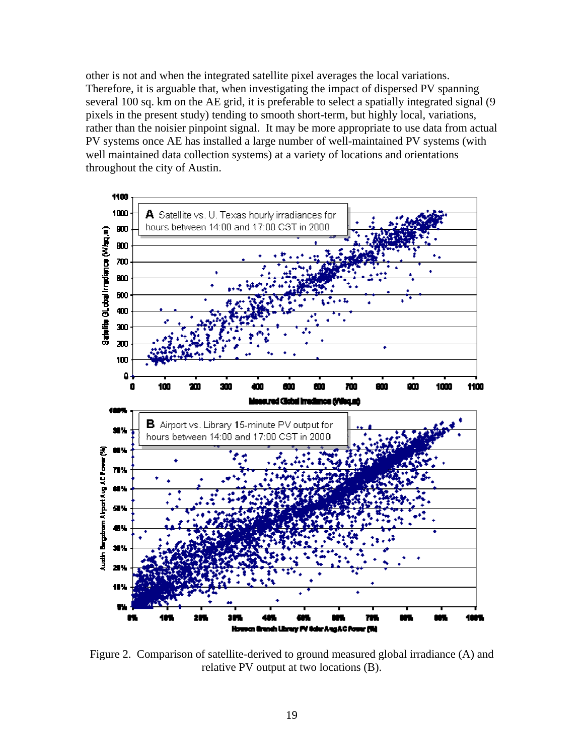other is not and when the integrated satellite pixel averages the local variations. Therefore, it is arguable that, when investigating the impact of dispersed PV spanning several 100 sq. km on the AE grid, it is preferable to select a spatially integrated signal (9 pixels in the present study) tending to smooth short-term, but highly local, variations, rather than the noisier pinpoint signal. It may be more appropriate to use data from actual PV systems once AE has installed a large number of well-maintained PV systems (with well maintained data collection systems) at a variety of locations and orientations throughout the city of Austin.

Figure 2. Comparison of satellite-derived to ground measured global irradiance (A) and relative PV output at two locations (B).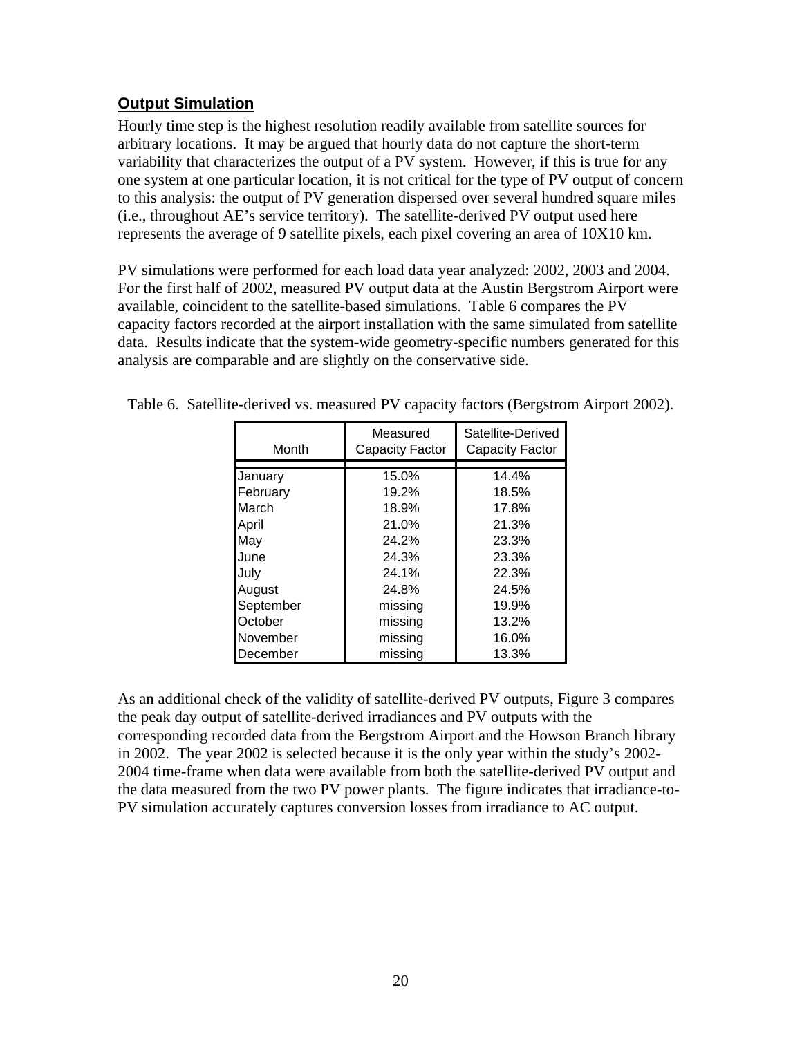## Output Simulation

Hourly time step is the highest resolution readily available from satellite sources for arbitrary locations. It may be argued that hourly data do not capture the short-term variability that characterizes the output of a PV system. However, if this is true for any one system at one particular location, it is not critical for the type of PV output of concern to this analysis: the output of PV generation dispersed over several hundred square miles (i.e., throughout AE's service territory). The satellite-derived PV output used here represents the average of 9 satellite pixels, each pixel covering an area of 10X10 km.

PV simulations were performed for each load data year analyzed: 2002, 2003 and 2004. For the first half of 2002, measured PV output data at the Austin Bergstrom Airport were available, coincident to the satellite-based simulations. Table 6 compares the PV capacity factors recorded at the airport installation with the same simulated from satellite data. Results indicate that the system-wide geometry-specific numbers generated for this analysis are comparable and are slightly on the conservative side.

Table 6. Satellite-derived vs. measured PV capacity factors (Bergstrom Airport 2002).

| Month | Measured Capacity Factor | Satellite-Derived Capacity Factor |
|---|---|---|
| January | 15.0% | 14.4% |
| February | 19.2% | 18.5% |
| March | 18.9% | 17.8% |
| April | 21.0% | 21.3% |
| May | 24.2% | 23.3% |
| June | 24.3% | 23.3% |
| July | 24.1% | 22.3% |
| August | 24.8% | 24.5% |
| September | missing | 19.9% |
| October | missing | 13.2% |
| November | missing | 16.0% |
| December | missing | 13.3% |

As an additional check of the validity of satellite-derived PV outputs, Figure 3 compares the peak day output of satellite-derived irradiances and PV outputs with the corresponding recorded data from the Bergstrom Airport and the Howson Branch library in 2002. The year 2002 is selected because it is the only year within the study's 2002-2004 time-frame when data were available from both the satellite-derived PV output and the data measured from the two PV power plants. The figure indicates that irradiance-to-PV simulation accurately captures conversion losses from irradiance to AC output.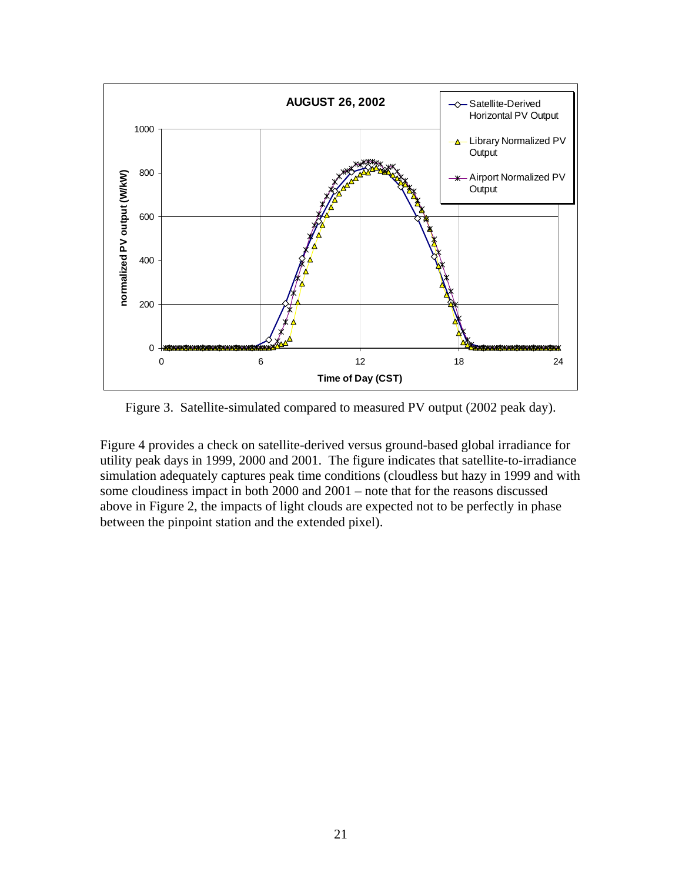Figure 3. Satellite-simulated compared to measured PV output (2002 peak day).

Figure 4 provides a check on satellite-derived versus ground-based global irradiance for utility peak days in 1999, 2000 and 2001. The figure indicates that satellite-to-irradiance simulation adequately captures peak time conditions (cloudless but hazy in 1999 and with some cloudiness impact in both 2000 and 2001 – note that for the reasons discussed above in Figure 2, the impacts of light clouds are expected not to be perfectly in phase between the pinpoint station and the extended pixel).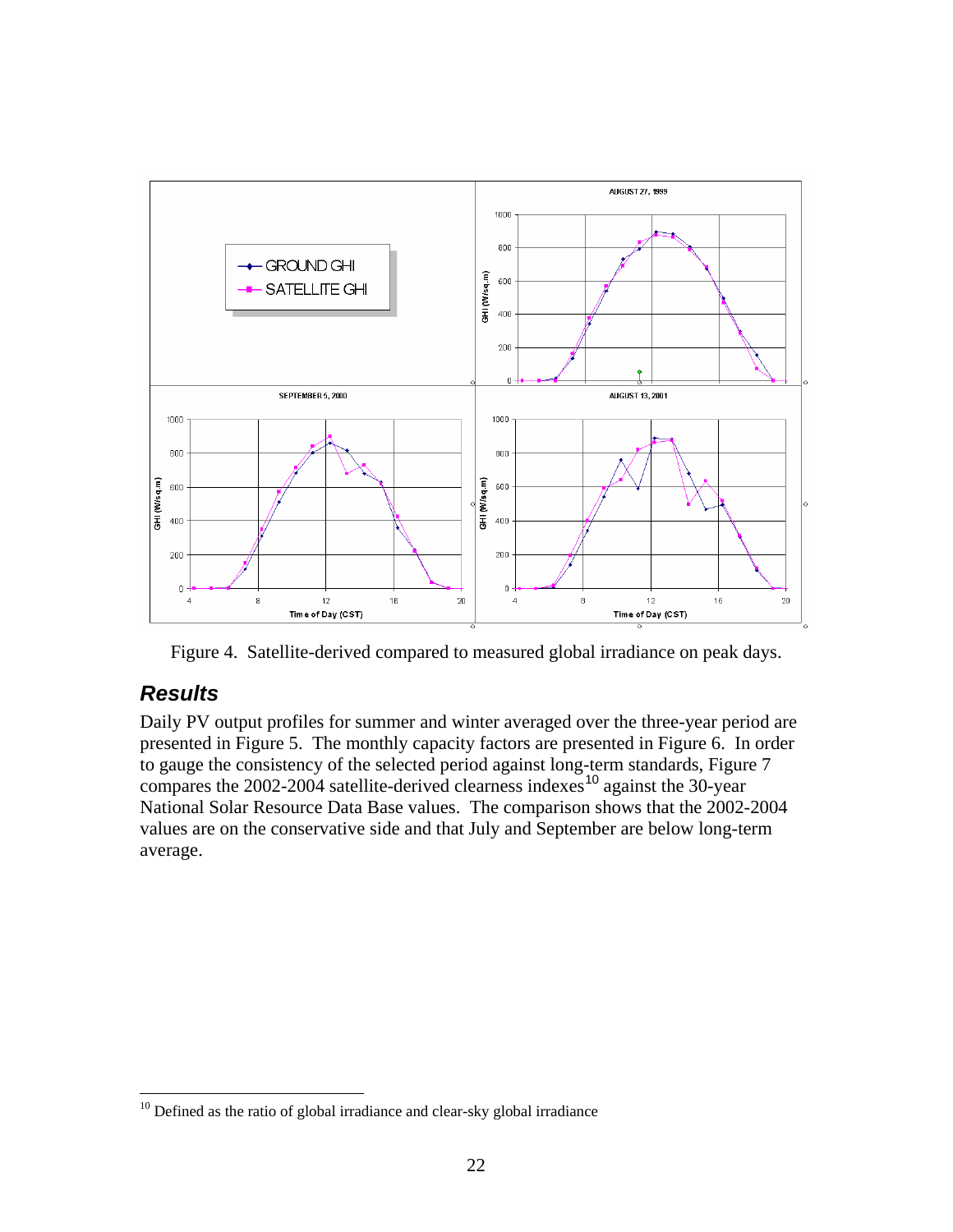Figure 4. Satellite-derived compared to measured global irradiance on peak days.

## *Results*

Daily PV output profiles for summer and winter averaged over the three-year period are presented in Figure 5. The monthly capacity factors are presented in Figure 6. In order to gauge the consistency of the selected period against long-term standards, Figure 7 compares the 2002-2004 satellite-derived clearness indexes[10] against the 30-year National Solar Resource Data Base values. The comparison shows that the 2002-2004 values are on the conservative side and that July and September are below long-term average.

[10] Defined as the ratio of global irradiance and clear-sky global irradiance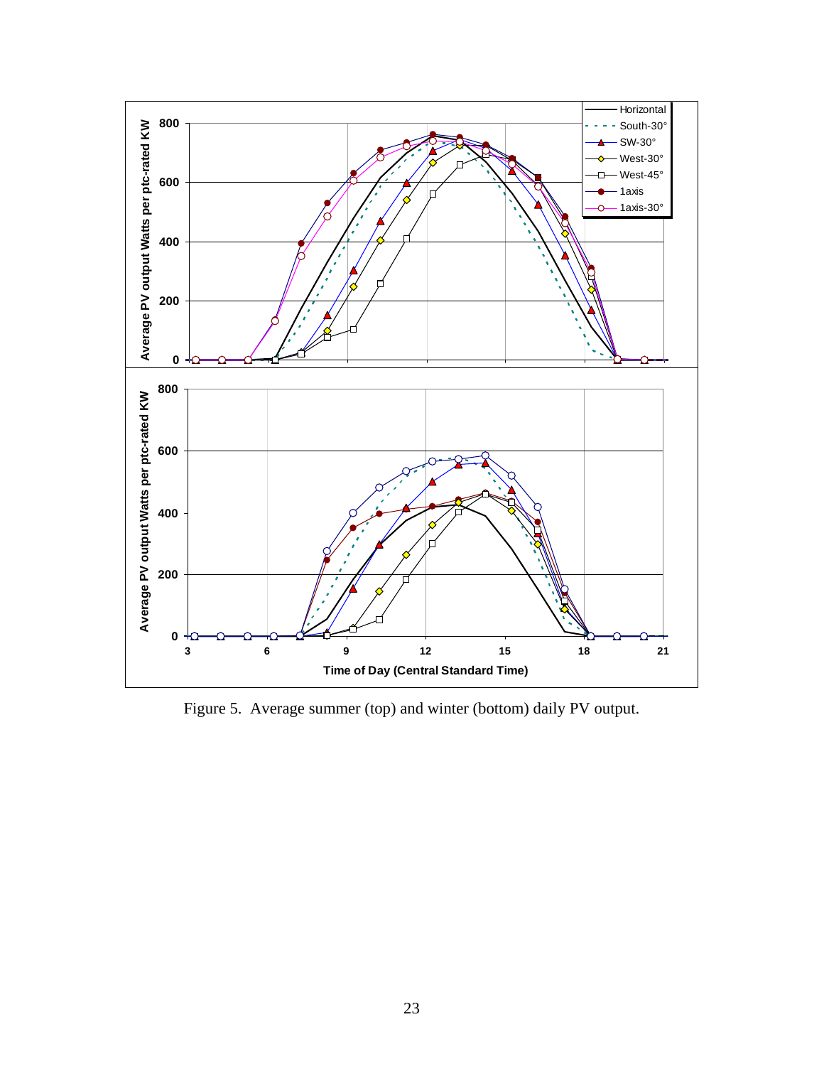Figure 5. Average summer (top) and winter (bottom) daily PV output.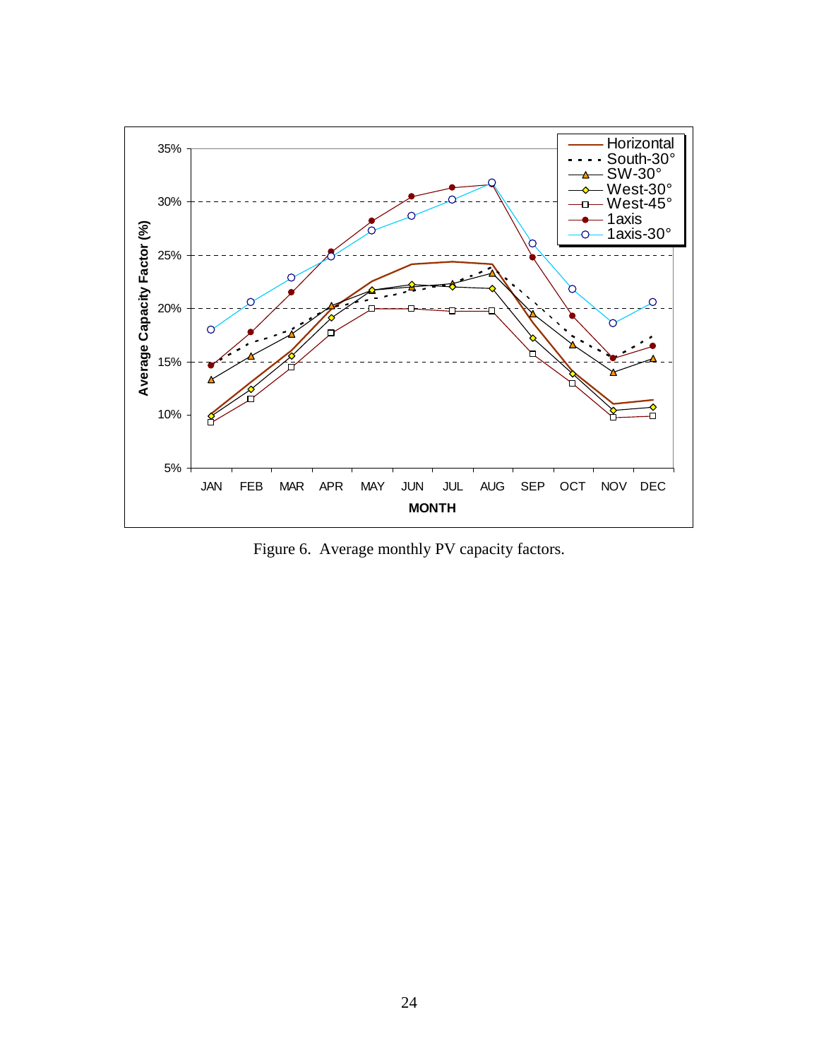Figure 6. Average monthly PV capacity factors.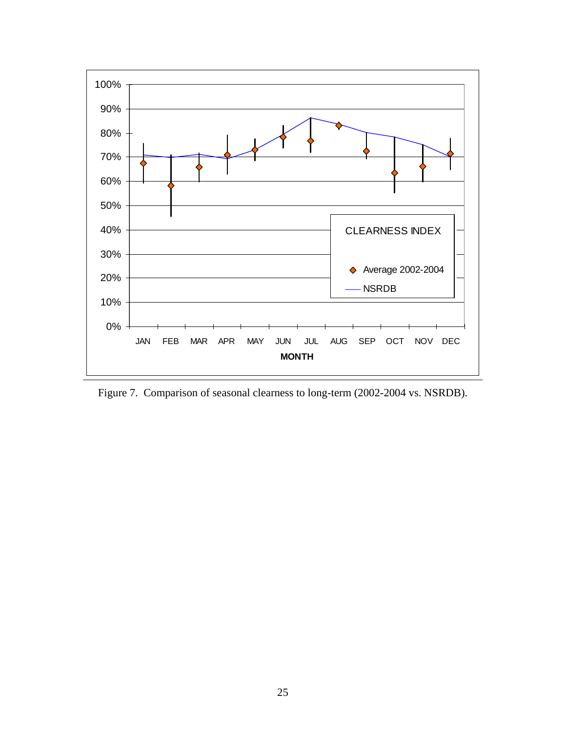Figure 7. Comparison of seasonal clearness to long-term (2002-2004 vs. NSRDB).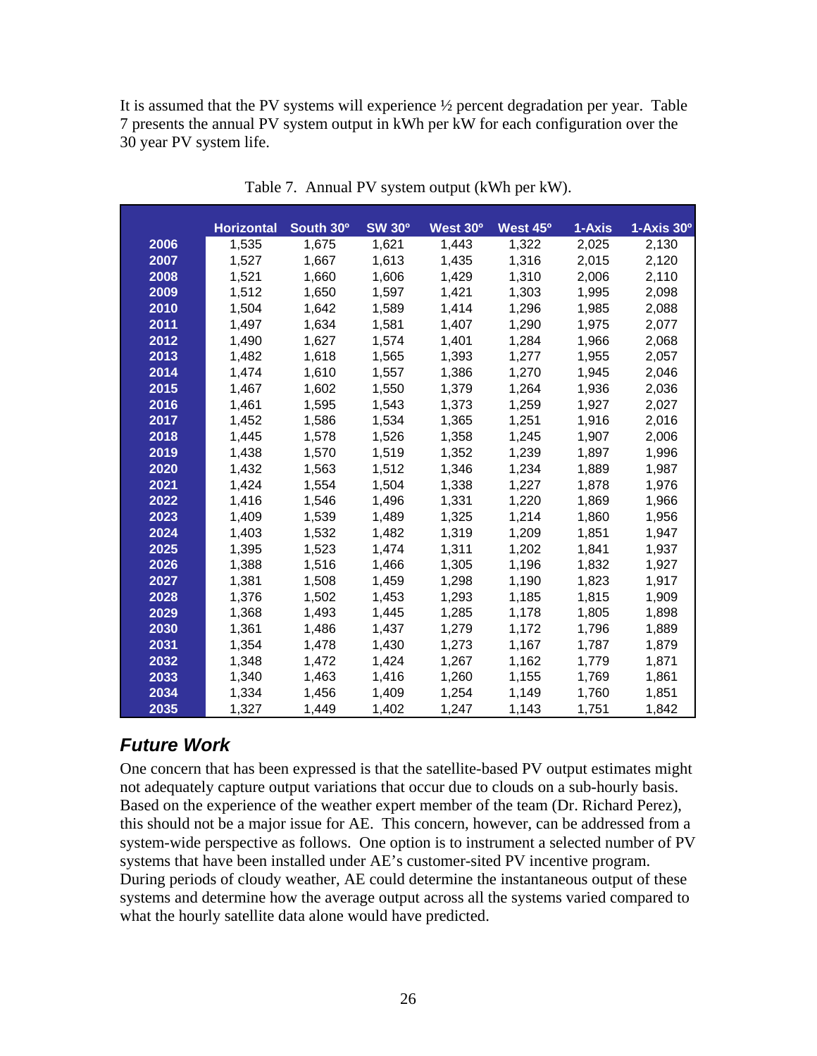It is assumed that the PV systems will experience ½ percent degradation per year. Table 7 presents the annual PV system output in kWh per kW for each configuration over the 30 year PV system life.

Table 7. Annual PV system output (kWh per kW).

| | Horizontal | South 30º | SW 30º | West 30º | West 45º | 1-Axis | 1-Axis 30º |
|---|---|---|---|---|---|---|---|
| 2006 | 1,535 | 1,675 | 1,621 | 1,443 | 1,322 | 2,025 | 2,130 |
| 2007 | 1,527 | 1,667 | 1,613 | 1,435 | 1,316 | 2,015 | 2,120 |
| 2008 | 1,521 | 1,660 | 1,606 | 1,429 | 1,310 | 2,006 | 2,110 |
| 2009 | 1,512 | 1,650 | 1,597 | 1,421 | 1,303 | 1,995 | 2,098 |
| 2010 | 1,504 | 1,642 | 1,589 | 1,414 | 1,296 | 1,985 | 2,088 |
| 2011 | 1,497 | 1,634 | 1,581 | 1,407 | 1,290 | 1,975 | 2,077 |
| 2012 | 1,490 | 1,627 | 1,574 | 1,401 | 1,284 | 1,966 | 2,068 |
| 2013 | 1,482 | 1,618 | 1,565 | 1,393 | 1,277 | 1,955 | 2,057 |
| 2014 | 1,474 | 1,610 | 1,557 | 1,386 | 1,270 | 1,945 | 2,046 |
| 2015 | 1,467 | 1,602 | 1,550 | 1,379 | 1,264 | 1,936 | 2,036 |
| 2016 | 1,461 | 1,595 | 1,543 | 1,373 | 1,259 | 1,927 | 2,027 |
| 2017 | 1,452 | 1,586 | 1,534 | 1,365 | 1,251 | 1,916 | 2,016 |
| 2018 | 1,445 | 1,578 | 1,526 | 1,358 | 1,245 | 1,907 | 2,006 |
| 2019 | 1,438 | 1,570 | 1,519 | 1,352 | 1,239 | 1,897 | 1,996 |
| 2020 | 1,432 | 1,563 | 1,512 | 1,346 | 1,234 | 1,889 | 1,987 |
| 2021 | 1,424 | 1,554 | 1,504 | 1,338 | 1,227 | 1,878 | 1,976 |
| 2022 | 1,416 | 1,546 | 1,496 | 1,331 | 1,220 | 1,869 | 1,966 |
| 2023 | 1,409 | 1,539 | 1,489 | 1,325 | 1,214 | 1,860 | 1,956 |
| 2024 | 1,403 | 1,532 | 1,482 | 1,319 | 1,209 | 1,851 | 1,947 |
| 2025 | 1,395 | 1,523 | 1,474 | 1,311 | 1,202 | 1,841 | 1,937 |
| 2026 | 1,388 | 1,516 | 1,466 | 1,305 | 1,196 | 1,832 | 1,927 |
| 2027 | 1,381 | 1,508 | 1,459 | 1,298 | 1,190 | 1,823 | 1,917 |
| 2028 | 1,376 | 1,502 | 1,453 | 1,293 | 1,185 | 1,815 | 1,909 |
| 2029 | 1,368 | 1,493 | 1,445 | 1,285 | 1,178 | 1,805 | 1,898 |
| 2030 | 1,361 | 1,486 | 1,437 | 1,279 | 1,172 | 1,796 | 1,889 |
| 2031 | 1,354 | 1,478 | 1,430 | 1,273 | 1,167 | 1,787 | 1,879 |
| 2032 | 1,348 | 1,472 | 1,424 | 1,267 | 1,162 | 1,779 | 1,871 |
| 2033 | 1,340 | 1,463 | 1,416 | 1,260 | 1,155 | 1,769 | 1,861 |
| 2034 | 1,334 | 1,456 | 1,409 | 1,254 | 1,149 | 1,760 | 1,851 |
| 2035 | 1,327 | 1,449 | 1,402 | 1,247 | 1,143 | 1,751 | 1,842 |

## *Future Work*

One concern that has been expressed is that the satellite-based PV output estimates might not adequately capture output variations that occur due to clouds on a sub-hourly basis. Based on the experience of the weather expert member of the team (Dr. Richard Perez), this should not be a major issue for AE. This concern, however, can be addressed from a system-wide perspective as follows. One option is to instrument a selected number of PV systems that have been installed under AE's customer-sited PV incentive program. During periods of cloudy weather, AE could determine the instantaneous output of these systems and determine how the average output across all the systems varied compared to what the hourly satellite data alone would have predicted.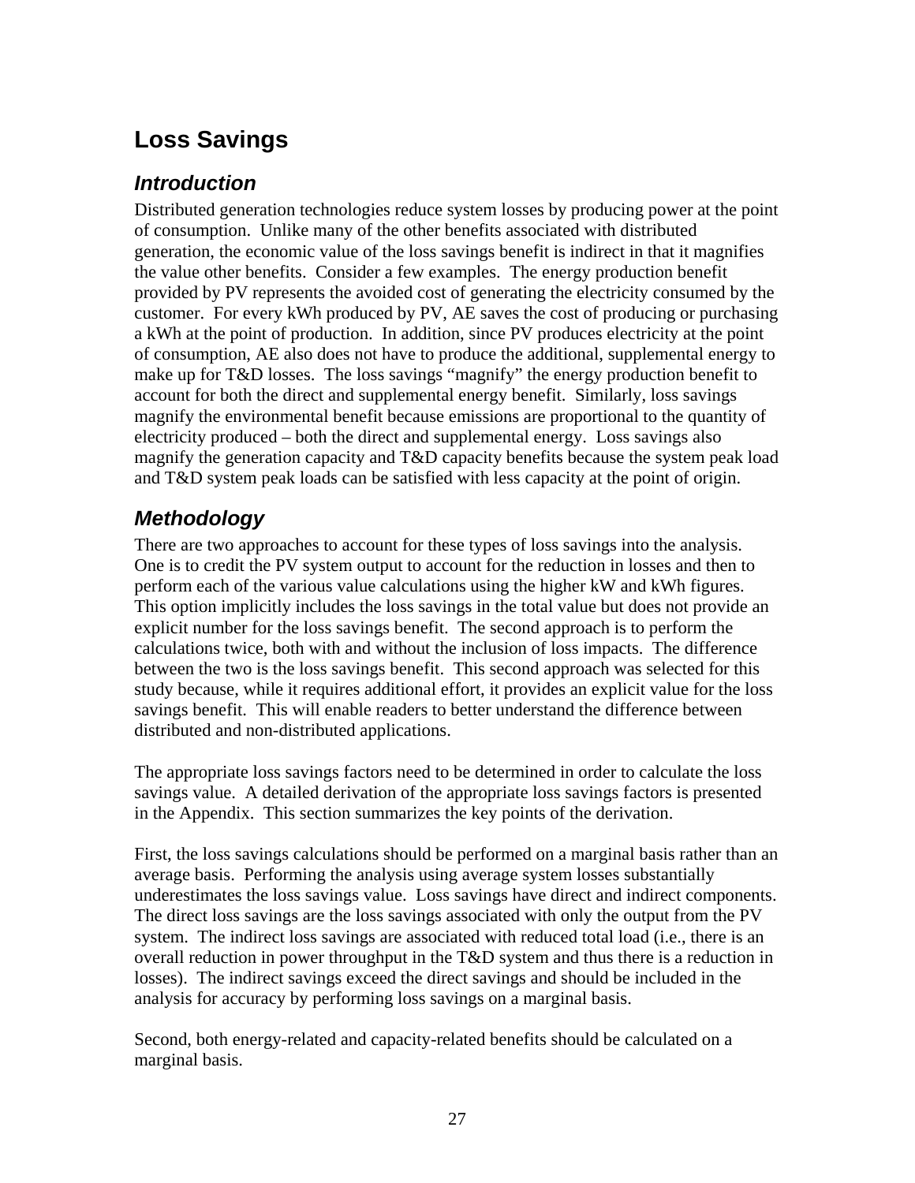## Loss Savings

### *Introduction*

Distributed generation technologies reduce system losses by producing power at the point of consumption. Unlike many of the other benefits associated with distributed generation, the economic value of the loss savings benefit is indirect in that it magnifies the value other benefits. Consider a few examples. The energy production benefit provided by PV represents the avoided cost of generating the electricity consumed by the customer. For every kWh produced by PV, AE saves the cost of producing or purchasing a kWh at the point of production. In addition, since PV produces electricity at the point of consumption, AE also does not have to produce the additional, supplemental energy to make up for T&D losses. The loss savings “magnify” the energy production benefit to account for both the direct and supplemental energy benefit. Similarly, loss savings magnify the environmental benefit because emissions are proportional to the quantity of electricity produced – both the direct and supplemental energy. Loss savings also magnify the generation capacity and T&D capacity benefits because the system peak load and T&D system peak loads can be satisfied with less capacity at the point of origin.

### *Methodology*

There are two approaches to account for these types of loss savings into the analysis. One is to credit the PV system output to account for the reduction in losses and then to perform each of the various value calculations using the higher kW and kWh figures. This option implicitly includes the loss savings in the total value but does not provide an explicit number for the loss savings benefit. The second approach is to perform the calculations twice, both with and without the inclusion of loss impacts. The difference between the two is the loss savings benefit. This second approach was selected for this study because, while it requires additional effort, it provides an explicit value for the loss savings benefit. This will enable readers to better understand the difference between distributed and non-distributed applications.

The appropriate loss savings factors need to be determined in order to calculate the loss savings value. A detailed derivation of the appropriate loss savings factors is presented in the Appendix. This section summarizes the key points of the derivation.

First, the loss savings calculations should be performed on a marginal basis rather than an average basis. Performing the analysis using average system losses substantially underestimates the loss savings value. Loss savings have direct and indirect components. The direct loss savings are the loss savings associated with only the output from the PV system. The indirect loss savings are associated with reduced total load (i.e., there is an overall reduction in power throughput in the T&D system and thus there is a reduction in losses). The indirect savings exceed the direct savings and should be included in the analysis for accuracy by performing loss savings on a marginal basis.

Second, both energy-related and capacity-related benefits should be calculated on a marginal basis.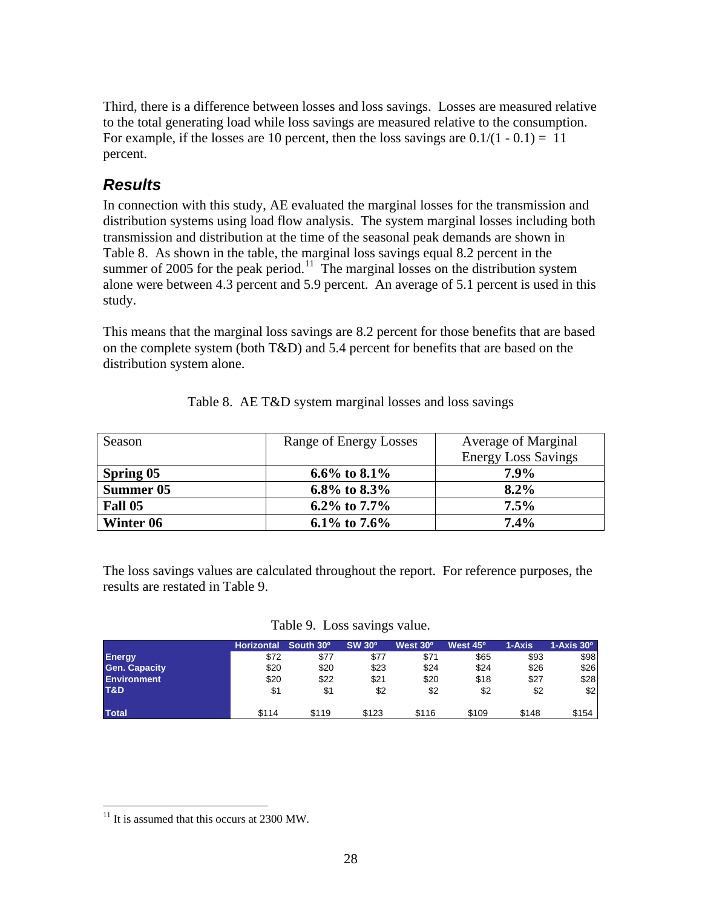Third, there is a difference between losses and loss savings. Losses are measured relative to the total generating load while loss savings are measured relative to the consumption. For example, if the losses are 10 percent, then the loss savings are $0.1/(1 - 0.1) = 11$ percent.

## Results

In connection with this study, AE evaluated the marginal losses for the transmission and distribution systems using load flow analysis. The system marginal losses including both transmission and distribution at the time of the seasonal peak demands are shown in Table 8. As shown in the table, the marginal loss savings equal 8.2 percent in the summer of 2005 for the peak period.[11] The marginal losses on the distribution system alone were between 4.3 percent and 5.9 percent. An average of 5.1 percent is used in this study.

This means that the marginal loss savings are 8.2 percent for those benefits that are based on the complete system (both T&D) and 5.4 percent for benefits that are based on the distribution system alone.

Table 8. AE T&D system marginal losses and loss savings

| Season | Range of Energy Losses | Average of Marginal Energy Loss Savings |
|---|---|---|
| **Spring 05** | **6.6% to 8.1%** | **7.9%** |
| **Summer 05** | **6.8% to 8.3%** | **8.2%** |
| **Fall 05** | **6.2% to 7.7%** | **7.5%** |
| **Winter 06** | **6.1% to 7.6%** | **7.4%** |

The loss savings values are calculated throughout the report. For reference purposes, the results are restated in Table 9.

Table 9. Loss savings value.

| | Horizontal | South 30º | SW 30º | West 30º | West 45º | 1-Axis | 1-Axis 30º |
|---|---|---|---|---|---|---|---|
| **Energy** | $72 | $77 | $77 | $71 | $65 | $93 | $98 |
| **Gen. Capacity** | $20 | $20 | $23 | $24 | $24 | $26 | $26 |
| **Environment** | $20 | $22 | $21 | $20 | $18 | $27 | $28 |
| **T&D** | $1 | $1 | $2 | $2 | $2 | $2 | $2 |
| **Total** | $114 | $119 | $123 | $116 | $109 | $148 | $154 |

[11] It is assumed that this occurs at 2300 MW.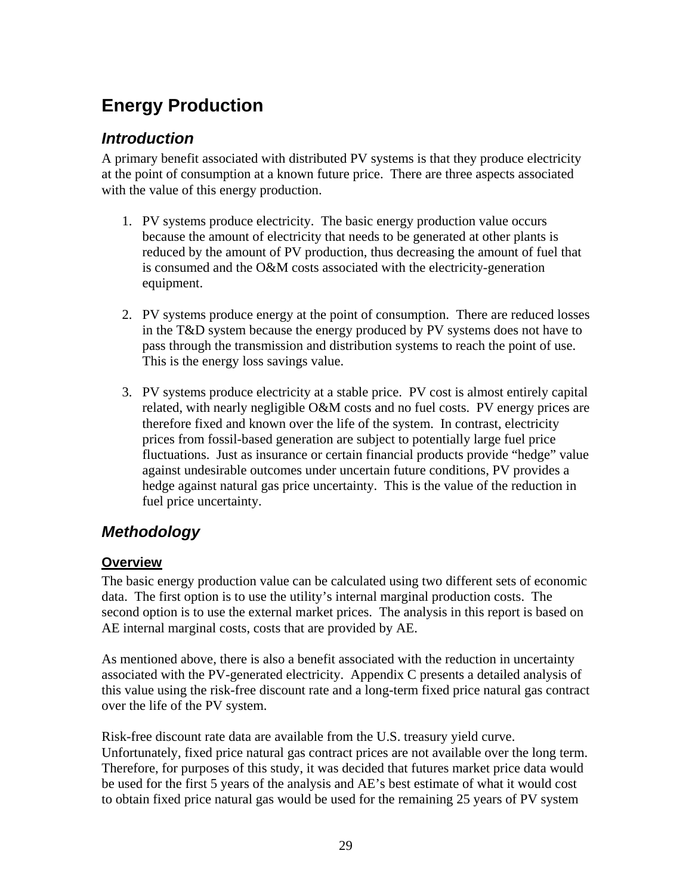# Energy Production

## *Introduction*

A primary benefit associated with distributed PV systems is that they produce electricity at the point of consumption at a known future price. There are three aspects associated with the value of this energy production.

1. PV systems produce electricity. The basic energy production value occurs because the amount of electricity that needs to be generated at other plants is reduced by the amount of PV production, thus decreasing the amount of fuel that is consumed and the O&M costs associated with the electricity-generation equipment.

2. PV systems produce energy at the point of consumption. There are reduced losses in the T&D system because the energy produced by PV systems does not have to pass through the transmission and distribution systems to reach the point of use. This is the energy loss savings value.

3. PV systems produce electricity at a stable price. PV cost is almost entirely capital related, with nearly negligible O&M costs and no fuel costs. PV energy prices are therefore fixed and known over the life of the system. In contrast, electricity prices from fossil-based generation are subject to potentially large fuel price fluctuations. Just as insurance or certain financial products provide "hedge" value against undesirable outcomes under uncertain future conditions, PV provides a hedge against natural gas price uncertainty. This is the value of the reduction in fuel price uncertainty.

## *Methodology*

### Overview

The basic energy production value can be calculated using two different sets of economic data. The first option is to use the utility's internal marginal production costs. The second option is to use the external market prices. The analysis in this report is based on AE internal marginal costs, costs that are provided by AE.

As mentioned above, there is also a benefit associated with the reduction in uncertainty associated with the PV-generated electricity. Appendix C presents a detailed analysis of this value using the risk-free discount rate and a long-term fixed price natural gas contract over the life of the PV system.

Risk-free discount rate data are available from the U.S. treasury yield curve. Unfortunately, fixed price natural gas contract prices are not available over the long term. Therefore, for purposes of this study, it was decided that futures market price data would be used for the first 5 years of the analysis and AE's best estimate of what it would cost to obtain fixed price natural gas would be used for the remaining 25 years of PV system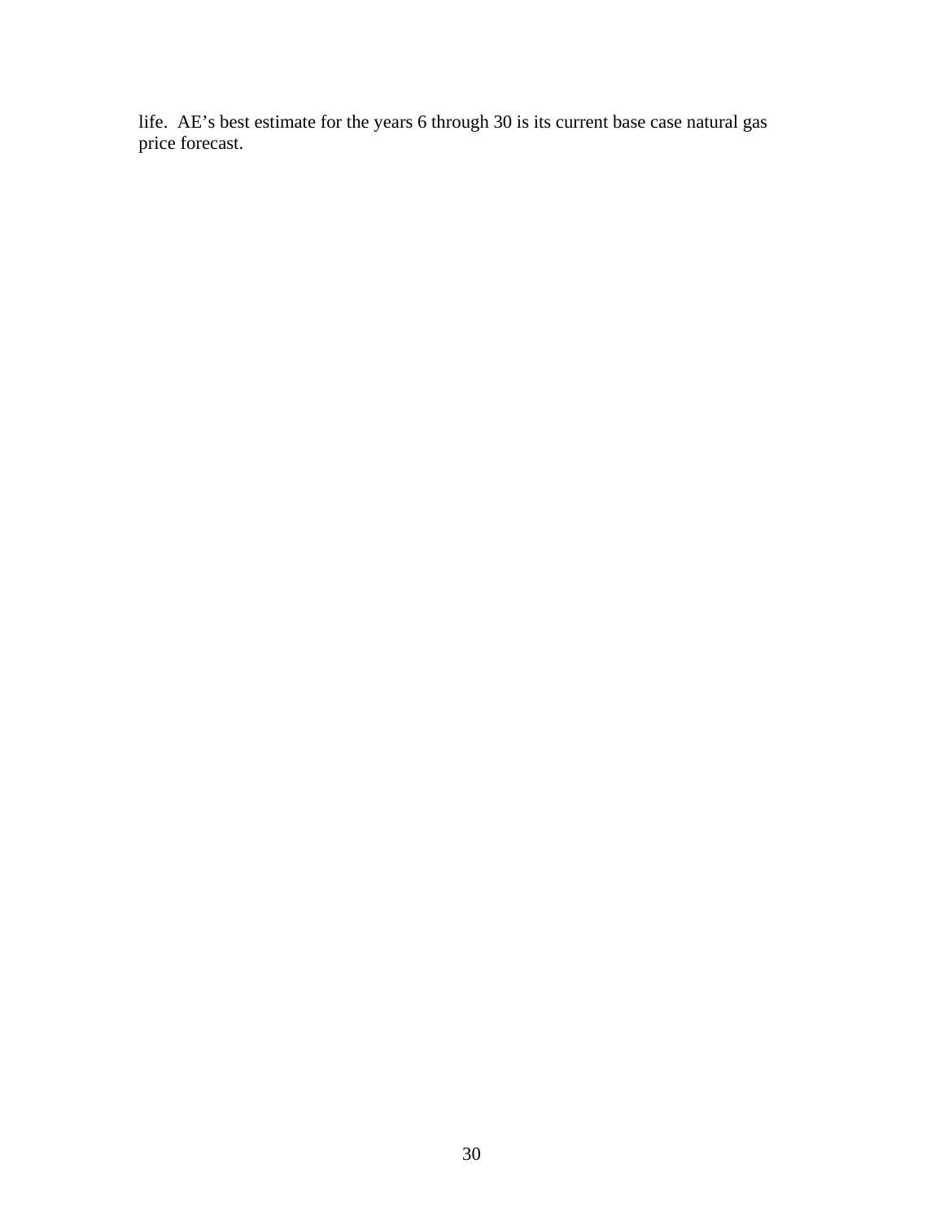life.  AE's best estimate for the years 6 through 30 is its current base case natural gas price forecast.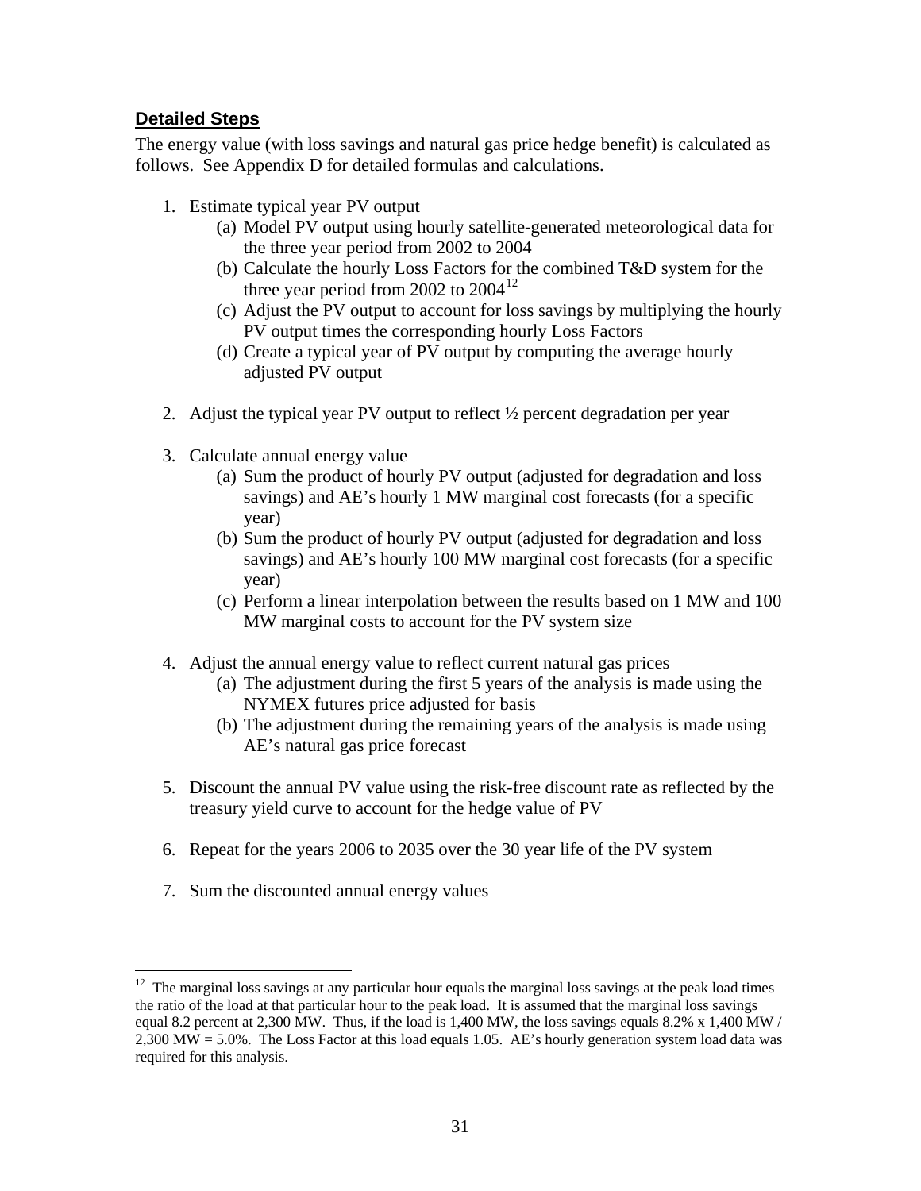### **Detailed Steps**

The energy value (with loss savings and natural gas price hedge benefit) is calculated as follows. See Appendix D for detailed formulas and calculations.

1. Estimate typical year PV output
   - (a) Model PV output using hourly satellite-generated meteorological data for the three year period from 2002 to 2004
   - (b) Calculate the hourly Loss Factors for the combined T&D system for the three year period from 2002 to 2004[12]
   - (c) Adjust the PV output to account for loss savings by multiplying the hourly PV output times the corresponding hourly Loss Factors
   - (d) Create a typical year of PV output by computing the average hourly adjusted PV output

2. Adjust the typical year PV output to reflect ½ percent degradation per year

3. Calculate annual energy value
   - (a) Sum the product of hourly PV output (adjusted for degradation and loss savings) and AE's hourly 1 MW marginal cost forecasts (for a specific year)
   - (b) Sum the product of hourly PV output (adjusted for degradation and loss savings) and AE's hourly 100 MW marginal cost forecasts (for a specific year)
   - (c) Perform a linear interpolation between the results based on 1 MW and 100 MW marginal costs to account for the PV system size

4. Adjust the annual energy value to reflect current natural gas prices
   - (a) The adjustment during the first 5 years of the analysis is made using the NYMEX futures price adjusted for basis
   - (b) The adjustment during the remaining years of the analysis is made using AE's natural gas price forecast

5. Discount the annual PV value using the risk-free discount rate as reflected by the treasury yield curve to account for the hedge value of PV

6. Repeat for the years 2006 to 2035 over the 30 year life of the PV system

7. Sum the discounted annual energy values

---

[12] The marginal loss savings at any particular hour equals the marginal loss savings at the peak load times the ratio of the load at that particular hour to the peak load. It is assumed that the marginal loss savings equal 8.2 percent at 2,300 MW. Thus, if the load is 1,400 MW, the loss savings equals 8.2% x 1,400 MW / 2,300 MW = 5.0%. The Loss Factor at this load equals 1.05. AE's hourly generation system load data was required for this analysis.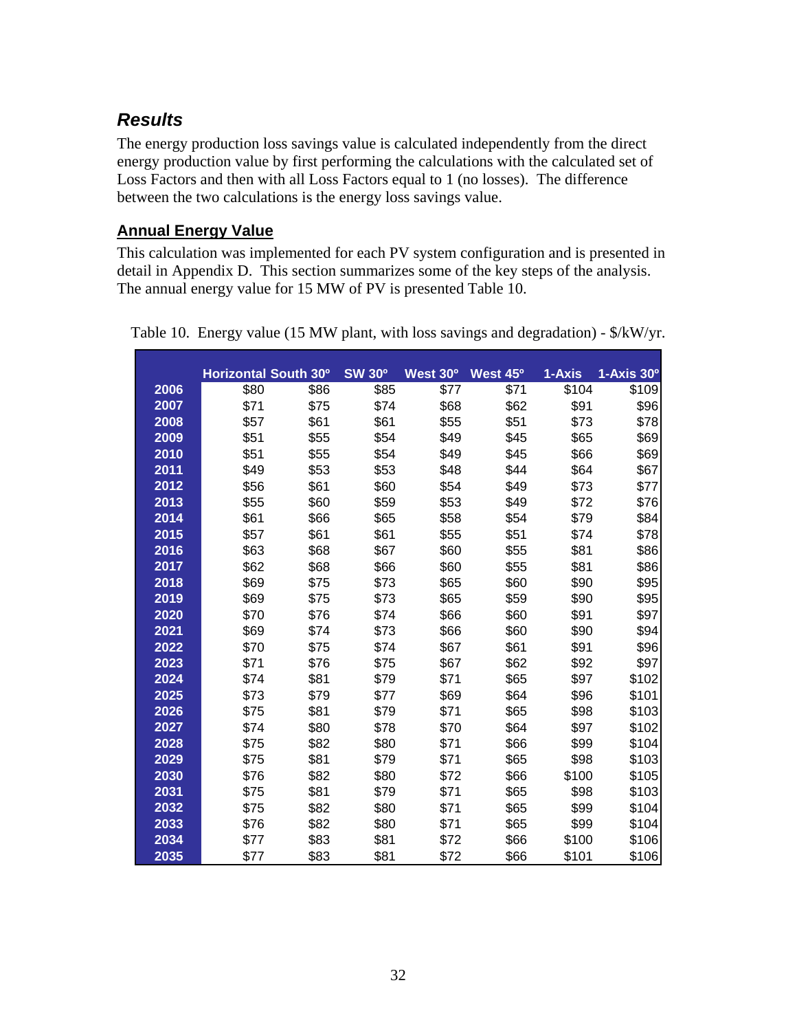## *Results*

The energy production loss savings value is calculated independently from the direct energy production value by first performing the calculations with the calculated set of Loss Factors and then with all Loss Factors equal to 1 (no losses). The difference between the two calculations is the energy loss savings value.

### Annual Energy Value

This calculation was implemented for each PV system configuration and is presented in detail in Appendix D. This section summarizes some of the key steps of the analysis. The annual energy value for 15 MW of PV is presented Table 10.

Table 10. Energy value (15 MW plant, with loss savings and degradation) - $/kW/yr.

| | Horizontal | South 30º | SW 30º | West 30º | West 45º | 1-Axis | 1-Axis 30º |
|---|---|---|---|---|---|---|---|
| 2006 | $80 | $86 | $85 | $77 | $71 | $104 | $109 |
| 2007 | $71 | $75 | $74 | $68 | $62 | $91 | $96 |
| 2008 | $57 | $61 | $61 | $55 | $51 | $73 | $78 |
| 2009 | $51 | $55 | $54 | $49 | $45 | $65 | $69 |
| 2010 | $51 | $55 | $54 | $49 | $45 | $66 | $69 |
| 2011 | $49 | $53 | $53 | $48 | $44 | $64 | $67 |
| 2012 | $56 | $61 | $60 | $54 | $49 | $73 | $77 |
| 2013 | $55 | $60 | $59 | $53 | $49 | $72 | $76 |
| 2014 | $61 | $66 | $65 | $58 | $54 | $79 | $84 |
| 2015 | $57 | $61 | $61 | $55 | $51 | $74 | $78 |
| 2016 | $63 | $68 | $67 | $60 | $55 | $81 | $86 |
| 2017 | $62 | $68 | $66 | $60 | $55 | $81 | $86 |
| 2018 | $69 | $75 | $73 | $65 | $60 | $90 | $95 |
| 2019 | $69 | $75 | $73 | $65 | $59 | $90 | $95 |
| 2020 | $70 | $76 | $74 | $66 | $60 | $91 | $97 |
| 2021 | $69 | $74 | $73 | $66 | $60 | $90 | $94 |
| 2022 | $70 | $75 | $74 | $67 | $61 | $91 | $96 |
| 2023 | $71 | $76 | $75 | $67 | $62 | $92 | $97 |
| 2024 | $74 | $81 | $79 | $71 | $65 | $97 | $102 |
| 2025 | $73 | $79 | $77 | $69 | $64 | $96 | $101 |
| 2026 | $75 | $81 | $79 | $71 | $65 | $98 | $103 |
| 2027 | $74 | $80 | $78 | $70 | $64 | $97 | $102 |
| 2028 | $75 | $82 | $80 | $71 | $66 | $99 | $104 |
| 2029 | $75 | $81 | $79 | $71 | $65 | $98 | $103 |
| 2030 | $76 | $82 | $80 | $72 | $66 | $100 | $105 |
| 2031 | $75 | $81 | $79 | $71 | $65 | $98 | $103 |
| 2032 | $75 | $82 | $80 | $71 | $65 | $99 | $104 |
| 2033 | $76 | $82 | $80 | $71 | $65 | $99 | $104 |
| 2034 | $77 | $83 | $81 | $72 | $66 | $100 | $106 |
| 2035 | $77 | $83 | $81 | $72 | $66 | $101 | $106 |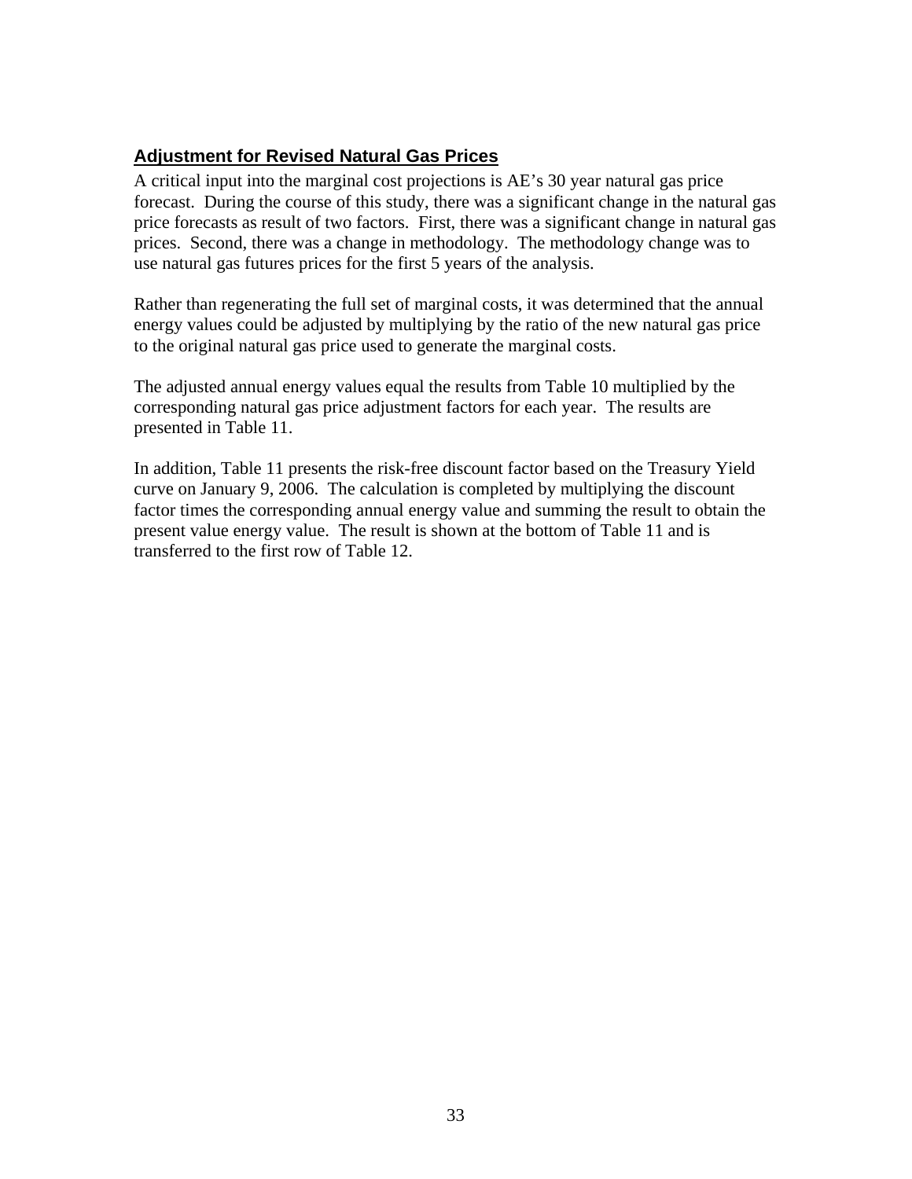## Adjustment for Revised Natural Gas Prices

A critical input into the marginal cost projections is AE's 30 year natural gas price forecast. During the course of this study, there was a significant change in the natural gas price forecasts as result of two factors. First, there was a significant change in natural gas prices. Second, there was a change in methodology. The methodology change was to use natural gas futures prices for the first 5 years of the analysis.

Rather than regenerating the full set of marginal costs, it was determined that the annual energy values could be adjusted by multiplying by the ratio of the new natural gas price to the original natural gas price used to generate the marginal costs.

The adjusted annual energy values equal the results from Table 10 multiplied by the corresponding natural gas price adjustment factors for each year. The results are presented in Table 11.

In addition, Table 11 presents the risk-free discount factor based on the Treasury Yield curve on January 9, 2006. The calculation is completed by multiplying the discount factor times the corresponding annual energy value and summing the result to obtain the present value energy value. The result is shown at the bottom of Table 11 and is transferred to the first row of Table 12.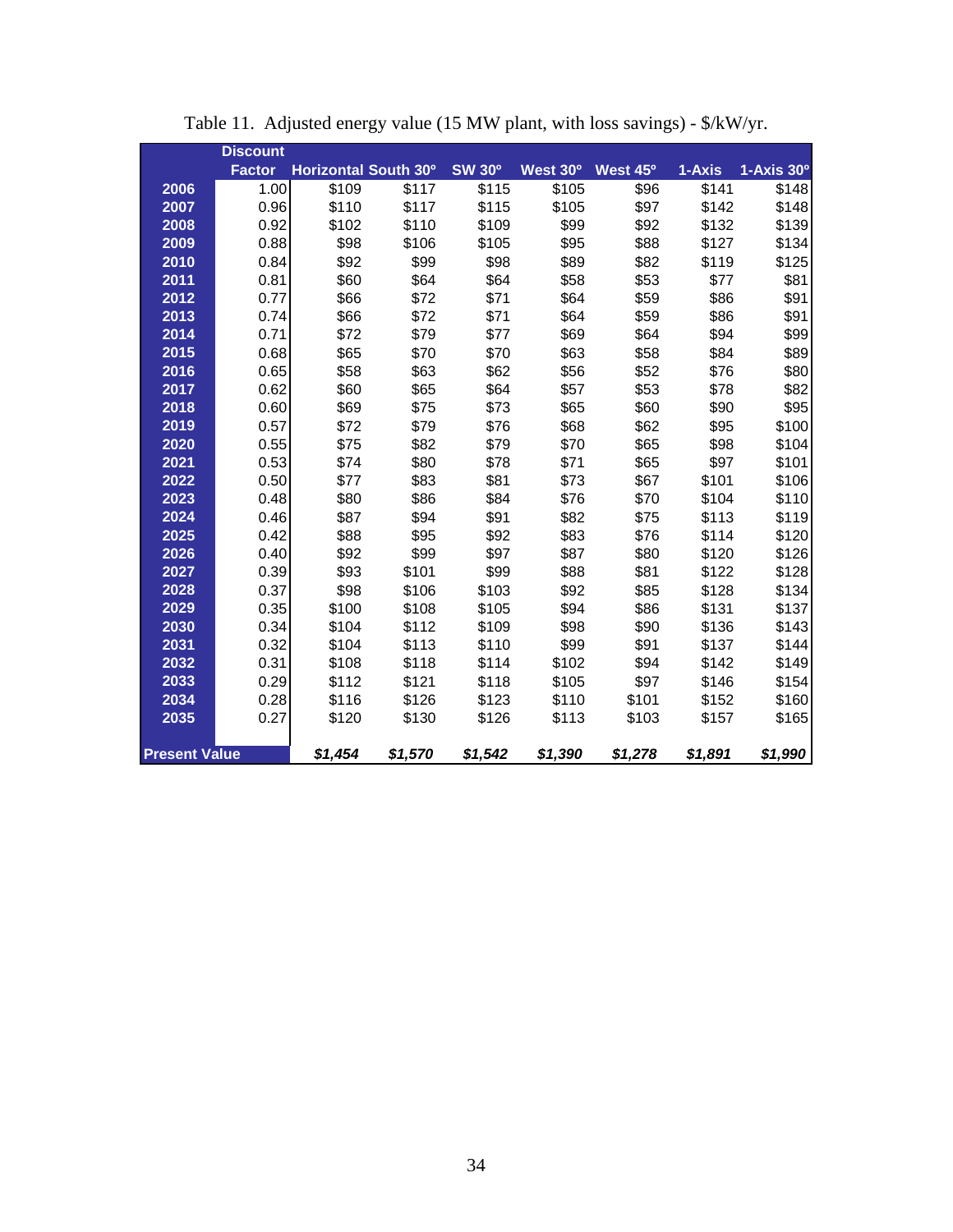Table 11. Adjusted energy value (15 MW plant, with loss savings) - $/kW/yr.

| | Discount Factor | Horizontal | South 30° | SW 30° | West 30° | West 45° | 1-Axis | 1-Axis 30° |
|---|---|---|---|---|---|---|---|---|
| **2006** | 1.00 | $109 | $117 | $115 | $105 | $96 | $141 | $148 |
| **2007** | 0.96 | $110 | $117 | $115 | $105 | $97 | $142 | $148 |
| **2008** | 0.92 | $102 | $110 | $109 | $99 | $92 | $132 | $139 |
| **2009** | 0.88 | $98 | $106 | $105 | $95 | $88 | $127 | $134 |
| **2010** | 0.84 | $92 | $99 | $98 | $89 | $82 | $119 | $125 |
| **2011** | 0.81 | $60 | $64 | $64 | $58 | $53 | $77 | $81 |
| **2012** | 0.77 | $66 | $72 | $71 | $64 | $59 | $86 | $91 |
| **2013** | 0.74 | $66 | $72 | $71 | $64 | $59 | $86 | $91 |
| **2014** | 0.71 | $72 | $79 | $77 | $69 | $64 | $94 | $99 |
| **2015** | 0.68 | $65 | $70 | $70 | $63 | $58 | $84 | $89 |
| **2016** | 0.65 | $58 | $63 | $62 | $56 | $52 | $76 | $80 |
| **2017** | 0.62 | $60 | $65 | $64 | $57 | $53 | $78 | $82 |
| **2018** | 0.60 | $69 | $75 | $73 | $65 | $60 | $90 | $95 |
| **2019** | 0.57 | $72 | $79 | $76 | $68 | $62 | $95 | $100 |
| **2020** | 0.55 | $75 | $82 | $79 | $70 | $65 | $98 | $104 |
| **2021** | 0.53 | $74 | $80 | $78 | $71 | $65 | $97 | $101 |
| **2022** | 0.50 | $77 | $83 | $81 | $73 | $67 | $101 | $106 |
| **2023** | 0.48 | $80 | $86 | $84 | $76 | $70 | $104 | $110 |
| **2024** | 0.46 | $87 | $94 | $91 | $82 | $75 | $113 | $119 |
| **2025** | 0.42 | $88 | $95 | $92 | $83 | $76 | $114 | $120 |
| **2026** | 0.40 | $92 | $99 | $97 | $87 | $80 | $120 | $126 |
| **2027** | 0.39 | $93 | $101 | $99 | $88 | $81 | $122 | $128 |
| **2028** | 0.37 | $98 | $106 | $103 | $92 | $85 | $128 | $134 |
| **2029** | 0.35 | $100 | $108 | $105 | $94 | $86 | $131 | $137 |
| **2030** | 0.34 | $104 | $112 | $109 | $98 | $90 | $136 | $143 |
| **2031** | 0.32 | $104 | $113 | $110 | $99 | $91 | $137 | $144 |
| **2032** | 0.31 | $108 | $118 | $114 | $102 | $94 | $142 | $149 |
| **2033** | 0.29 | $112 | $121 | $118 | $105 | $97 | $146 | $154 |
| **2034** | 0.28 | $116 | $126 | $123 | $110 | $101 | $152 | $160 |
| **2035** | 0.27 | $120 | $130 | $126 | $113 | $103 | $157 | $165 |
| **Present Value** | | ***$1,454*** | ***$1,570*** | ***$1,542*** | ***$1,390*** | ***$1,278*** | ***$1,891*** | ***$1,990*** |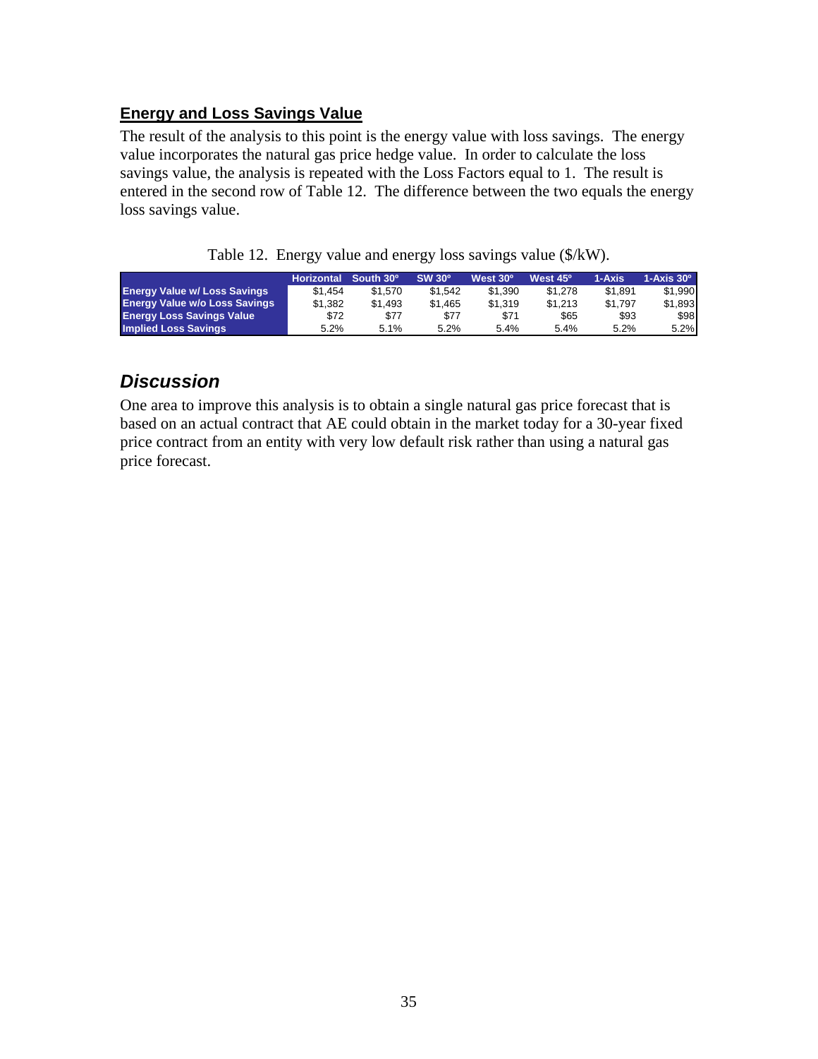## Energy and Loss Savings Value

The result of the analysis to this point is the energy value with loss savings. The energy value incorporates the natural gas price hedge value. In order to calculate the loss savings value, the analysis is repeated with the Loss Factors equal to 1. The result is entered in the second row of Table 12. The difference between the two equals the energy loss savings value.

Table 12. Energy value and energy loss savings value ($/kW).

| | Horizontal | South 30º | SW 30º | West 30º | West 45º | 1-Axis | 1-Axis 30º |
|---|---|---|---|---|---|---|---|
| **Energy Value w/ Loss Savings** | $1,454 | $1,570 | $1,542 | $1,390 | $1,278 | $1,891 | $1,990 |
| **Energy Value w/o Loss Savings** | $1,382 | $1,493 | $1,465 | $1,319 | $1,213 | $1,797 | $1,893 |
| **Energy Loss Savings Value** | $72 | $77 | $77 | $71 | $65 | $93 | $98 |
| **Implied Loss Savings** | 5.2% | 5.1% | 5.2% | 5.4% | 5.4% | 5.2% | 5.2% |

## *Discussion*

One area to improve this analysis is to obtain a single natural gas price forecast that is based on an actual contract that AE could obtain in the market today for a 30-year fixed price contract from an entity with very low default risk rather than using a natural gas price forecast.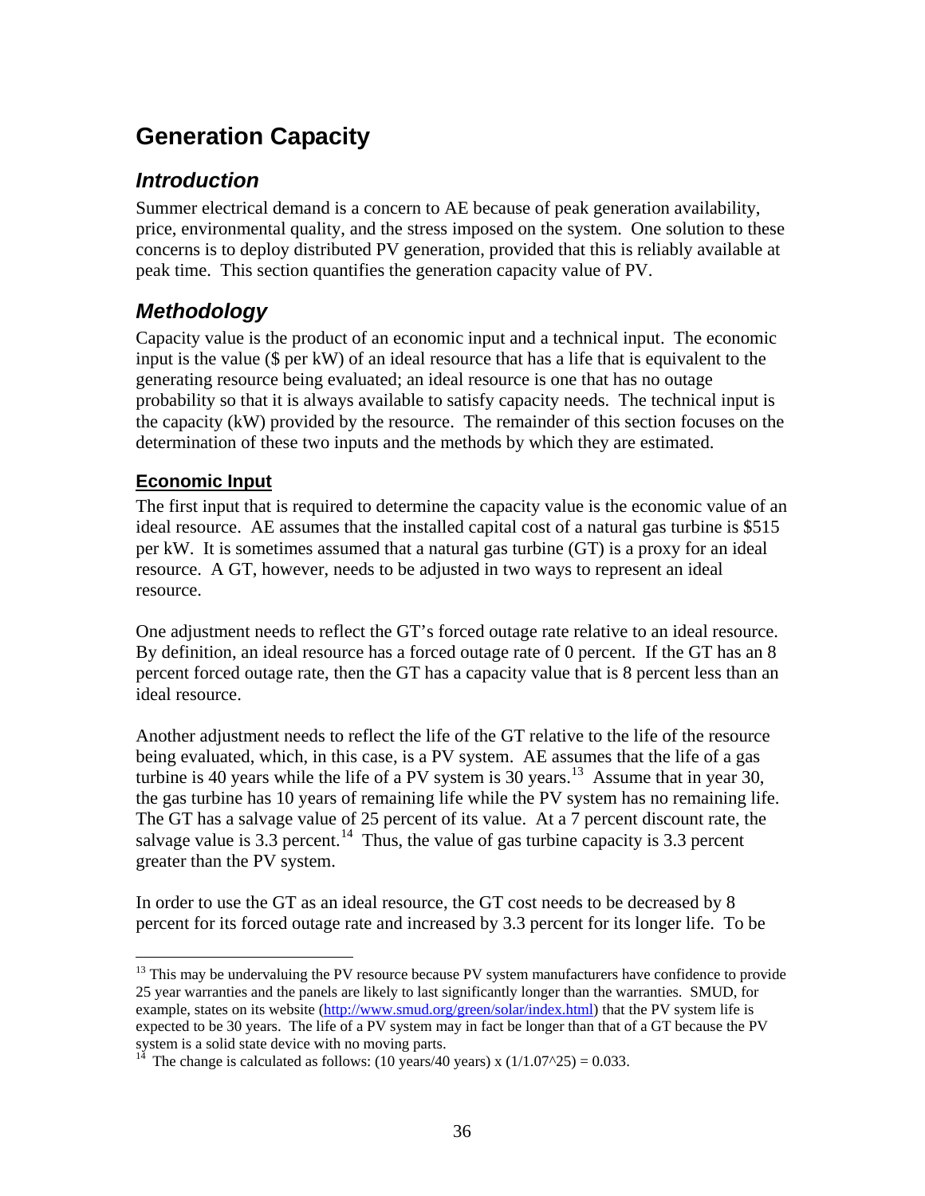# Generation Capacity

## Introduction

Summer electrical demand is a concern to AE because of peak generation availability, price, environmental quality, and the stress imposed on the system. One solution to these concerns is to deploy distributed PV generation, provided that this is reliably available at peak time. This section quantifies the generation capacity value of PV.

## Methodology

Capacity value is the product of an economic input and a technical input. The economic input is the value ($ per kW) of an ideal resource that has a life that is equivalent to the generating resource being evaluated; an ideal resource is one that has no outage probability so that it is always available to satisfy capacity needs. The technical input is the capacity (kW) provided by the resource. The remainder of this section focuses on the determination of these two inputs and the methods by which they are estimated.

### Economic Input

The first input that is required to determine the capacity value is the economic value of an ideal resource. AE assumes that the installed capital cost of a natural gas turbine is $515 per kW. It is sometimes assumed that a natural gas turbine (GT) is a proxy for an ideal resource. A GT, however, needs to be adjusted in two ways to represent an ideal resource.

One adjustment needs to reflect the GT's forced outage rate relative to an ideal resource. By definition, an ideal resource has a forced outage rate of 0 percent. If the GT has an 8 percent forced outage rate, then the GT has a capacity value that is 8 percent less than an ideal resource.

Another adjustment needs to reflect the life of the GT relative to the life of the resource being evaluated, which, in this case, is a PV system. AE assumes that the life of a gas turbine is 40 years while the life of a PV system is 30 years.[13] Assume that in year 30, the gas turbine has 10 years of remaining life while the PV system has no remaining life. The GT has a salvage value of 25 percent of its value. At a 7 percent discount rate, the salvage value is 3.3 percent.[14] Thus, the value of gas turbine capacity is 3.3 percent greater than the PV system.

In order to use the GT as an ideal resource, the GT cost needs to be decreased by 8 percent for its forced outage rate and increased by 3.3 percent for its longer life. To be

---

[13] This may be undervaluing the PV resource because PV system manufacturers have confidence to provide 25 year warranties and the panels are likely to last significantly longer than the warranties. SMUD, for example, states on its website (http://www.smud.org/green/solar/index.html) that the PV system life is expected to be 30 years. The life of a PV system may in fact be longer than that of a GT because the PV system is a solid state device with no moving parts.

[14] The change is calculated as follows: (10 years/40 years) x (1/1.07^25) = 0.033.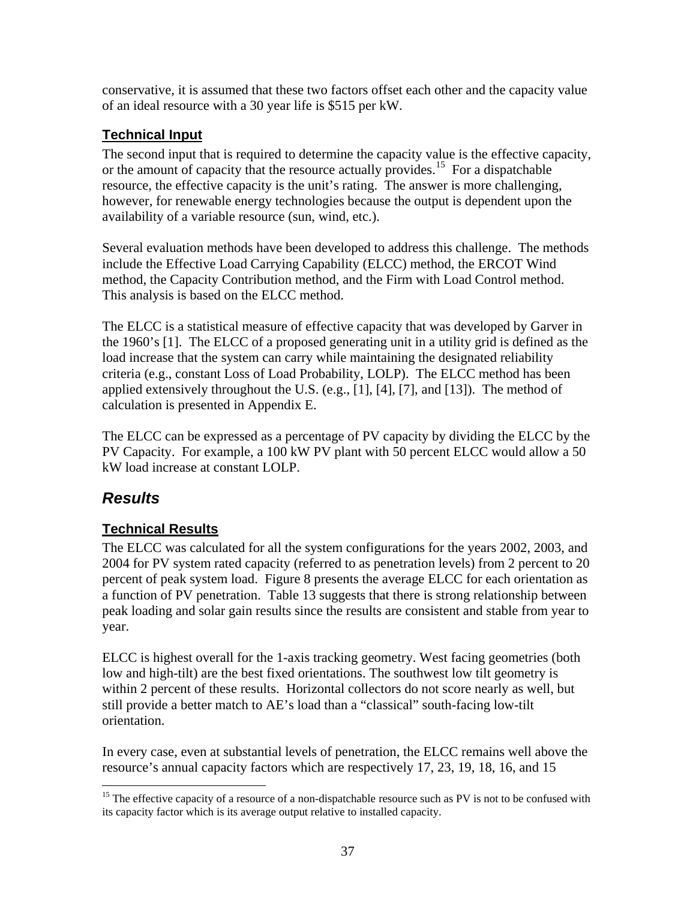conservative, it is assumed that these two factors offset each other and the capacity value of an ideal resource with a 30 year life is $515 per kW.

### Technical Input

The second input that is required to determine the capacity value is the effective capacity, or the amount of capacity that the resource actually provides.[15] For a dispatchable resource, the effective capacity is the unit's rating. The answer is more challenging, however, for renewable energy technologies because the output is dependent upon the availability of a variable resource (sun, wind, etc.).

Several evaluation methods have been developed to address this challenge. The methods include the Effective Load Carrying Capability (ELCC) method, the ERCOT Wind method, the Capacity Contribution method, and the Firm with Load Control method. This analysis is based on the ELCC method.

The ELCC is a statistical measure of effective capacity that was developed by Garver in the 1960's [1]. The ELCC of a proposed generating unit in a utility grid is defined as the load increase that the system can carry while maintaining the designated reliability criteria (e.g., constant Loss of Load Probability, LOLP). The ELCC method has been applied extensively throughout the U.S. (e.g., [1], [4], [7], and [13]). The method of calculation is presented in Appendix E.

The ELCC can be expressed as a percentage of PV capacity by dividing the ELCC by the PV Capacity. For example, a 100 kW PV plant with 50 percent ELCC would allow a 50 kW load increase at constant LOLP.

## *Results*

### Technical Results

The ELCC was calculated for all the system configurations for the years 2002, 2003, and 2004 for PV system rated capacity (referred to as penetration levels) from 2 percent to 20 percent of peak system load. Figure 8 presents the average ELCC for each orientation as a function of PV penetration. Table 13 suggests that there is strong relationship between peak loading and solar gain results since the results are consistent and stable from year to year.

ELCC is highest overall for the 1-axis tracking geometry. West facing geometries (both low and high-tilt) are the best fixed orientations. The southwest low tilt geometry is within 2 percent of these results. Horizontal collectors do not score nearly as well, but still provide a better match to AE's load than a "classical" south-facing low-tilt orientation.

In every case, even at substantial levels of penetration, the ELCC remains well above the resource's annual capacity factors which are respectively 17, 23, 19, 18, 16, and 15

[15] The effective capacity of a resource of a non-dispatchable resource such as PV is not to be confused with its capacity factor which is its average output relative to installed capacity.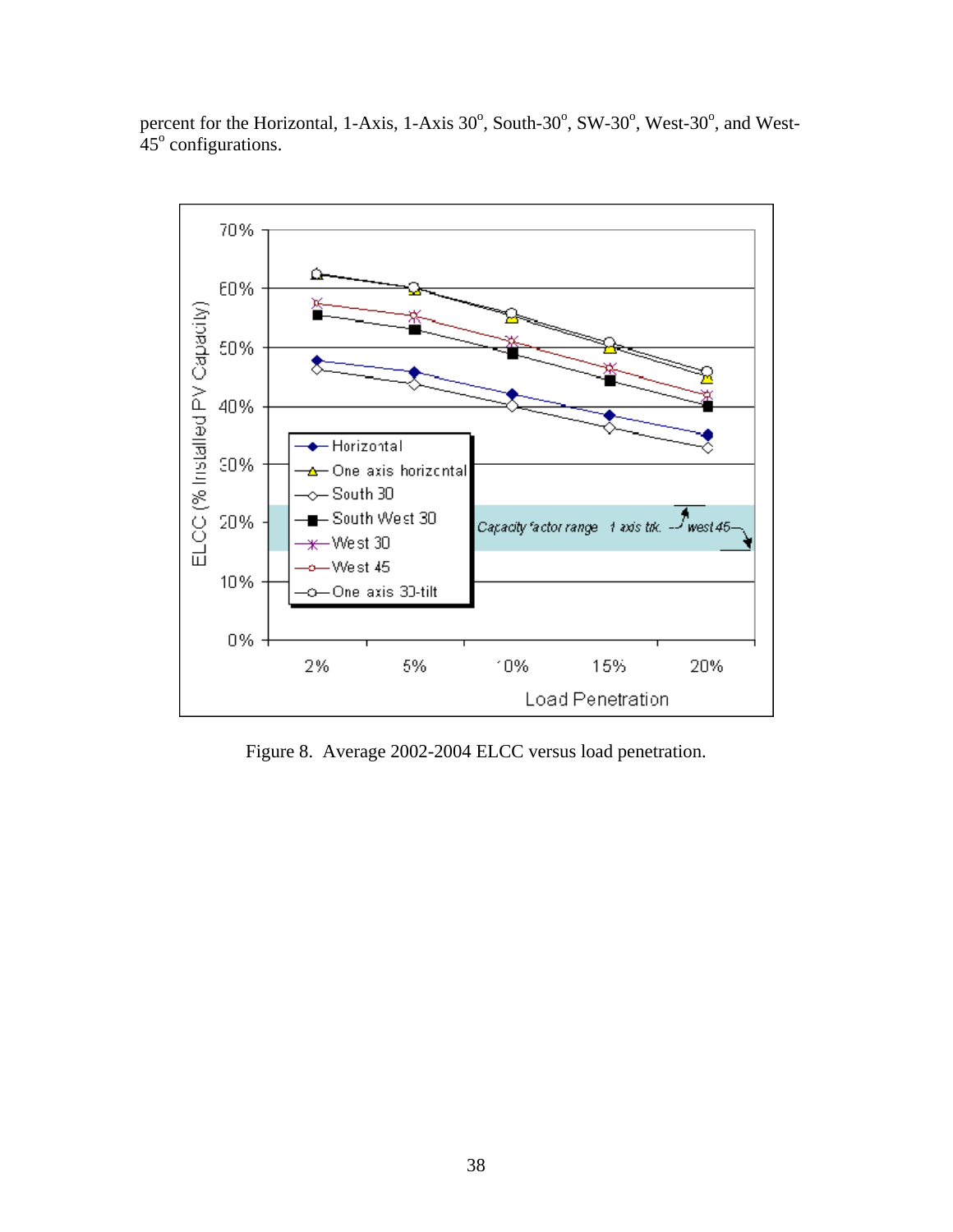percent for the Horizontal, 1-Axis, 1-Axis 30°, South-30°, SW-30°, West-30°, and West-45° configurations.

Figure 8. Average 2002-2004 ELCC versus load penetration.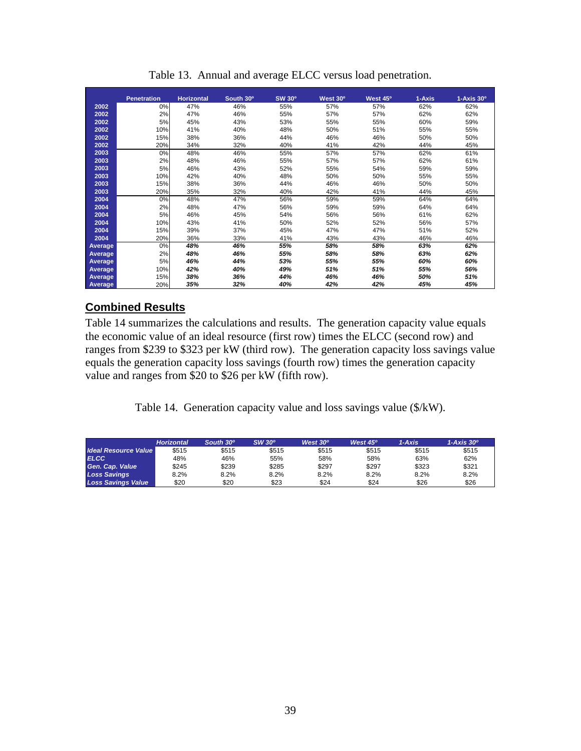Table 13. Annual and average ELCC versus load penetration.

| | Penetration | Horizontal | South 30° | SW 30° | West 30° | West 45° | 1-Axis | 1-Axis 30° |
|---|---|---|---|---|---|---|---|---|
| 2002 | 0% | 47% | 46% | 55% | 57% | 57% | 62% | 62% |
| 2002 | 2% | 47% | 46% | 55% | 57% | 57% | 62% | 62% |
| 2002 | 5% | 45% | 43% | 53% | 55% | 55% | 60% | 59% |
| 2002 | 10% | 41% | 40% | 48% | 50% | 51% | 55% | 55% |
| 2002 | 15% | 38% | 36% | 44% | 46% | 46% | 50% | 50% |
| 2002 | 20% | 34% | 32% | 40% | 41% | 42% | 44% | 45% |
| 2003 | 0% | 48% | 46% | 55% | 57% | 57% | 62% | 61% |
| 2003 | 2% | 48% | 46% | 55% | 57% | 57% | 62% | 61% |
| 2003 | 5% | 46% | 43% | 52% | 55% | 54% | 59% | 59% |
| 2003 | 10% | 42% | 40% | 48% | 50% | 50% | 55% | 55% |
| 2003 | 15% | 38% | 36% | 44% | 46% | 46% | 50% | 50% |
| 2003 | 20% | 35% | 32% | 40% | 42% | 41% | 44% | 45% |
| 2004 | 0% | 48% | 47% | 56% | 59% | 59% | 64% | 64% |
| 2004 | 2% | 48% | 47% | 56% | 59% | 59% | 64% | 64% |
| 2004 | 5% | 46% | 45% | 54% | 56% | 56% | 61% | 62% |
| 2004 | 10% | 43% | 41% | 50% | 52% | 52% | 56% | 57% |
| 2004 | 15% | 39% | 37% | 45% | 47% | 47% | 51% | 52% |
| 2004 | 20% | 36% | 33% | 41% | 43% | 43% | 46% | 46% |
| Average | 0% | *48%* | *46%* | *55%* | *58%* | *58%* | *63%* | *62%* |
| Average | 2% | *48%* | *46%* | *55%* | *58%* | *58%* | *63%* | *62%* |
| Average | 5% | *46%* | *44%* | *53%* | *55%* | *55%* | *60%* | *60%* |
| Average | 10% | *42%* | *40%* | *49%* | *51%* | *51%* | *55%* | *56%* |
| Average | 15% | *38%* | *36%* | *44%* | *46%* | *46%* | *50%* | *51%* |
| Average | 20% | *35%* | *32%* | *40%* | *42%* | *42%* | *45%* | *45%* |

## Combined Results

Table 14 summarizes the calculations and results. The generation capacity value equals the economic value of an ideal resource (first row) times the ELCC (second row) and ranges from $239 to $323 per kW (third row). The generation capacity loss savings value equals the generation capacity loss savings (fourth row) times the generation capacity value and ranges from $20 to $26 per kW (fifth row).

Table 14. Generation capacity value and loss savings value ($/kW).

| | *Horizontal* | *South 30°* | *SW 30°* | *West 30°* | *West 45°* | *1-Axis* | *1-Axis 30°* |
|---|---|---|---|---|---|---|---|
| ***Ideal Resource Value*** | $515 | $515 | $515 | $515 | $515 | $515 | $515 |
| ***ELCC*** | 48% | 46% | 55% | 58% | 58% | 63% | 62% |
| ***Gen. Cap. Value*** | $245 | $239 | $285 | $297 | $297 | $323 | $321 |
| ***Loss Savings*** | 8.2% | 8.2% | 8.2% | 8.2% | 8.2% | 8.2% | 8.2% |
| ***Loss Savings Value*** | $20 | $20 | $23 | $24 | $24 | $26 | $26 |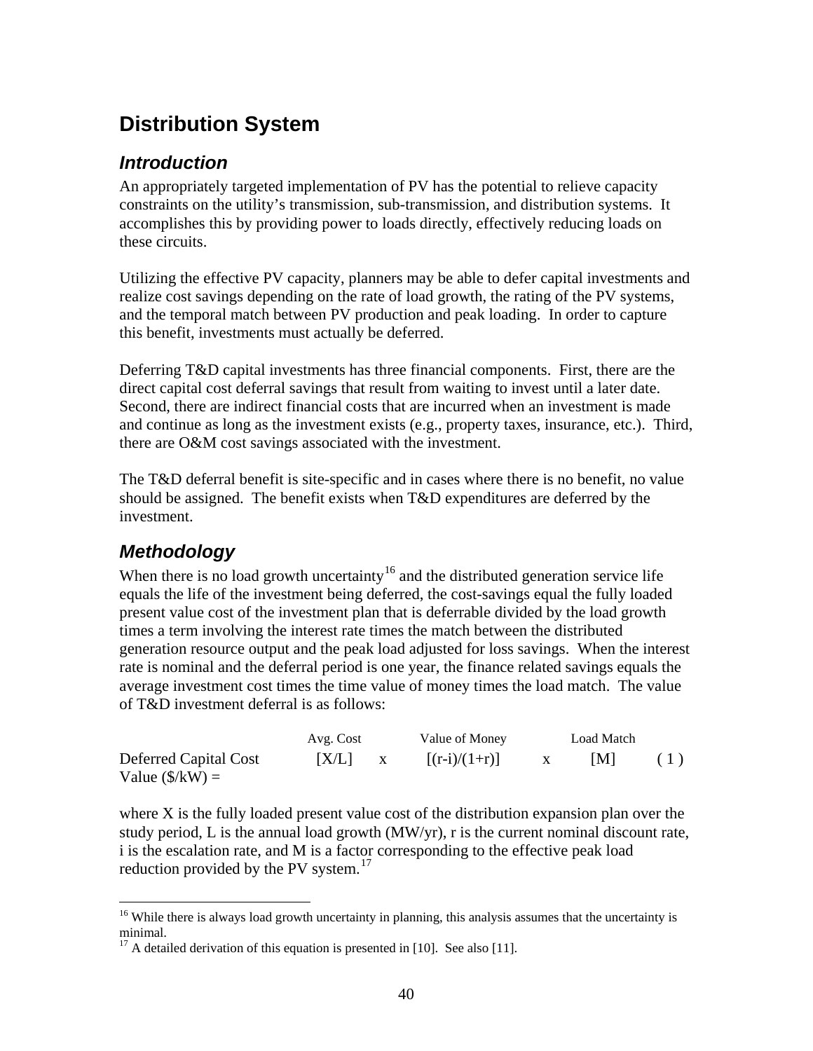# Distribution System

## *Introduction*

An appropriately targeted implementation of PV has the potential to relieve capacity constraints on the utility's transmission, sub-transmission, and distribution systems. It accomplishes this by providing power to loads directly, effectively reducing loads on these circuits.

Utilizing the effective PV capacity, planners may be able to defer capital investments and realize cost savings depending on the rate of load growth, the rating of the PV systems, and the temporal match between PV production and peak loading. In order to capture this benefit, investments must actually be deferred.

Deferring T&D capital investments has three financial components. First, there are the direct capital cost deferral savings that result from waiting to invest until a later date. Second, there are indirect financial costs that are incurred when an investment is made and continue as long as the investment exists (e.g., property taxes, insurance, etc.). Third, there are O&M cost savings associated with the investment.

The T&D deferral benefit is site-specific and in cases where there is no benefit, no value should be assigned. The benefit exists when T&D expenditures are deferred by the investment.

## *Methodology*

When there is no load growth uncertainty[16] and the distributed generation service life equals the life of the investment being deferred, the cost-savings equal the fully loaded present value cost of the investment plan that is deferrable divided by the load growth times a term involving the interest rate times the match between the distributed generation resource output and the peak load adjusted for loss savings. When the interest rate is nominal and the deferral period is one year, the finance related savings equals the average investment cost times the time value of money times the load match. The value of T&D investment deferral is as follows:

$$\text{Deferred Capital Cost Value (\$/kW)} = \underbrace{[X/L]}_{\text{Avg. Cost}} \times \underbrace{[(r-i)/(1+r)]}_{\text{Value of Money}} \times \underbrace{[M]}_{\text{Load Match}} \qquad (1)$$

where X is the fully loaded present value cost of the distribution expansion plan over the study period, L is the annual load growth (MW/yr), r is the current nominal discount rate, i is the escalation rate, and M is a factor corresponding to the effective peak load reduction provided by the PV system.[17]

---

[16] While there is always load growth uncertainty in planning, this analysis assumes that the uncertainty is minimal.

[17] A detailed derivation of this equation is presented in [10]. See also [11].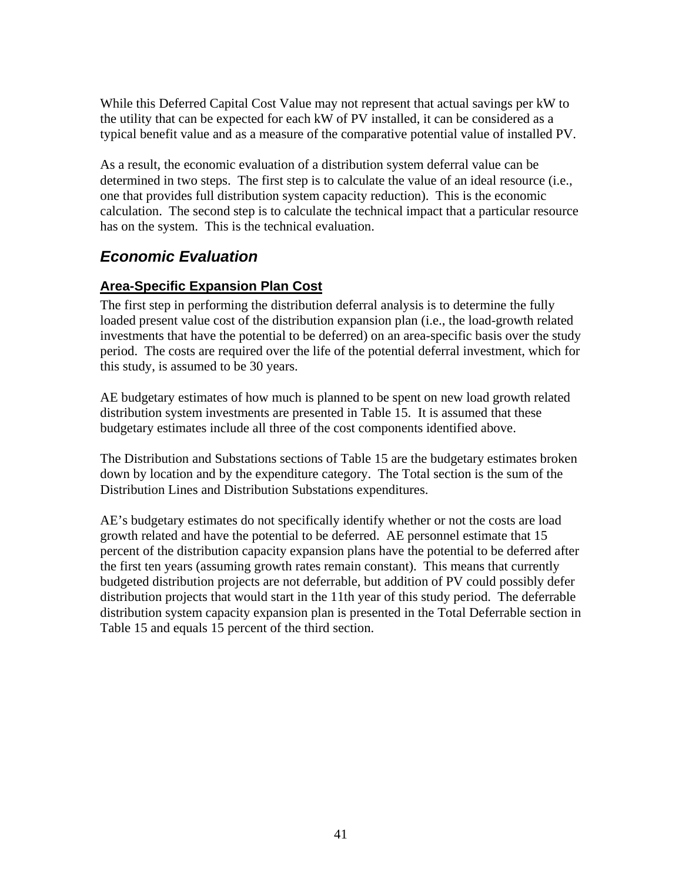While this Deferred Capital Cost Value may not represent that actual savings per kW to the utility that can be expected for each kW of PV installed, it can be considered as a typical benefit value and as a measure of the comparative potential value of installed PV.

As a result, the economic evaluation of a distribution system deferral value can be determined in two steps. The first step is to calculate the value of an ideal resource (i.e., one that provides full distribution system capacity reduction). This is the economic calculation. The second step is to calculate the technical impact that a particular resource has on the system. This is the technical evaluation.

## *Economic Evaluation*

### Area-Specific Expansion Plan Cost

The first step in performing the distribution deferral analysis is to determine the fully loaded present value cost of the distribution expansion plan (i.e., the load-growth related investments that have the potential to be deferred) on an area-specific basis over the study period. The costs are required over the life of the potential deferral investment, which for this study, is assumed to be 30 years.

AE budgetary estimates of how much is planned to be spent on new load growth related distribution system investments are presented in Table 15. It is assumed that these budgetary estimates include all three of the cost components identified above.

The Distribution and Substations sections of Table 15 are the budgetary estimates broken down by location and by the expenditure category. The Total section is the sum of the Distribution Lines and Distribution Substations expenditures.

AE's budgetary estimates do not specifically identify whether or not the costs are load growth related and have the potential to be deferred. AE personnel estimate that 15 percent of the distribution capacity expansion plans have the potential to be deferred after the first ten years (assuming growth rates remain constant). This means that currently budgeted distribution projects are not deferrable, but addition of PV could possibly defer distribution projects that would start in the 11th year of this study period. The deferrable distribution system capacity expansion plan is presented in the Total Deferrable section in Table 15 and equals 15 percent of the third section.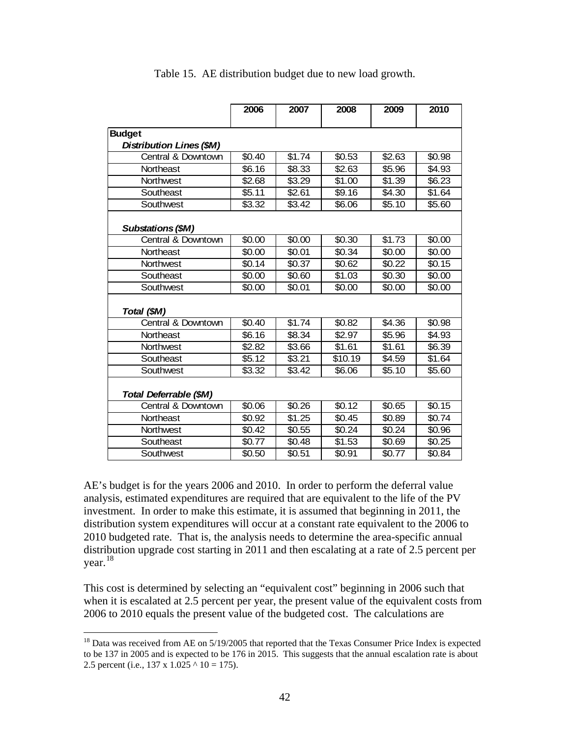Table 15. AE distribution budget due to new load growth.

| | 2006 | 2007 | 2008 | 2009 | 2010 |
|---|---|---|---|---|---|
| **Budget** | | | | | |
| ***Distribution Lines ($M)*** | | | | | |
| Central & Downtown | $0.40 | $1.74 | $0.53 | $2.63 | $0.98 |
| Northeast | $6.16 | $8.33 | $2.63 | $5.96 | $4.93 |
| Northwest | $2.68 | $3.29 | $1.00 | $1.39 | $6.23 |
| Southeast | $5.11 | $2.61 | $9.16 | $4.30 | $1.64 |
| Southwest | $3.32 | $3.42 | $6.06 | $5.10 | $5.60 |
| ***Substations ($M)*** | | | | | |
| Central & Downtown | $0.00 | $0.00 | $0.30 | $1.73 | $0.00 |
| Northeast | $0.00 | $0.01 | $0.34 | $0.00 | $0.00 |
| Northwest | $0.14 | $0.37 | $0.62 | $0.22 | $0.15 |
| Southeast | $0.00 | $0.60 | $1.03 | $0.30 | $0.00 |
| Southwest | $0.00 | $0.01 | $0.00 | $0.00 | $0.00 |
| ***Total ($M)*** | | | | | |
| Central & Downtown | $0.40 | $1.74 | $0.82 | $4.36 | $0.98 |
| Northeast | $6.16 | $8.34 | $2.97 | $5.96 | $4.93 |
| Northwest | $2.82 | $3.66 | $1.61 | $1.61 | $6.39 |
| Southeast | $5.12 | $3.21 | $10.19 | $4.59 | $1.64 |
| Southwest | $3.32 | $3.42 | $6.06 | $5.10 | $5.60 |
| ***Total Deferrable ($M)*** | | | | | |
| Central & Downtown | $0.06 | $0.26 | $0.12 | $0.65 | $0.15 |
| Northeast | $0.92 | $1.25 | $0.45 | $0.89 | $0.74 |
| Northwest | $0.42 | $0.55 | $0.24 | $0.24 | $0.96 |
| Southeast | $0.77 | $0.48 | $1.53 | $0.69 | $0.25 |
| Southwest | $0.50 | $0.51 | $0.91 | $0.77 | $0.84 |

AE's budget is for the years 2006 and 2010. In order to perform the deferral value analysis, estimated expenditures are required that are equivalent to the life of the PV investment. In order to make this estimate, it is assumed that beginning in 2011, the distribution system expenditures will occur at a constant rate equivalent to the 2006 to 2010 budgeted rate. That is, the analysis needs to determine the area-specific annual distribution upgrade cost starting in 2011 and then escalating at a rate of 2.5 percent per year.[18]

This cost is determined by selecting an "equivalent cost" beginning in 2006 such that when it is escalated at 2.5 percent per year, the present value of the equivalent costs from 2006 to 2010 equals the present value of the budgeted cost. The calculations are

[18] Data was received from AE on 5/19/2005 that reported that the Texas Consumer Price Index is expected to be 137 in 2005 and is expected to be 176 in 2015. This suggests that the annual escalation rate is about 2.5 percent (i.e., $137 \times 1.025 ^ 10 = 175$).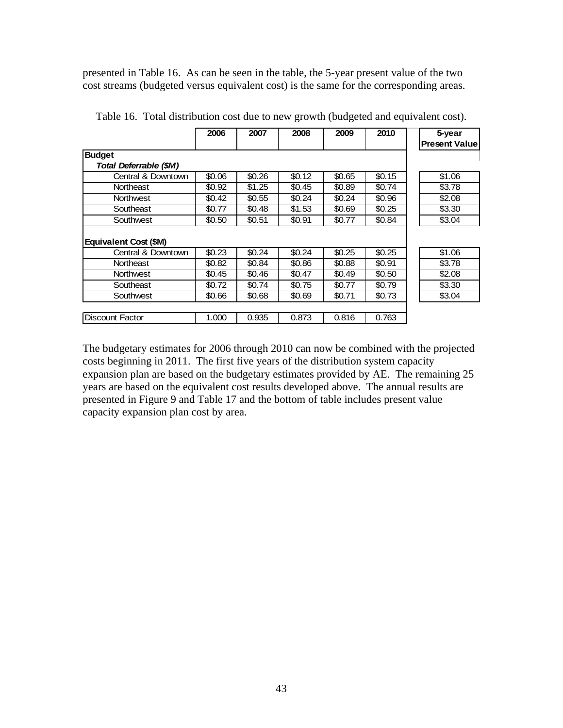presented in Table 16. As can be seen in the table, the 5-year present value of the two cost streams (budgeted versus equivalent cost) is the same for the corresponding areas.

Table 16. Total distribution cost due to new growth (budgeted and equivalent cost).

| | 2006 | 2007 | 2008 | 2009 | 2010 | 5-year Present Value |
|---|---|---|---|---|---|---|
| **Budget** | | | | | | |
| ***Total Deferrable ($M)*** | | | | | | |
| Central & Downtown | $0.06 | $0.26 | $0.12 | $0.65 | $0.15 | $1.06 |
| Northeast | $0.92 | $1.25 | $0.45 | $0.89 | $0.74 | $3.78 |
| Northwest | $0.42 | $0.55 | $0.24 | $0.24 | $0.96 | $2.08 |
| Southeast | $0.77 | $0.48 | $1.53 | $0.69 | $0.25 | $3.30 |
| Southwest | $0.50 | $0.51 | $0.91 | $0.77 | $0.84 | $3.04 |
| **Equivalent Cost ($M)** | | | | | | |
| Central & Downtown | $0.23 | $0.24 | $0.24 | $0.25 | $0.25 | $1.06 |
| Northeast | $0.82 | $0.84 | $0.86 | $0.88 | $0.91 | $3.78 |
| Northwest | $0.45 | $0.46 | $0.47 | $0.49 | $0.50 | $2.08 |
| Southeast | $0.72 | $0.74 | $0.75 | $0.77 | $0.79 | $3.30 |
| Southwest | $0.66 | $0.68 | $0.69 | $0.71 | $0.73 | $3.04 |
| Discount Factor | 1.000 | 0.935 | 0.873 | 0.816 | 0.763 | |

The budgetary estimates for 2006 through 2010 can now be combined with the projected costs beginning in 2011. The first five years of the distribution system capacity expansion plan are based on the budgetary estimates provided by AE. The remaining 25 years are based on the equivalent cost results developed above. The annual results are presented in Figure 9 and Table 17 and the bottom of table includes present value capacity expansion plan cost by area.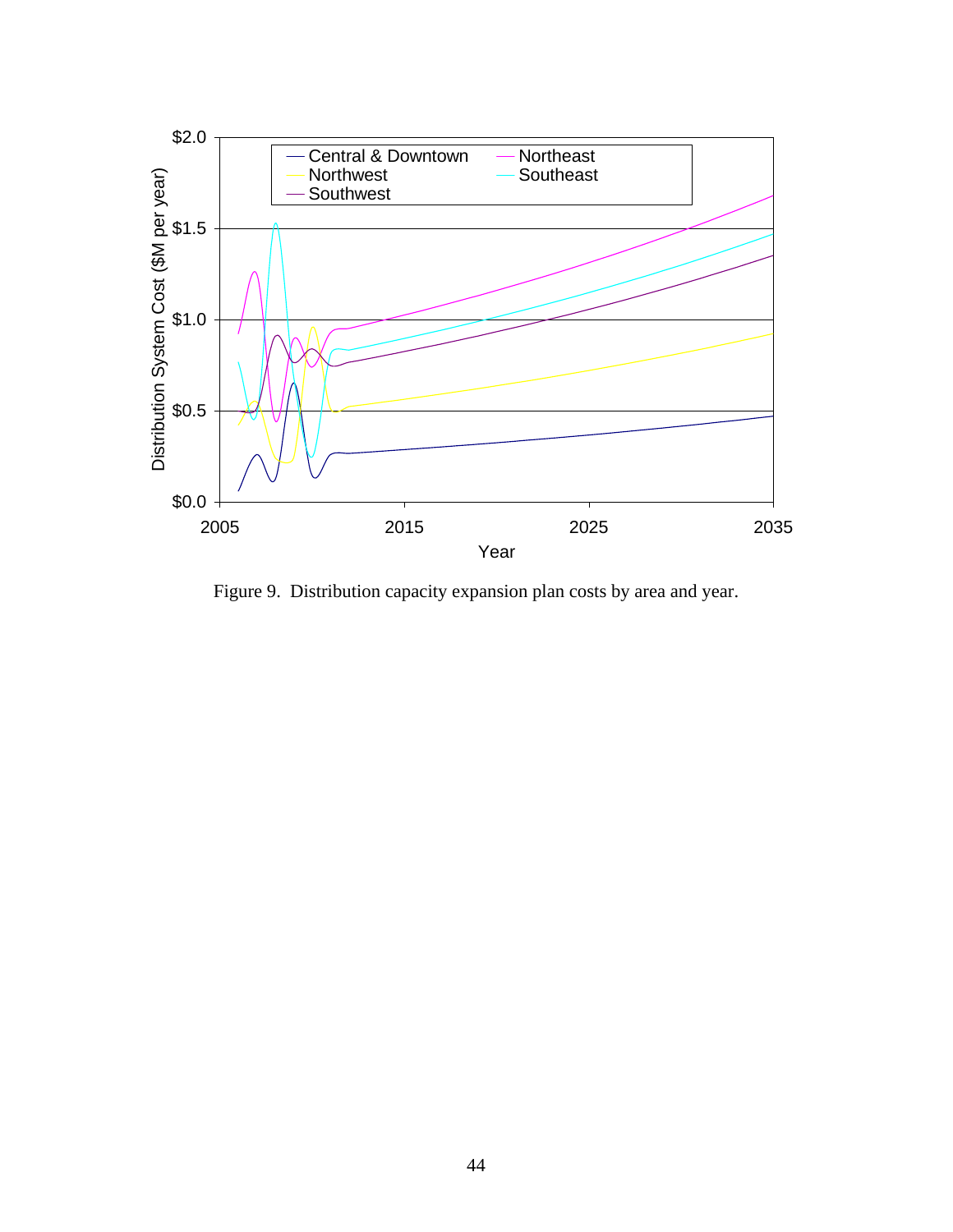Figure 9. Distribution capacity expansion plan costs by area and year.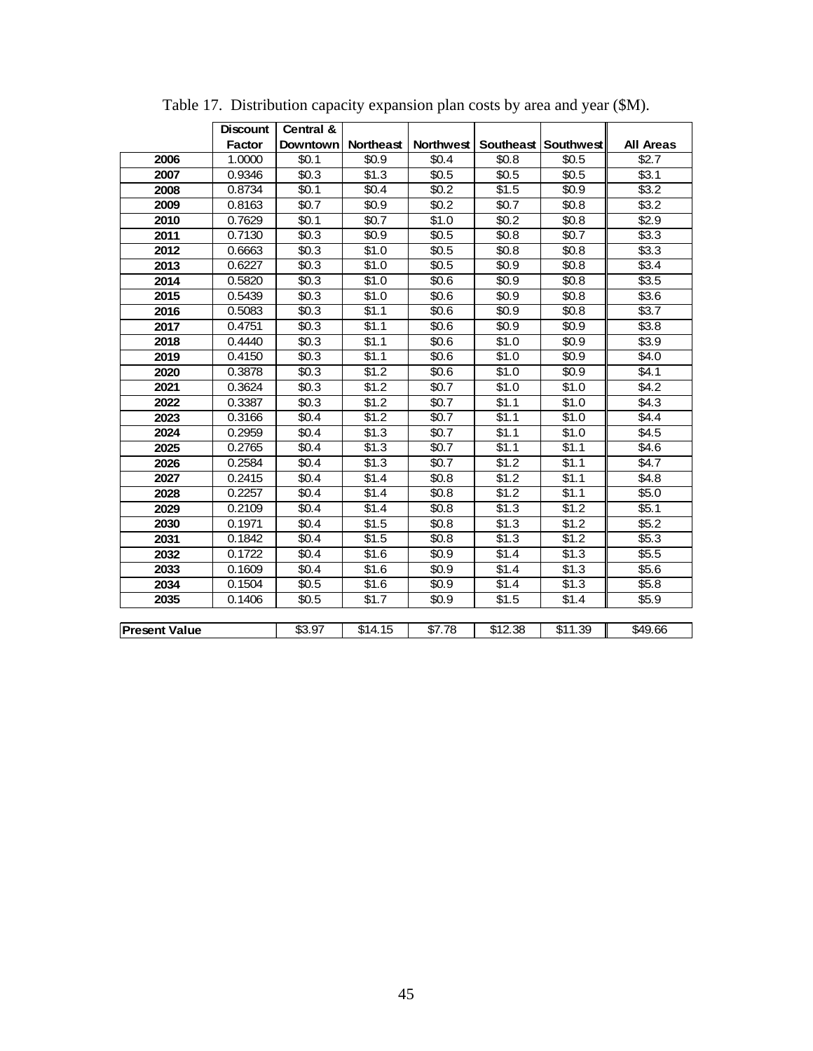Table 17. Distribution capacity expansion plan costs by area and year ($M).

| | Discount Factor | Central & Downtown | Northeast | Northwest | Southeast | Southwest | All Areas |
|---|---|---|---|---|---|---|---|
| **2006** | 1.0000 | $0.1 | $0.9 | $0.4 | $0.8 | $0.5 | $2.7 |
| **2007** | 0.9346 | $0.3 | $1.3 | $0.5 | $0.5 | $0.5 | $3.1 |
| **2008** | 0.8734 | $0.1 | $0.4 | $0.2 | $1.5 | $0.9 | $3.2 |
| **2009** | 0.8163 | $0.7 | $0.9 | $0.2 | $0.7 | $0.8 | $3.2 |
| **2010** | 0.7629 | $0.1 | $0.7 | $1.0 | $0.2 | $0.8 | $2.9 |
| **2011** | 0.7130 | $0.3 | $0.9 | $0.5 | $0.8 | $0.7 | $3.3 |
| **2012** | 0.6663 | $0.3 | $1.0 | $0.5 | $0.8 | $0.8 | $3.3 |
| **2013** | 0.6227 | $0.3 | $1.0 | $0.5 | $0.9 | $0.8 | $3.4 |
| **2014** | 0.5820 | $0.3 | $1.0 | $0.6 | $0.9 | $0.8 | $3.5 |
| **2015** | 0.5439 | $0.3 | $1.0 | $0.6 | $0.9 | $0.8 | $3.6 |
| **2016** | 0.5083 | $0.3 | $1.1 | $0.6 | $0.9 | $0.8 | $3.7 |
| **2017** | 0.4751 | $0.3 | $1.1 | $0.6 | $0.9 | $0.9 | $3.8 |
| **2018** | 0.4440 | $0.3 | $1.1 | $0.6 | $1.0 | $0.9 | $3.9 |
| **2019** | 0.4150 | $0.3 | $1.1 | $0.6 | $1.0 | $0.9 | $4.0 |
| **2020** | 0.3878 | $0.3 | $1.2 | $0.6 | $1.0 | $0.9 | $4.1 |
| **2021** | 0.3624 | $0.3 | $1.2 | $0.7 | $1.0 | $1.0 | $4.2 |
| **2022** | 0.3387 | $0.3 | $1.2 | $0.7 | $1.1 | $1.0 | $4.3 |
| **2023** | 0.3166 | $0.4 | $1.2 | $0.7 | $1.1 | $1.0 | $4.4 |
| **2024** | 0.2959 | $0.4 | $1.3 | $0.7 | $1.1 | $1.0 | $4.5 |
| **2025** | 0.2765 | $0.4 | $1.3 | $0.7 | $1.1 | $1.1 | $4.6 |
| **2026** | 0.2584 | $0.4 | $1.3 | $0.7 | $1.2 | $1.1 | $4.7 |
| **2027** | 0.2415 | $0.4 | $1.4 | $0.8 | $1.2 | $1.1 | $4.8 |
| **2028** | 0.2257 | $0.4 | $1.4 | $0.8 | $1.2 | $1.1 | $5.0 |
| **2029** | 0.2109 | $0.4 | $1.4 | $0.8 | $1.3 | $1.2 | $5.1 |
| **2030** | 0.1971 | $0.4 | $1.5 | $0.8 | $1.3 | $1.2 | $5.2 |
| **2031** | 0.1842 | $0.4 | $1.5 | $0.8 | $1.3 | $1.2 | $5.3 |
| **2032** | 0.1722 | $0.4 | $1.6 | $0.9 | $1.4 | $1.3 | $5.5 |
| **2033** | 0.1609 | $0.4 | $1.6 | $0.9 | $1.4 | $1.3 | $5.6 |
| **2034** | 0.1504 | $0.5 | $1.6 | $0.9 | $1.4 | $1.3 | $5.8 |
| **2035** | 0.1406 | $0.5 | $1.7 | $0.9 | $1.5 | $1.4 | $5.9 |
| **Present Value** | | $3.97 | $14.15 | $7.78 | $12.38 | $11.39 | $49.66 |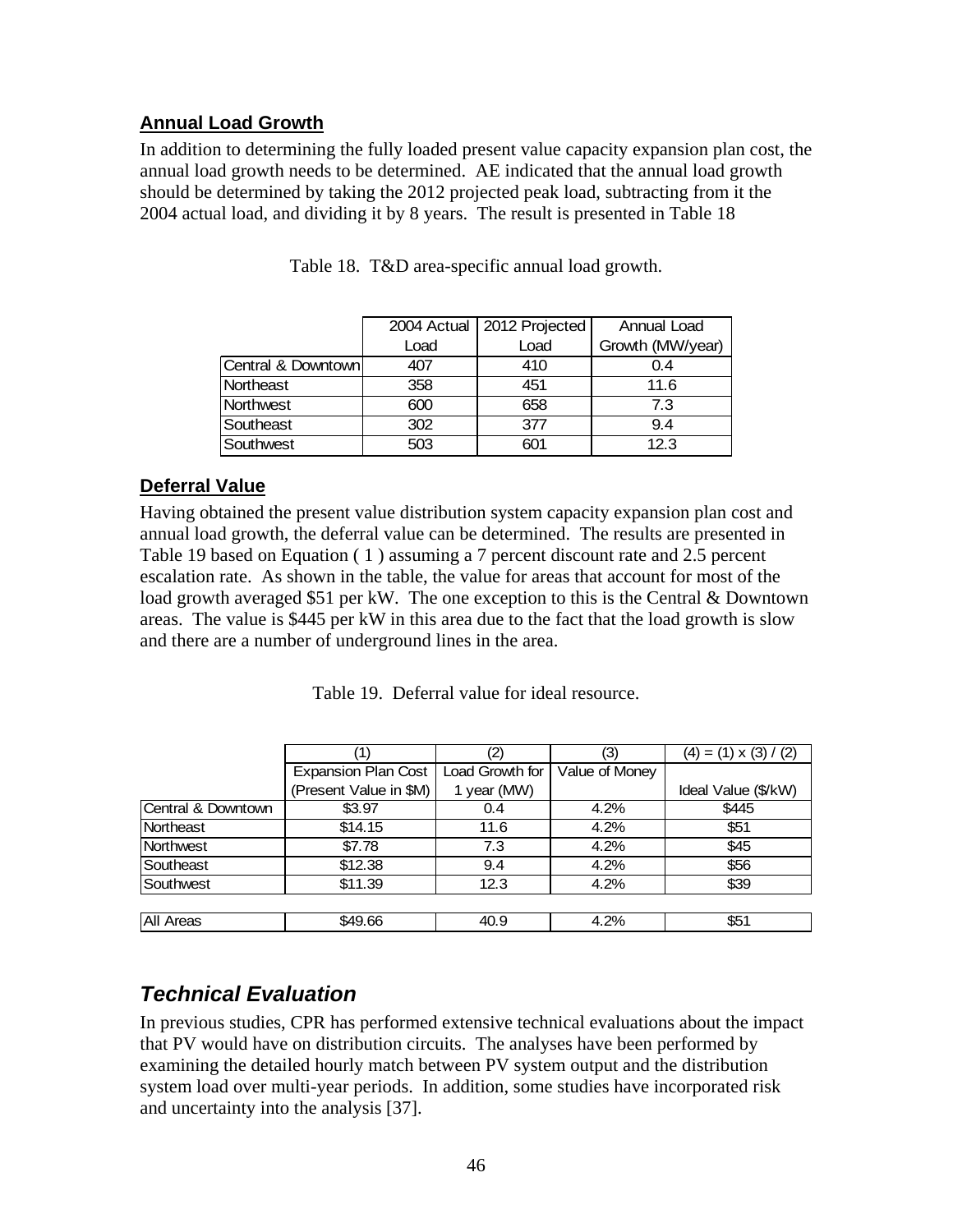**Annual Load Growth**

In addition to determining the fully loaded present value capacity expansion plan cost, the annual load growth needs to be determined. AE indicated that the annual load growth should be determined by taking the 2012 projected peak load, subtracting from it the 2004 actual load, and dividing it by 8 years. The result is presented in Table 18

Table 18. T&D area-specific annual load growth.

| | 2004 Actual Load | 2012 Projected Load | Annual Load Growth (MW/year) |
|---|---|---|---|
| Central & Downtown | 407 | 410 | 0.4 |
| Northeast | 358 | 451 | 11.6 |
| Northwest | 600 | 658 | 7.3 |
| Southeast | 302 | 377 | 9.4 |
| Southwest | 503 | 601 | 12.3 |

**Deferral Value**

Having obtained the present value distribution system capacity expansion plan cost and annual load growth, the deferral value can be determined. The results are presented in Table 19 based on Equation ( 1 ) assuming a 7 percent discount rate and 2.5 percent escalation rate. As shown in the table, the value for areas that account for most of the load growth averaged $51 per kW. The one exception to this is the Central & Downtown areas. The value is $445 per kW in this area due to the fact that the load growth is slow and there are a number of underground lines in the area.

Table 19. Deferral value for ideal resource.

| | (1) | (2) | (3) | (4) = (1) x (3) / (2) |
|---|---|---|---|---|
| | Expansion Plan Cost (Present Value in $M) | Load Growth for 1 year (MW) | Value of Money | Ideal Value ($/kW) |
| Central & Downtown | $3.97 | 0.4 | 4.2% | $445 |
| Northeast | $14.15 | 11.6 | 4.2% | $51 |
| Northwest | $7.78 | 7.3 | 4.2% | $45 |
| Southeast | $12.38 | 9.4 | 4.2% | $56 |
| Southwest | $11.39 | 12.3 | 4.2% | $39 |
| | | | | |
| All Areas | $49.66 | 40.9 | 4.2% | $51 |

## *Technical Evaluation*

In previous studies, CPR has performed extensive technical evaluations about the impact that PV would have on distribution circuits. The analyses have been performed by examining the detailed hourly match between PV system output and the distribution system load over multi-year periods. In addition, some studies have incorporated risk and uncertainty into the analysis [37].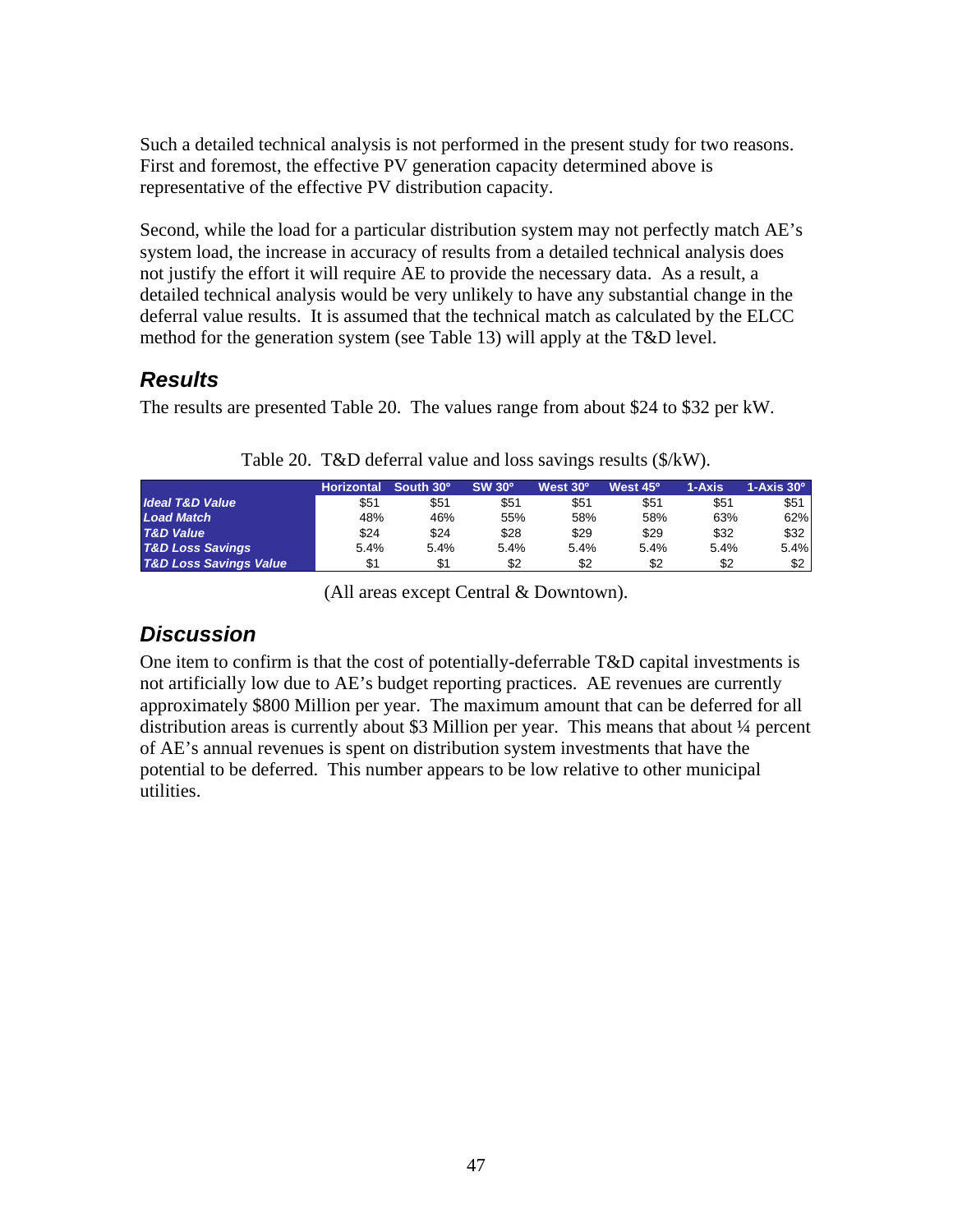Such a detailed technical analysis is not performed in the present study for two reasons. First and foremost, the effective PV generation capacity determined above is representative of the effective PV distribution capacity.

Second, while the load for a particular distribution system may not perfectly match AE's system load, the increase in accuracy of results from a detailed technical analysis does not justify the effort it will require AE to provide the necessary data. As a result, a detailed technical analysis would be very unlikely to have any substantial change in the deferral value results. It is assumed that the technical match as calculated by the ELCC method for the generation system (see Table 13) will apply at the T&D level.

## Results

The results are presented Table 20. The values range from about $24 to $32 per kW.

Table 20. T&D deferral value and loss savings results ($/kW).

| | Horizontal | South 30° | SW 30° | West 30° | West 45° | 1-Axis | 1-Axis 30° |
|---|---|---|---|---|---|---|---|
| ***Ideal T&D Value*** | $51 | $51 | $51 | $51 | $51 | $51 | $51 |
| ***Load Match*** | 48% | 46% | 55% | 58% | 58% | 63% | 62% |
| ***T&D Value*** | $24 | $24 | $28 | $29 | $29 | $32 | $32 |
| ***T&D Loss Savings*** | 5.4% | 5.4% | 5.4% | 5.4% | 5.4% | 5.4% | 5.4% |
| ***T&D Loss Savings Value*** | $1 | $1 | $2 | $2 | $2 | $2 | $2 |

(All areas except Central & Downtown).

## Discussion

One item to confirm is that the cost of potentially-deferrable T&D capital investments is not artificially low due to AE's budget reporting practices. AE revenues are currently approximately $800 Million per year. The maximum amount that can be deferred for all distribution areas is currently about $3 Million per year. This means that about ¼ percent of AE's annual revenues is spent on distribution system investments that have the potential to be deferred. This number appears to be low relative to other municipal utilities.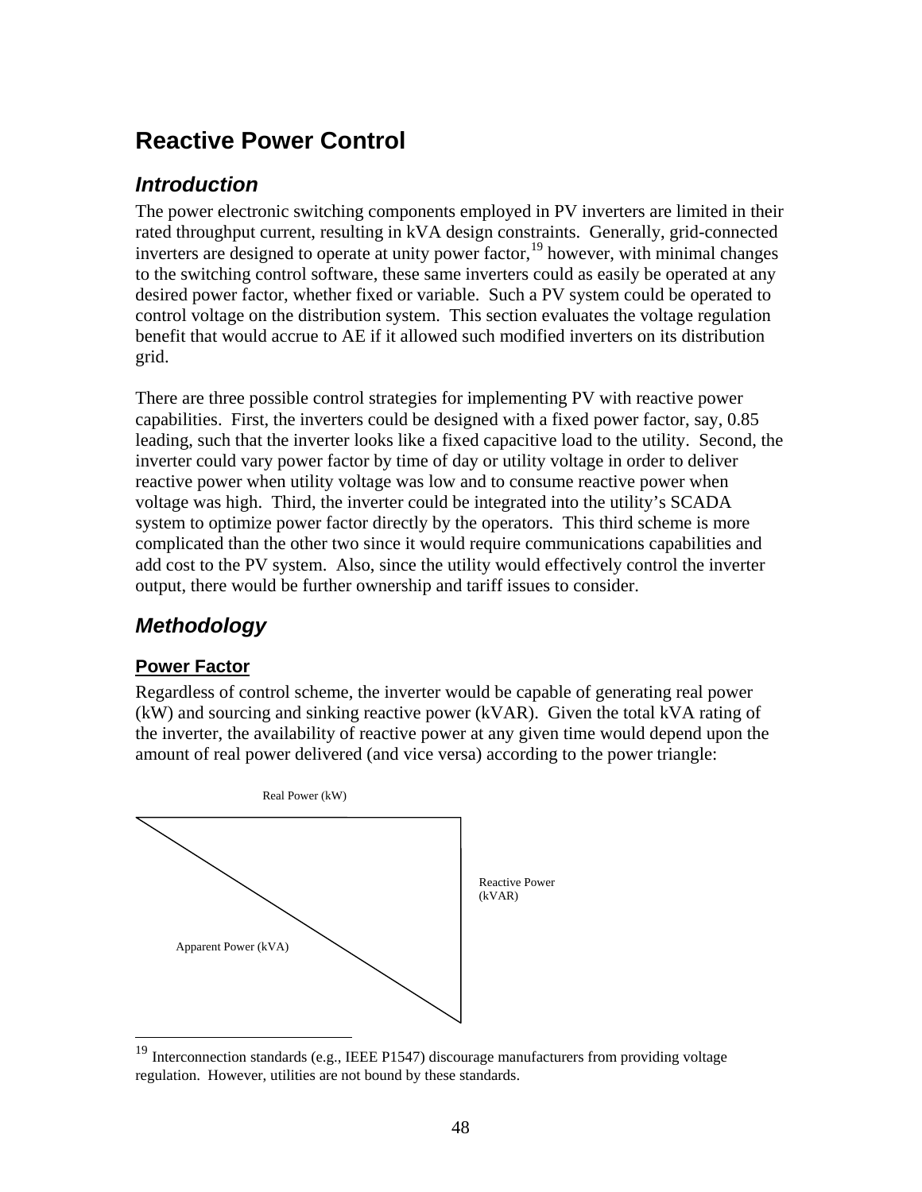# Reactive Power Control

## Introduction

The power electronic switching components employed in PV inverters are limited in their rated throughput current, resulting in kVA design constraints. Generally, grid-connected inverters are designed to operate at unity power factor,[19] however, with minimal changes to the switching control software, these same inverters could as easily be operated at any desired power factor, whether fixed or variable. Such a PV system could be operated to control voltage on the distribution system. This section evaluates the voltage regulation benefit that would accrue to AE if it allowed such modified inverters on its distribution grid.

There are three possible control strategies for implementing PV with reactive power capabilities. First, the inverters could be designed with a fixed power factor, say, 0.85 leading, such that the inverter looks like a fixed capacitive load to the utility. Second, the inverter could vary power factor by time of day or utility voltage in order to deliver reactive power when utility voltage was low and to consume reactive power when voltage was high. Third, the inverter could be integrated into the utility's SCADA system to optimize power factor directly by the operators. This third scheme is more complicated than the other two since it would require communications capabilities and add cost to the PV system. Also, since the utility would effectively control the inverter output, there would be further ownership and tariff issues to consider.

## Methodology

### Power Factor

Regardless of control scheme, the inverter would be capable of generating real power (kW) and sourcing and sinking reactive power (kVAR). Given the total kVA rating of the inverter, the availability of reactive power at any given time would depend upon the amount of real power delivered (and vice versa) according to the power triangle:

Real Power (kW)

Reactive Power (kVAR)

Apparent Power (kVA)

[19] Interconnection standards (e.g., IEEE P1547) discourage manufacturers from providing voltage regulation. However, utilities are not bound by these standards.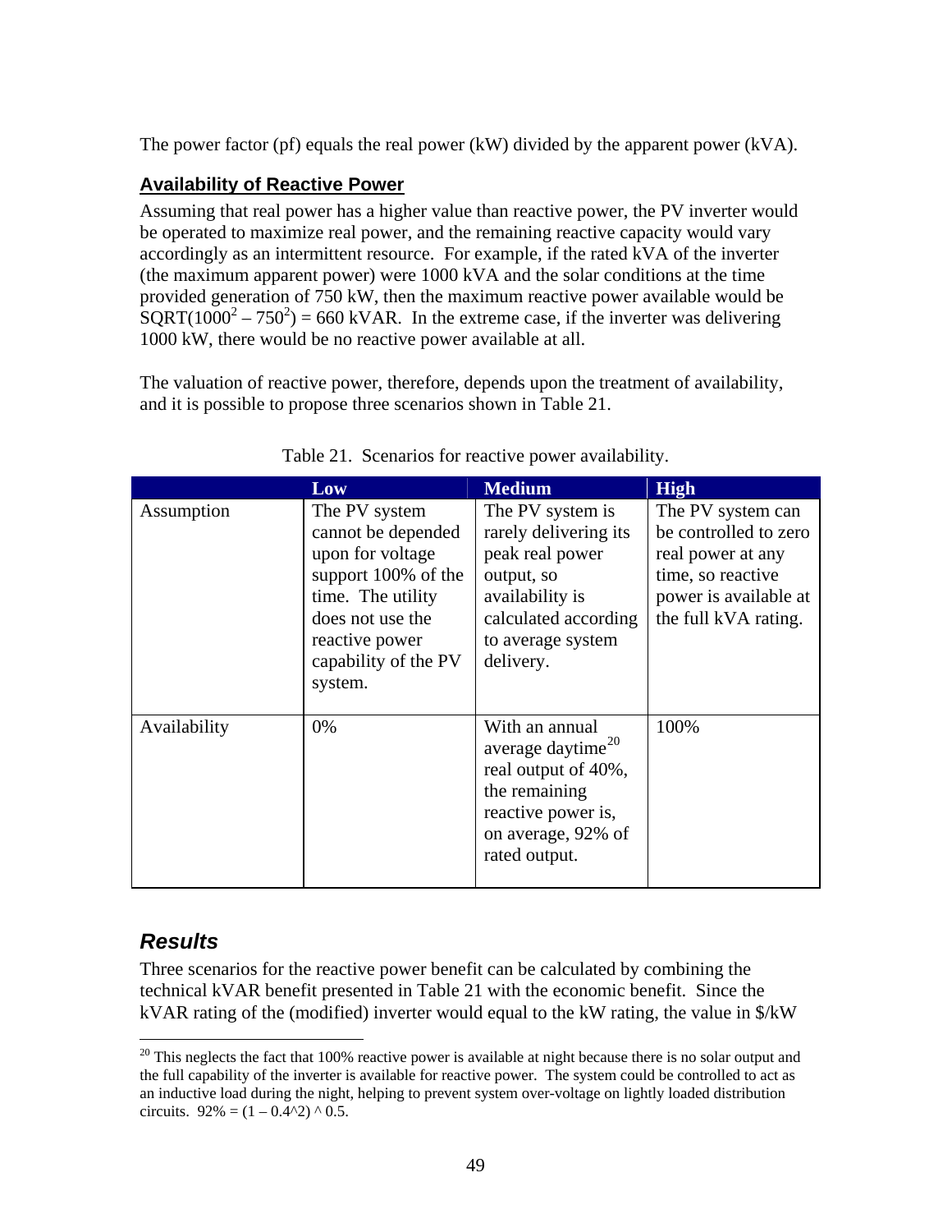The power factor (pf) equals the real power (kW) divided by the apparent power (kVA).

### Availability of Reactive Power

Assuming that real power has a higher value than reactive power, the PV inverter would be operated to maximize real power, and the remaining reactive capacity would vary accordingly as an intermittent resource. For example, if the rated kVA of the inverter (the maximum apparent power) were 1000 kVA and the solar conditions at the time provided generation of 750 kW, then the maximum reactive power available would be $\text{SQRT}(1000^2 - 750^2) = 660$ kVAR. In the extreme case, if the inverter was delivering 1000 kW, there would be no reactive power available at all.

The valuation of reactive power, therefore, depends upon the treatment of availability, and it is possible to propose three scenarios shown in Table 21.

Table 21. Scenarios for reactive power availability.

| | Low | Medium | High |
|---|---|---|---|
| Assumption | The PV system cannot be depended upon for voltage support 100% of the time. The utility does not use the reactive power capability of the PV system. | The PV system is rarely delivering its peak real power output, so availability is calculated according to average system delivery. | The PV system can be controlled to zero real power at any time, so reactive power is available at the full kVA rating. |
| Availability | 0% | With an annual average daytime[20] real output of 40%, the remaining reactive power is, on average, 92% of rated output. | 100% |

## Results

Three scenarios for the reactive power benefit can be calculated by combining the technical kVAR benefit presented in Table 21 with the economic benefit. Since the kVAR rating of the (modified) inverter would equal to the kW rating, the value in $/kW

[20] This neglects the fact that 100% reactive power is available at night because there is no solar output and the full capability of the inverter is available for reactive power. The system could be controlled to act as an inductive load during the night, helping to prevent system over-voltage on lightly loaded distribution circuits. 92% = (1 – 0.4^2) ^ 0.5.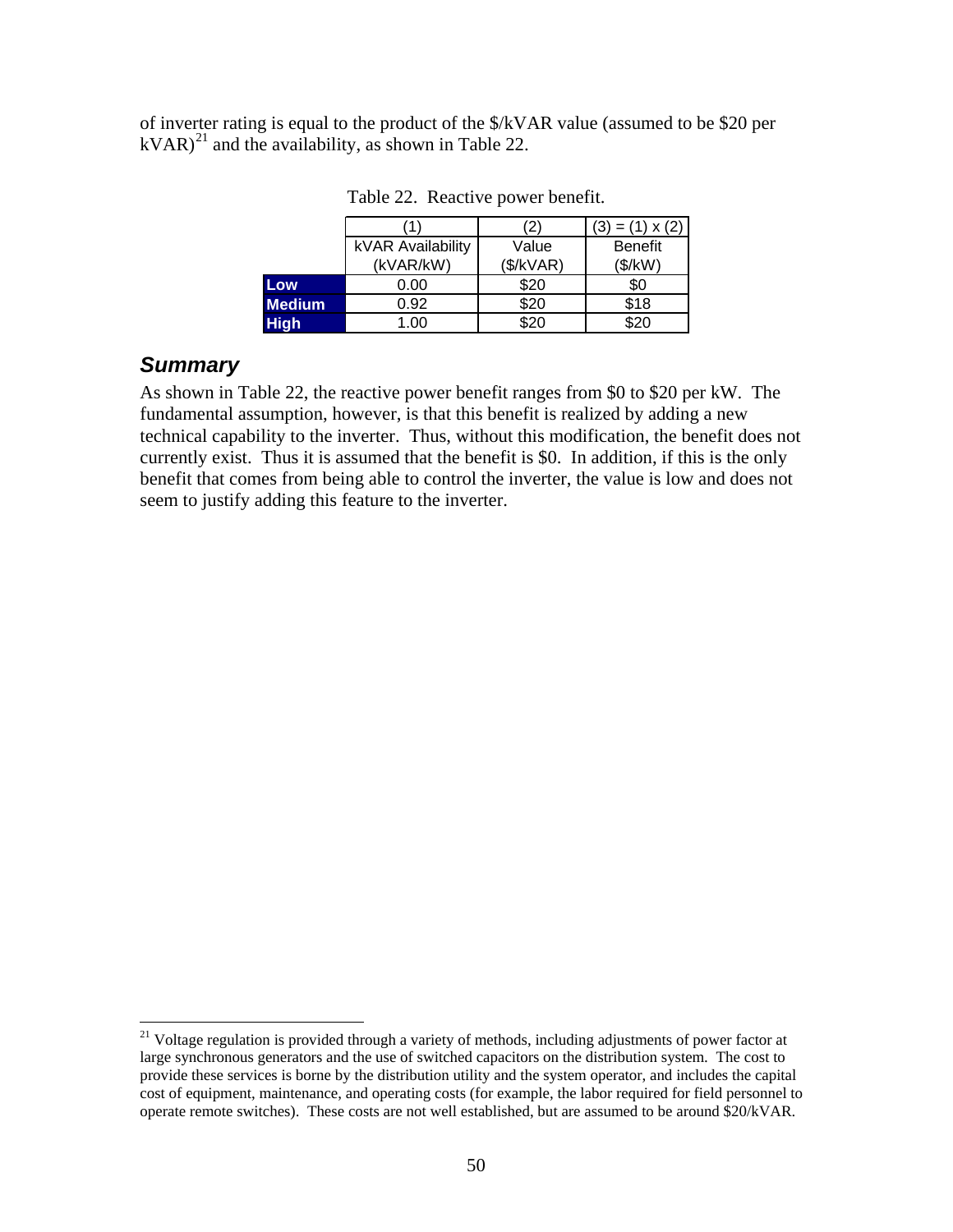of inverter rating is equal to the product of the $/kVAR value (assumed to be $20 per kVAR)[21] and the availability, as shown in Table 22.

Table 22. Reactive power benefit.

| | (1) | (2) | (3) = (1) x (2) |
|---|---|---|---|
| | kVAR Availability (kVAR/kW) | Value ($/kVAR) | Benefit ($/kW) |
| **Low** | 0.00 | $20 | $0 |
| **Medium** | 0.92 | $20 | $18 |
| **High** | 1.00 | $20 | $20 |

## *Summary*

As shown in Table 22, the reactive power benefit ranges from $0 to $20 per kW. The fundamental assumption, however, is that this benefit is realized by adding a new technical capability to the inverter. Thus, without this modification, the benefit does not currently exist. Thus it is assumed that the benefit is $0. In addition, if this is the only benefit that comes from being able to control the inverter, the value is low and does not seem to justify adding this feature to the inverter.

---

[21] Voltage regulation is provided through a variety of methods, including adjustments of power factor at large synchronous generators and the use of switched capacitors on the distribution system. The cost to provide these services is borne by the distribution utility and the system operator, and includes the capital cost of equipment, maintenance, and operating costs (for example, the labor required for field personnel to operate remote switches). These costs are not well established, but are assumed to be around $20/kVAR.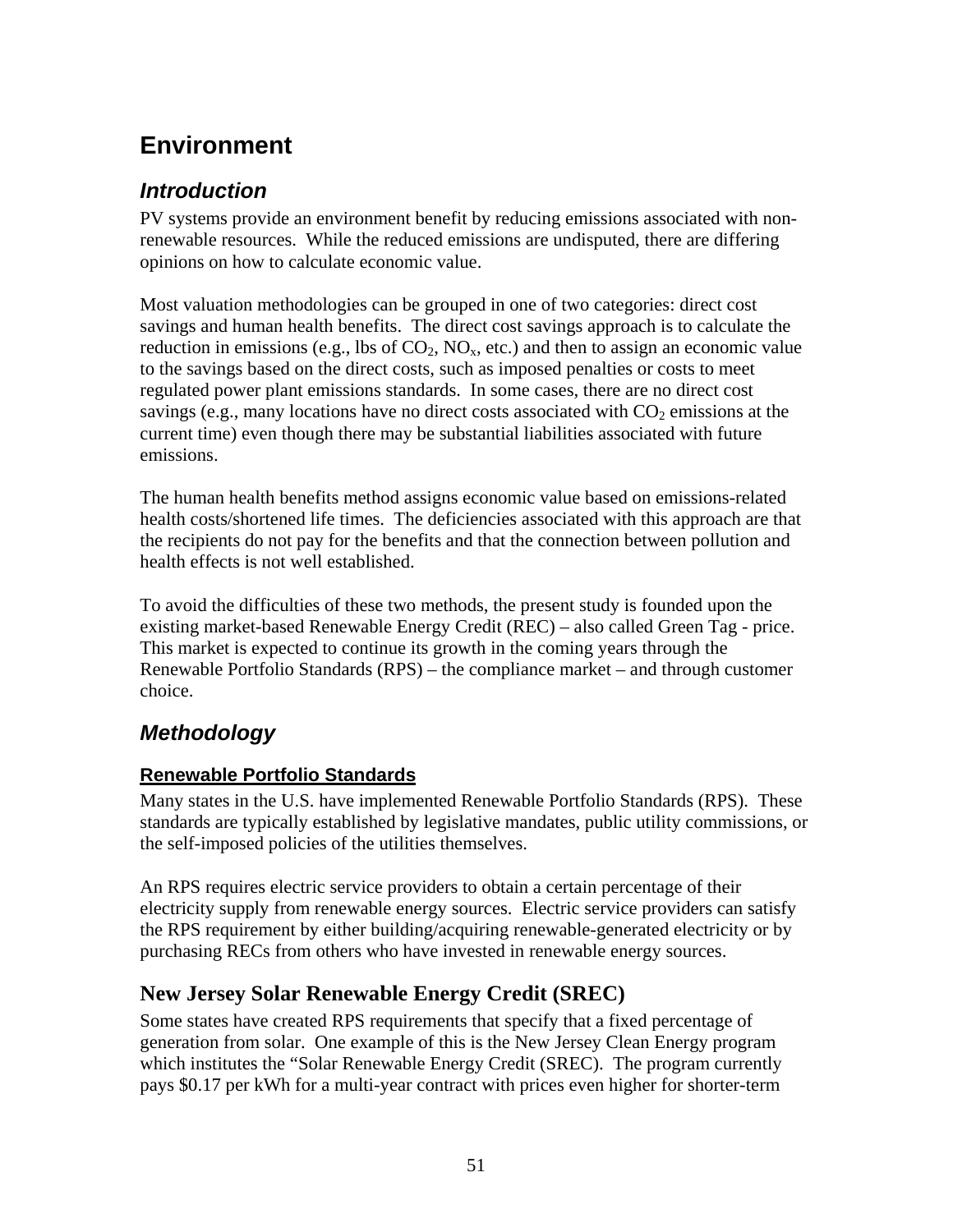# Environment

## *Introduction*

PV systems provide an environment benefit by reducing emissions associated with non-renewable resources. While the reduced emissions are undisputed, there are differing opinions on how to calculate economic value.

Most valuation methodologies can be grouped in one of two categories: direct cost savings and human health benefits. The direct cost savings approach is to calculate the reduction in emissions (e.g., lbs of $CO_2$, $NO_x$, etc.) and then to assign an economic value to the savings based on the direct costs, such as imposed penalties or costs to meet regulated power plant emissions standards. In some cases, there are no direct cost savings (e.g., many locations have no direct costs associated with $CO_2$ emissions at the current time) even though there may be substantial liabilities associated with future emissions.

The human health benefits method assigns economic value based on emissions-related health costs/shortened life times. The deficiencies associated with this approach are that the recipients do not pay for the benefits and that the connection between pollution and health effects is not well established.

To avoid the difficulties of these two methods, the present study is founded upon the existing market-based Renewable Energy Credit (REC) – also called Green Tag - price. This market is expected to continue its growth in the coming years through the Renewable Portfolio Standards (RPS) – the compliance market – and through customer choice.

## *Methodology*

### Renewable Portfolio Standards

Many states in the U.S. have implemented Renewable Portfolio Standards (RPS). These standards are typically established by legislative mandates, public utility commissions, or the self-imposed policies of the utilities themselves.

An RPS requires electric service providers to obtain a certain percentage of their electricity supply from renewable energy sources. Electric service providers can satisfy the RPS requirement by either building/acquiring renewable-generated electricity or by purchasing RECs from others who have invested in renewable energy sources.

### New Jersey Solar Renewable Energy Credit (SREC)

Some states have created RPS requirements that specify that a fixed percentage of generation from solar. One example of this is the New Jersey Clean Energy program which institutes the "Solar Renewable Energy Credit (SREC). The program currently pays $0.17 per kWh for a multi-year contract with prices even higher for shorter-term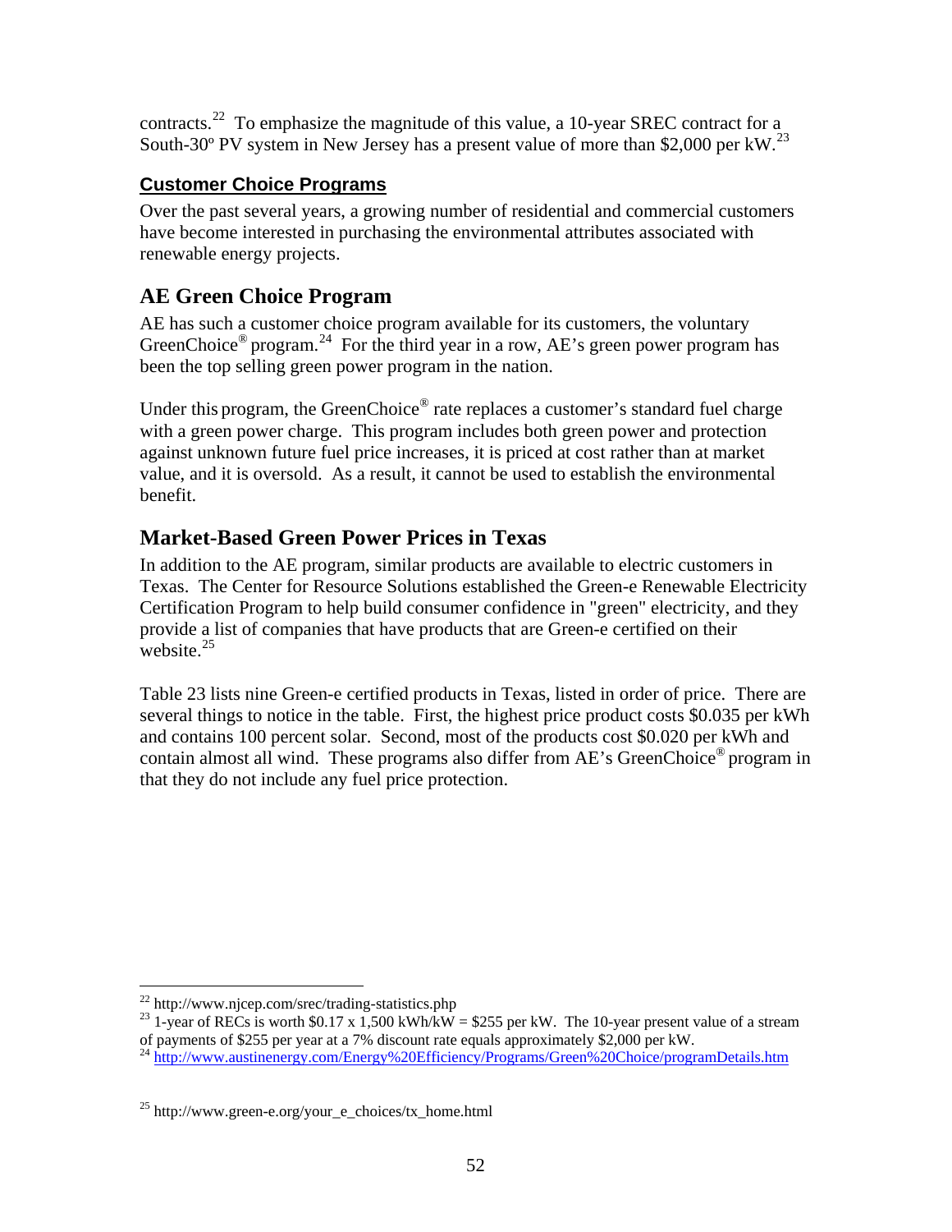contracts.[22] To emphasize the magnitude of this value, a 10-year SREC contract for a South-30º PV system in New Jersey has a present value of more than $2,000 per kW.[23]

### Customer Choice Programs

Over the past several years, a growing number of residential and commercial customers have become interested in purchasing the environmental attributes associated with renewable energy projects.

## AE Green Choice Program

AE has such a customer choice program available for its customers, the voluntary GreenChoice® program.[24] For the third year in a row, AE's green power program has been the top selling green power program in the nation.

Under this program, the GreenChoice® rate replaces a customer's standard fuel charge with a green power charge. This program includes both green power and protection against unknown future fuel price increases, it is priced at cost rather than at market value, and it is oversold. As a result, it cannot be used to establish the environmental benefit.

## Market-Based Green Power Prices in Texas

In addition to the AE program, similar products are available to electric customers in Texas. The Center for Resource Solutions established the Green-e Renewable Electricity Certification Program to help build consumer confidence in "green" electricity, and they provide a list of companies that have products that are Green-e certified on their website.[25]

Table 23 lists nine Green-e certified products in Texas, listed in order of price. There are several things to notice in the table. First, the highest price product costs $0.035 per kWh and contains 100 percent solar. Second, most of the products cost $0.020 per kWh and contain almost all wind. These programs also differ from AE's GreenChoice® program in that they do not include any fuel price protection.

---

[22] http://www.njcep.com/srec/trading-statistics.php

[23] 1-year of RECs is worth $0.17 x 1,500 kWh/kW = $255 per kW. The 10-year present value of a stream of payments of $255 per year at a 7% discount rate equals approximately $2,000 per kW.

[24] http://www.austinenergy.com/Energy%20Efficiency/Programs/Green%20Choice/programDetails.htm

[25] http://www.green-e.org/your_e_choices/tx_home.html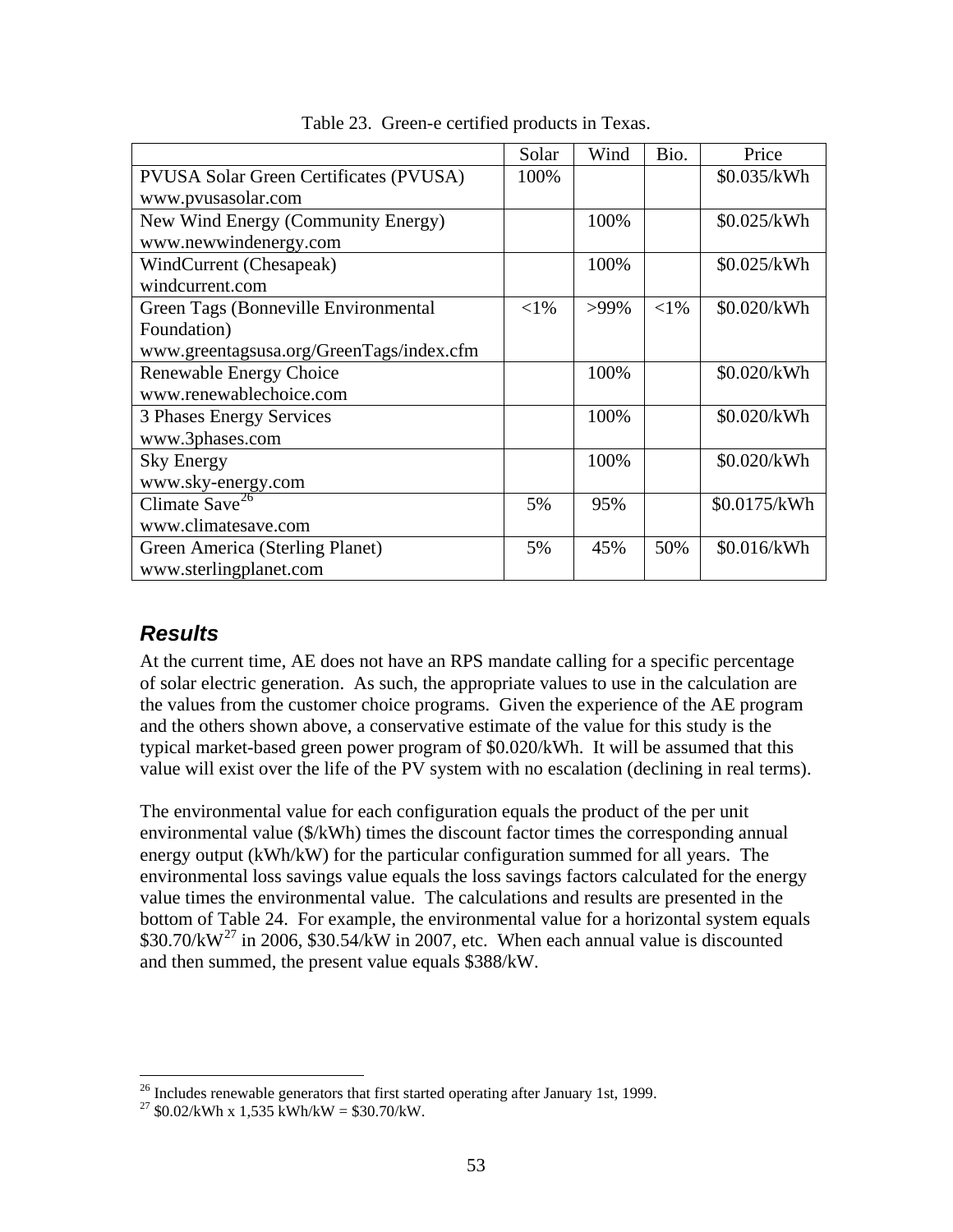Table 23. Green-e certified products in Texas.

| | Solar | Wind | Bio. | Price |
|---|---|---|---|---|
| PVUSA Solar Green Certificates (PVUSA) www.pvusasolar.com | 100% | | | \$0.035/kWh |
| New Wind Energy (Community Energy) www.newwindenergy.com | | 100% | | \$0.025/kWh |
| WindCurrent (Chesapeak) windcurrent.com | | 100% | | \$0.025/kWh |
| Green Tags (Bonneville Environmental Foundation) www.greentagsusa.org/GreenTags/index.cfm | <1% | >99% | <1% | \$0.020/kWh |
| Renewable Energy Choice www.renewablechoice.com | | 100% | | \$0.020/kWh |
| 3 Phases Energy Services www.3phases.com | | 100% | | \$0.020/kWh |
| Sky Energy www.sky-energy.com | | 100% | | \$0.020/kWh |
| Climate Save[26] www.climatesave.com | 5% | 95% | | \$0.0175/kWh |
| Green America (Sterling Planet) www.sterlingplanet.com | 5% | 45% | 50% | \$0.016/kWh |

## *Results*

At the current time, AE does not have an RPS mandate calling for a specific percentage of solar electric generation. As such, the appropriate values to use in the calculation are the values from the customer choice programs. Given the experience of the AE program and the others shown above, a conservative estimate of the value for this study is the typical market-based green power program of \$0.020/kWh. It will be assumed that this value will exist over the life of the PV system with no escalation (declining in real terms).

The environmental value for each configuration equals the product of the per unit environmental value (\$/kWh) times the discount factor times the corresponding annual energy output (kWh/kW) for the particular configuration summed for all years. The environmental loss savings value equals the loss savings factors calculated for the energy value times the environmental value. The calculations and results are presented in the bottom of Table 24. For example, the environmental value for a horizontal system equals \$30.70/kW[27] in 2006, \$30.54/kW in 2007, etc. When each annual value is discounted and then summed, the present value equals \$388/kW.

---

[26] Includes renewable generators that first started operating after January 1st, 1999.

[27] \$0.02/kWh x 1,535 kWh/kW = \$30.70/kW.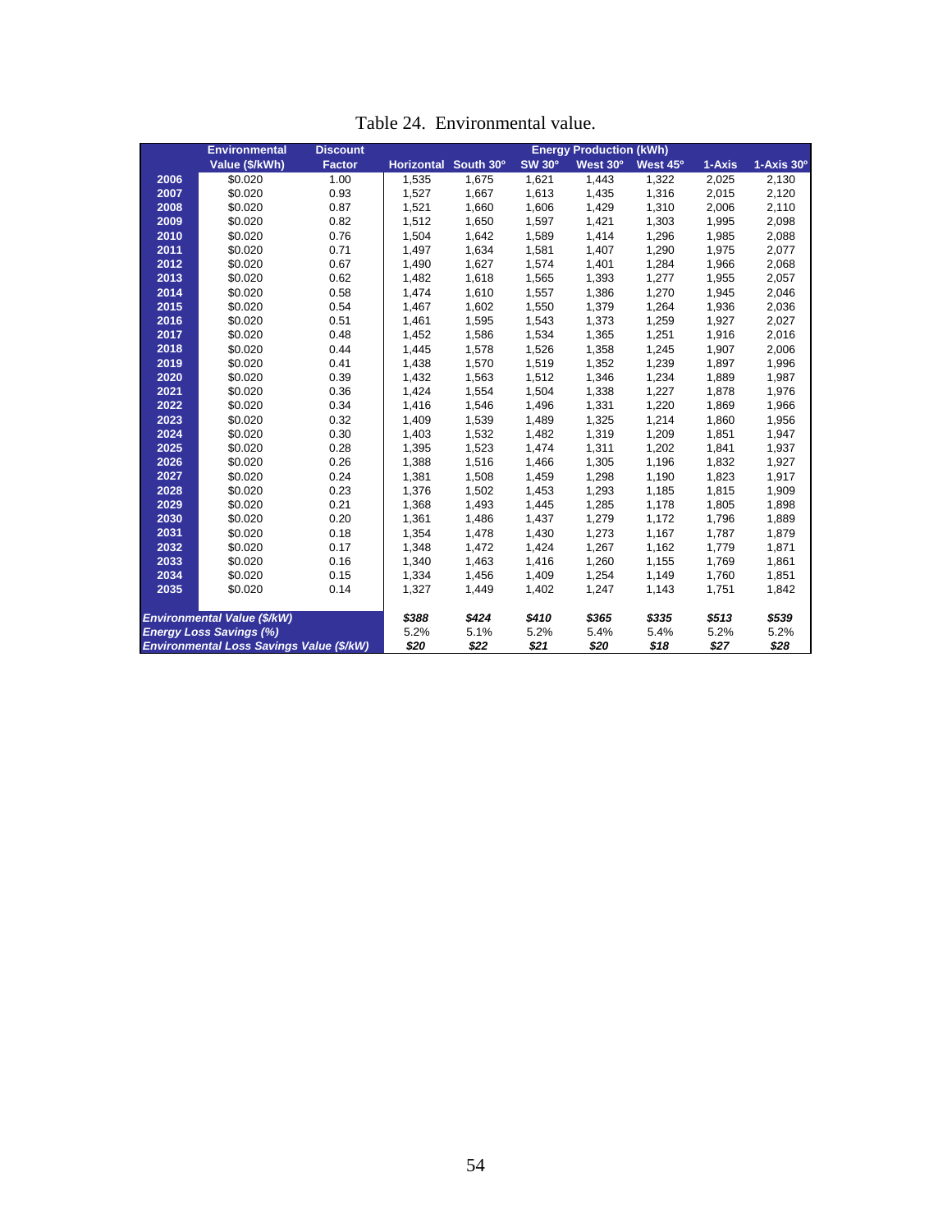Table 24. Environmental value.

| | Environmental Value ($/kWh) | Discount Factor | Energy Production (kWh) | | | | | | |
|---|---|---|---|---|---|---|---|---|---|
| | | | Horizontal | South 30º | SW 30º | West 30º | West 45º | 1-Axis | 1-Axis 30º |
| 2006 | $0.020 | 1.00 | 1,535 | 1,675 | 1,621 | 1,443 | 1,322 | 2,025 | 2,130 |
| 2007 | $0.020 | 0.93 | 1,527 | 1,667 | 1,613 | 1,435 | 1,316 | 2,015 | 2,120 |
| 2008 | $0.020 | 0.87 | 1,521 | 1,660 | 1,606 | 1,429 | 1,310 | 2,006 | 2,110 |
| 2009 | $0.020 | 0.82 | 1,512 | 1,650 | 1,597 | 1,421 | 1,303 | 1,995 | 2,098 |
| 2010 | $0.020 | 0.76 | 1,504 | 1,642 | 1,589 | 1,414 | 1,296 | 1,985 | 2,088 |
| 2011 | $0.020 | 0.71 | 1,497 | 1,634 | 1,581 | 1,407 | 1,290 | 1,975 | 2,077 |
| 2012 | $0.020 | 0.67 | 1,490 | 1,627 | 1,574 | 1,401 | 1,284 | 1,966 | 2,068 |
| 2013 | $0.020 | 0.62 | 1,482 | 1,618 | 1,565 | 1,393 | 1,277 | 1,955 | 2,057 |
| 2014 | $0.020 | 0.58 | 1,474 | 1,610 | 1,557 | 1,386 | 1,270 | 1,945 | 2,046 |
| 2015 | $0.020 | 0.54 | 1,467 | 1,602 | 1,550 | 1,379 | 1,264 | 1,936 | 2,036 |
| 2016 | $0.020 | 0.51 | 1,461 | 1,595 | 1,543 | 1,373 | 1,259 | 1,927 | 2,027 |
| 2017 | $0.020 | 0.48 | 1,452 | 1,586 | 1,534 | 1,365 | 1,251 | 1,916 | 2,016 |
| 2018 | $0.020 | 0.44 | 1,445 | 1,578 | 1,526 | 1,358 | 1,245 | 1,907 | 2,006 |
| 2019 | $0.020 | 0.41 | 1,438 | 1,570 | 1,519 | 1,352 | 1,239 | 1,897 | 1,996 |
| 2020 | $0.020 | 0.39 | 1,432 | 1,563 | 1,512 | 1,346 | 1,234 | 1,889 | 1,987 |
| 2021 | $0.020 | 0.36 | 1,424 | 1,554 | 1,504 | 1,338 | 1,227 | 1,878 | 1,976 |
| 2022 | $0.020 | 0.34 | 1,416 | 1,546 | 1,496 | 1,331 | 1,220 | 1,869 | 1,966 |
| 2023 | $0.020 | 0.32 | 1,409 | 1,539 | 1,489 | 1,325 | 1,214 | 1,860 | 1,956 |
| 2024 | $0.020 | 0.30 | 1,403 | 1,532 | 1,482 | 1,319 | 1,209 | 1,851 | 1,947 |
| 2025 | $0.020 | 0.28 | 1,395 | 1,523 | 1,474 | 1,311 | 1,202 | 1,841 | 1,937 |
| 2026 | $0.020 | 0.26 | 1,388 | 1,516 | 1,466 | 1,305 | 1,196 | 1,832 | 1,927 |
| 2027 | $0.020 | 0.24 | 1,381 | 1,508 | 1,459 | 1,298 | 1,190 | 1,823 | 1,917 |
| 2028 | $0.020 | 0.23 | 1,376 | 1,502 | 1,453 | 1,293 | 1,185 | 1,815 | 1,909 |
| 2029 | $0.020 | 0.21 | 1,368 | 1,493 | 1,445 | 1,285 | 1,178 | 1,805 | 1,898 |
| 2030 | $0.020 | 0.20 | 1,361 | 1,486 | 1,437 | 1,279 | 1,172 | 1,796 | 1,889 |
| 2031 | $0.020 | 0.18 | 1,354 | 1,478 | 1,430 | 1,273 | 1,167 | 1,787 | 1,879 |
| 2032 | $0.020 | 0.17 | 1,348 | 1,472 | 1,424 | 1,267 | 1,162 | 1,779 | 1,871 |
| 2033 | $0.020 | 0.16 | 1,340 | 1,463 | 1,416 | 1,260 | 1,155 | 1,769 | 1,861 |
| 2034 | $0.020 | 0.15 | 1,334 | 1,456 | 1,409 | 1,254 | 1,149 | 1,760 | 1,851 |
| 2035 | $0.020 | 0.14 | 1,327 | 1,449 | 1,402 | 1,247 | 1,143 | 1,751 | 1,842 |
| *Environmental Value ($/kW)* | | | *$388* | *$424* | *$410* | *$365* | *$335* | *$513* | *$539* |
| *Energy Loss Savings (%)* | | | 5.2% | 5.1% | 5.2% | 5.4% | 5.4% | 5.2% | 5.2% |
| *Environmental Loss Savings Value ($/kW)* | | | *$20* | *$22* | *$21* | *$20* | *$18* | *$27* | *$28* |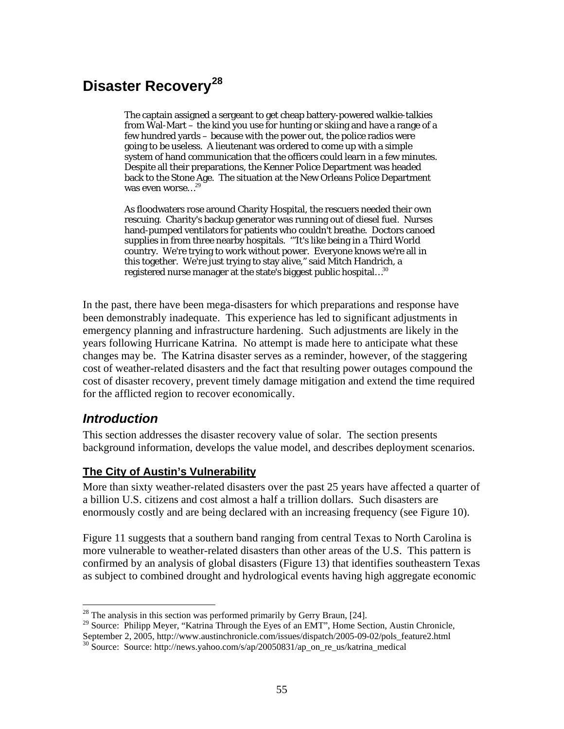# Disaster Recovery[28]

> The captain assigned a sergeant to get cheap battery-powered walkie-talkies from Wal-Mart – the kind you use for hunting or skiing and have a range of a few hundred yards – because with the power out, the police radios were going to be useless. A lieutenant was ordered to come up with a simple system of hand communication that the officers could learn in a few minutes. Despite all their preparations, the Kenner Police Department was headed back to the Stone Age. The situation at the New Orleans Police Department was even worse…[29]
>
> As floodwaters rose around Charity Hospital, the rescuers needed their own rescuing. Charity's backup generator was running out of diesel fuel. Nurses hand-pumped ventilators for patients who couldn't breathe. Doctors canoed supplies in from three nearby hospitals. "'It's like being in a Third World country. We're trying to work without power. Everyone knows we're all in this together. We're just trying to stay alive," said Mitch Handrich, a registered nurse manager at the state's biggest public hospital…[30]

In the past, there have been mega-disasters for which preparations and response have been demonstrably inadequate. This experience has led to significant adjustments in emergency planning and infrastructure hardening. Such adjustments are likely in the years following Hurricane Katrina. No attempt is made here to anticipate what these changes may be. The Katrina disaster serves as a reminder, however, of the staggering cost of weather-related disasters and the fact that resulting power outages compound the cost of disaster recovery, prevent timely damage mitigation and extend the time required for the afflicted region to recover economically.

## *Introduction*

This section addresses the disaster recovery value of solar. The section presents background information, develops the value model, and describes deployment scenarios.

### The City of Austin's Vulnerability

More than sixty weather-related disasters over the past 25 years have affected a quarter of a billion U.S. citizens and cost almost a half a trillion dollars. Such disasters are enormously costly and are being declared with an increasing frequency (see Figure 10).

Figure 11 suggests that a southern band ranging from central Texas to North Carolina is more vulnerable to weather-related disasters than other areas of the U.S. This pattern is confirmed by an analysis of global disasters (Figure 13) that identifies southeastern Texas as subject to combined drought and hydrological events having high aggregate economic

---

[28] The analysis in this section was performed primarily by Gerry Braun, [24].

[29] Source: Philipp Meyer, "Katrina Through the Eyes of an EMT", Home Section, Austin Chronicle, September 2, 2005, http://www.austinchronicle.com/issues/dispatch/2005-09-02/pols_feature2.html

[30] Source: Source: http://news.yahoo.com/s/ap/20050831/ap_on_re_us/katrina_medical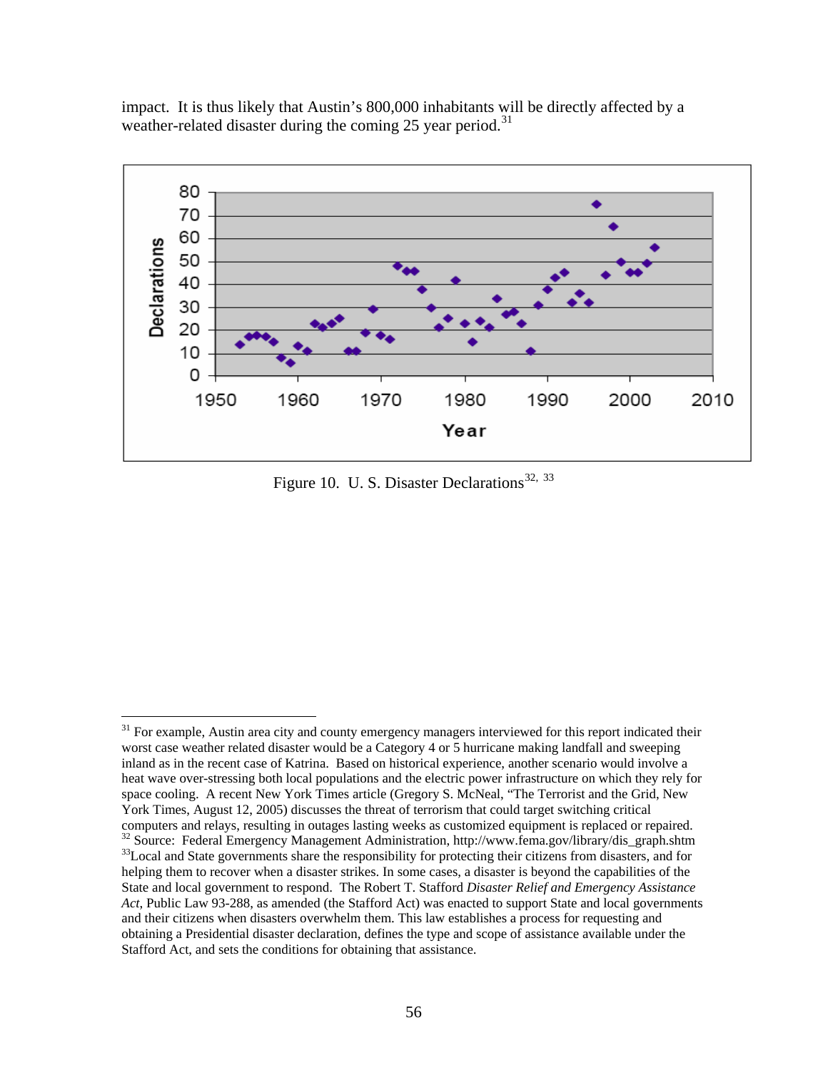impact. It is thus likely that Austin's 800,000 inhabitants will be directly affected by a weather-related disaster during the coming 25 year period.[31]

Figure 10. U. S. Disaster Declarations[32, 33]

---

[31] For example, Austin area city and county emergency managers interviewed for this report indicated their worst case weather related disaster would be a Category 4 or 5 hurricane making landfall and sweeping inland as in the recent case of Katrina. Based on historical experience, another scenario would involve a heat wave over-stressing both local populations and the electric power infrastructure on which they rely for space cooling. A recent New York Times article (Gregory S. McNeal, "The Terrorist and the Grid, New York Times, August 12, 2005) discusses the threat of terrorism that could target switching critical computers and relays, resulting in outages lasting weeks as customized equipment is replaced or repaired.

[32] Source: Federal Emergency Management Administration, http://www.fema.gov/library/dis_graph.shtm

[33] Local and State governments share the responsibility for protecting their citizens from disasters, and for helping them to recover when a disaster strikes. In some cases, a disaster is beyond the capabilities of the State and local government to respond. The Robert T. Stafford *Disaster Relief and Emergency Assistance Act*, Public Law 93-288, as amended (the Stafford Act) was enacted to support State and local governments and their citizens when disasters overwhelm them. This law establishes a process for requesting and obtaining a Presidential disaster declaration, defines the type and scope of assistance available under the Stafford Act, and sets the conditions for obtaining that assistance.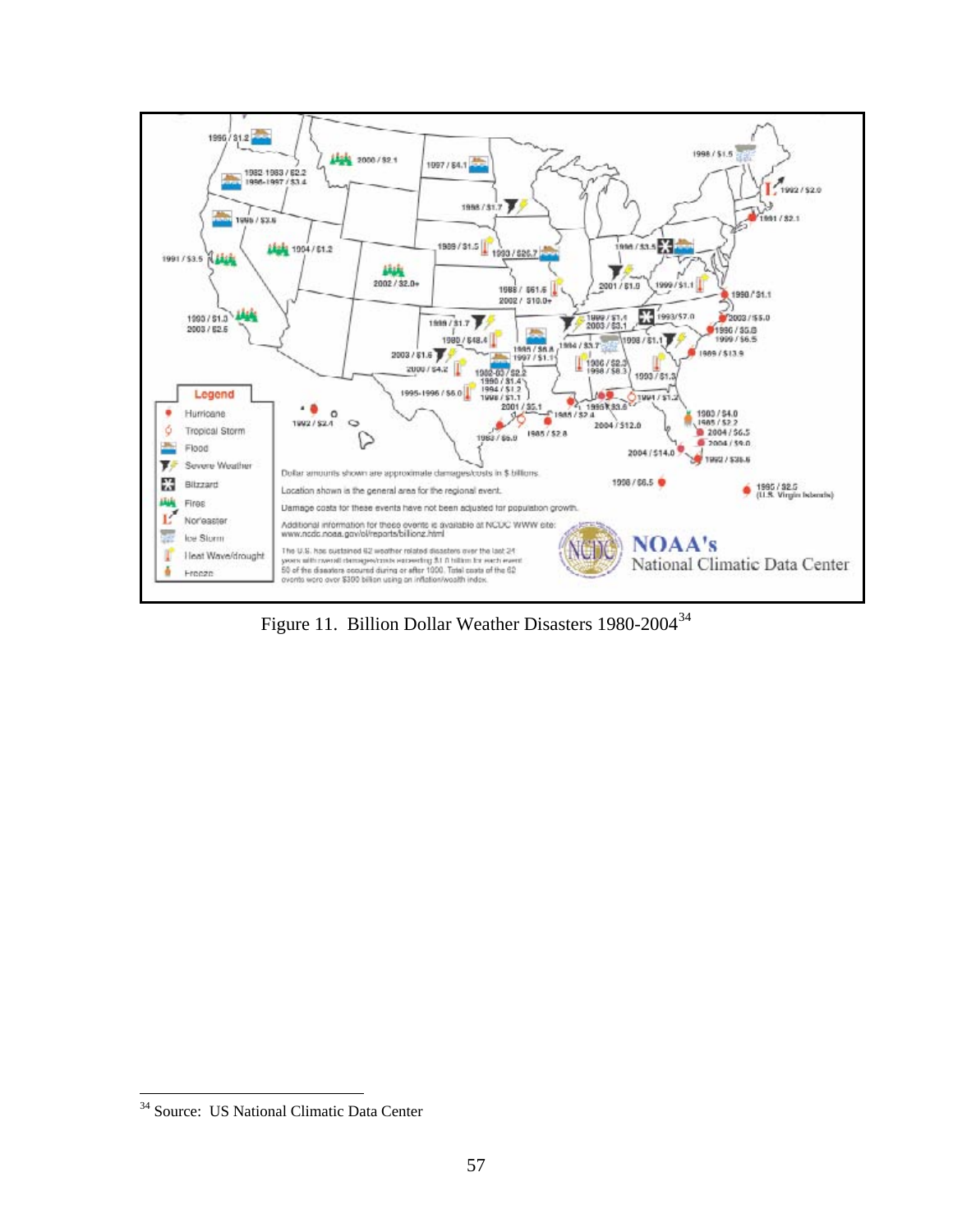Figure 11. Billion Dollar Weather Disasters 1980-2004[34]

---

[34] Source: US National Climatic Data Center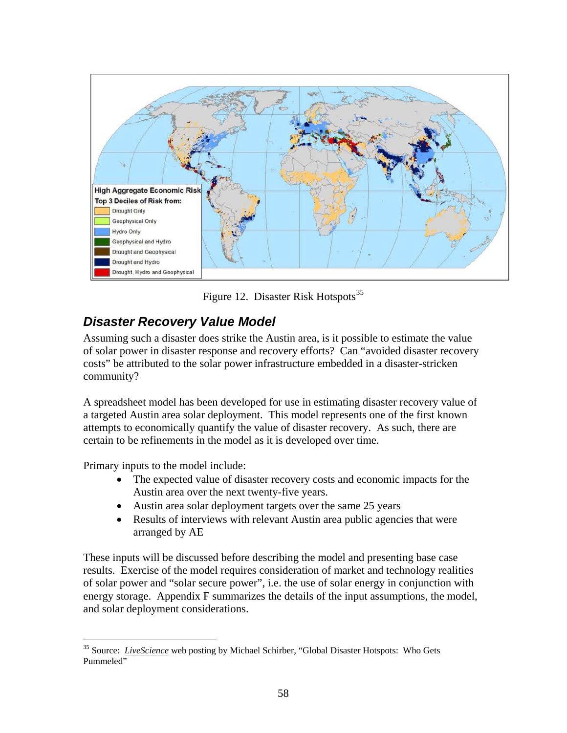Figure 12. Disaster Risk Hotspots[35]

## *Disaster Recovery Value Model*

Assuming such a disaster does strike the Austin area, is it possible to estimate the value of solar power in disaster response and recovery efforts? Can "avoided disaster recovery costs" be attributed to the solar power infrastructure embedded in a disaster-stricken community?

A spreadsheet model has been developed for use in estimating disaster recovery value of a targeted Austin area solar deployment. This model represents one of the first known attempts to economically quantify the value of disaster recovery. As such, there are certain to be refinements in the model as it is developed over time.

Primary inputs to the model include:

- The expected value of disaster recovery costs and economic impacts for the Austin area over the next twenty-five years.
- Austin area solar deployment targets over the same 25 years
- Results of interviews with relevant Austin area public agencies that were arranged by AE

These inputs will be discussed before describing the model and presenting base case results. Exercise of the model requires consideration of market and technology realities of solar power and "solar secure power", i.e. the use of solar energy in conjunction with energy storage. Appendix F summarizes the details of the input assumptions, the model, and solar deployment considerations.

---

[35] Source: *LiveScience* web posting by Michael Schirber, "Global Disaster Hotspots: Who Gets Pummeled"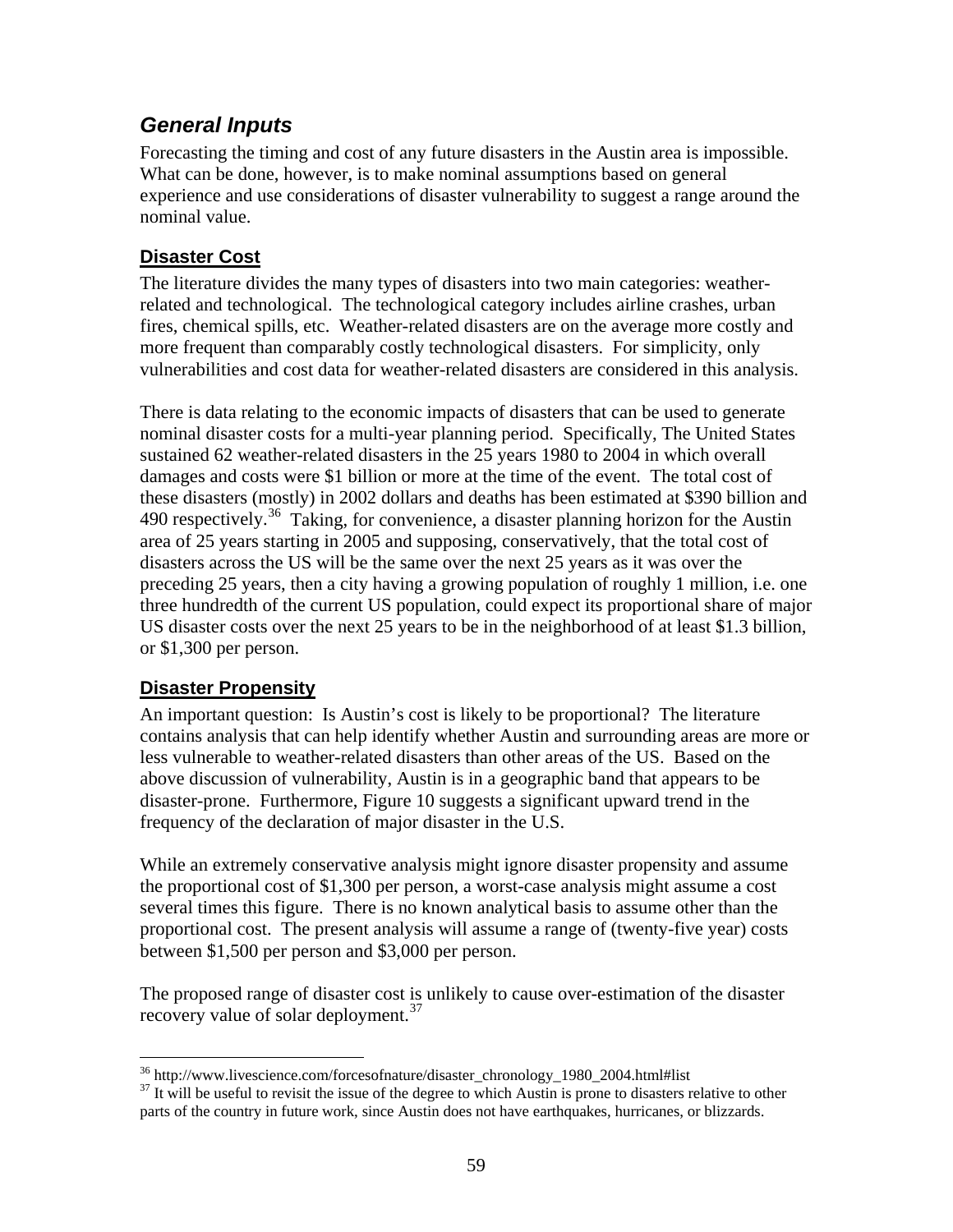## *General Inputs*

Forecasting the timing and cost of any future disasters in the Austin area is impossible. What can be done, however, is to make nominal assumptions based on general experience and use considerations of disaster vulnerability to suggest a range around the nominal value.

### Disaster Cost

The literature divides the many types of disasters into two main categories: weather-related and technological. The technological category includes airline crashes, urban fires, chemical spills, etc. Weather-related disasters are on the average more costly and more frequent than comparably costly technological disasters. For simplicity, only vulnerabilities and cost data for weather-related disasters are considered in this analysis.

There is data relating to the economic impacts of disasters that can be used to generate nominal disaster costs for a multi-year planning period. Specifically, The United States sustained 62 weather-related disasters in the 25 years 1980 to 2004 in which overall damages and costs were $1 billion or more at the time of the event. The total cost of these disasters (mostly) in 2002 dollars and deaths has been estimated at $390 billion and 490 respectively.[36] Taking, for convenience, a disaster planning horizon for the Austin area of 25 years starting in 2005 and supposing, conservatively, that the total cost of disasters across the US will be the same over the next 25 years as it was over the preceding 25 years, then a city having a growing population of roughly 1 million, i.e. one three hundredth of the current US population, could expect its proportional share of major US disaster costs over the next 25 years to be in the neighborhood of at least $1.3 billion, or $1,300 per person.

### Disaster Propensity

An important question: Is Austin's cost is likely to be proportional? The literature contains analysis that can help identify whether Austin and surrounding areas are more or less vulnerable to weather-related disasters than other areas of the US. Based on the above discussion of vulnerability, Austin is in a geographic band that appears to be disaster-prone. Furthermore, Figure 10 suggests a significant upward trend in the frequency of the declaration of major disaster in the U.S.

While an extremely conservative analysis might ignore disaster propensity and assume the proportional cost of $1,300 per person, a worst-case analysis might assume a cost several times this figure. There is no known analytical basis to assume other than the proportional cost. The present analysis will assume a range of (twenty-five year) costs between $1,500 per person and $3,000 per person.

The proposed range of disaster cost is unlikely to cause over-estimation of the disaster recovery value of solar deployment.[37]

---

[36] http://www.livescience.com/forcesofnature/disaster_chronology_1980_2004.html#list

[37] It will be useful to revisit the issue of the degree to which Austin is prone to disasters relative to other parts of the country in future work, since Austin does not have earthquakes, hurricanes, or blizzards.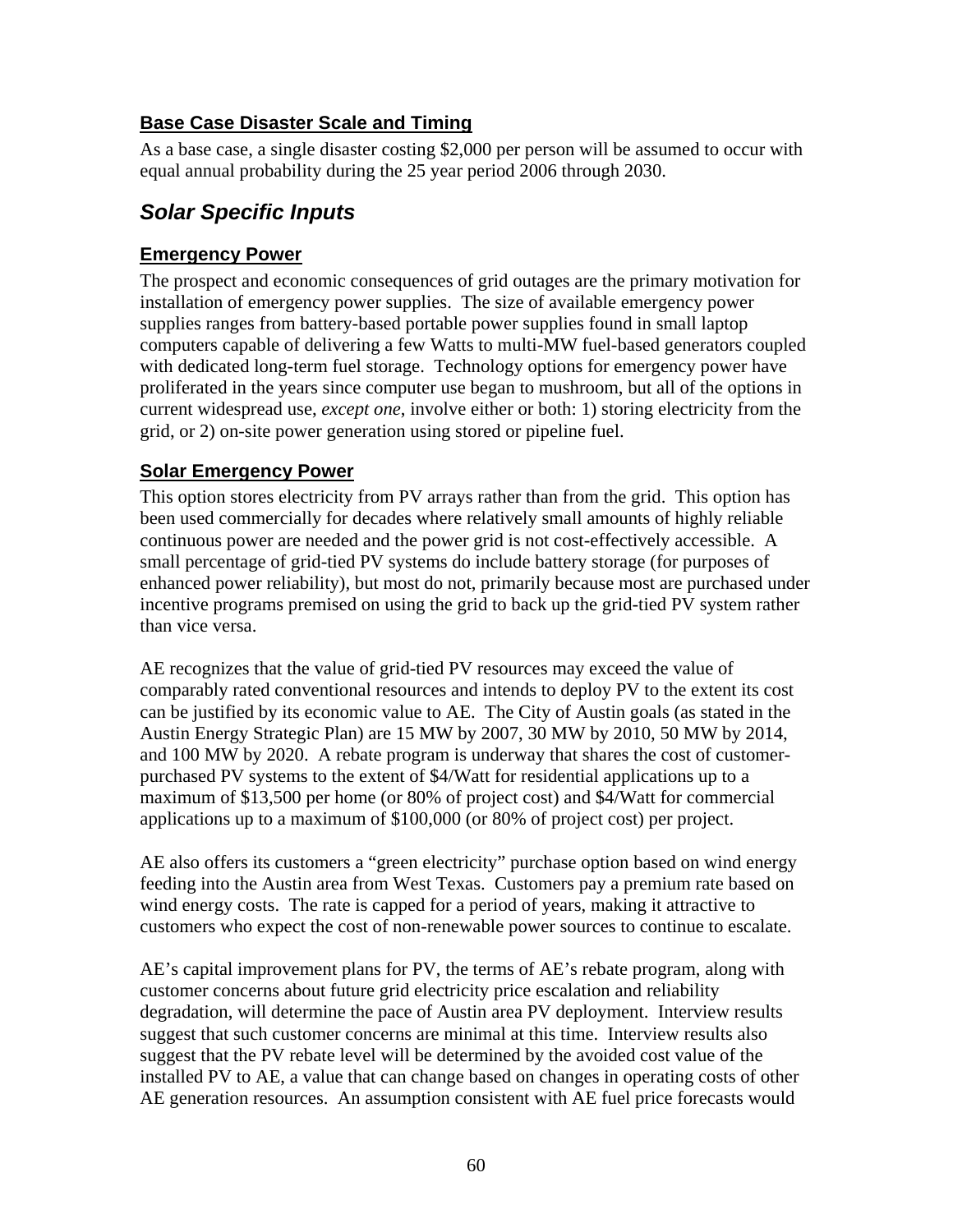### Base Case Disaster Scale and Timing

As a base case, a single disaster costing $2,000 per person will be assumed to occur with equal annual probability during the 25 year period 2006 through 2030.

## *Solar Specific Inputs*

### Emergency Power

The prospect and economic consequences of grid outages are the primary motivation for installation of emergency power supplies. The size of available emergency power supplies ranges from battery-based portable power supplies found in small laptop computers capable of delivering a few Watts to multi-MW fuel-based generators coupled with dedicated long-term fuel storage. Technology options for emergency power have proliferated in the years since computer use began to mushroom, but all of the options in current widespread use, *except one*, involve either or both: 1) storing electricity from the grid, or 2) on-site power generation using stored or pipeline fuel.

### Solar Emergency Power

This option stores electricity from PV arrays rather than from the grid. This option has been used commercially for decades where relatively small amounts of highly reliable continuous power are needed and the power grid is not cost-effectively accessible. A small percentage of grid-tied PV systems do include battery storage (for purposes of enhanced power reliability), but most do not, primarily because most are purchased under incentive programs premised on using the grid to back up the grid-tied PV system rather than vice versa.

AE recognizes that the value of grid-tied PV resources may exceed the value of comparably rated conventional resources and intends to deploy PV to the extent its cost can be justified by its economic value to AE. The City of Austin goals (as stated in the Austin Energy Strategic Plan) are 15 MW by 2007, 30 MW by 2010, 50 MW by 2014, and 100 MW by 2020. A rebate program is underway that shares the cost of customer-purchased PV systems to the extent of $4/Watt for residential applications up to a maximum of $13,500 per home (or 80% of project cost) and $4/Watt for commercial applications up to a maximum of $100,000 (or 80% of project cost) per project.

AE also offers its customers a "green electricity" purchase option based on wind energy feeding into the Austin area from West Texas. Customers pay a premium rate based on wind energy costs. The rate is capped for a period of years, making it attractive to customers who expect the cost of non-renewable power sources to continue to escalate.

AE's capital improvement plans for PV, the terms of AE's rebate program, along with customer concerns about future grid electricity price escalation and reliability degradation, will determine the pace of Austin area PV deployment. Interview results suggest that such customer concerns are minimal at this time. Interview results also suggest that the PV rebate level will be determined by the avoided cost value of the installed PV to AE, a value that can change based on changes in operating costs of other AE generation resources. An assumption consistent with AE fuel price forecasts would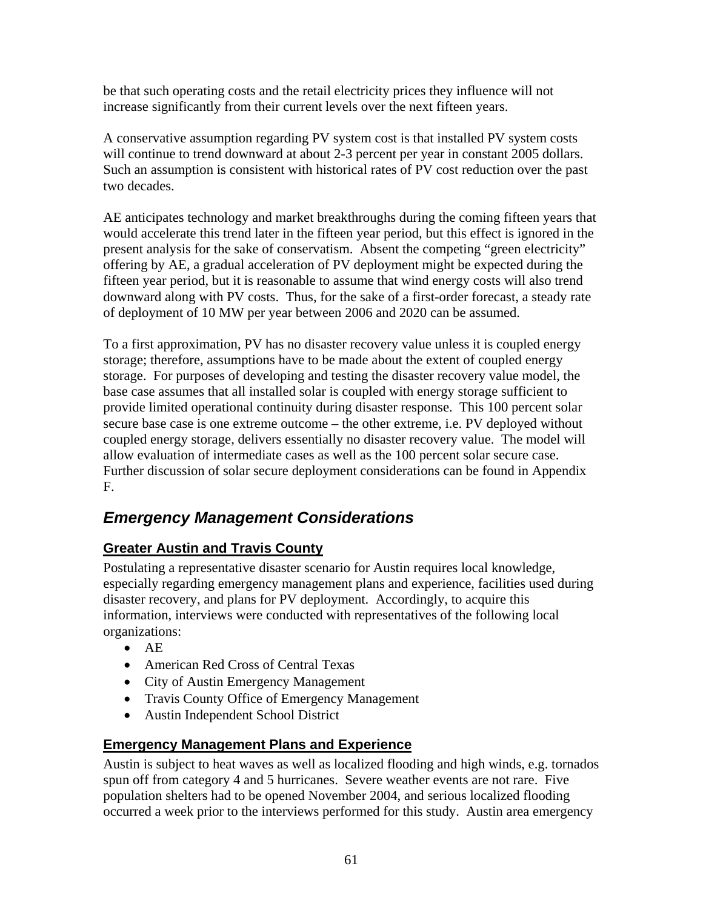be that such operating costs and the retail electricity prices they influence will not increase significantly from their current levels over the next fifteen years.

A conservative assumption regarding PV system cost is that installed PV system costs will continue to trend downward at about 2-3 percent per year in constant 2005 dollars. Such an assumption is consistent with historical rates of PV cost reduction over the past two decades.

AE anticipates technology and market breakthroughs during the coming fifteen years that would accelerate this trend later in the fifteen year period, but this effect is ignored in the present analysis for the sake of conservatism. Absent the competing "green electricity" offering by AE, a gradual acceleration of PV deployment might be expected during the fifteen year period, but it is reasonable to assume that wind energy costs will also trend downward along with PV costs. Thus, for the sake of a first-order forecast, a steady rate of deployment of 10 MW per year between 2006 and 2020 can be assumed.

To a first approximation, PV has no disaster recovery value unless it is coupled energy storage; therefore, assumptions have to be made about the extent of coupled energy storage. For purposes of developing and testing the disaster recovery value model, the base case assumes that all installed solar is coupled with energy storage sufficient to provide limited operational continuity during disaster response. This 100 percent solar secure base case is one extreme outcome – the other extreme, i.e. PV deployed without coupled energy storage, delivers essentially no disaster recovery value. The model will allow evaluation of intermediate cases as well as the 100 percent solar secure case. Further discussion of solar secure deployment considerations can be found in Appendix F.

## *Emergency Management Considerations*

### Greater Austin and Travis County

Postulating a representative disaster scenario for Austin requires local knowledge, especially regarding emergency management plans and experience, facilities used during disaster recovery, and plans for PV deployment. Accordingly, to acquire this information, interviews were conducted with representatives of the following local organizations:

- AE
- American Red Cross of Central Texas
- City of Austin Emergency Management
- Travis County Office of Emergency Management
- Austin Independent School District

### Emergency Management Plans and Experience

Austin is subject to heat waves as well as localized flooding and high winds, e.g. tornados spun off from category 4 and 5 hurricanes. Severe weather events are not rare. Five population shelters had to be opened November 2004, and serious localized flooding occurred a week prior to the interviews performed for this study. Austin area emergency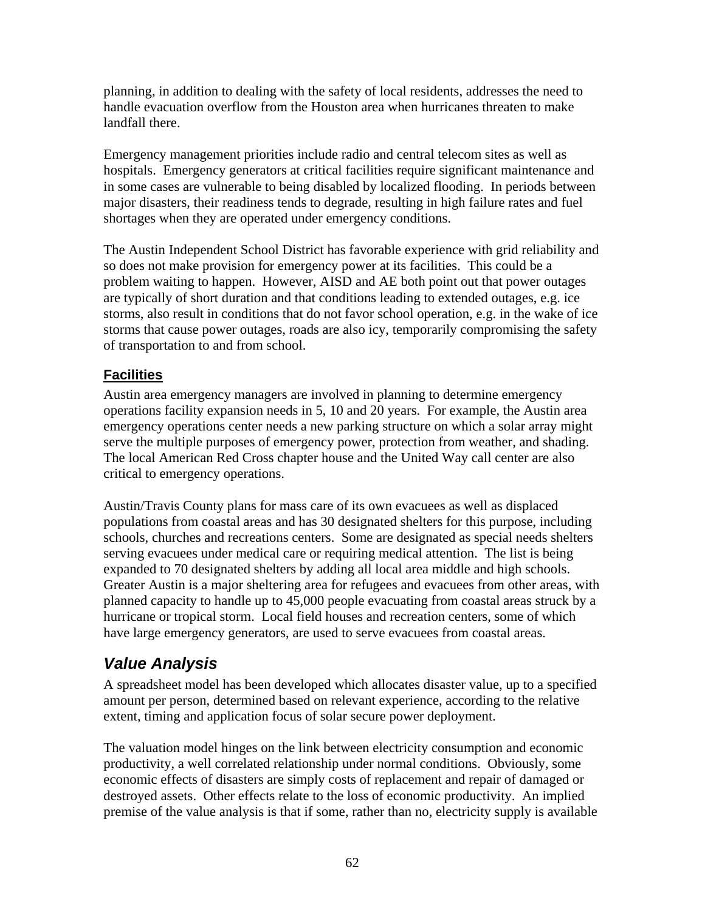planning, in addition to dealing with the safety of local residents, addresses the need to handle evacuation overflow from the Houston area when hurricanes threaten to make landfall there.

Emergency management priorities include radio and central telecom sites as well as hospitals. Emergency generators at critical facilities require significant maintenance and in some cases are vulnerable to being disabled by localized flooding. In periods between major disasters, their readiness tends to degrade, resulting in high failure rates and fuel shortages when they are operated under emergency conditions.

The Austin Independent School District has favorable experience with grid reliability and so does not make provision for emergency power at its facilities. This could be a problem waiting to happen. However, AISD and AE both point out that power outages are typically of short duration and that conditions leading to extended outages, e.g. ice storms, also result in conditions that do not favor school operation, e.g. in the wake of ice storms that cause power outages, roads are also icy, temporarily compromising the safety of transportation to and from school.

### Facilities

Austin area emergency managers are involved in planning to determine emergency operations facility expansion needs in 5, 10 and 20 years. For example, the Austin area emergency operations center needs a new parking structure on which a solar array might serve the multiple purposes of emergency power, protection from weather, and shading. The local American Red Cross chapter house and the United Way call center are also critical to emergency operations.

Austin/Travis County plans for mass care of its own evacuees as well as displaced populations from coastal areas and has 30 designated shelters for this purpose, including schools, churches and recreations centers. Some are designated as special needs shelters serving evacuees under medical care or requiring medical attention. The list is being expanded to 70 designated shelters by adding all local area middle and high schools. Greater Austin is a major sheltering area for refugees and evacuees from other areas, with planned capacity to handle up to 45,000 people evacuating from coastal areas struck by a hurricane or tropical storm. Local field houses and recreation centers, some of which have large emergency generators, are used to serve evacuees from coastal areas.

## *Value Analysis*

A spreadsheet model has been developed which allocates disaster value, up to a specified amount per person, determined based on relevant experience, according to the relative extent, timing and application focus of solar secure power deployment.

The valuation model hinges on the link between electricity consumption and economic productivity, a well correlated relationship under normal conditions. Obviously, some economic effects of disasters are simply costs of replacement and repair of damaged or destroyed assets. Other effects relate to the loss of economic productivity. An implied premise of the value analysis is that if some, rather than no, electricity supply is available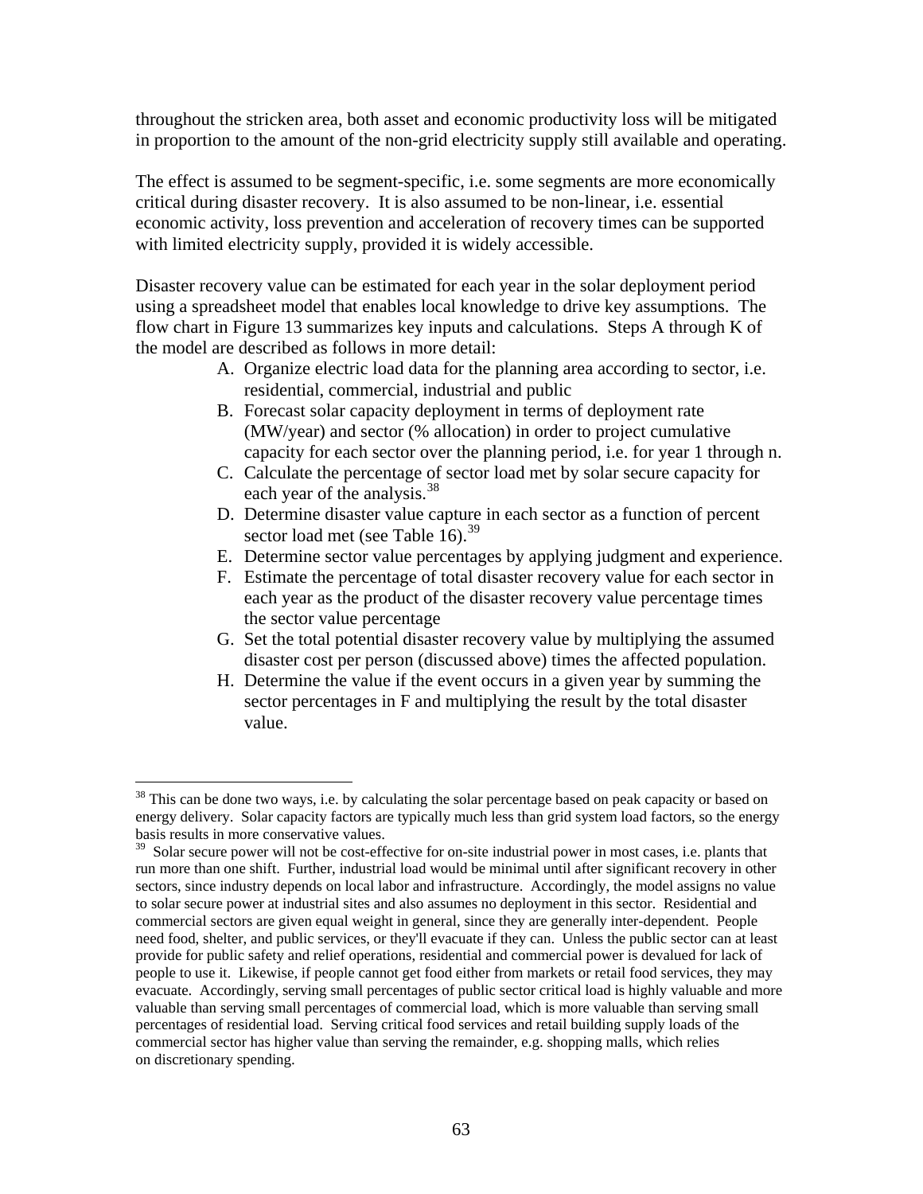throughout the stricken area, both asset and economic productivity loss will be mitigated in proportion to the amount of the non-grid electricity supply still available and operating.

The effect is assumed to be segment-specific, i.e. some segments are more economically critical during disaster recovery. It is also assumed to be non-linear, i.e. essential economic activity, loss prevention and acceleration of recovery times can be supported with limited electricity supply, provided it is widely accessible.

Disaster recovery value can be estimated for each year in the solar deployment period using a spreadsheet model that enables local knowledge to drive key assumptions. The flow chart in Figure 13 summarizes key inputs and calculations. Steps A through K of the model are described as follows in more detail:

A. Organize electric load data for the planning area according to sector, i.e. residential, commercial, industrial and public
B. Forecast solar capacity deployment in terms of deployment rate (MW/year) and sector (% allocation) in order to project cumulative capacity for each sector over the planning period, i.e. for year 1 through n.
C. Calculate the percentage of sector load met by solar secure capacity for each year of the analysis.[38]
D. Determine disaster value capture in each sector as a function of percent sector load met (see Table 16).[39]
E. Determine sector value percentages by applying judgment and experience.
F. Estimate the percentage of total disaster recovery value for each sector in each year as the product of the disaster recovery value percentage times the sector value percentage
G. Set the total potential disaster recovery value by multiplying the assumed disaster cost per person (discussed above) times the affected population.
H. Determine the value if the event occurs in a given year by summing the sector percentages in F and multiplying the result by the total disaster value.

---

[38] This can be done two ways, i.e. by calculating the solar percentage based on peak capacity or based on energy delivery. Solar capacity factors are typically much less than grid system load factors, so the energy basis results in more conservative values.

[39] Solar secure power will not be cost-effective for on-site industrial power in most cases, i.e. plants that run more than one shift. Further, industrial load would be minimal until after significant recovery in other sectors, since industry depends on local labor and infrastructure. Accordingly, the model assigns no value to solar secure power at industrial sites and also assumes no deployment in this sector. Residential and commercial sectors are given equal weight in general, since they are generally inter-dependent. People need food, shelter, and public services, or they'll evacuate if they can. Unless the public sector can at least provide for public safety and relief operations, residential and commercial power is devalued for lack of people to use it. Likewise, if people cannot get food either from markets or retail food services, they may evacuate. Accordingly, serving small percentages of public sector critical load is highly valuable and more valuable than serving small percentages of commercial load, which is more valuable than serving small percentages of residential load. Serving critical food services and retail building supply loads of the commercial sector has higher value than serving the remainder, e.g. shopping malls, which relies on discretionary spending.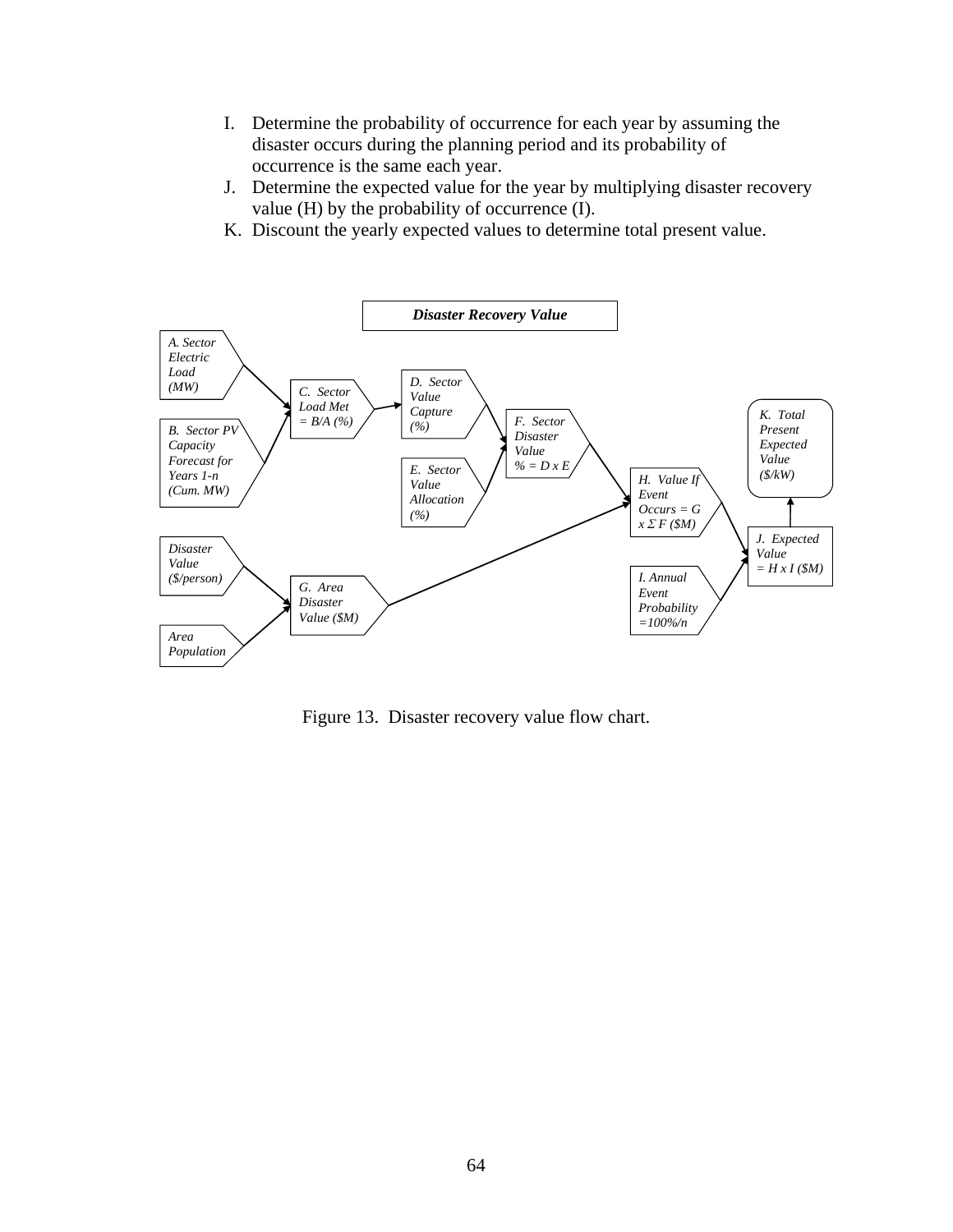I. Determine the probability of occurrence for each year by assuming the disaster occurs during the planning period and its probability of occurrence is the same each year.
J. Determine the expected value for the year by multiplying disaster recovery value (H) by the probability of occurrence (I).
K. Discount the yearly expected values to determine total present value.

**Disaster Recovery Value**

*A. Sector Electric Load (MW)*

*B. Sector PV Capacity Forecast for Years 1-n (Cum. MW)*

*C. Sector Load Met = B/A (%)*

*D. Sector Value Capture (%)*

*E. Sector Value Allocation (%)*

*F. Sector Disaster Value % = D x E*

*Disaster Value ($/person)*

*Area Population*

*G. Area Disaster Value ($M)*

*H. Value If Event Occurs = G x Σ F ($M)*

*I. Annual Event Probability =100%/n*

*J. Expected Value = H x I ($M)*

*K. Total Present Expected Value ($/kW)*

Figure 13. Disaster recovery value flow chart.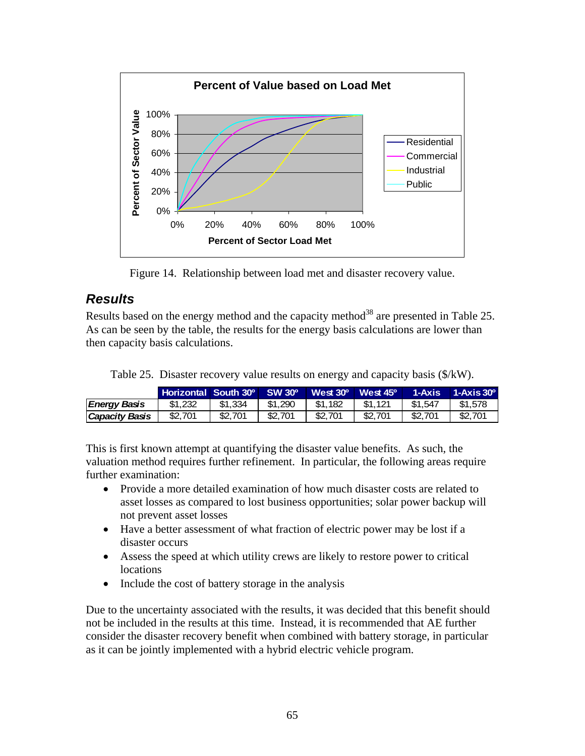Figure 14. Relationship between load met and disaster recovery value.

## *Results*

Results based on the energy method and the capacity method[38] are presented in Table 25. As can be seen by the table, the results for the energy basis calculations are lower than then capacity basis calculations.

Table 25. Disaster recovery value results on energy and capacity basis ($/kW).

| | Horizontal | South 30º | SW 30º | West 30º | West 45º | 1-Axis | 1-Axis 30º |
|---|---|---|---|---|---|---|---|
| ***Energy Basis*** | $1,232 | $1,334 | $1,290 | $1,182 | $1,121 | $1,547 | $1,578 |
| ***Capacity Basis*** | $2,701 | $2,701 | $2,701 | $2,701 | $2,701 | $2,701 | $2,701 |

This is first known attempt at quantifying the disaster value benefits. As such, the valuation method requires further refinement. In particular, the following areas require further examination:

- Provide a more detailed examination of how much disaster costs are related to asset losses as compared to lost business opportunities; solar power backup will not prevent asset losses
- Have a better assessment of what fraction of electric power may be lost if a disaster occurs
- Assess the speed at which utility crews are likely to restore power to critical locations
- Include the cost of battery storage in the analysis

Due to the uncertainty associated with the results, it was decided that this benefit should not be included in the results at this time. Instead, it is recommended that AE further consider the disaster recovery benefit when combined with battery storage, in particular as it can be jointly implemented with a hybrid electric vehicle program.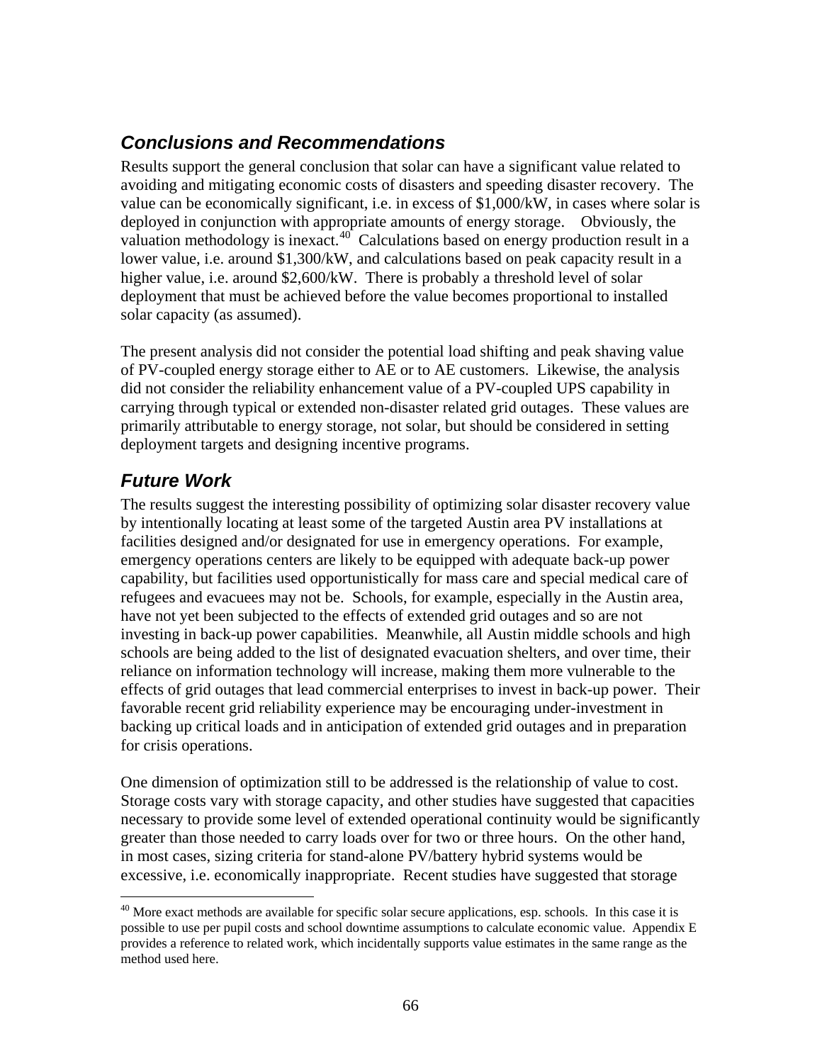## *Conclusions and Recommendations*

Results support the general conclusion that solar can have a significant value related to avoiding and mitigating economic costs of disasters and speeding disaster recovery. The value can be economically significant, i.e. in excess of $1,000/kW, in cases where solar is deployed in conjunction with appropriate amounts of energy storage. Obviously, the valuation methodology is inexact.[40] Calculations based on energy production result in a lower value, i.e. around $1,300/kW, and calculations based on peak capacity result in a higher value, i.e. around $2,600/kW. There is probably a threshold level of solar deployment that must be achieved before the value becomes proportional to installed solar capacity (as assumed).

The present analysis did not consider the potential load shifting and peak shaving value of PV-coupled energy storage either to AE or to AE customers. Likewise, the analysis did not consider the reliability enhancement value of a PV-coupled UPS capability in carrying through typical or extended non-disaster related grid outages. These values are primarily attributable to energy storage, not solar, but should be considered in setting deployment targets and designing incentive programs.

## *Future Work*

The results suggest the interesting possibility of optimizing solar disaster recovery value by intentionally locating at least some of the targeted Austin area PV installations at facilities designed and/or designated for use in emergency operations. For example, emergency operations centers are likely to be equipped with adequate back-up power capability, but facilities used opportunistically for mass care and special medical care of refugees and evacuees may not be. Schools, for example, especially in the Austin area, have not yet been subjected to the effects of extended grid outages and so are not investing in back-up power capabilities. Meanwhile, all Austin middle schools and high schools are being added to the list of designated evacuation shelters, and over time, their reliance on information technology will increase, making them more vulnerable to the effects of grid outages that lead commercial enterprises to invest in back-up power. Their favorable recent grid reliability experience may be encouraging under-investment in backing up critical loads and in anticipation of extended grid outages and in preparation for crisis operations.

One dimension of optimization still to be addressed is the relationship of value to cost. Storage costs vary with storage capacity, and other studies have suggested that capacities necessary to provide some level of extended operational continuity would be significantly greater than those needed to carry loads over for two or three hours. On the other hand, in most cases, sizing criteria for stand-alone PV/battery hybrid systems would be excessive, i.e. economically inappropriate. Recent studies have suggested that storage

---

[40] More exact methods are available for specific solar secure applications, esp. schools. In this case it is possible to use per pupil costs and school downtime assumptions to calculate economic value. Appendix E provides a reference to related work, which incidentally supports value estimates in the same range as the method used here.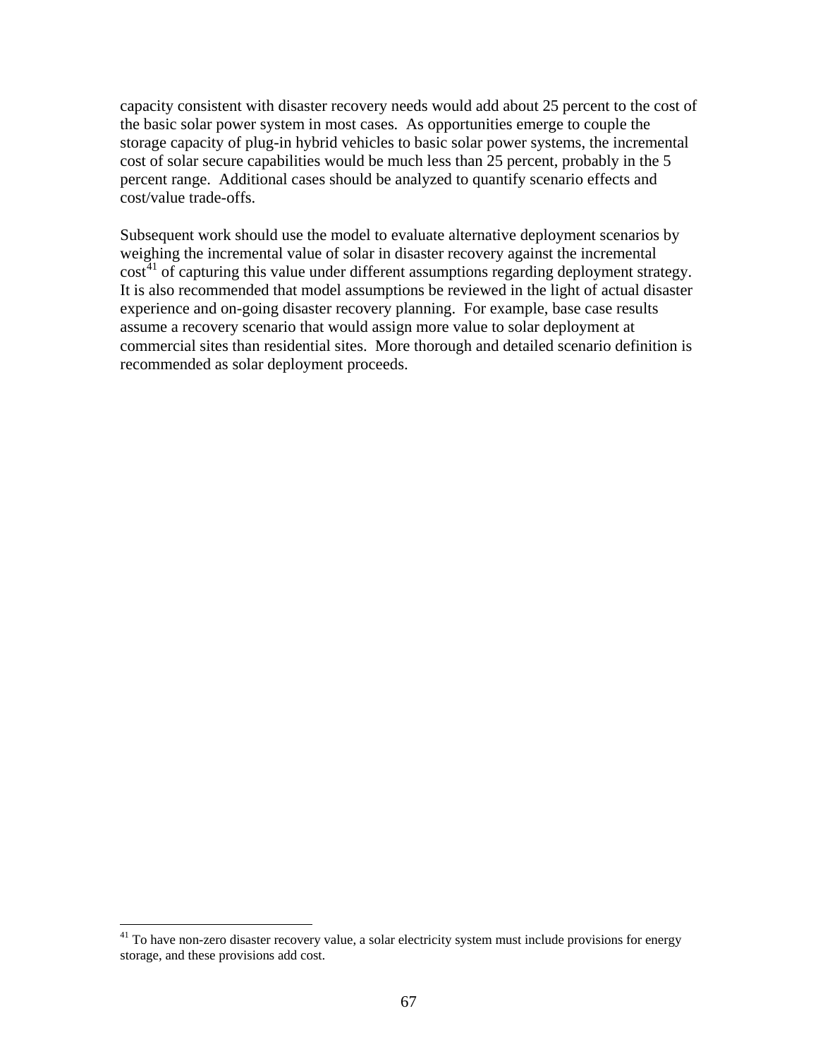capacity consistent with disaster recovery needs would add about 25 percent to the cost of the basic solar power system in most cases. As opportunities emerge to couple the storage capacity of plug-in hybrid vehicles to basic solar power systems, the incremental cost of solar secure capabilities would be much less than 25 percent, probably in the 5 percent range. Additional cases should be analyzed to quantify scenario effects and cost/value trade-offs.

Subsequent work should use the model to evaluate alternative deployment scenarios by weighing the incremental value of solar in disaster recovery against the incremental cost[41] of capturing this value under different assumptions regarding deployment strategy. It is also recommended that model assumptions be reviewed in the light of actual disaster experience and on-going disaster recovery planning. For example, base case results assume a recovery scenario that would assign more value to solar deployment at commercial sites than residential sites. More thorough and detailed scenario definition is recommended as solar deployment proceeds.

---

[41] To have non-zero disaster recovery value, a solar electricity system must include provisions for energy storage, and these provisions add cost.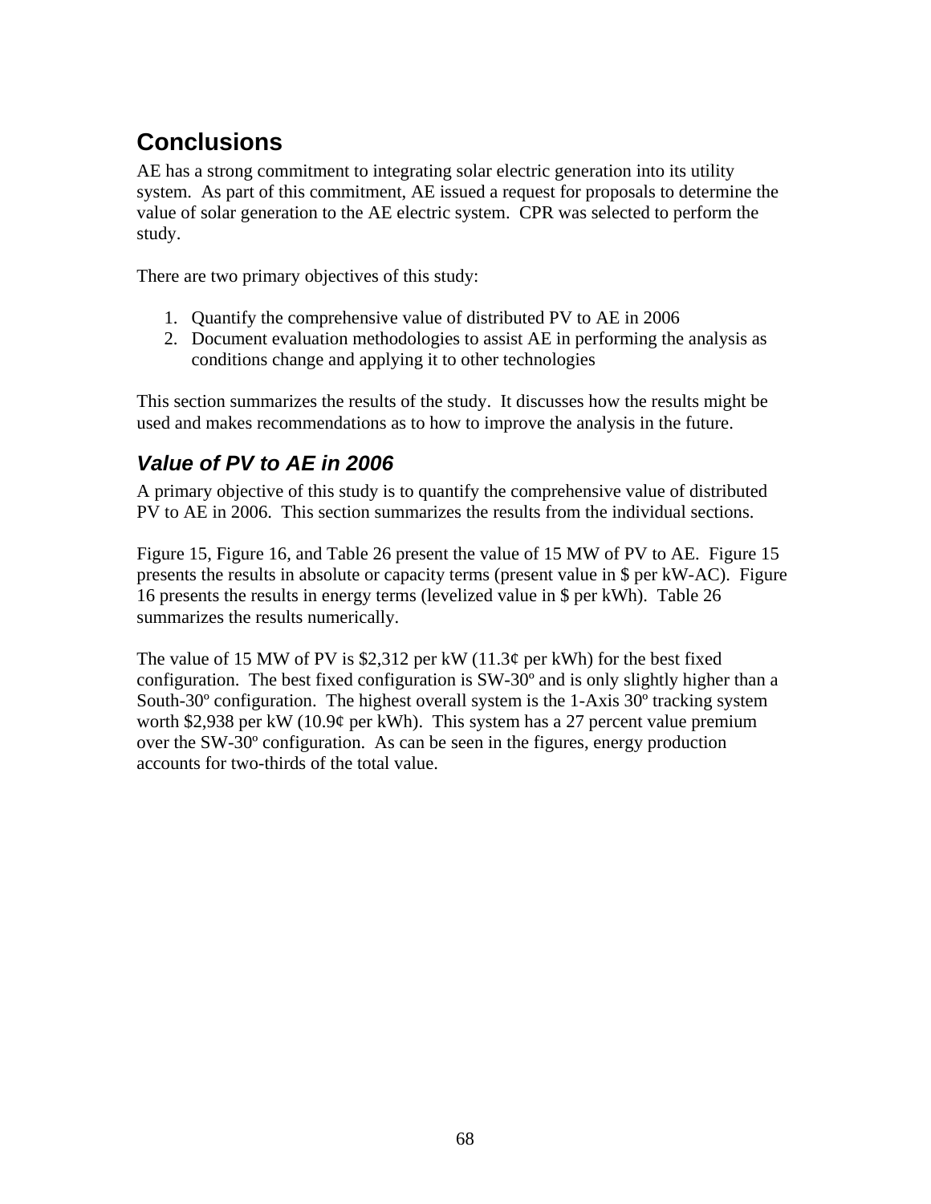# Conclusions

AE has a strong commitment to integrating solar electric generation into its utility system. As part of this commitment, AE issued a request for proposals to determine the value of solar generation to the AE electric system. CPR was selected to perform the study.

There are two primary objectives of this study:

1. Quantify the comprehensive value of distributed PV to AE in 2006
2. Document evaluation methodologies to assist AE in performing the analysis as conditions change and applying it to other technologies

This section summarizes the results of the study. It discusses how the results might be used and makes recommendations as to how to improve the analysis in the future.

## *Value of PV to AE in 2006*

A primary objective of this study is to quantify the comprehensive value of distributed PV to AE in 2006. This section summarizes the results from the individual sections.

Figure 15, Figure 16, and Table 26 present the value of 15 MW of PV to AE. Figure 15 presents the results in absolute or capacity terms (present value in $ per kW-AC). Figure 16 presents the results in energy terms (levelized value in $ per kWh). Table 26 summarizes the results numerically.

The value of 15 MW of PV is $2,312 per kW (11.3¢ per kWh) for the best fixed configuration. The best fixed configuration is SW-30º and is only slightly higher than a South-30º configuration. The highest overall system is the 1-Axis 30º tracking system worth $2,938 per kW (10.9¢ per kWh). This system has a 27 percent value premium over the SW-30º configuration. As can be seen in the figures, energy production accounts for two-thirds of the total value.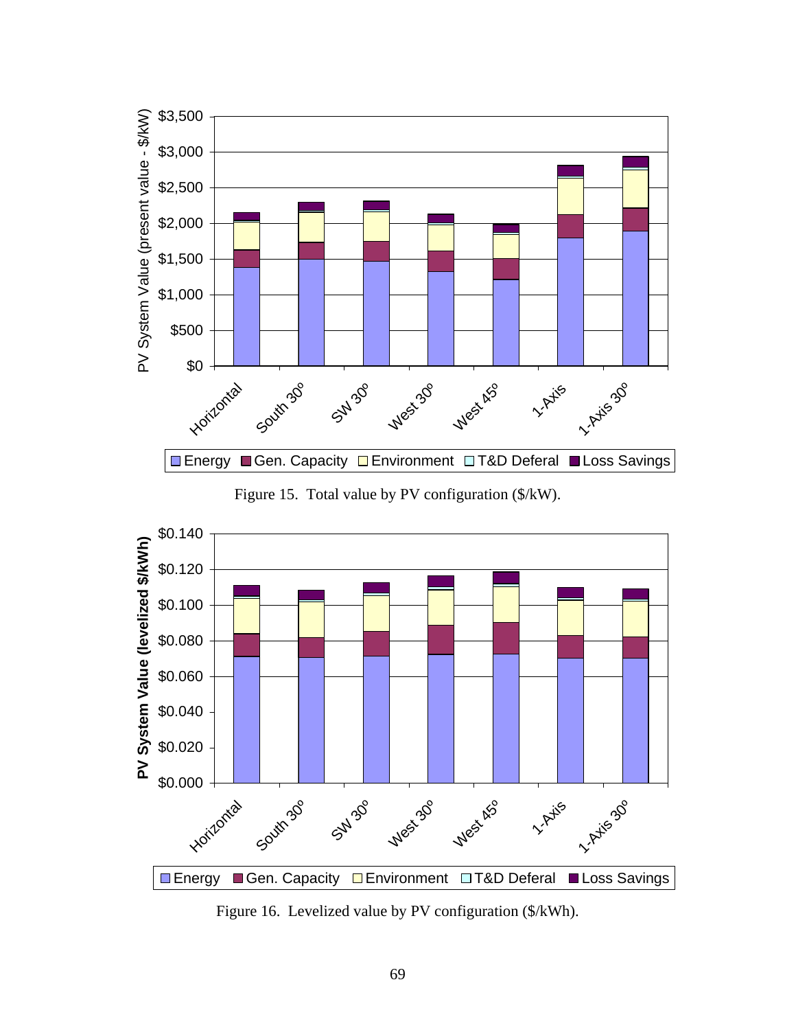Figure 15. Total value by PV configuration ($/kW).

Figure 16. Levelized value by PV configuration ($/kWh).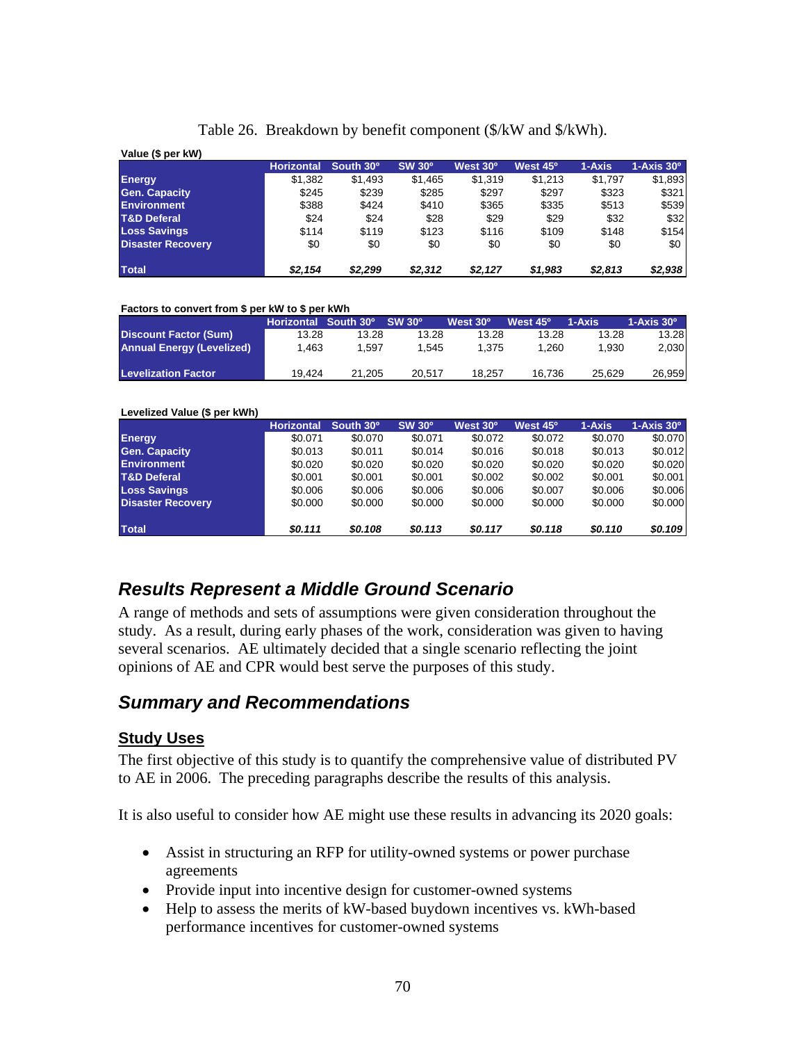Table 26. Breakdown by benefit component ($/kW and $/kWh).

**Value ($ per kW)**

| | Horizontal | South 30º | SW 30º | West 30º | West 45º | 1-Axis | 1-Axis 30º |
|---|---|---|---|---|---|---|---|
| **Energy** | $1,382 | $1,493 | $1,465 | $1,319 | $1,213 | $1,797 | $1,893 |
| **Gen. Capacity** | $245 | $239 | $285 | $297 | $297 | $323 | $321 |
| **Environment** | $388 | $424 | $410 | $365 | $335 | $513 | $539 |
| **T&D Deferal** | $24 | $24 | $28 | $29 | $29 | $32 | $32 |
| **Loss Savings** | $114 | $119 | $123 | $116 | $109 | $148 | $154 |
| **Disaster Recovery** | $0 | $0 | $0 | $0 | $0 | $0 | $0 |
| **Total** | ***$2,154*** | ***$2,299*** | ***$2,312*** | ***$2,127*** | ***$1,983*** | ***$2,813*** | ***$2,938*** |

**Factors to convert from $ per kW to $ per kWh**

| | Horizontal | South 30º | SW 30º | West 30º | West 45º | 1-Axis | 1-Axis 30º |
|---|---|---|---|---|---|---|---|
| **Discount Factor (Sum)** | 13.28 | 13.28 | 13.28 | 13.28 | 13.28 | 13.28 | 13.28 |
| **Annual Energy (Levelized)** | 1,463 | 1,597 | 1,545 | 1,375 | 1,260 | 1,930 | 2,030 |
| **Levelization Factor** | 19,424 | 21,205 | 20,517 | 18,257 | 16,736 | 25,629 | 26,959 |

**Levelized Value ($ per kWh)**

| | Horizontal | South 30º | SW 30º | West 30º | West 45º | 1-Axis | 1-Axis 30º |
|---|---|---|---|---|---|---|---|
| **Energy** | $0.071 | $0.070 | $0.071 | $0.072 | $0.072 | $0.070 | $0.070 |
| **Gen. Capacity** | $0.013 | $0.011 | $0.014 | $0.016 | $0.018 | $0.013 | $0.012 |
| **Environment** | $0.020 | $0.020 | $0.020 | $0.020 | $0.020 | $0.020 | $0.020 |
| **T&D Deferal** | $0.001 | $0.001 | $0.001 | $0.002 | $0.002 | $0.001 | $0.001 |
| **Loss Savings** | $0.006 | $0.006 | $0.006 | $0.006 | $0.007 | $0.006 | $0.006 |
| **Disaster Recovery** | $0.000 | $0.000 | $0.000 | $0.000 | $0.000 | $0.000 | $0.000 |
| **Total** | ***$0.111*** | ***$0.108*** | ***$0.113*** | ***$0.117*** | ***$0.118*** | ***$0.110*** | ***$0.109*** |

## *Results Represent a Middle Ground Scenario*

A range of methods and sets of assumptions were given consideration throughout the study. As a result, during early phases of the work, consideration was given to having several scenarios. AE ultimately decided that a single scenario reflecting the joint opinions of AE and CPR would best serve the purposes of this study.

## *Summary and Recommendations*

### Study Uses

The first objective of this study is to quantify the comprehensive value of distributed PV to AE in 2006. The preceding paragraphs describe the results of this analysis.

It is also useful to consider how AE might use these results in advancing its 2020 goals:

- Assist in structuring an RFP for utility-owned systems or power purchase agreements
- Provide input into incentive design for customer-owned systems
- Help to assess the merits of kW-based buydown incentives vs. kWh-based performance incentives for customer-owned systems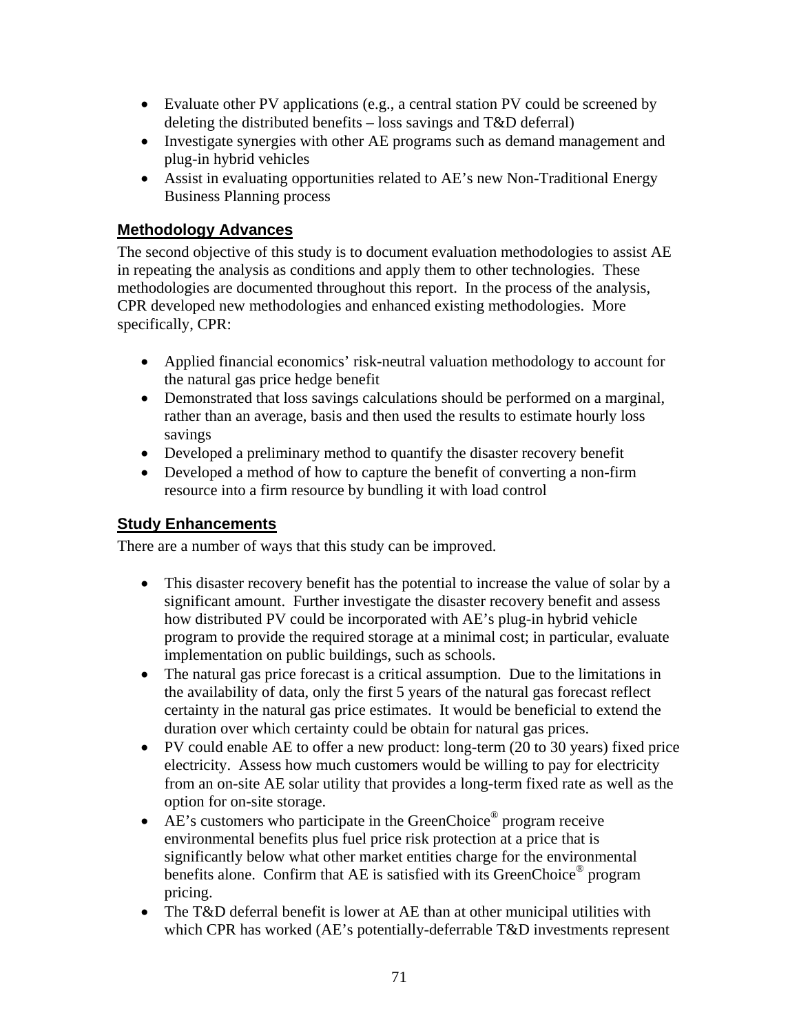- Evaluate other PV applications (e.g., a central station PV could be screened by deleting the distributed benefits – loss savings and T&D deferral)
- Investigate synergies with other AE programs such as demand management and plug-in hybrid vehicles
- Assist in evaluating opportunities related to AE's new Non-Traditional Energy Business Planning process

## Methodology Advances

The second objective of this study is to document evaluation methodologies to assist AE in repeating the analysis as conditions and apply them to other technologies. These methodologies are documented throughout this report. In the process of the analysis, CPR developed new methodologies and enhanced existing methodologies. More specifically, CPR:

- Applied financial economics' risk-neutral valuation methodology to account for the natural gas price hedge benefit
- Demonstrated that loss savings calculations should be performed on a marginal, rather than an average, basis and then used the results to estimate hourly loss savings
- Developed a preliminary method to quantify the disaster recovery benefit
- Developed a method of how to capture the benefit of converting a non-firm resource into a firm resource by bundling it with load control

## Study Enhancements

There are a number of ways that this study can be improved.

- This disaster recovery benefit has the potential to increase the value of solar by a significant amount. Further investigate the disaster recovery benefit and assess how distributed PV could be incorporated with AE's plug-in hybrid vehicle program to provide the required storage at a minimal cost; in particular, evaluate implementation on public buildings, such as schools.
- The natural gas price forecast is a critical assumption. Due to the limitations in the availability of data, only the first 5 years of the natural gas forecast reflect certainty in the natural gas price estimates. It would be beneficial to extend the duration over which certainty could be obtain for natural gas prices.
- PV could enable AE to offer a new product: long-term (20 to 30 years) fixed price electricity. Assess how much customers would be willing to pay for electricity from an on-site AE solar utility that provides a long-term fixed rate as well as the option for on-site storage.
- AE's customers who participate in the GreenChoice® program receive environmental benefits plus fuel price risk protection at a price that is significantly below what other market entities charge for the environmental benefits alone. Confirm that AE is satisfied with its GreenChoice® program pricing.
- The T&D deferral benefit is lower at AE than at other municipal utilities with which CPR has worked (AE's potentially-deferrable T&D investments represent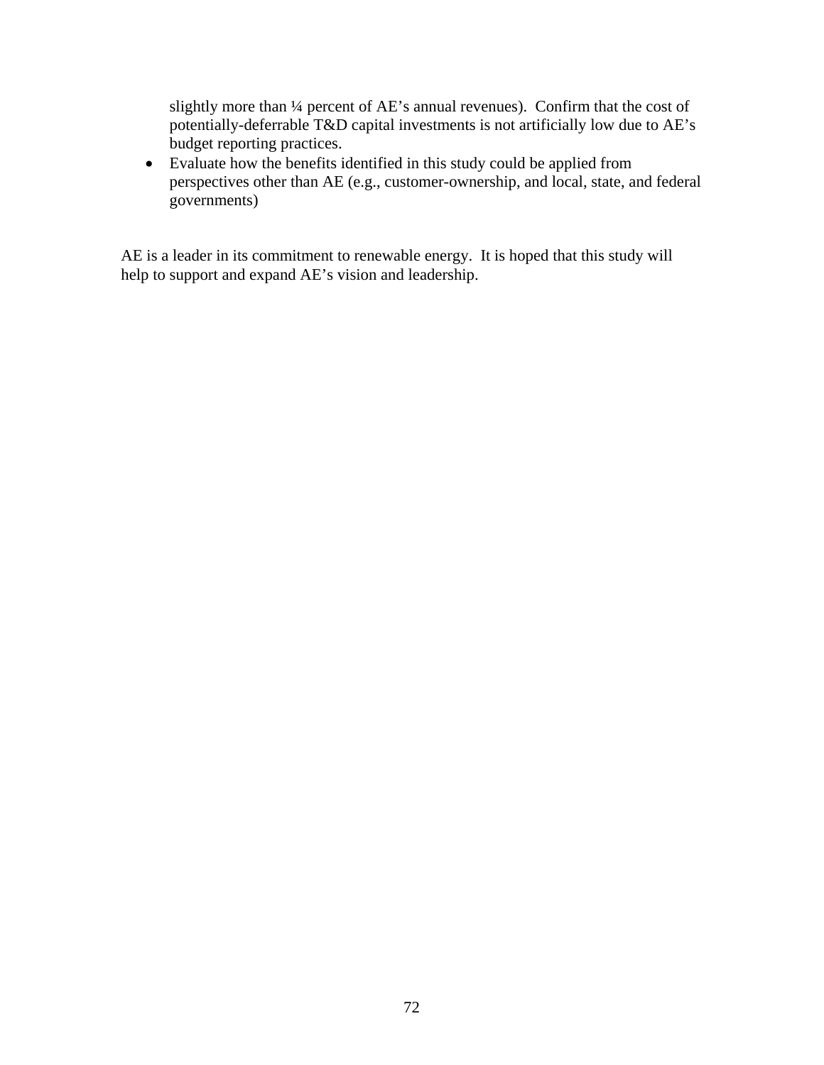slightly more than ¼ percent of AE's annual revenues). Confirm that the cost of potentially-deferrable T&D capital investments is not artificially low due to AE's budget reporting practices.

- Evaluate how the benefits identified in this study could be applied from perspectives other than AE (e.g., customer-ownership, and local, state, and federal governments)

AE is a leader in its commitment to renewable energy. It is hoped that this study will help to support and expand AE's vision and leadership.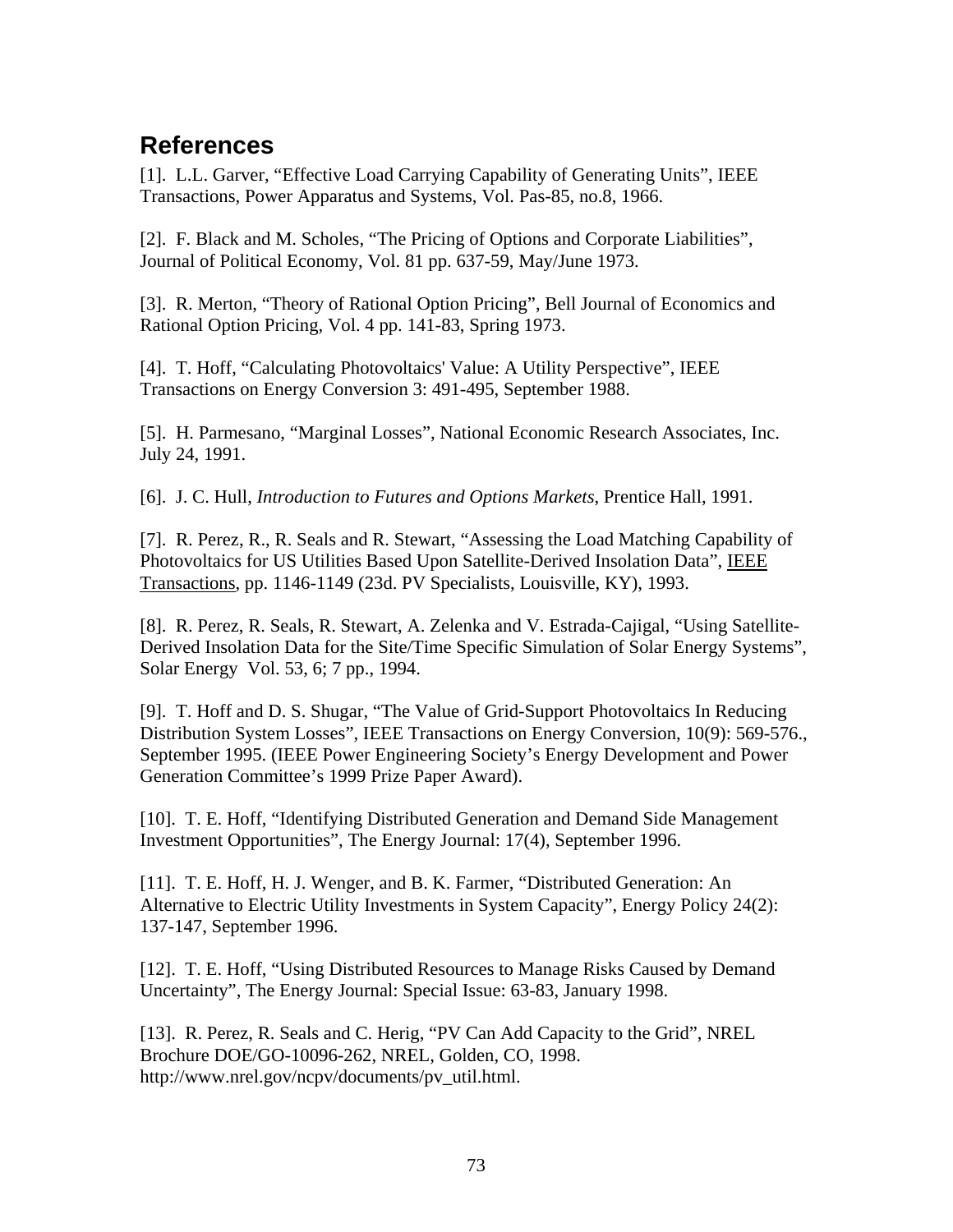## References

[1]. L.L. Garver, "Effective Load Carrying Capability of Generating Units", IEEE Transactions, Power Apparatus and Systems, Vol. Pas-85, no.8, 1966.

[2]. F. Black and M. Scholes, "The Pricing of Options and Corporate Liabilities", Journal of Political Economy, Vol. 81 pp. 637-59, May/June 1973.

[3]. R. Merton, "Theory of Rational Option Pricing", Bell Journal of Economics and Rational Option Pricing, Vol. 4 pp. 141-83, Spring 1973.

[4]. T. Hoff, "Calculating Photovoltaics' Value: A Utility Perspective", IEEE Transactions on Energy Conversion 3: 491-495, September 1988.

[5]. H. Parmesano, "Marginal Losses", National Economic Research Associates, Inc. July 24, 1991.

[6]. J. C. Hull, *Introduction to Futures and Options Markets*, Prentice Hall, 1991.

[7]. R. Perez, R., R. Seals and R. Stewart, "Assessing the Load Matching Capability of Photovoltaics for US Utilities Based Upon Satellite-Derived Insolation Data", IEEE Transactions, pp. 1146-1149 (23d. PV Specialists, Louisville, KY), 1993.

[8]. R. Perez, R. Seals, R. Stewart, A. Zelenka and V. Estrada-Cajigal, "Using Satellite-Derived Insolation Data for the Site/Time Specific Simulation of Solar Energy Systems", Solar Energy Vol. 53, 6; 7 pp., 1994.

[9]. T. Hoff and D. S. Shugar, "The Value of Grid-Support Photovoltaics In Reducing Distribution System Losses", IEEE Transactions on Energy Conversion, 10(9): 569-576., September 1995. (IEEE Power Engineering Society's Energy Development and Power Generation Committee's 1999 Prize Paper Award).

[10]. T. E. Hoff, "Identifying Distributed Generation and Demand Side Management Investment Opportunities", The Energy Journal: 17(4), September 1996.

[11]. T. E. Hoff, H. J. Wenger, and B. K. Farmer, "Distributed Generation: An Alternative to Electric Utility Investments in System Capacity", Energy Policy 24(2): 137-147, September 1996.

[12]. T. E. Hoff, "Using Distributed Resources to Manage Risks Caused by Demand Uncertainty", The Energy Journal: Special Issue: 63-83, January 1998.

[13]. R. Perez, R. Seals and C. Herig, "PV Can Add Capacity to the Grid", NREL Brochure DOE/GO-10096-262, NREL, Golden, CO, 1998. http://www.nrel.gov/ncpv/documents/pv_util.html.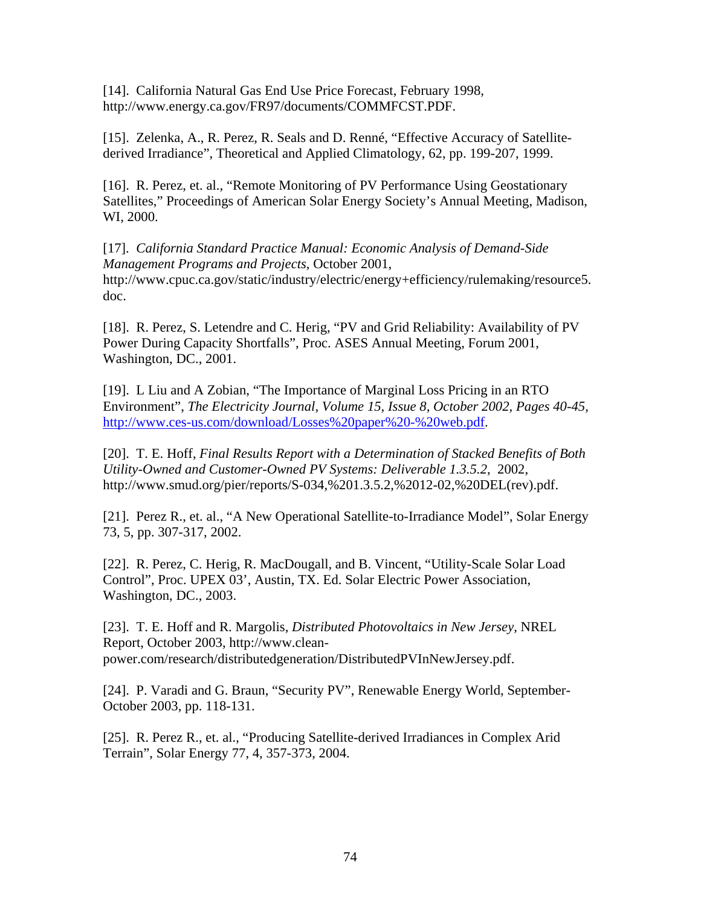[14]. California Natural Gas End Use Price Forecast, February 1998, http://www.energy.ca.gov/FR97/documents/COMMFCST.PDF.

[15]. Zelenka, A., R. Perez, R. Seals and D. Renné, "Effective Accuracy of Satellite-derived Irradiance", Theoretical and Applied Climatology, 62, pp. 199-207, 1999.

[16]. R. Perez, et. al., "Remote Monitoring of PV Performance Using Geostationary Satellites," Proceedings of American Solar Energy Society's Annual Meeting, Madison, WI, 2000.

[17]. *California Standard Practice Manual: Economic Analysis of Demand-Side Management Programs and Projects*, October 2001, http://www.cpuc.ca.gov/static/industry/electric/energy+efficiency/rulemaking/resource5.doc.

[18]. R. Perez, S. Letendre and C. Herig, "PV and Grid Reliability: Availability of PV Power During Capacity Shortfalls", Proc. ASES Annual Meeting, Forum 2001, Washington, DC., 2001.

[19]. L Liu and A Zobian, "The Importance of Marginal Loss Pricing in an RTO Environment", *The Electricity Journal, Volume 15, Issue 8, October 2002, Pages 40-45,* http://www.ces-us.com/download/Losses%20paper%20-%20web.pdf.

[20]. T. E. Hoff, *Final Results Report with a Determination of Stacked Benefits of Both Utility-Owned and Customer-Owned PV Systems: Deliverable 1.3.5.2,* 2002, http://www.smud.org/pier/reports/S-034,%201.3.5.2,%2012-02,%20DEL(rev).pdf.

[21]. Perez R., et. al., "A New Operational Satellite-to-Irradiance Model", Solar Energy 73, 5, pp. 307-317, 2002.

[22]. R. Perez, C. Herig, R. MacDougall, and B. Vincent, "Utility-Scale Solar Load Control", Proc. UPEX 03', Austin, TX. Ed. Solar Electric Power Association, Washington, DC., 2003.

[23]. T. E. Hoff and R. Margolis, *Distributed Photovoltaics in New Jersey*, NREL Report, October 2003, http://www.clean-power.com/research/distributedgeneration/DistributedPVInNewJersey.pdf.

[24]. P. Varadi and G. Braun, "Security PV", Renewable Energy World, September-October 2003, pp. 118-131.

[25]. R. Perez R., et. al., "Producing Satellite-derived Irradiances in Complex Arid Terrain", Solar Energy 77, 4, 357-373, 2004.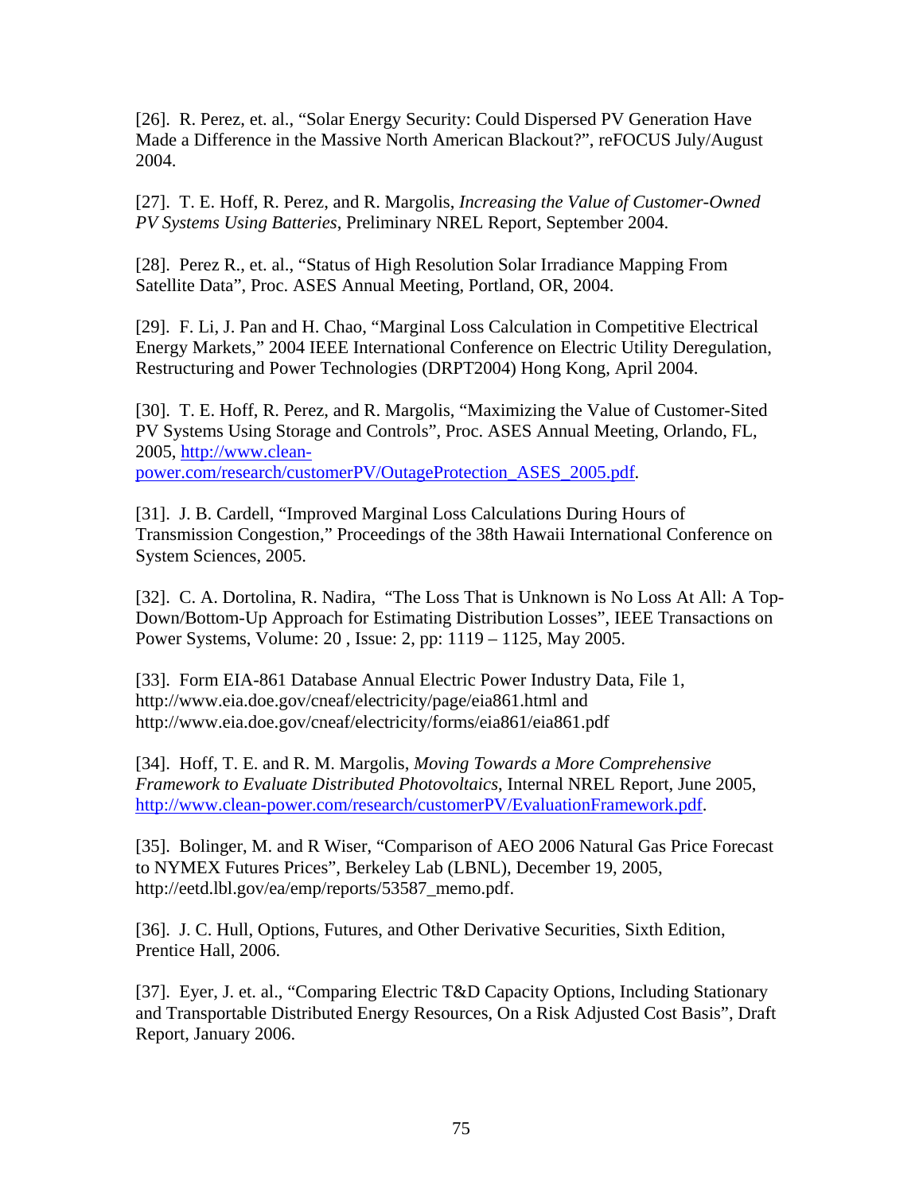[26]. R. Perez, et. al., “Solar Energy Security: Could Dispersed PV Generation Have Made a Difference in the Massive North American Blackout?”, reFOCUS July/August 2004.

[27]. T. E. Hoff, R. Perez, and R. Margolis, *Increasing the Value of Customer-Owned PV Systems Using Batteries*, Preliminary NREL Report, September 2004.

[28]. Perez R., et. al., “Status of High Resolution Solar Irradiance Mapping From Satellite Data”, Proc. ASES Annual Meeting, Portland, OR, 2004.

[29]. F. Li, J. Pan and H. Chao, “Marginal Loss Calculation in Competitive Electrical Energy Markets,” 2004 IEEE International Conference on Electric Utility Deregulation, Restructuring and Power Technologies (DRPT2004) Hong Kong, April 2004.

[30]. T. E. Hoff, R. Perez, and R. Margolis, “Maximizing the Value of Customer-Sited PV Systems Using Storage and Controls”, Proc. ASES Annual Meeting, Orlando, FL, 2005, http://www.clean-power.com/research/customerPV/OutageProtection_ASES_2005.pdf.

[31]. J. B. Cardell, “Improved Marginal Loss Calculations During Hours of Transmission Congestion,” Proceedings of the 38th Hawaii International Conference on System Sciences, 2005.

[32]. C. A. Dortolina, R. Nadira, “The Loss That is Unknown is No Loss At All: A Top-Down/Bottom-Up Approach for Estimating Distribution Losses”, IEEE Transactions on Power Systems, Volume: 20 , Issue: 2, pp: 1119 – 1125, May 2005.

[33]. Form EIA-861 Database Annual Electric Power Industry Data, File 1, http://www.eia.doe.gov/cneaf/electricity/page/eia861.html and http://www.eia.doe.gov/cneaf/electricity/forms/eia861/eia861.pdf

[34]. Hoff, T. E. and R. M. Margolis, *Moving Towards a More Comprehensive Framework to Evaluate Distributed Photovoltaics*, Internal NREL Report, June 2005, http://www.clean-power.com/research/customerPV/EvaluationFramework.pdf.

[35]. Bolinger, M. and R Wiser, “Comparison of AEO 2006 Natural Gas Price Forecast to NYMEX Futures Prices”, Berkeley Lab (LBNL), December 19, 2005, http://eetd.lbl.gov/ea/emp/reports/53587_memo.pdf.

[36]. J. C. Hull, Options, Futures, and Other Derivative Securities, Sixth Edition, Prentice Hall, 2006.

[37]. Eyer, J. et. al., “Comparing Electric T&D Capacity Options, Including Stationary and Transportable Distributed Energy Resources, On a Risk Adjusted Cost Basis”, Draft Report, January 2006.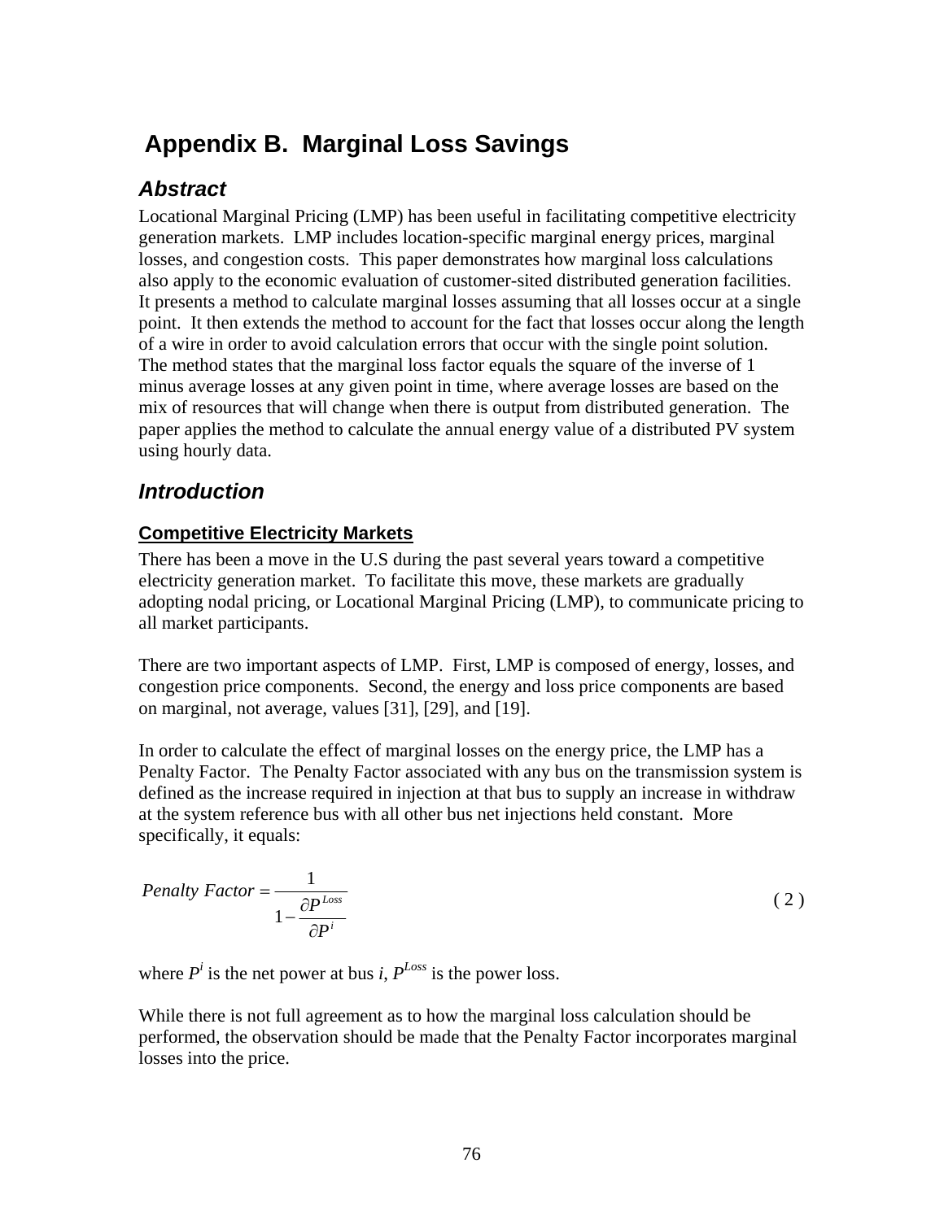# Appendix B. Marginal Loss Savings

## Abstract

Locational Marginal Pricing (LMP) has been useful in facilitating competitive electricity generation markets. LMP includes location-specific marginal energy prices, marginal losses, and congestion costs. This paper demonstrates how marginal loss calculations also apply to the economic evaluation of customer-sited distributed generation facilities. It presents a method to calculate marginal losses assuming that all losses occur at a single point. It then extends the method to account for the fact that losses occur along the length of a wire in order to avoid calculation errors that occur with the single point solution. The method states that the marginal loss factor equals the square of the inverse of 1 minus average losses at any given point in time, where average losses are based on the mix of resources that will change when there is output from distributed generation. The paper applies the method to calculate the annual energy value of a distributed PV system using hourly data.

## Introduction

### Competitive Electricity Markets

There has been a move in the U.S during the past several years toward a competitive electricity generation market. To facilitate this move, these markets are gradually adopting nodal pricing, or Locational Marginal Pricing (LMP), to communicate pricing to all market participants.

There are two important aspects of LMP. First, LMP is composed of energy, losses, and congestion price components. Second, the energy and loss price components are based on marginal, not average, values [31], [29], and [19].

In order to calculate the effect of marginal losses on the energy price, the LMP has a Penalty Factor. The Penalty Factor associated with any bus on the transmission system is defined as the increase required in injection at that bus to supply an increase in withdraw at the system reference bus with all other bus net injections held constant. More specifically, it equals:

$$Penalty\ Factor = \frac{1}{1 - \dfrac{\partial P^{Loss}}{\partial P^{i}}} \tag{2}$$

where $P^i$ is the net power at bus $i$, $P^{Loss}$ is the power loss.

While there is not full agreement as to how the marginal loss calculation should be performed, the observation should be made that the Penalty Factor incorporates marginal losses into the price.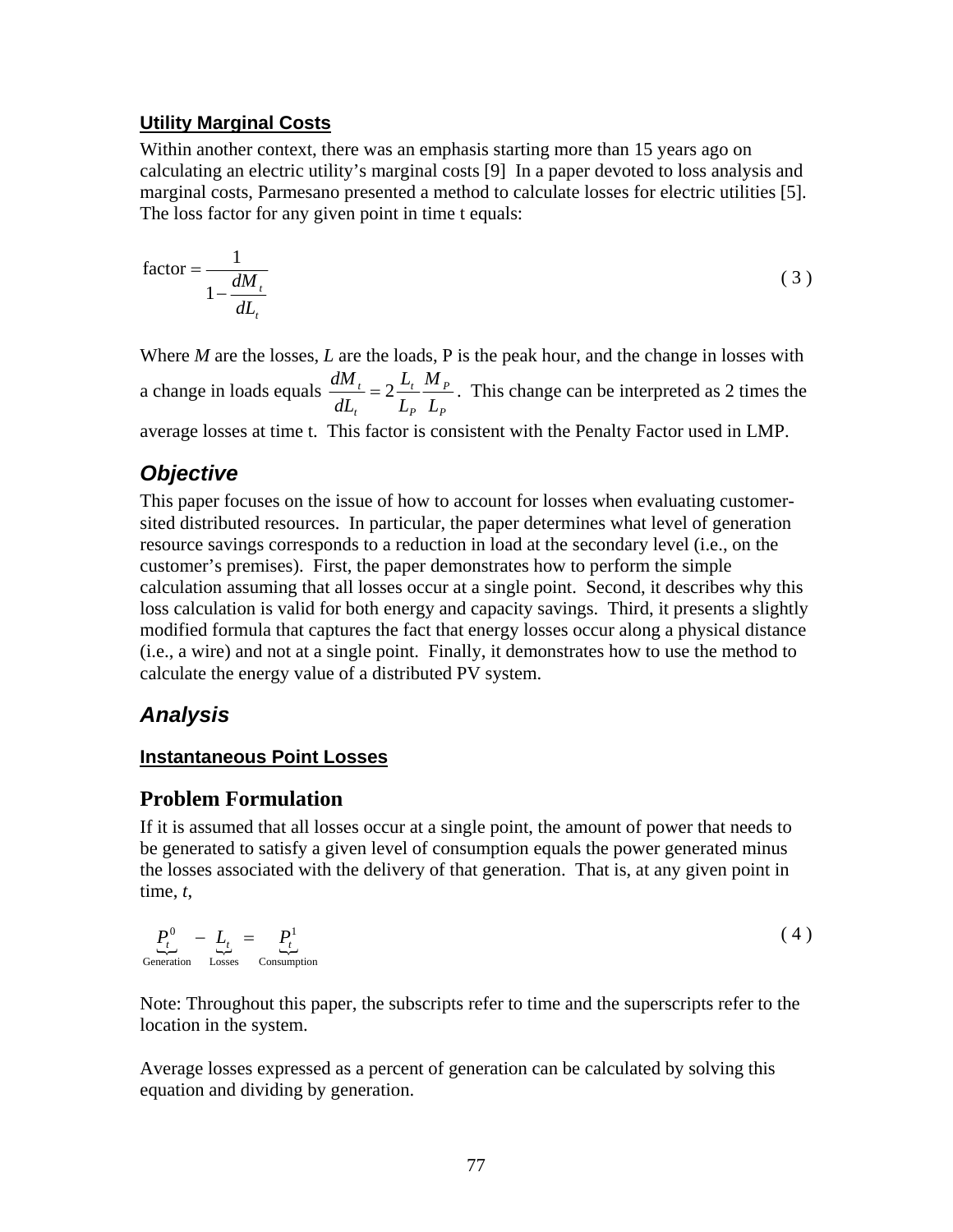### Utility Marginal Costs

Within another context, there was an emphasis starting more than 15 years ago on calculating an electric utility's marginal costs [9] In a paper devoted to loss analysis and marginal costs, Parmesano presented a method to calculate losses for electric utilities [5]. The loss factor for any given point in time t equals:

$$\text{factor} = \frac{1}{1 - \frac{dM_t}{dL_t}} \tag{3}$$

Where $M$ are the losses, $L$ are the loads, P is the peak hour, and the change in losses with a change in loads equals $\frac{dM_t}{dL_t} = 2\frac{L_t}{L_P}\frac{M_P}{L_P}$. This change can be interpreted as 2 times the average losses at time t. This factor is consistent with the Penalty Factor used in LMP.

## *Objective*

This paper focuses on the issue of how to account for losses when evaluating customer-sited distributed resources. In particular, the paper determines what level of generation resource savings corresponds to a reduction in load at the secondary level (i.e., on the customer's premises). First, the paper demonstrates how to perform the simple calculation assuming that all losses occur at a single point. Second, it describes why this loss calculation is valid for both energy and capacity savings. Third, it presents a slightly modified formula that captures the fact that energy losses occur along a physical distance (i.e., a wire) and not at a single point. Finally, it demonstrates how to use the method to calculate the energy value of a distributed PV system.

## *Analysis*

### Instantaneous Point Losses

### Problem Formulation

If it is assumed that all losses occur at a single point, the amount of power that needs to be generated to satisfy a given level of consumption equals the power generated minus the losses associated with the delivery of that generation. That is, at any given point in time, *t*,

$$\underbrace{P_t^0}_{\text{Generation}} - \underbrace{L_t}_{\text{Losses}} = \underbrace{P_t^1}_{\text{Consumption}} \tag{4}$$

Note: Throughout this paper, the subscripts refer to time and the superscripts refer to the location in the system.

Average losses expressed as a percent of generation can be calculated by solving this equation and dividing by generation.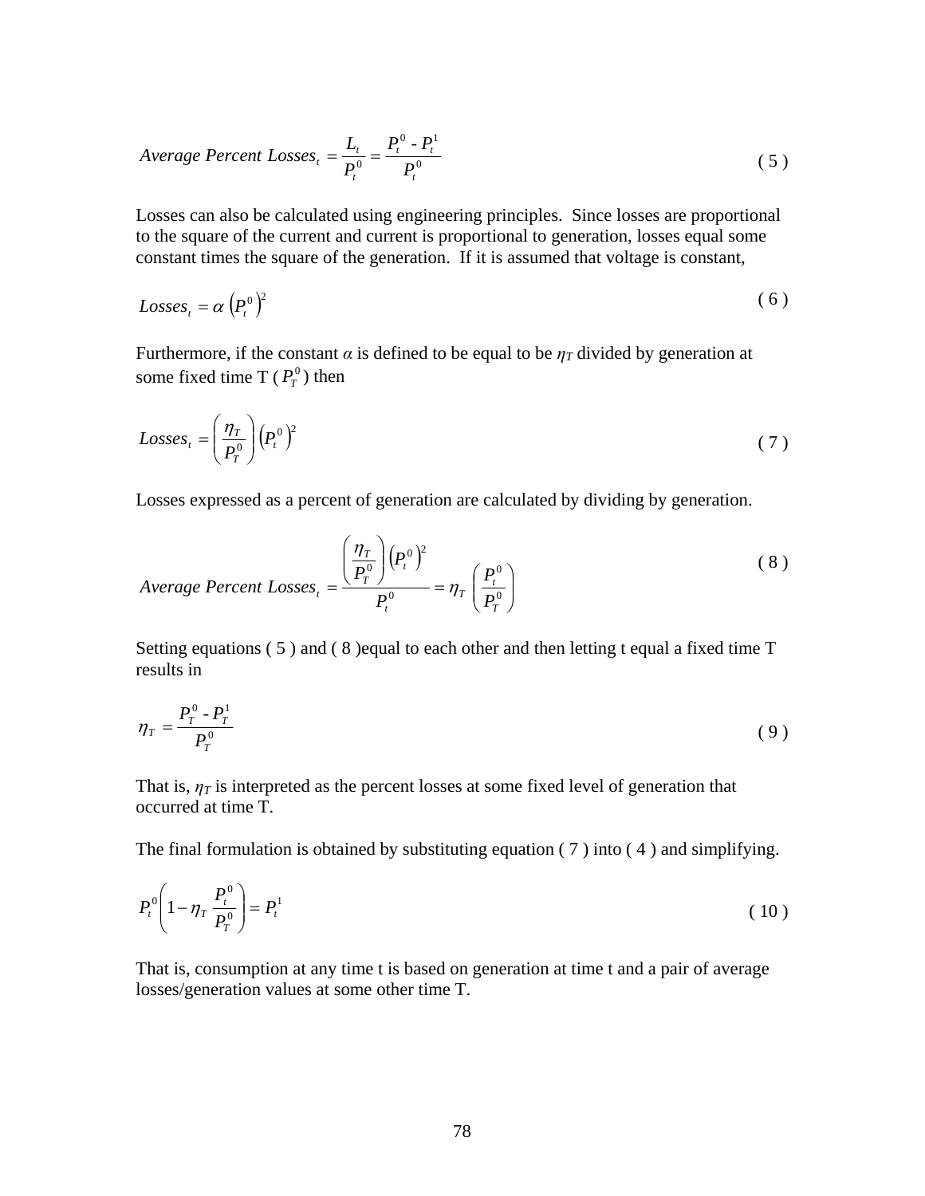$$Average\ Percent\ Losses_t = \frac{L_t}{P_t^0} = \frac{P_t^0 - P_t^1}{P_t^0} \tag{5}$$

Losses can also be calculated using engineering principles. Since losses are proportional to the square of the current and current is proportional to generation, losses equal some constant times the square of the generation. If it is assumed that voltage is constant,

$$Losses_t = \alpha \left(P_t^0\right)^2 \tag{6}$$

Furthermore, if the constant $\alpha$ is defined to be equal to be $\eta_T$ divided by generation at some fixed time T ( $P_T^0$ ) then

$$Losses_t = \left(\frac{\eta_T}{P_T^0}\right)\left(P_t^0\right)^2 \tag{7}$$

Losses expressed as a percent of generation are calculated by dividing by generation.

$$Average\ Percent\ Losses_t = \frac{\left(\frac{\eta_T}{P_T^0}\right)\left(P_t^0\right)^2}{P_t^0} = \eta_T \left(\frac{P_t^0}{P_T^0}\right) \tag{8}$$

Setting equations ( 5 ) and ( 8 )equal to each other and then letting t equal a fixed time T results in

$$\eta_T = \frac{P_T^0 - P_T^1}{P_T^0} \tag{9}$$

That is, $\eta_T$ is interpreted as the percent losses at some fixed level of generation that occurred at time T.

The final formulation is obtained by substituting equation ( 7 ) into ( 4 ) and simplifying.

$$P_t^0\left(1 - \eta_T \frac{P_t^0}{P_T^0}\right) = P_t^1 \tag{10}$$

That is, consumption at any time t is based on generation at time t and a pair of average losses/generation values at some other time T.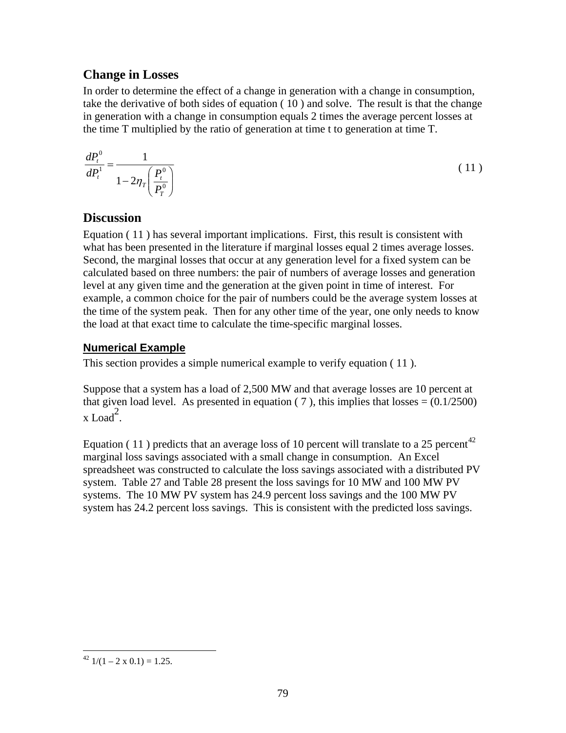## Change in Losses

In order to determine the effect of a change in generation with a change in consumption, take the derivative of both sides of equation ( 10 ) and solve. The result is that the change in generation with a change in consumption equals 2 times the average percent losses at the time T multiplied by the ratio of generation at time t to generation at time T.

$$\frac{dP_t^0}{dP_t^1} = \frac{1}{1 - 2\eta_T \left( \frac{P_t^0}{P_T^0} \right)} \tag{11}$$

## Discussion

Equation ( 11 ) has several important implications. First, this result is consistent with what has been presented in the literature if marginal losses equal 2 times average losses. Second, the marginal losses that occur at any generation level for a fixed system can be calculated based on three numbers: the pair of numbers of average losses and generation level at any given time and the generation at the given point in time of interest. For example, a common choice for the pair of numbers could be the average system losses at the time of the system peak. Then for any other time of the year, one only needs to know the load at that exact time to calculate the time-specific marginal losses.

### Numerical Example

This section provides a simple numerical example to verify equation ( 11 ).

Suppose that a system has a load of 2,500 MW and that average losses are 10 percent at that given load level. As presented in equation ( 7 ), this implies that losses = (0.1/2500) x Load$^2$.

Equation ( 11 ) predicts that an average loss of 10 percent will translate to a 25 percent[42] marginal loss savings associated with a small change in consumption. An Excel spreadsheet was constructed to calculate the loss savings associated with a distributed PV system. Table 27 and Table 28 present the loss savings for 10 MW and 100 MW PV systems. The 10 MW PV system has 24.9 percent loss savings and the 100 MW PV system has 24.2 percent loss savings. This is consistent with the predicted loss savings.

---

[42] 1/(1 – 2 x 0.1) = 1.25.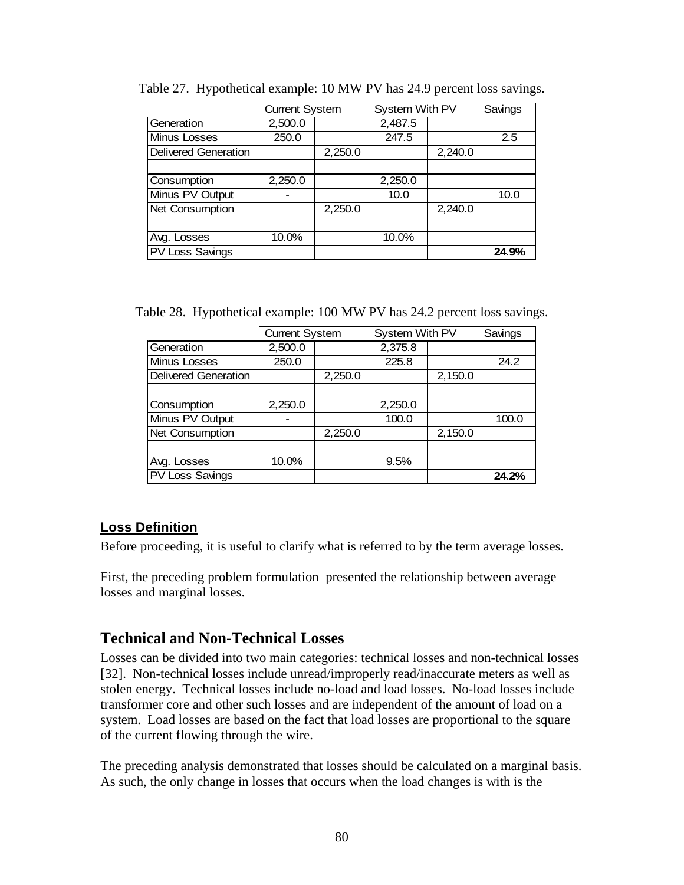Table 27. Hypothetical example: 10 MW PV has 24.9 percent loss savings.

| | Current System | | System With PV | | Savings |
|---|---|---|---|---|---|
| Generation | 2,500.0 | | 2,487.5 | | |
| Minus Losses | 250.0 | | 247.5 | | 2.5 |
| Delivered Generation | | 2,250.0 | | 2,240.0 | |
| | | | | | |
| Consumption | 2,250.0 | | 2,250.0 | | |
| Minus PV Output | - | | 10.0 | | 10.0 |
| Net Consumption | | 2,250.0 | | 2,240.0 | |
| | | | | | |
| Avg. Losses | 10.0% | | 10.0% | | |
| PV Loss Savings | | | | | **24.9%** |

Table 28. Hypothetical example: 100 MW PV has 24.2 percent loss savings.

| | Current System | | System With PV | | Savings |
|---|---|---|---|---|---|
| Generation | 2,500.0 | | 2,375.8 | | |
| Minus Losses | 250.0 | | 225.8 | | 24.2 |
| Delivered Generation | | 2,250.0 | | 2,150.0 | |
| | | | | | |
| Consumption | 2,250.0 | | 2,250.0 | | |
| Minus PV Output | - | | 100.0 | | 100.0 |
| Net Consumption | | 2,250.0 | | 2,150.0 | |
| | | | | | |
| Avg. Losses | 10.0% | | 9.5% | | |
| PV Loss Savings | | | | | **24.2%** |

### Loss Definition

Before proceeding, it is useful to clarify what is referred to by the term average losses.

First, the preceding problem formulation presented the relationship between average losses and marginal losses.

## Technical and Non-Technical Losses

Losses can be divided into two main categories: technical losses and non-technical losses [32]. Non-technical losses include unread/improperly read/inaccurate meters as well as stolen energy. Technical losses include no-load and load losses. No-load losses include transformer core and other such losses and are independent of the amount of load on a system. Load losses are based on the fact that load losses are proportional to the square of the current flowing through the wire.

The preceding analysis demonstrated that losses should be calculated on a marginal basis. As such, the only change in losses that occurs when the load changes is with is the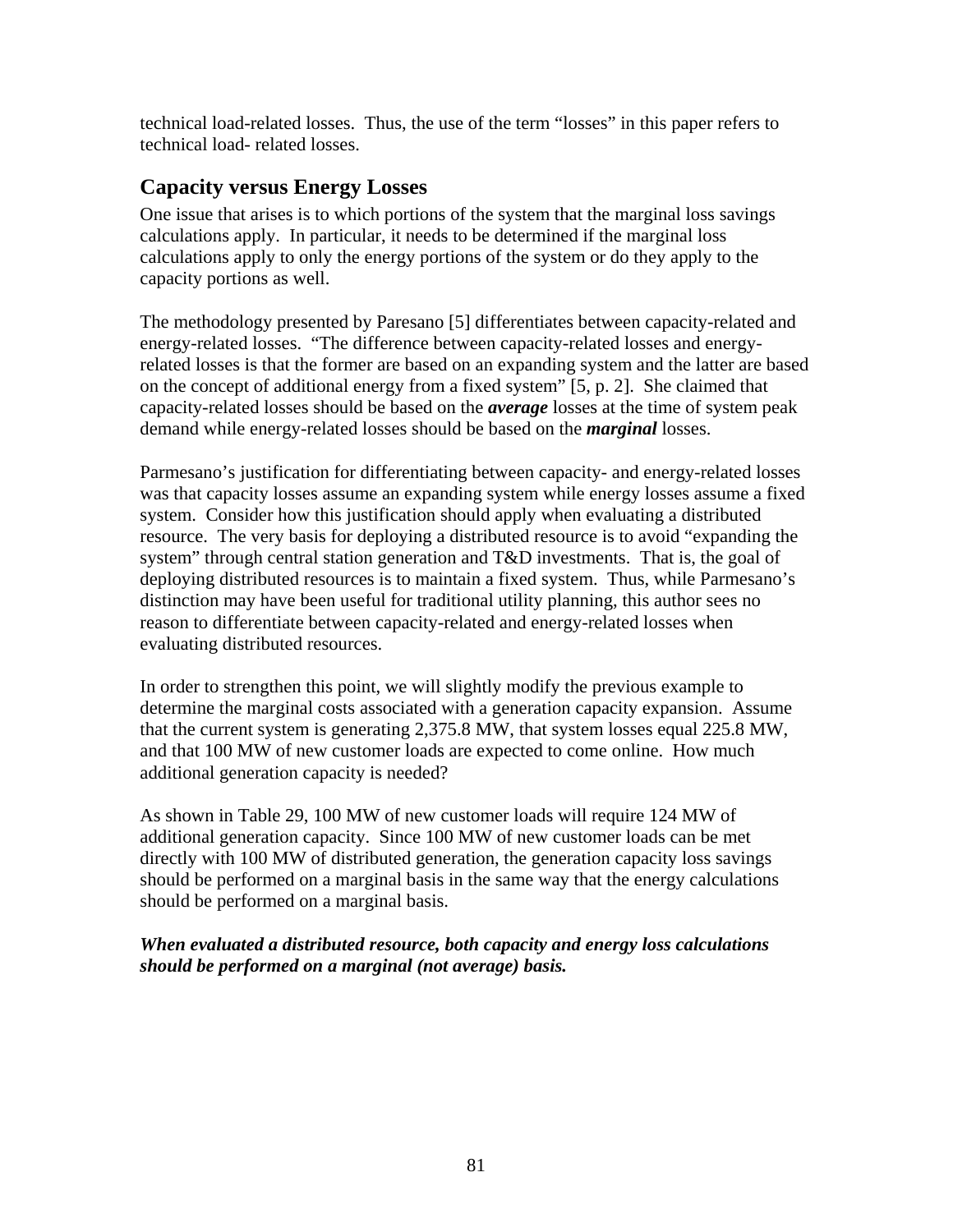technical load-related losses. Thus, the use of the term "losses" in this paper refers to technical load- related losses.

## Capacity versus Energy Losses

One issue that arises is to which portions of the system that the marginal loss savings calculations apply. In particular, it needs to be determined if the marginal loss calculations apply to only the energy portions of the system or do they apply to the capacity portions as well.

The methodology presented by Paresano [5] differentiates between capacity-related and energy-related losses. "The difference between capacity-related losses and energy-related losses is that the former are based on an expanding system and the latter are based on the concept of additional energy from a fixed system" [5, p. 2]. She claimed that capacity-related losses should be based on the ***average*** losses at the time of system peak demand while energy-related losses should be based on the ***marginal*** losses.

Parmesano's justification for differentiating between capacity- and energy-related losses was that capacity losses assume an expanding system while energy losses assume a fixed system. Consider how this justification should apply when evaluating a distributed resource. The very basis for deploying a distributed resource is to avoid "expanding the system" through central station generation and T&D investments. That is, the goal of deploying distributed resources is to maintain a fixed system. Thus, while Parmesano's distinction may have been useful for traditional utility planning, this author sees no reason to differentiate between capacity-related and energy-related losses when evaluating distributed resources.

In order to strengthen this point, we will slightly modify the previous example to determine the marginal costs associated with a generation capacity expansion. Assume that the current system is generating 2,375.8 MW, that system losses equal 225.8 MW, and that 100 MW of new customer loads are expected to come online. How much additional generation capacity is needed?

As shown in Table 29, 100 MW of new customer loads will require 124 MW of additional generation capacity. Since 100 MW of new customer loads can be met directly with 100 MW of distributed generation, the generation capacity loss savings should be performed on a marginal basis in the same way that the energy calculations should be performed on a marginal basis.

***When evaluated a distributed resource, both capacity and energy loss calculations should be performed on a marginal (not average) basis.***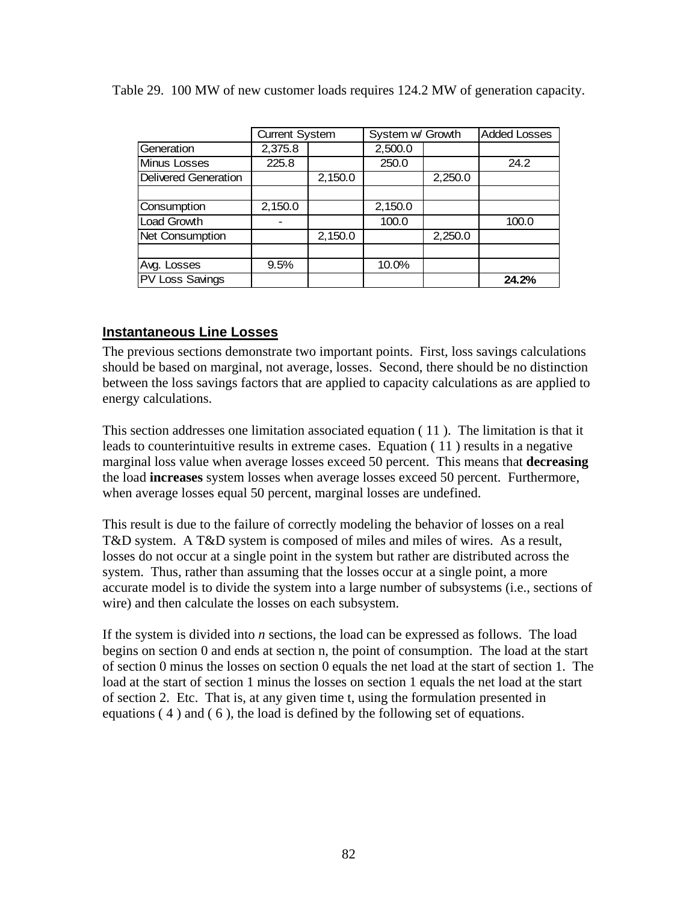Table 29. 100 MW of new customer loads requires 124.2 MW of generation capacity.

| | Current System | | System w/ Growth | | Added Losses |
|---|---|---|---|---|---|
| Generation | 2,375.8 | | 2,500.0 | | |
| Minus Losses | 225.8 | | 250.0 | | 24.2 |
| Delivered Generation | | 2,150.0 | | 2,250.0 | |
| | | | | | |
| Consumption | 2,150.0 | | 2,150.0 | | |
| Load Growth | - | | 100.0 | | 100.0 |
| Net Consumption | | 2,150.0 | | 2,250.0 | |
| | | | | | |
| Avg. Losses | 9.5% | | 10.0% | | |
| PV Loss Savings | | | | | **24.2%** |

## Instantaneous Line Losses

The previous sections demonstrate two important points. First, loss savings calculations should be based on marginal, not average, losses. Second, there should be no distinction between the loss savings factors that are applied to capacity calculations as are applied to energy calculations.

This section addresses one limitation associated equation ( 11 ). The limitation is that it leads to counterintuitive results in extreme cases. Equation ( 11 ) results in a negative marginal loss value when average losses exceed 50 percent. This means that **decreasing** the load **increases** system losses when average losses exceed 50 percent. Furthermore, when average losses equal 50 percent, marginal losses are undefined.

This result is due to the failure of correctly modeling the behavior of losses on a real T&D system. A T&D system is composed of miles and miles of wires. As a result, losses do not occur at a single point in the system but rather are distributed across the system. Thus, rather than assuming that the losses occur at a single point, a more accurate model is to divide the system into a large number of subsystems (i.e., sections of wire) and then calculate the losses on each subsystem.

If the system is divided into *n* sections, the load can be expressed as follows. The load begins on section 0 and ends at section n, the point of consumption. The load at the start of section 0 minus the losses on section 0 equals the net load at the start of section 1. The load at the start of section 1 minus the losses on section 1 equals the net load at the start of section 2. Etc. That is, at any given time t, using the formulation presented in equations ( 4 ) and ( 6 ), the load is defined by the following set of equations.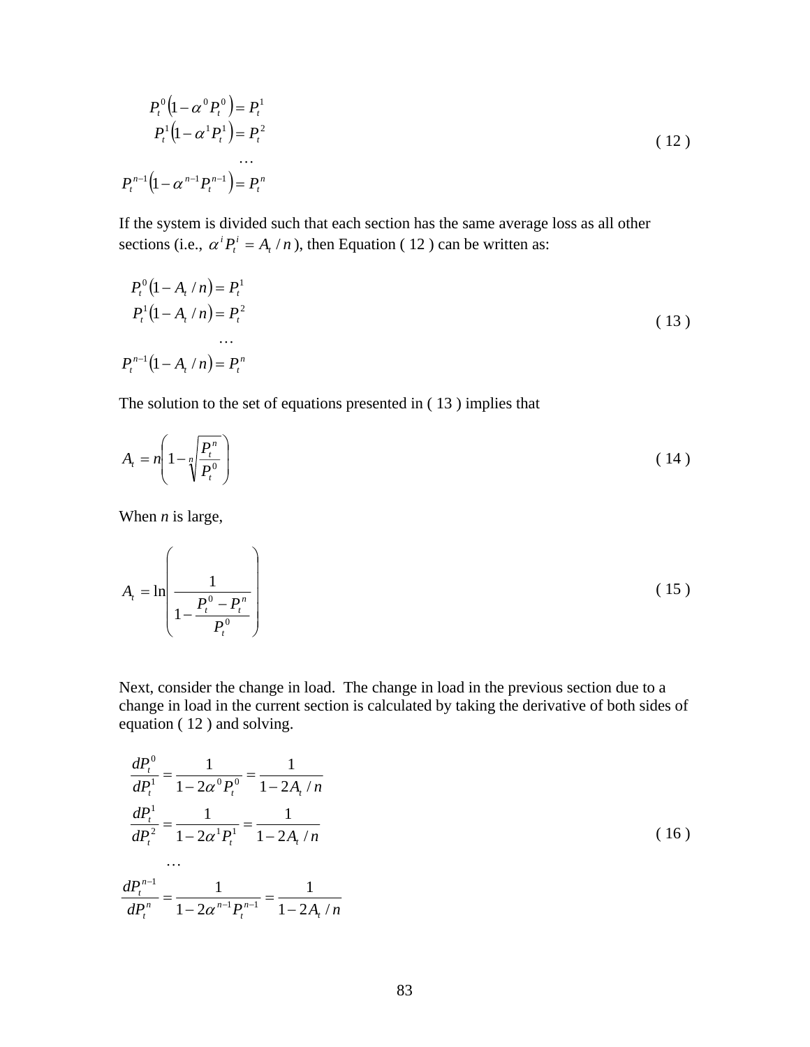$$
\begin{aligned}
P_t^0\left(1-\alpha^0 P_t^0\right) &= P_t^1 \\
P_t^1\left(1-\alpha^1 P_t^1\right) &= P_t^2 \\
&\cdots \\
P_t^{n-1}\left(1-\alpha^{n-1} P_t^{n-1}\right) &= P_t^n
\end{aligned}
\tag{12}
$$

If the system is divided such that each section has the same average loss as all other sections (i.e., $\alpha^i P_t^i = A_t / n$), then Equation ( 12 ) can be written as:

$$
\begin{aligned}
P_t^0\left(1-A_t/n\right) &= P_t^1 \\
P_t^1\left(1-A_t/n\right) &= P_t^2 \\
&\cdots \\
P_t^{n-1}\left(1-A_t/n\right) &= P_t^n
\end{aligned}
\tag{13}
$$

The solution to the set of equations presented in ( 13 ) implies that

$$
A_t = n\left(1-\sqrt[n]{\frac{P_t^n}{P_t^0}}\right)
\tag{14}
$$

When *n* is large,

$$
A_t = \ln\left(\frac{1}{1-\frac{P_t^0-P_t^n}{P_t^0}}\right)
\tag{15}
$$

Next, consider the change in load. The change in load in the previous section due to a change in load in the current section is calculated by taking the derivative of both sides of equation ( 12 ) and solving.

$$
\begin{aligned}
\frac{dP_t^0}{dP_t^1} &= \frac{1}{1-2\alpha^0 P_t^0} = \frac{1}{1-2A_t/n} \\
\frac{dP_t^1}{dP_t^2} &= \frac{1}{1-2\alpha^1 P_t^1} = \frac{1}{1-2A_t/n} \\
&\cdots \\
\frac{dP_t^{n-1}}{dP_t^n} &= \frac{1}{1-2\alpha^{n-1} P_t^{n-1}} = \frac{1}{1-2A_t/n}
\end{aligned}
\tag{16}
$$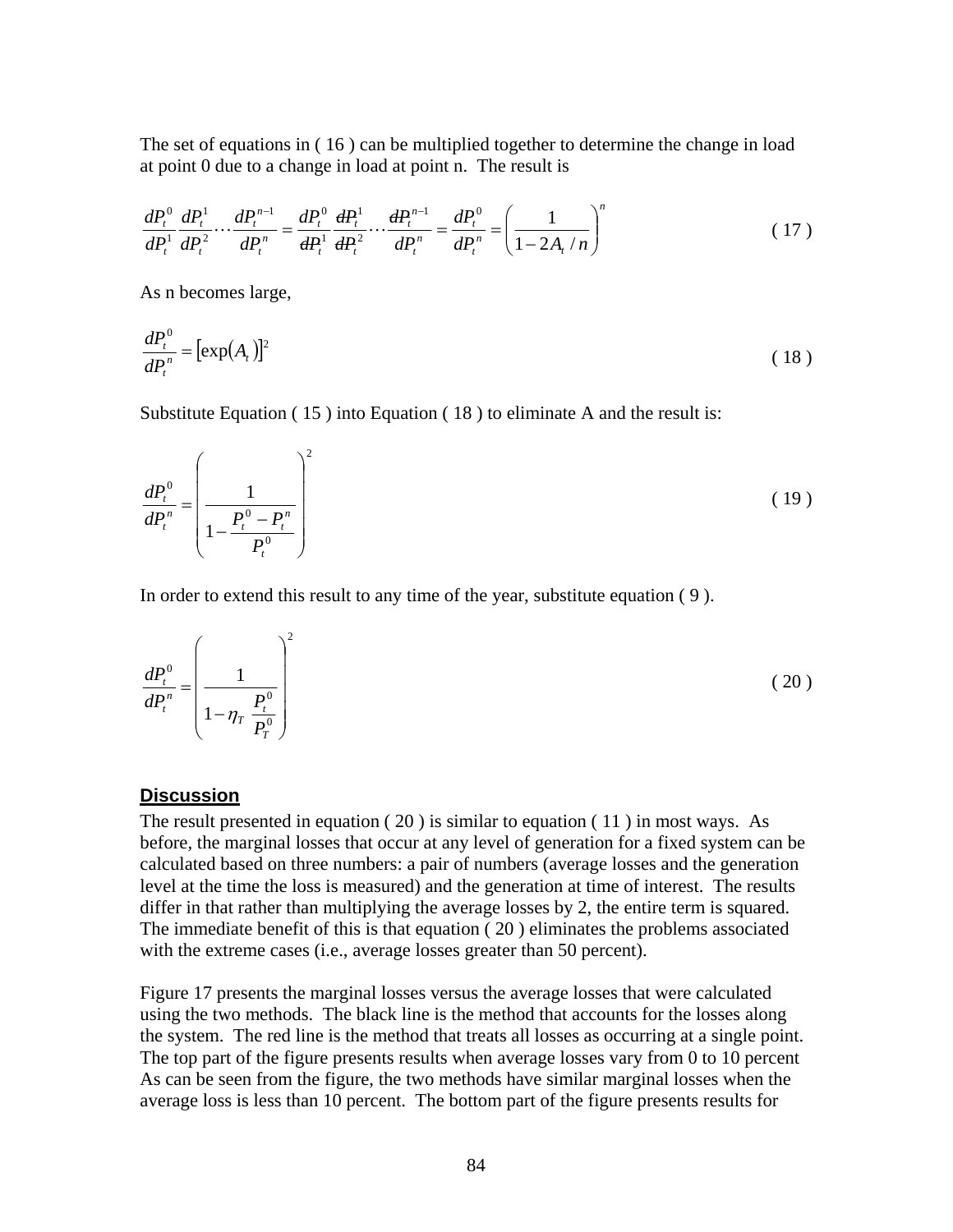The set of equations in ( 16 ) can be multiplied together to determine the change in load at point 0 due to a change in load at point n. The result is

$$\frac{dP_t^0}{dP_t^1}\frac{dP_t^1}{dP_t^2}\cdots\frac{dP_t^{n-1}}{dP_t^n} = \frac{dP_t^0}{\cancel{dP_t^1}}\frac{\cancel{dP_t^1}}{\cancel{dP_t^2}}\cdots\frac{\cancel{dP_t^{n-1}}}{dP_t^n} = \frac{dP_t^0}{dP_t^n} = \left(\frac{1}{1-2A_t/n}\right)^n \tag{17}$$

As n becomes large,

$$\frac{dP_t^0}{dP_t^n} = \left[\exp(A_t)\right]^2 \tag{18}$$

Substitute Equation ( 15 ) into Equation ( 18 ) to eliminate A and the result is:

$$\frac{dP_t^0}{dP_t^n} = \left(\frac{1}{1-\dfrac{P_t^0 - P_t^n}{P_t^0}}\right)^2 \tag{19}$$

In order to extend this result to any time of the year, substitute equation ( 9 ).

$$\frac{dP_t^0}{dP_t^n} = \left(\frac{1}{1-\eta_T\,\dfrac{P_t^0}{P_T^0}}\right)^2 \tag{20}$$

## Discussion

The result presented in equation ( 20 ) is similar to equation ( 11 ) in most ways. As before, the marginal losses that occur at any level of generation for a fixed system can be calculated based on three numbers: a pair of numbers (average losses and the generation level at the time the loss is measured) and the generation at time of interest. The results differ in that rather than multiplying the average losses by 2, the entire term is squared. The immediate benefit of this is that equation ( 20 ) eliminates the problems associated with the extreme cases (i.e., average losses greater than 50 percent).

Figure 17 presents the marginal losses versus the average losses that were calculated using the two methods. The black line is the method that accounts for the losses along the system. The red line is the method that treats all losses as occurring at a single point. The top part of the figure presents results when average losses vary from 0 to 10 percent As can be seen from the figure, the two methods have similar marginal losses when the average loss is less than 10 percent. The bottom part of the figure presents results for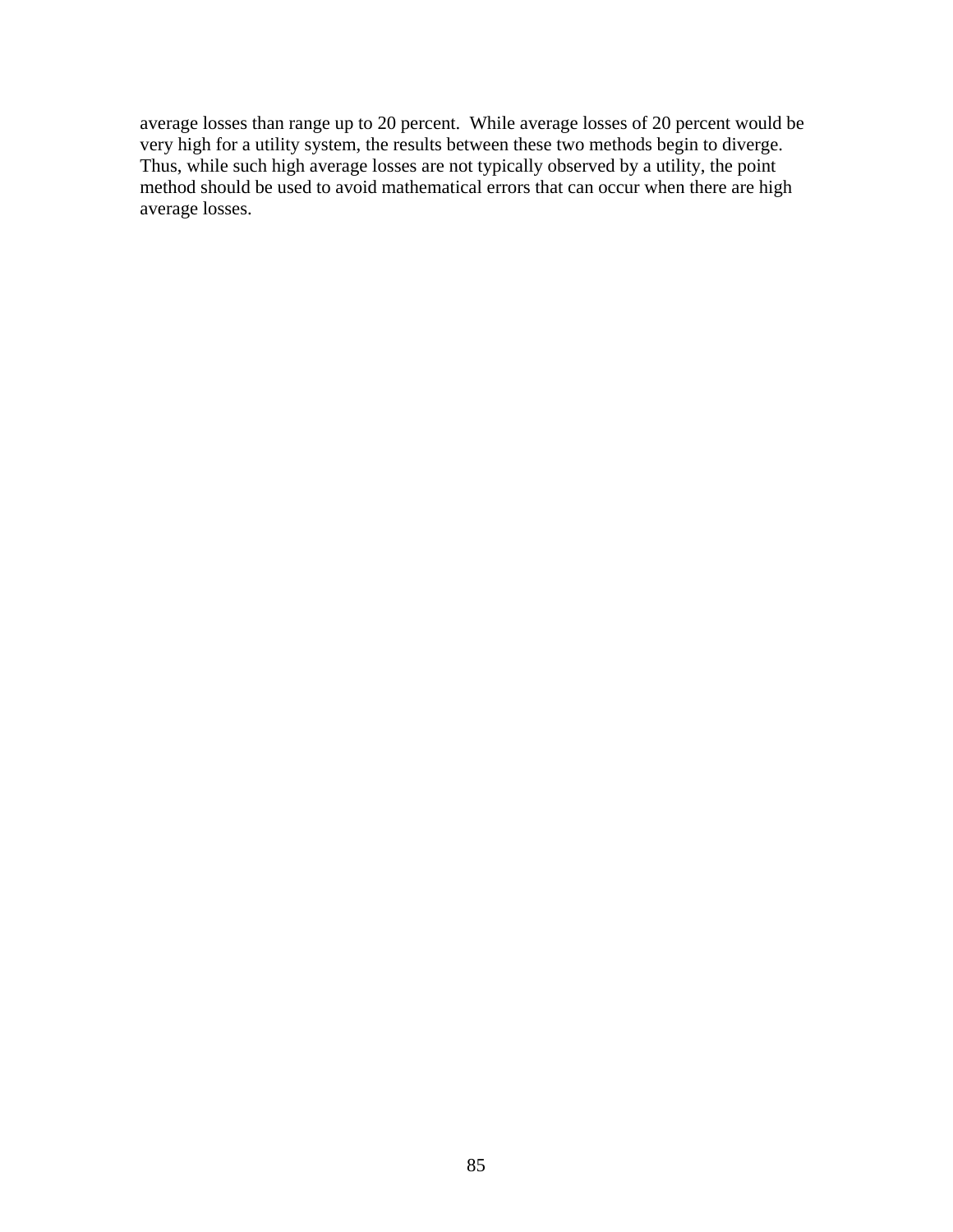average losses than range up to 20 percent.  While average losses of 20 percent would be very high for a utility system, the results between these two methods begin to diverge. Thus, while such high average losses are not typically observed by a utility, the point method should be used to avoid mathematical errors that can occur when there are high average losses.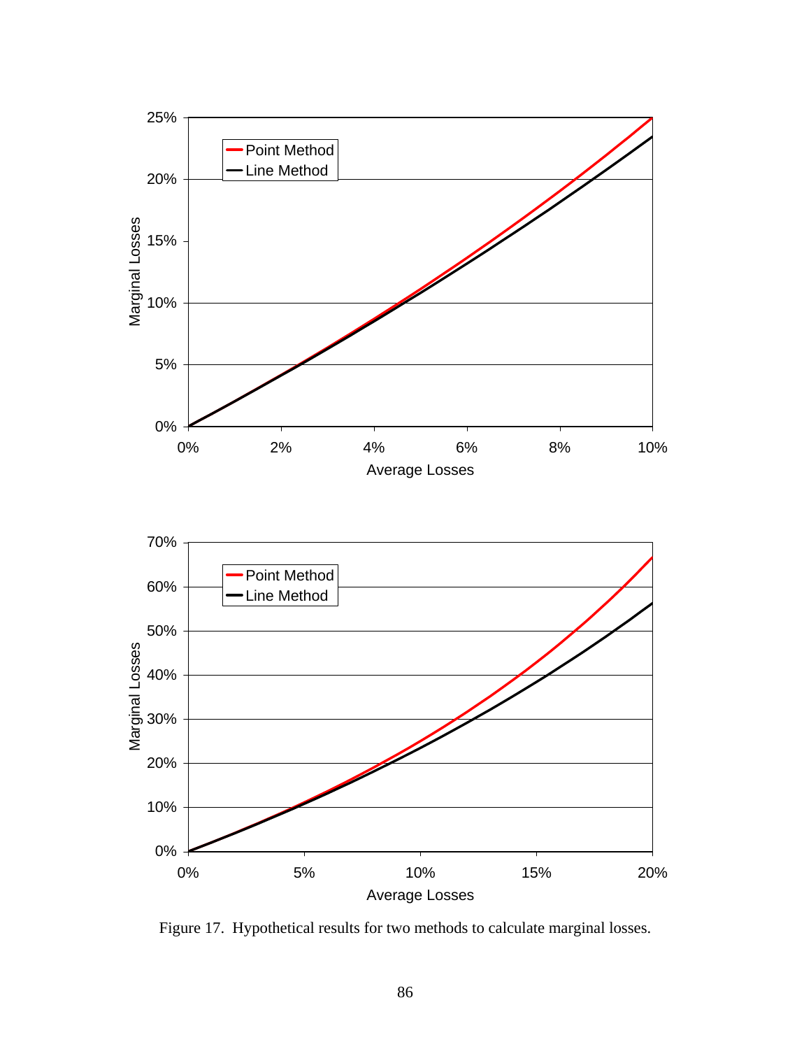Figure 17. Hypothetical results for two methods to calculate marginal losses.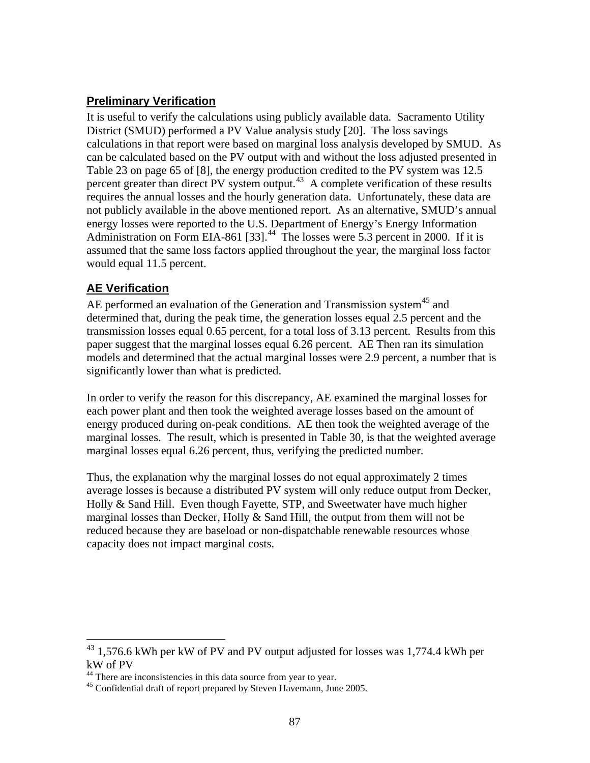## Preliminary Verification

It is useful to verify the calculations using publicly available data. Sacramento Utility District (SMUD) performed a PV Value analysis study [20]. The loss savings calculations in that report were based on marginal loss analysis developed by SMUD. As can be calculated based on the PV output with and without the loss adjusted presented in Table 23 on page 65 of [8], the energy production credited to the PV system was 12.5 percent greater than direct PV system output.[43] A complete verification of these results requires the annual losses and the hourly generation data. Unfortunately, these data are not publicly available in the above mentioned report. As an alternative, SMUD's annual energy losses were reported to the U.S. Department of Energy's Energy Information Administration on Form EIA-861 [33].[44] The losses were 5.3 percent in 2000. If it is assumed that the same loss factors applied throughout the year, the marginal loss factor would equal 11.5 percent.

## AE Verification

AE performed an evaluation of the Generation and Transmission system[45] and determined that, during the peak time, the generation losses equal 2.5 percent and the transmission losses equal 0.65 percent, for a total loss of 3.13 percent. Results from this paper suggest that the marginal losses equal 6.26 percent. AE Then ran its simulation models and determined that the actual marginal losses were 2.9 percent, a number that is significantly lower than what is predicted.

In order to verify the reason for this discrepancy, AE examined the marginal losses for each power plant and then took the weighted average losses based on the amount of energy produced during on-peak conditions. AE then took the weighted average of the marginal losses. The result, which is presented in Table 30, is that the weighted average marginal losses equal 6.26 percent, thus, verifying the predicted number.

Thus, the explanation why the marginal losses do not equal approximately 2 times average losses is because a distributed PV system will only reduce output from Decker, Holly & Sand Hill. Even though Fayette, STP, and Sweetwater have much higher marginal losses than Decker, Holly & Sand Hill, the output from them will not be reduced because they are baseload or non-dispatchable renewable resources whose capacity does not impact marginal costs.

---

[43] 1,576.6 kWh per kW of PV and PV output adjusted for losses was 1,774.4 kWh per kW of PV

[44] There are inconsistencies in this data source from year to year.

[45] Confidential draft of report prepared by Steven Havemann, June 2005.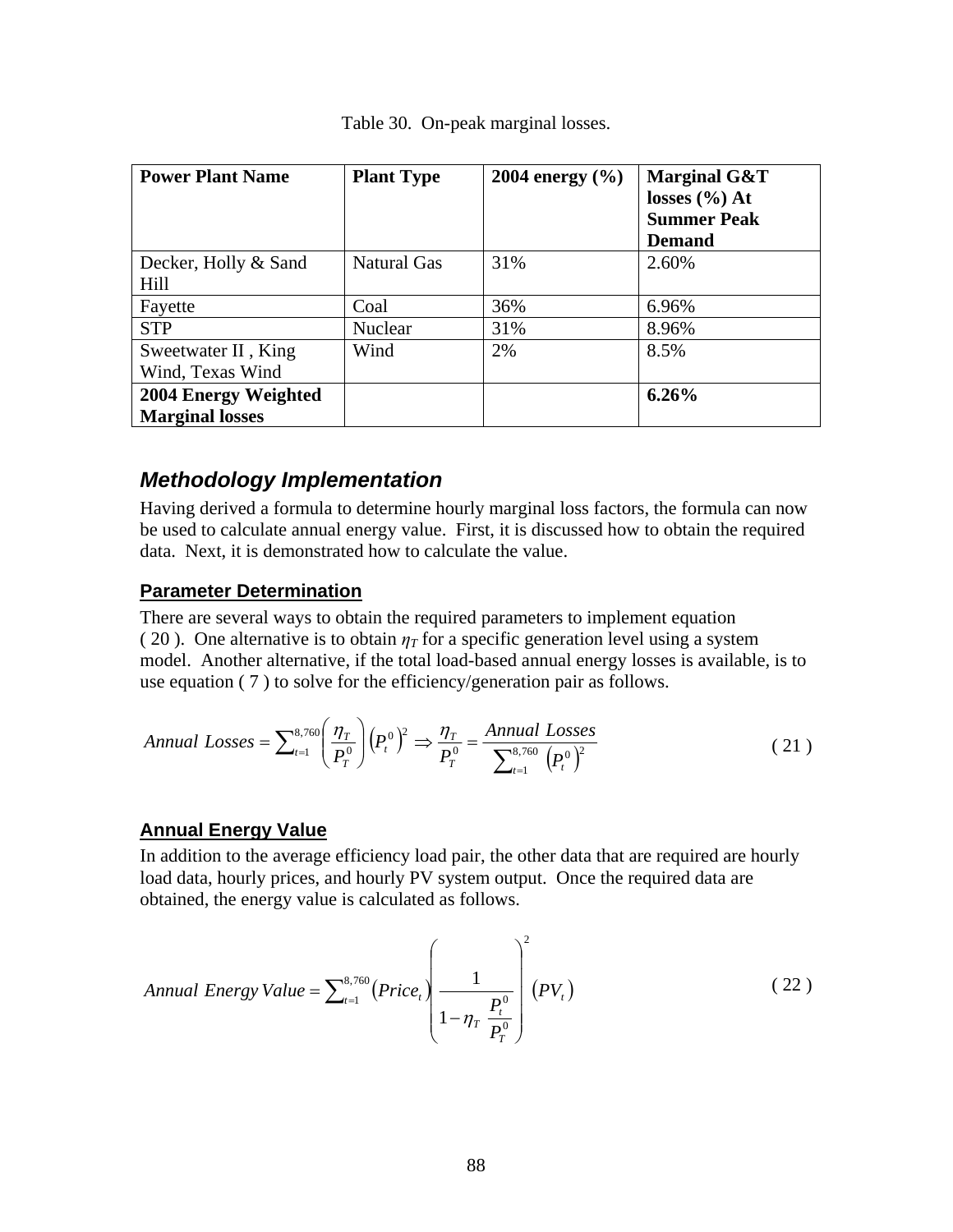Table 30. On-peak marginal losses.

| Power Plant Name | Plant Type | 2004 energy (%) | Marginal G&T losses (%) At Summer Peak Demand |
|---|---|---|---|
| Decker, Holly & Sand Hill | Natural Gas | 31% | 2.60% |
| Fayette | Coal | 36% | 6.96% |
| STP | Nuclear | 31% | 8.96% |
| Sweetwater II , King Wind, Texas Wind | Wind | 2% | 8.5% |
| **2004 Energy Weighted Marginal losses** | | | **6.26%** |

## *Methodology Implementation*

Having derived a formula to determine hourly marginal loss factors, the formula can now be used to calculate annual energy value. First, it is discussed how to obtain the required data. Next, it is demonstrated how to calculate the value.

### Parameter Determination

There are several ways to obtain the required parameters to implement equation ( 20 ). One alternative is to obtain $\eta_T$ for a specific generation level using a system model. Another alternative, if the total load-based annual energy losses is available, is to use equation ( 7 ) to solve for the efficiency/generation pair as follows.

$$Annual\ Losses = \sum_{t=1}^{8,760} \left( \frac{\eta_T}{P_T^0} \right) \left( P_t^0 \right)^2 \Rightarrow \frac{\eta_T}{P_T^0} = \frac{Annual\ Losses}{\sum_{t=1}^{8,760} \left( P_t^0 \right)^2} \tag{21}$$

### Annual Energy Value

In addition to the average efficiency load pair, the other data that are required are hourly load data, hourly prices, and hourly PV system output. Once the required data are obtained, the energy value is calculated as follows.

$$Annual\ Energy\,Value = \sum_{t=1}^{8,760} \left( Price_t \right) \left( \frac{1}{1 - \eta_T \dfrac{P_t^0}{P_T^0}} \right)^2 \left( PV_t \right) \tag{22}$$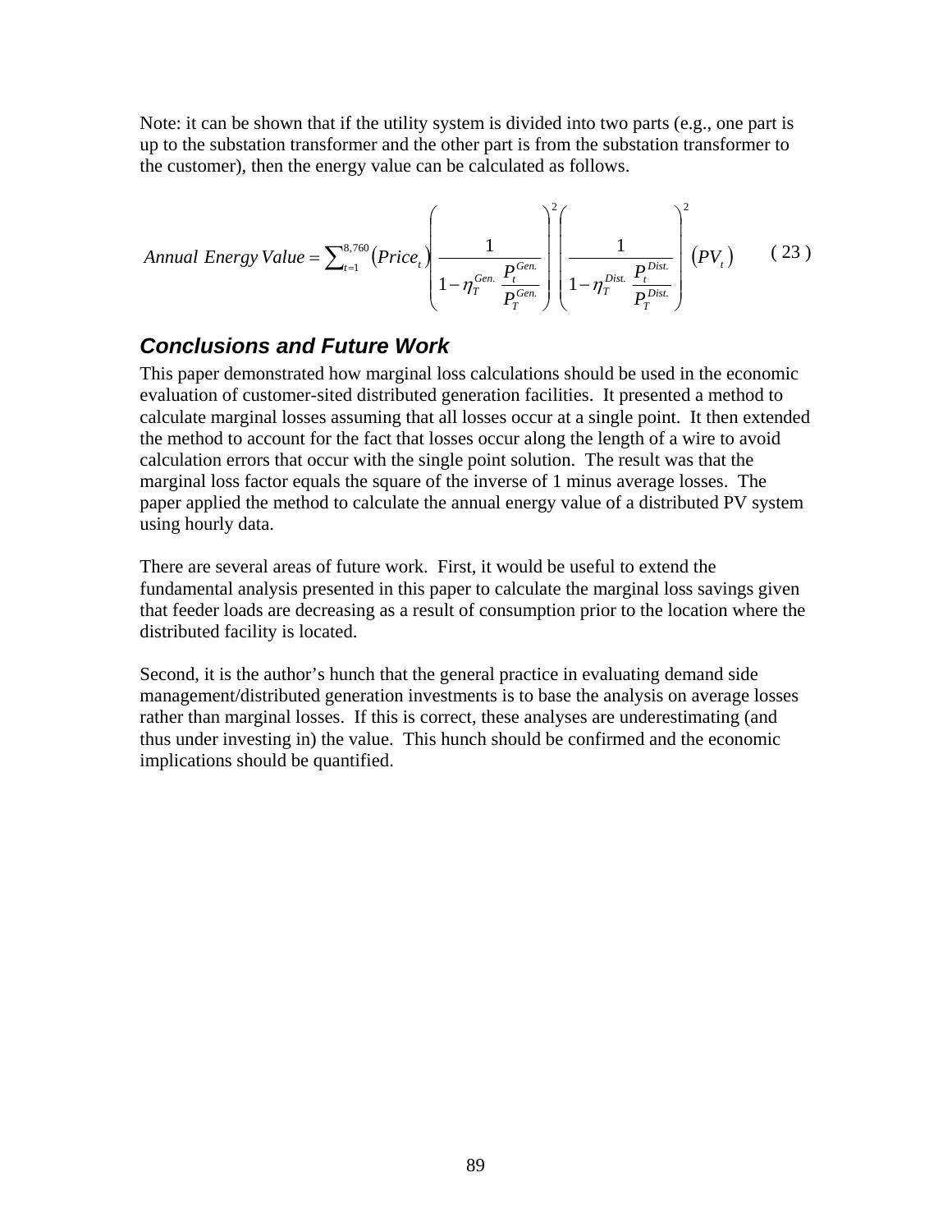Note: it can be shown that if the utility system is divided into two parts (e.g., one part is up to the substation transformer and the other part is from the substation transformer to the customer), then the energy value can be calculated as follows.

$$Annual\ Energy\ Value = \sum_{t=1}^{8,760} \left(Price_t\right) \left( \frac{1}{1 - \eta_T^{Gen.} \dfrac{P_t^{Gen.}}{P_T^{Gen.}}} \right)^2 \left( \frac{1}{1 - \eta_T^{Dist.} \dfrac{P_t^{Dist.}}{P_T^{Dist.}}} \right)^2 \left(PV_t\right) \qquad (23)$$

## Conclusions and Future Work

This paper demonstrated how marginal loss calculations should be used in the economic evaluation of customer-sited distributed generation facilities. It presented a method to calculate marginal losses assuming that all losses occur at a single point. It then extended the method to account for the fact that losses occur along the length of a wire to avoid calculation errors that occur with the single point solution. The result was that the marginal loss factor equals the square of the inverse of 1 minus average losses. The paper applied the method to calculate the annual energy value of a distributed PV system using hourly data.

There are several areas of future work. First, it would be useful to extend the fundamental analysis presented in this paper to calculate the marginal loss savings given that feeder loads are decreasing as a result of consumption prior to the location where the distributed facility is located.

Second, it is the author's hunch that the general practice in evaluating demand side management/distributed generation investments is to base the analysis on average losses rather than marginal losses. If this is correct, these analyses are underestimating (and thus under investing in) the value. This hunch should be confirmed and the economic implications should be quantified.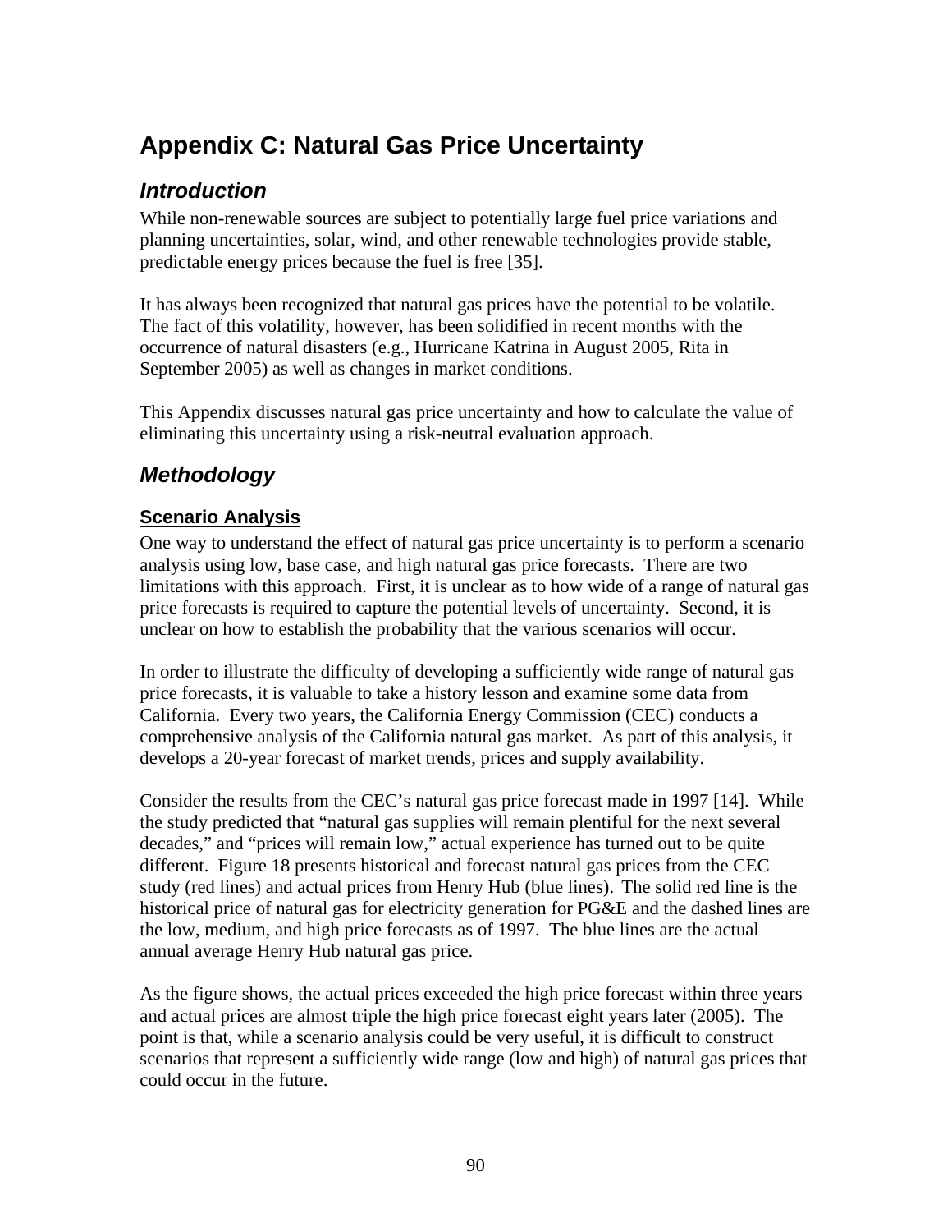# Appendix C: Natural Gas Price Uncertainty

## *Introduction*

While non-renewable sources are subject to potentially large fuel price variations and planning uncertainties, solar, wind, and other renewable technologies provide stable, predictable energy prices because the fuel is free [35].

It has always been recognized that natural gas prices have the potential to be volatile. The fact of this volatility, however, has been solidified in recent months with the occurrence of natural disasters (e.g., Hurricane Katrina in August 2005, Rita in September 2005) as well as changes in market conditions.

This Appendix discusses natural gas price uncertainty and how to calculate the value of eliminating this uncertainty using a risk-neutral evaluation approach.

## *Methodology*

### Scenario Analysis

One way to understand the effect of natural gas price uncertainty is to perform a scenario analysis using low, base case, and high natural gas price forecasts. There are two limitations with this approach. First, it is unclear as to how wide of a range of natural gas price forecasts is required to capture the potential levels of uncertainty. Second, it is unclear on how to establish the probability that the various scenarios will occur.

In order to illustrate the difficulty of developing a sufficiently wide range of natural gas price forecasts, it is valuable to take a history lesson and examine some data from California. Every two years, the California Energy Commission (CEC) conducts a comprehensive analysis of the California natural gas market. As part of this analysis, it develops a 20-year forecast of market trends, prices and supply availability.

Consider the results from the CEC's natural gas price forecast made in 1997 [14]. While the study predicted that "natural gas supplies will remain plentiful for the next several decades," and "prices will remain low," actual experience has turned out to be quite different. Figure 18 presents historical and forecast natural gas prices from the CEC study (red lines) and actual prices from Henry Hub (blue lines). The solid red line is the historical price of natural gas for electricity generation for PG&E and the dashed lines are the low, medium, and high price forecasts as of 1997. The blue lines are the actual annual average Henry Hub natural gas price.

As the figure shows, the actual prices exceeded the high price forecast within three years and actual prices are almost triple the high price forecast eight years later (2005). The point is that, while a scenario analysis could be very useful, it is difficult to construct scenarios that represent a sufficiently wide range (low and high) of natural gas prices that could occur in the future.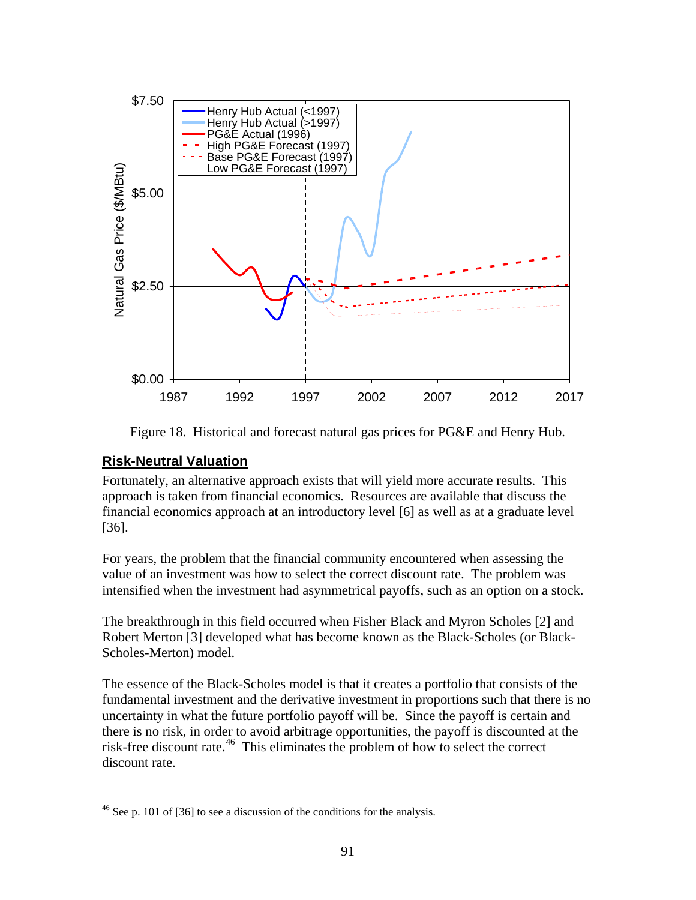Figure 18. Historical and forecast natural gas prices for PG&E and Henry Hub.

## Risk-Neutral Valuation

Fortunately, an alternative approach exists that will yield more accurate results. This approach is taken from financial economics. Resources are available that discuss the financial economics approach at an introductory level [6] as well as at a graduate level [36].

For years, the problem that the financial community encountered when assessing the value of an investment was how to select the correct discount rate. The problem was intensified when the investment had asymmetrical payoffs, such as an option on a stock.

The breakthrough in this field occurred when Fisher Black and Myron Scholes [2] and Robert Merton [3] developed what has become known as the Black-Scholes (or Black-Scholes-Merton) model.

The essence of the Black-Scholes model is that it creates a portfolio that consists of the fundamental investment and the derivative investment in proportions such that there is no uncertainty in what the future portfolio payoff will be. Since the payoff is certain and there is no risk, in order to avoid arbitrage opportunities, the payoff is discounted at the risk-free discount rate.[46] This eliminates the problem of how to select the correct discount rate.

[46] See p. 101 of [36] to see a discussion of the conditions for the analysis.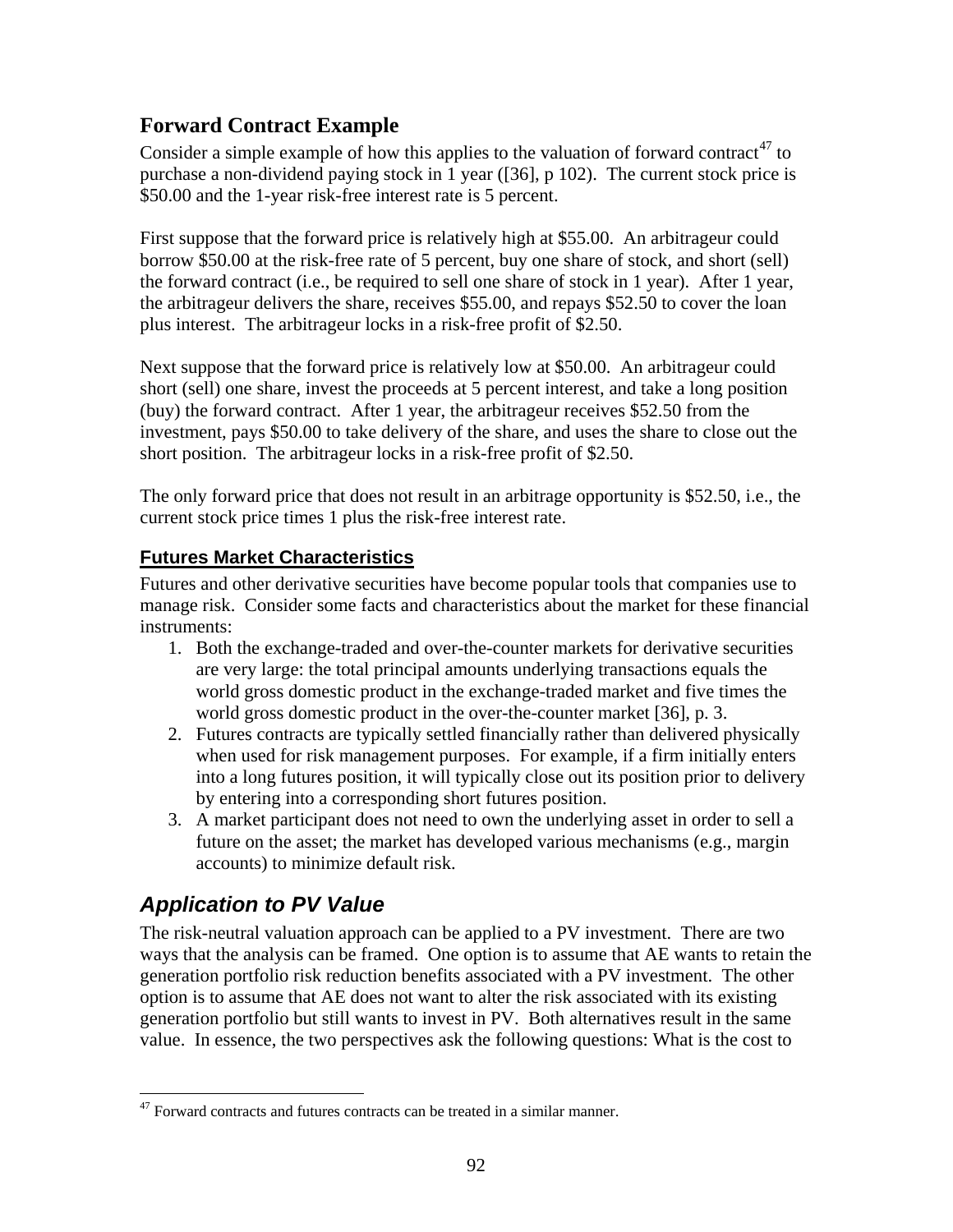## Forward Contract Example

Consider a simple example of how this applies to the valuation of forward contract[47] to purchase a non-dividend paying stock in 1 year ([36], p 102). The current stock price is $50.00 and the 1-year risk-free interest rate is 5 percent.

First suppose that the forward price is relatively high at $55.00. An arbitrageur could borrow $50.00 at the risk-free rate of 5 percent, buy one share of stock, and short (sell) the forward contract (i.e., be required to sell one share of stock in 1 year). After 1 year, the arbitrageur delivers the share, receives $55.00, and repays $52.50 to cover the loan plus interest. The arbitrageur locks in a risk-free profit of $2.50.

Next suppose that the forward price is relatively low at $50.00. An arbitrageur could short (sell) one share, invest the proceeds at 5 percent interest, and take a long position (buy) the forward contract. After 1 year, the arbitrageur receives $52.50 from the investment, pays $50.00 to take delivery of the share, and uses the share to close out the short position. The arbitrageur locks in a risk-free profit of $2.50.

The only forward price that does not result in an arbitrage opportunity is $52.50, i.e., the current stock price times 1 plus the risk-free interest rate.

### Futures Market Characteristics

Futures and other derivative securities have become popular tools that companies use to manage risk. Consider some facts and characteristics about the market for these financial instruments:

1. Both the exchange-traded and over-the-counter markets for derivative securities are very large: the total principal amounts underlying transactions equals the world gross domestic product in the exchange-traded market and five times the world gross domestic product in the over-the-counter market [36], p. 3.
2. Futures contracts are typically settled financially rather than delivered physically when used for risk management purposes. For example, if a firm initially enters into a long futures position, it will typically close out its position prior to delivery by entering into a corresponding short futures position.
3. A market participant does not need to own the underlying asset in order to sell a future on the asset; the market has developed various mechanisms (e.g., margin accounts) to minimize default risk.

## *Application to PV Value*

The risk-neutral valuation approach can be applied to a PV investment. There are two ways that the analysis can be framed. One option is to assume that AE wants to retain the generation portfolio risk reduction benefits associated with a PV investment. The other option is to assume that AE does not want to alter the risk associated with its existing generation portfolio but still wants to invest in PV. Both alternatives result in the same value. In essence, the two perspectives ask the following questions: What is the cost to

---

[47] Forward contracts and futures contracts can be treated in a similar manner.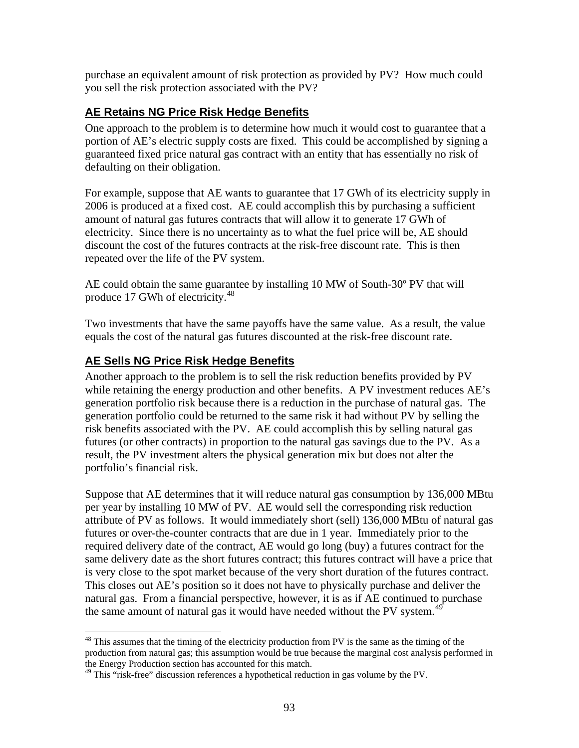purchase an equivalent amount of risk protection as provided by PV? How much could you sell the risk protection associated with the PV?

## AE Retains NG Price Risk Hedge Benefits

One approach to the problem is to determine how much it would cost to guarantee that a portion of AE's electric supply costs are fixed. This could be accomplished by signing a guaranteed fixed price natural gas contract with an entity that has essentially no risk of defaulting on their obligation.

For example, suppose that AE wants to guarantee that 17 GWh of its electricity supply in 2006 is produced at a fixed cost. AE could accomplish this by purchasing a sufficient amount of natural gas futures contracts that will allow it to generate 17 GWh of electricity. Since there is no uncertainty as to what the fuel price will be, AE should discount the cost of the futures contracts at the risk-free discount rate. This is then repeated over the life of the PV system.

AE could obtain the same guarantee by installing 10 MW of South-30º PV that will produce 17 GWh of electricity.[48]

Two investments that have the same payoffs have the same value. As a result, the value equals the cost of the natural gas futures discounted at the risk-free discount rate.

## AE Sells NG Price Risk Hedge Benefits

Another approach to the problem is to sell the risk reduction benefits provided by PV while retaining the energy production and other benefits. A PV investment reduces AE's generation portfolio risk because there is a reduction in the purchase of natural gas. The generation portfolio could be returned to the same risk it had without PV by selling the risk benefits associated with the PV. AE could accomplish this by selling natural gas futures (or other contracts) in proportion to the natural gas savings due to the PV. As a result, the PV investment alters the physical generation mix but does not alter the portfolio's financial risk.

Suppose that AE determines that it will reduce natural gas consumption by 136,000 MBtu per year by installing 10 MW of PV. AE would sell the corresponding risk reduction attribute of PV as follows. It would immediately short (sell) 136,000 MBtu of natural gas futures or over-the-counter contracts that are due in 1 year. Immediately prior to the required delivery date of the contract, AE would go long (buy) a futures contract for the same delivery date as the short futures contract; this futures contract will have a price that is very close to the spot market because of the very short duration of the futures contract. This closes out AE's position so it does not have to physically purchase and deliver the natural gas. From a financial perspective, however, it is as if AE continued to purchase the same amount of natural gas it would have needed without the PV system.[49]

---

[48] This assumes that the timing of the electricity production from PV is the same as the timing of the production from natural gas; this assumption would be true because the marginal cost analysis performed in the Energy Production section has accounted for this match.

[49] This "risk-free" discussion references a hypothetical reduction in gas volume by the PV.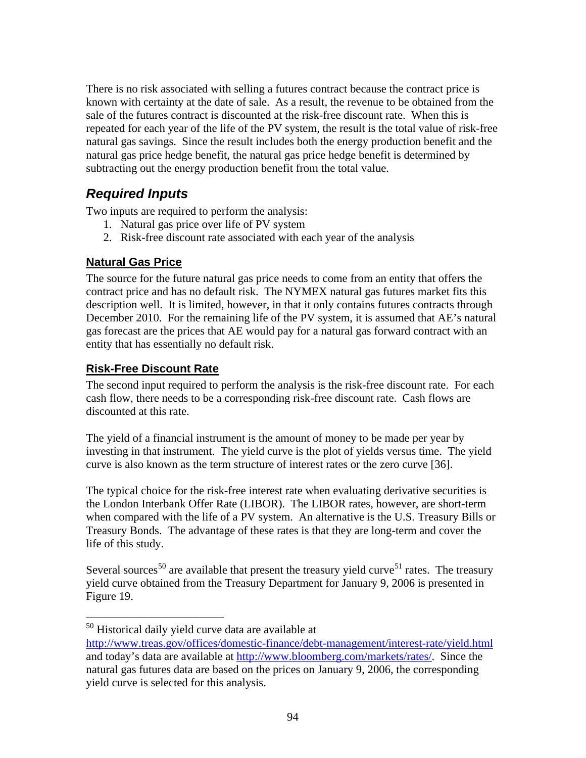There is no risk associated with selling a futures contract because the contract price is known with certainty at the date of sale. As a result, the revenue to be obtained from the sale of the futures contract is discounted at the risk-free discount rate. When this is repeated for each year of the life of the PV system, the result is the total value of risk-free natural gas savings. Since the result includes both the energy production benefit and the natural gas price hedge benefit, the natural gas price hedge benefit is determined by subtracting out the energy production benefit from the total value.

## *Required Inputs*

Two inputs are required to perform the analysis:

1. Natural gas price over life of PV system
2. Risk-free discount rate associated with each year of the analysis

### Natural Gas Price

The source for the future natural gas price needs to come from an entity that offers the contract price and has no default risk. The NYMEX natural gas futures market fits this description well. It is limited, however, in that it only contains futures contracts through December 2010. For the remaining life of the PV system, it is assumed that AE's natural gas forecast are the prices that AE would pay for a natural gas forward contract with an entity that has essentially no default risk.

### Risk-Free Discount Rate

The second input required to perform the analysis is the risk-free discount rate. For each cash flow, there needs to be a corresponding risk-free discount rate. Cash flows are discounted at this rate.

The yield of a financial instrument is the amount of money to be made per year by investing in that instrument. The yield curve is the plot of yields versus time. The yield curve is also known as the term structure of interest rates or the zero curve [36].

The typical choice for the risk-free interest rate when evaluating derivative securities is the London Interbank Offer Rate (LIBOR). The LIBOR rates, however, are short-term when compared with the life of a PV system. An alternative is the U.S. Treasury Bills or Treasury Bonds. The advantage of these rates is that they are long-term and cover the life of this study.

Several sources[50] are available that present the treasury yield curve[51] rates. The treasury yield curve obtained from the Treasury Department for January 9, 2006 is presented in Figure 19.

---

[50] Historical daily yield curve data are available at http://www.treas.gov/offices/domestic-finance/debt-management/interest-rate/yield.html and today's data are available at http://www.bloomberg.com/markets/rates/. Since the natural gas futures data are based on the prices on January 9, 2006, the corresponding yield curve is selected for this analysis.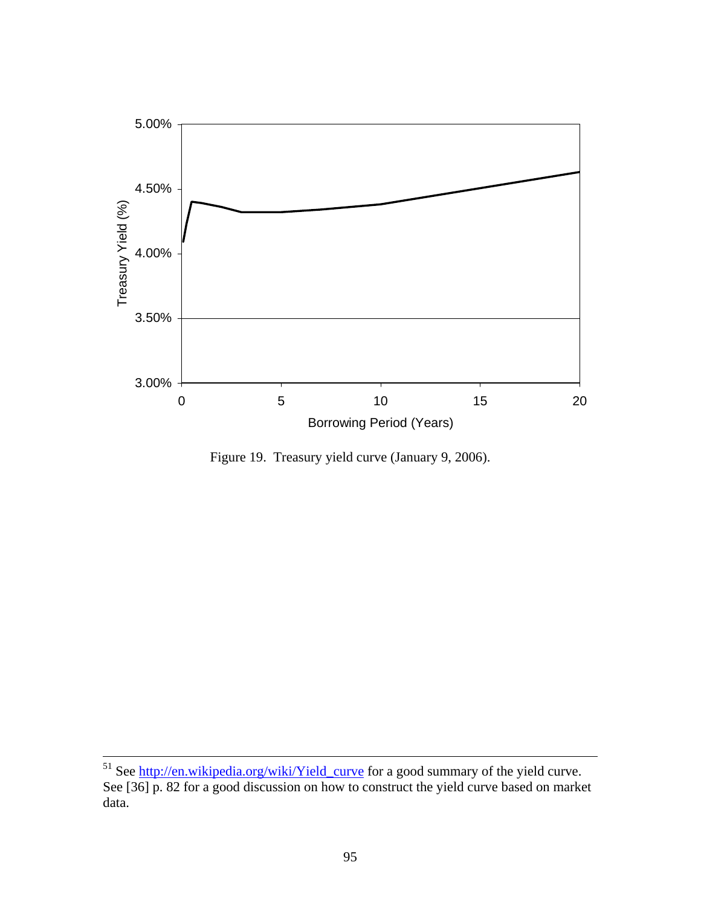Figure 19. Treasury yield curve (January 9, 2006).

---

[51] See http://en.wikipedia.org/wiki/Yield_curve for a good summary of the yield curve. See [36] p. 82 for a good discussion on how to construct the yield curve based on market data.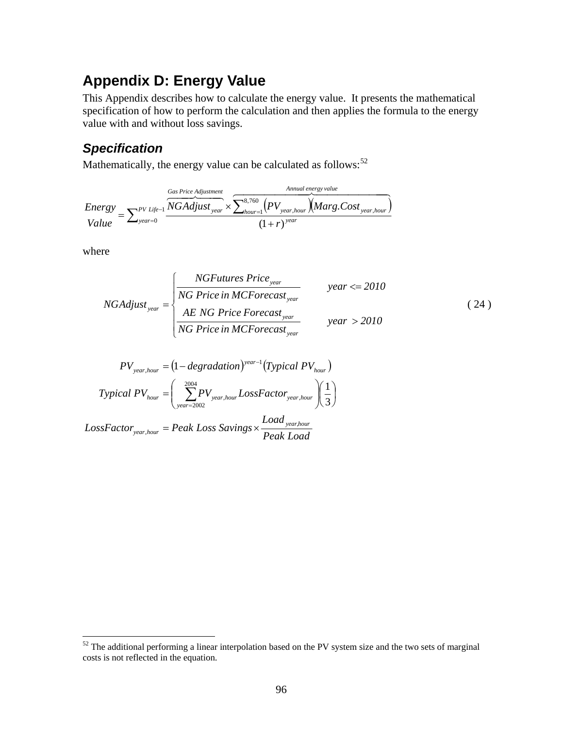## Appendix D: Energy Value

This Appendix describes how to calculate the energy value. It presents the mathematical specification of how to perform the calculation and then applies the formula to the energy value with and without loss savings.

### *Specification*

Mathematically, the energy value can be calculated as follows:[52]

$$
\begin{matrix} Energy \\ Value \end{matrix} = \sum_{year=0}^{PV\ Life-1} \frac{\overbrace{NGAdjust_{year}}^{Gas\ Price\ Adjustment} \times \overbrace{\sum_{hour=1}^{8,760} \left(PV_{year,hour}\right)\left(Marg.Cost_{year,hour}\right)}^{Annual\ energy\ value}}{(1+r)^{year}}
$$

where

$$
NGAdjust_{year} = \begin{cases} \dfrac{NGFutures\ Price_{year}}{NG\ Price\ in\ MCForecast_{year}} & year <= 2010 \\ \dfrac{AE\ NG\ Price\ Forecast_{year}}{NG\ Price\ in\ MCForecast_{year}} & year > 2010 \end{cases} \quad (24)
$$

$$
PV_{year,hour} = \left(1 - degradation\right)^{year-1}\left(Typical\ PV_{hour}\right)
$$

$$
Typical\ PV_{hour} = \left(\sum_{year=2002}^{2004} PV_{year,hour} LossFactor_{year,hour}\right)\left(\frac{1}{3}\right)
$$

$$
LossFactor_{year,hour} = Peak\ Loss\ Savings \times \frac{Load_{year,hour}}{Peak\ Load}
$$

---

[52] The additional performing a linear interpolation based on the PV system size and the two sets of marginal costs is not reflected in the equation.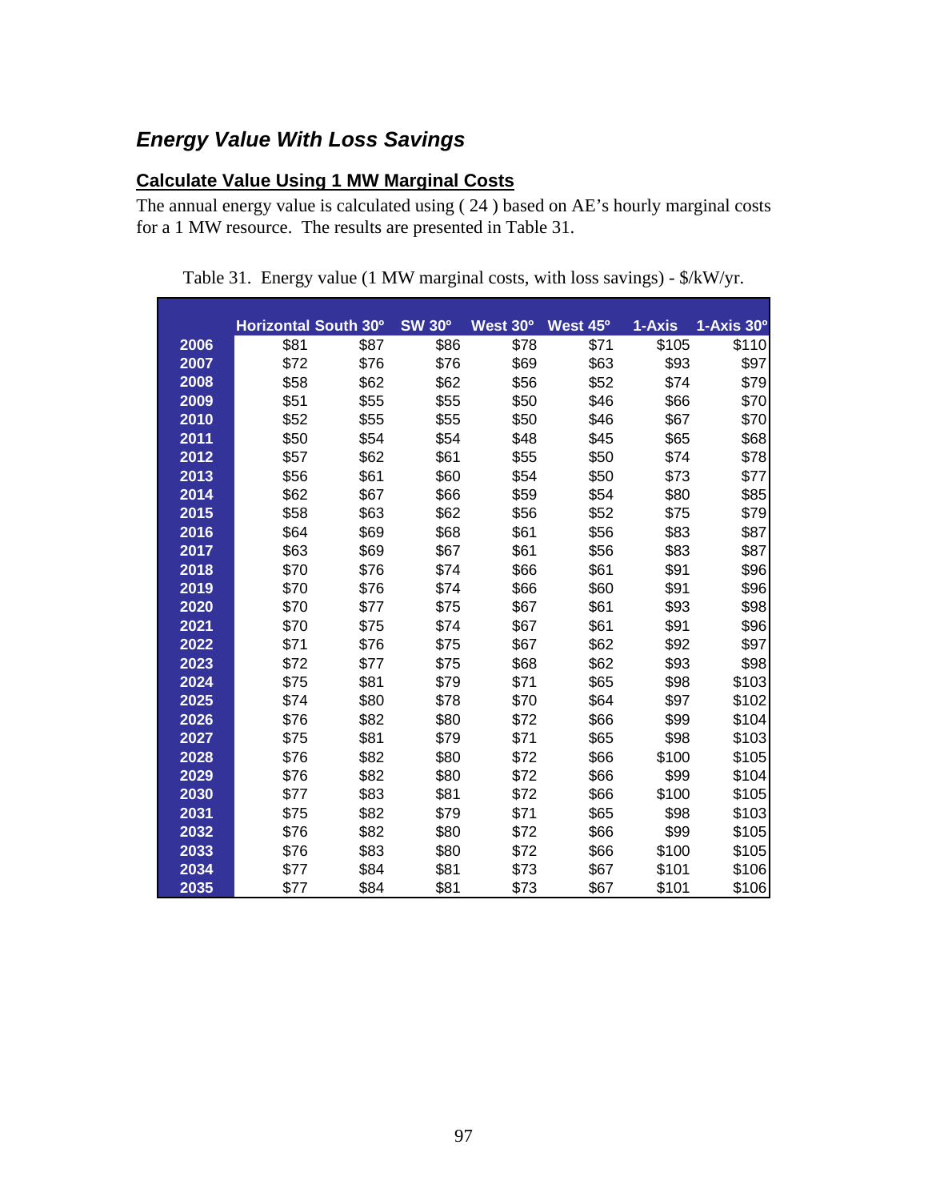## *Energy Value With Loss Savings*

### Calculate Value Using 1 MW Marginal Costs

The annual energy value is calculated using ( 24 ) based on AE's hourly marginal costs for a 1 MW resource. The results are presented in Table 31.

Table 31. Energy value (1 MW marginal costs, with loss savings) - $/kW/yr.

| | Horizontal | South 30º | SW 30º | West 30º | West 45º | 1-Axis | 1-Axis 30º |
|---|---|---|---|---|---|---|---|
| 2006 | $81 | $87 | $86 | $78 | $71 | $105 | $110 |
| 2007 | $72 | $76 | $76 | $69 | $63 | $93 | $97 |
| 2008 | $58 | $62 | $62 | $56 | $52 | $74 | $79 |
| 2009 | $51 | $55 | $55 | $50 | $46 | $66 | $70 |
| 2010 | $52 | $55 | $55 | $50 | $46 | $67 | $70 |
| 2011 | $50 | $54 | $54 | $48 | $45 | $65 | $68 |
| 2012 | $57 | $62 | $61 | $55 | $50 | $74 | $78 |
| 2013 | $56 | $61 | $60 | $54 | $50 | $73 | $77 |
| 2014 | $62 | $67 | $66 | $59 | $54 | $80 | $85 |
| 2015 | $58 | $63 | $62 | $56 | $52 | $75 | $79 |
| 2016 | $64 | $69 | $68 | $61 | $56 | $83 | $87 |
| 2017 | $63 | $69 | $67 | $61 | $56 | $83 | $87 |
| 2018 | $70 | $76 | $74 | $66 | $61 | $91 | $96 |
| 2019 | $70 | $76 | $74 | $66 | $60 | $91 | $96 |
| 2020 | $70 | $77 | $75 | $67 | $61 | $93 | $98 |
| 2021 | $70 | $75 | $74 | $67 | $61 | $91 | $96 |
| 2022 | $71 | $76 | $75 | $67 | $62 | $92 | $97 |
| 2023 | $72 | $77 | $75 | $68 | $62 | $93 | $98 |
| 2024 | $75 | $81 | $79 | $71 | $65 | $98 | $103 |
| 2025 | $74 | $80 | $78 | $70 | $64 | $97 | $102 |
| 2026 | $76 | $82 | $80 | $72 | $66 | $99 | $104 |
| 2027 | $75 | $81 | $79 | $71 | $65 | $98 | $103 |
| 2028 | $76 | $82 | $80 | $72 | $66 | $100 | $105 |
| 2029 | $76 | $82 | $80 | $72 | $66 | $99 | $104 |
| 2030 | $77 | $83 | $81 | $72 | $66 | $100 | $105 |
| 2031 | $75 | $82 | $79 | $71 | $65 | $98 | $103 |
| 2032 | $76 | $82 | $80 | $72 | $66 | $99 | $105 |
| 2033 | $76 | $83 | $80 | $72 | $66 | $100 | $105 |
| 2034 | $77 | $84 | $81 | $73 | $67 | $101 | $106 |
| 2035 | $77 | $84 | $81 | $73 | $67 | $101 | $106 |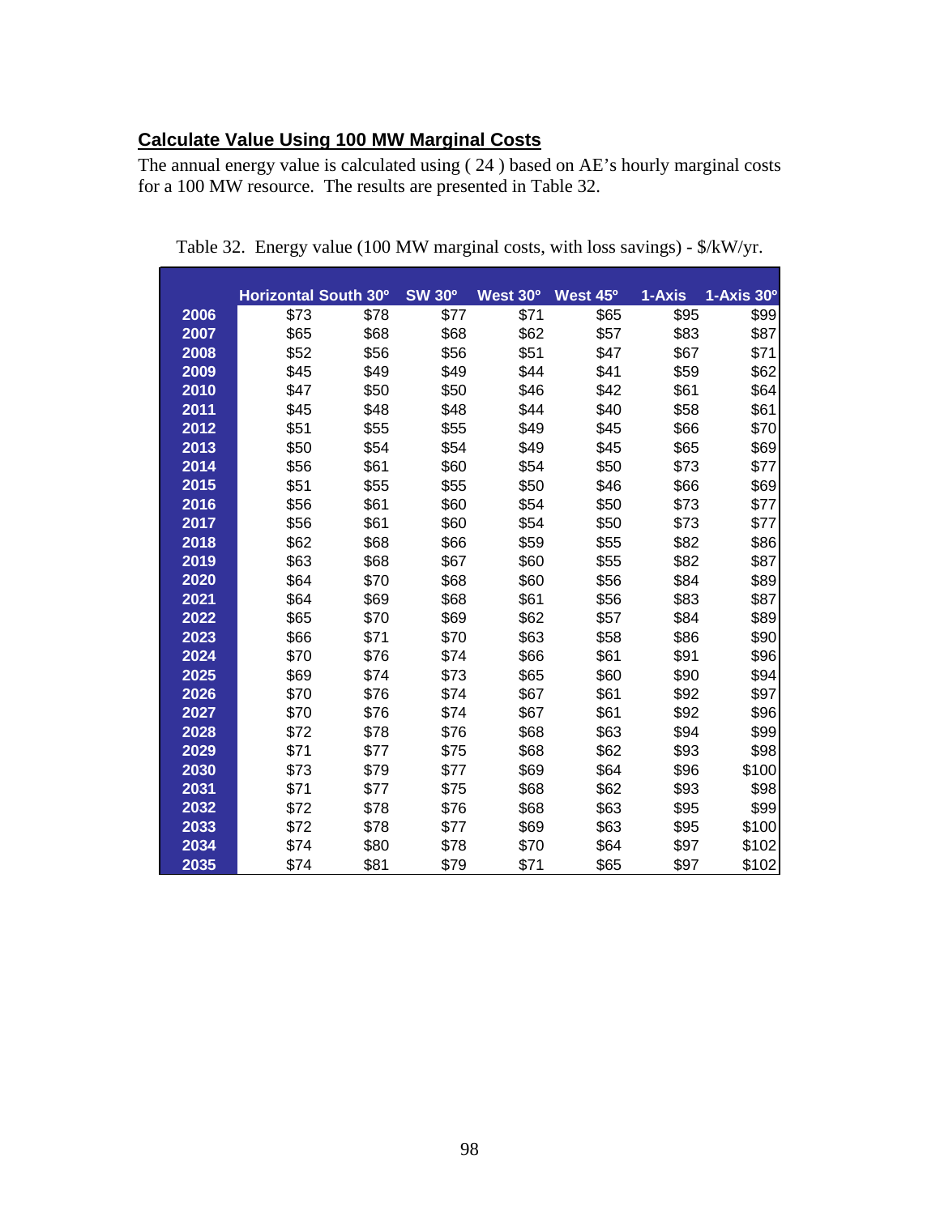## Calculate Value Using 100 MW Marginal Costs

The annual energy value is calculated using ( 24 ) based on AE's hourly marginal costs for a 100 MW resource. The results are presented in Table 32.

Table 32. Energy value (100 MW marginal costs, with loss savings) - $/kW/yr.

| | Horizontal | South 30º | SW 30º | West 30º | West 45º | 1-Axis | 1-Axis 30º |
|---|---|---|---|---|---|---|---|
| 2006 | $73 | $78 | $77 | $71 | $65 | $95 | $99 |
| 2007 | $65 | $68 | $68 | $62 | $57 | $83 | $87 |
| 2008 | $52 | $56 | $56 | $51 | $47 | $67 | $71 |
| 2009 | $45 | $49 | $49 | $44 | $41 | $59 | $62 |
| 2010 | $47 | $50 | $50 | $46 | $42 | $61 | $64 |
| 2011 | $45 | $48 | $48 | $44 | $40 | $58 | $61 |
| 2012 | $51 | $55 | $55 | $49 | $45 | $66 | $70 |
| 2013 | $50 | $54 | $54 | $49 | $45 | $65 | $69 |
| 2014 | $56 | $61 | $60 | $54 | $50 | $73 | $77 |
| 2015 | $51 | $55 | $55 | $50 | $46 | $66 | $69 |
| 2016 | $56 | $61 | $60 | $54 | $50 | $73 | $77 |
| 2017 | $56 | $61 | $60 | $54 | $50 | $73 | $77 |
| 2018 | $62 | $68 | $66 | $59 | $55 | $82 | $86 |
| 2019 | $63 | $68 | $67 | $60 | $55 | $82 | $87 |
| 2020 | $64 | $70 | $68 | $60 | $56 | $84 | $89 |
| 2021 | $64 | $69 | $68 | $61 | $56 | $83 | $87 |
| 2022 | $65 | $70 | $69 | $62 | $57 | $84 | $89 |
| 2023 | $66 | $71 | $70 | $63 | $58 | $86 | $90 |
| 2024 | $70 | $76 | $74 | $66 | $61 | $91 | $96 |
| 2025 | $69 | $74 | $73 | $65 | $60 | $90 | $94 |
| 2026 | $70 | $76 | $74 | $67 | $61 | $92 | $97 |
| 2027 | $70 | $76 | $74 | $67 | $61 | $92 | $96 |
| 2028 | $72 | $78 | $76 | $68 | $63 | $94 | $99 |
| 2029 | $71 | $77 | $75 | $68 | $62 | $93 | $98 |
| 2030 | $73 | $79 | $77 | $69 | $64 | $96 | $100 |
| 2031 | $71 | $77 | $75 | $68 | $62 | $93 | $98 |
| 2032 | $72 | $78 | $76 | $68 | $63 | $95 | $99 |
| 2033 | $72 | $78 | $77 | $69 | $63 | $95 | $100 |
| 2034 | $74 | $80 | $78 | $70 | $64 | $97 | $102 |
| 2035 | $74 | $81 | $79 | $71 | $65 | $97 | $102 |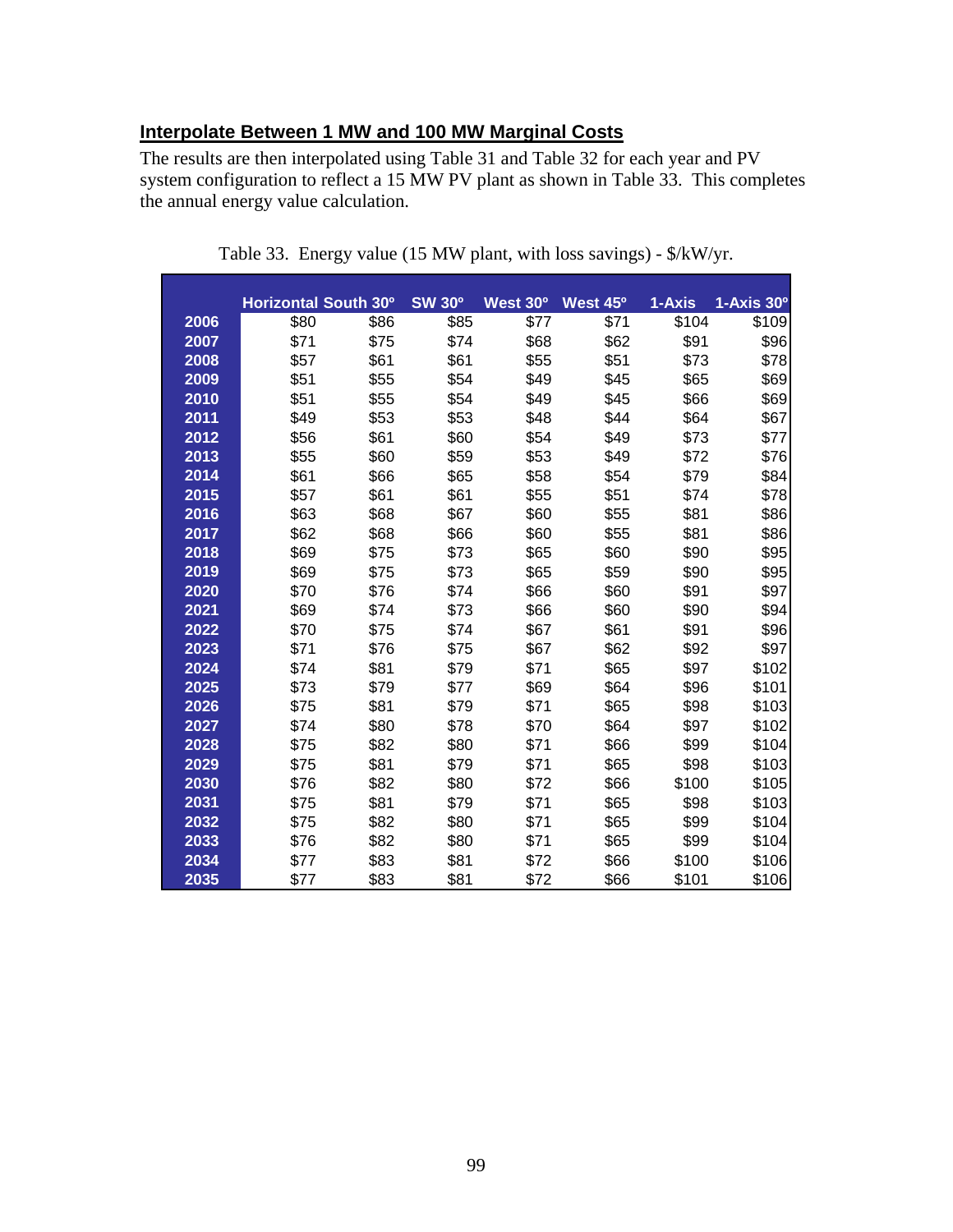## Interpolate Between 1 MW and 100 MW Marginal Costs

The results are then interpolated using Table 31 and Table 32 for each year and PV system configuration to reflect a 15 MW PV plant as shown in Table 33. This completes the annual energy value calculation.

Table 33. Energy value (15 MW plant, with loss savings) - $/kW/yr.

| | Horizontal | South 30º | SW 30º | West 30º | West 45º | 1-Axis | 1-Axis 30º |
|---|---|---|---|---|---|---|---|
| 2006 | $80 | $86 | $85 | $77 | $71 | $104 | $109 |
| 2007 | $71 | $75 | $74 | $68 | $62 | $91 | $96 |
| 2008 | $57 | $61 | $61 | $55 | $51 | $73 | $78 |
| 2009 | $51 | $55 | $54 | $49 | $45 | $65 | $69 |
| 2010 | $51 | $55 | $54 | $49 | $45 | $66 | $69 |
| 2011 | $49 | $53 | $53 | $48 | $44 | $64 | $67 |
| 2012 | $56 | $61 | $60 | $54 | $49 | $73 | $77 |
| 2013 | $55 | $60 | $59 | $53 | $49 | $72 | $76 |
| 2014 | $61 | $66 | $65 | $58 | $54 | $79 | $84 |
| 2015 | $57 | $61 | $61 | $55 | $51 | $74 | $78 |
| 2016 | $63 | $68 | $67 | $60 | $55 | $81 | $86 |
| 2017 | $62 | $68 | $66 | $60 | $55 | $81 | $86 |
| 2018 | $69 | $75 | $73 | $65 | $60 | $90 | $95 |
| 2019 | $69 | $75 | $73 | $65 | $59 | $90 | $95 |
| 2020 | $70 | $76 | $74 | $66 | $60 | $91 | $97 |
| 2021 | $69 | $74 | $73 | $66 | $60 | $90 | $94 |
| 2022 | $70 | $75 | $74 | $67 | $61 | $91 | $96 |
| 2023 | $71 | $76 | $75 | $67 | $62 | $92 | $97 |
| 2024 | $74 | $81 | $79 | $71 | $65 | $97 | $102 |
| 2025 | $73 | $79 | $77 | $69 | $64 | $96 | $101 |
| 2026 | $75 | $81 | $79 | $71 | $65 | $98 | $103 |
| 2027 | $74 | $80 | $78 | $70 | $64 | $97 | $102 |
| 2028 | $75 | $82 | $80 | $71 | $66 | $99 | $104 |
| 2029 | $75 | $81 | $79 | $71 | $65 | $98 | $103 |
| 2030 | $76 | $82 | $80 | $72 | $66 | $100 | $105 |
| 2031 | $75 | $81 | $79 | $71 | $65 | $98 | $103 |
| 2032 | $75 | $82 | $80 | $71 | $65 | $99 | $104 |
| 2033 | $76 | $82 | $80 | $71 | $65 | $99 | $104 |
| 2034 | $77 | $83 | $81 | $72 | $66 | $100 | $106 |
| 2035 | $77 | $83 | $81 | $72 | $66 | $101 | $106 |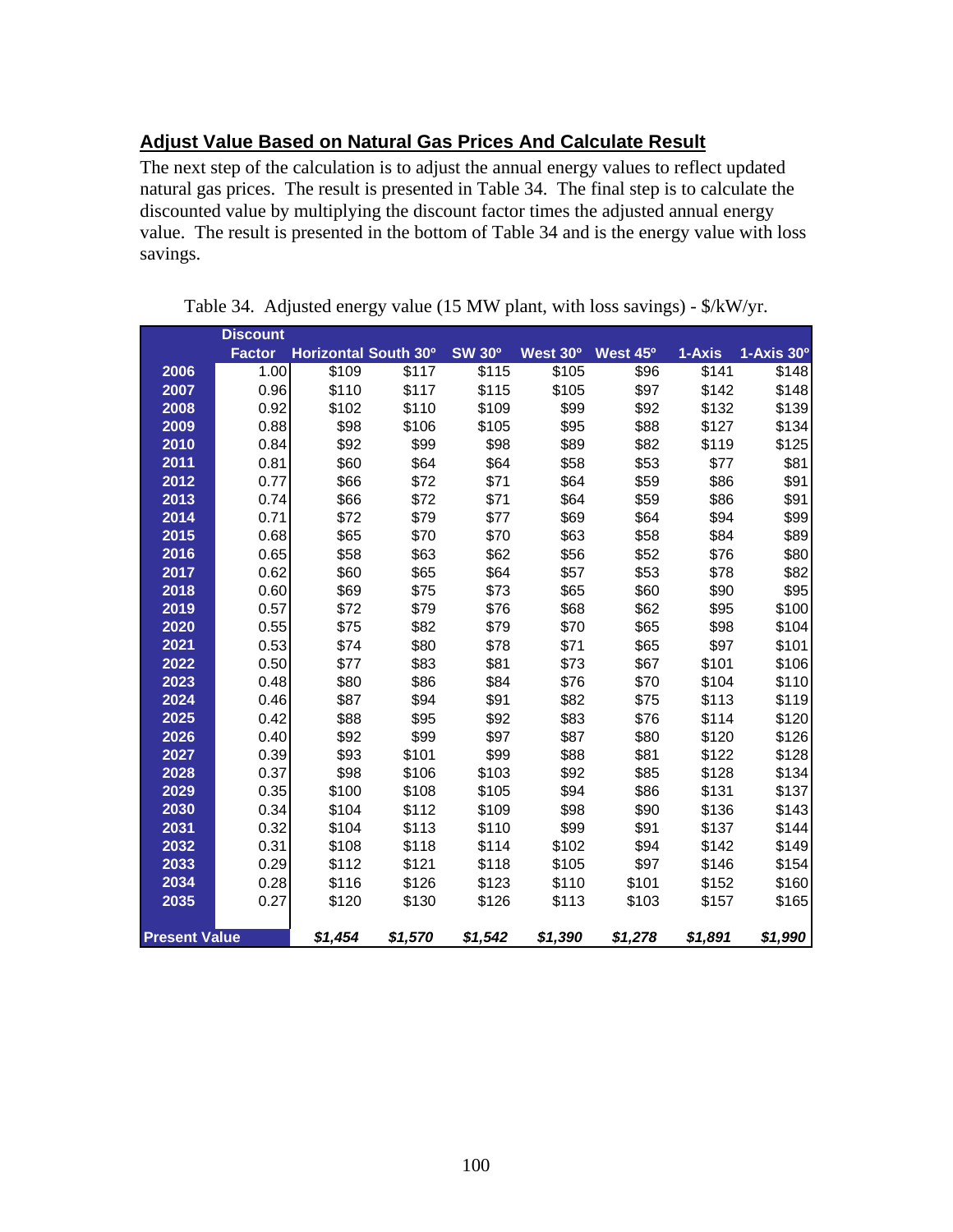**Adjust Value Based on Natural Gas Prices And Calculate Result**

The next step of the calculation is to adjust the annual energy values to reflect updated natural gas prices. The result is presented in Table 34. The final step is to calculate the discounted value by multiplying the discount factor times the adjusted annual energy value. The result is presented in the bottom of Table 34 and is the energy value with loss savings.

Table 34. Adjusted energy value (15 MW plant, with loss savings) - $/kW/yr.

| | Discount Factor | Horizontal | South 30° | SW 30° | West 30° | West 45° | 1-Axis | 1-Axis 30° |
|---|---|---|---|---|---|---|---|---|
| 2006 | 1.00 | $109 | $117 | $115 | $105 | $96 | $141 | $148 |
| 2007 | 0.96 | $110 | $117 | $115 | $105 | $97 | $142 | $148 |
| 2008 | 0.92 | $102 | $110 | $109 | $99 | $92 | $132 | $139 |
| 2009 | 0.88 | $98 | $106 | $105 | $95 | $88 | $127 | $134 |
| 2010 | 0.84 | $92 | $99 | $98 | $89 | $82 | $119 | $125 |
| 2011 | 0.81 | $60 | $64 | $64 | $58 | $53 | $77 | $81 |
| 2012 | 0.77 | $66 | $72 | $71 | $64 | $59 | $86 | $91 |
| 2013 | 0.74 | $66 | $72 | $71 | $64 | $59 | $86 | $91 |
| 2014 | 0.71 | $72 | $79 | $77 | $69 | $64 | $94 | $99 |
| 2015 | 0.68 | $65 | $70 | $70 | $63 | $58 | $84 | $89 |
| 2016 | 0.65 | $58 | $63 | $62 | $56 | $52 | $76 | $80 |
| 2017 | 0.62 | $60 | $65 | $64 | $57 | $53 | $78 | $82 |
| 2018 | 0.60 | $69 | $75 | $73 | $65 | $60 | $90 | $95 |
| 2019 | 0.57 | $72 | $79 | $76 | $68 | $62 | $95 | $100 |
| 2020 | 0.55 | $75 | $82 | $79 | $70 | $65 | $98 | $104 |
| 2021 | 0.53 | $74 | $80 | $78 | $71 | $65 | $97 | $101 |
| 2022 | 0.50 | $77 | $83 | $81 | $73 | $67 | $101 | $106 |
| 2023 | 0.48 | $80 | $86 | $84 | $76 | $70 | $104 | $110 |
| 2024 | 0.46 | $87 | $94 | $91 | $82 | $75 | $113 | $119 |
| 2025 | 0.42 | $88 | $95 | $92 | $83 | $76 | $114 | $120 |
| 2026 | 0.40 | $92 | $99 | $97 | $87 | $80 | $120 | $126 |
| 2027 | 0.39 | $93 | $101 | $99 | $88 | $81 | $122 | $128 |
| 2028 | 0.37 | $98 | $106 | $103 | $92 | $85 | $128 | $134 |
| 2029 | 0.35 | $100 | $108 | $105 | $94 | $86 | $131 | $137 |
| 2030 | 0.34 | $104 | $112 | $109 | $98 | $90 | $136 | $143 |
| 2031 | 0.32 | $104 | $113 | $110 | $99 | $91 | $137 | $144 |
| 2032 | 0.31 | $108 | $118 | $114 | $102 | $94 | $142 | $149 |
| 2033 | 0.29 | $112 | $121 | $118 | $105 | $97 | $146 | $154 |
| 2034 | 0.28 | $116 | $126 | $123 | $110 | $101 | $152 | $160 |
| 2035 | 0.27 | $120 | $130 | $126 | $113 | $103 | $157 | $165 |
| **Present Value** | | ***$1,454*** | ***$1,570*** | ***$1,542*** | ***$1,390*** | ***$1,278*** | ***$1,891*** | ***$1,990*** |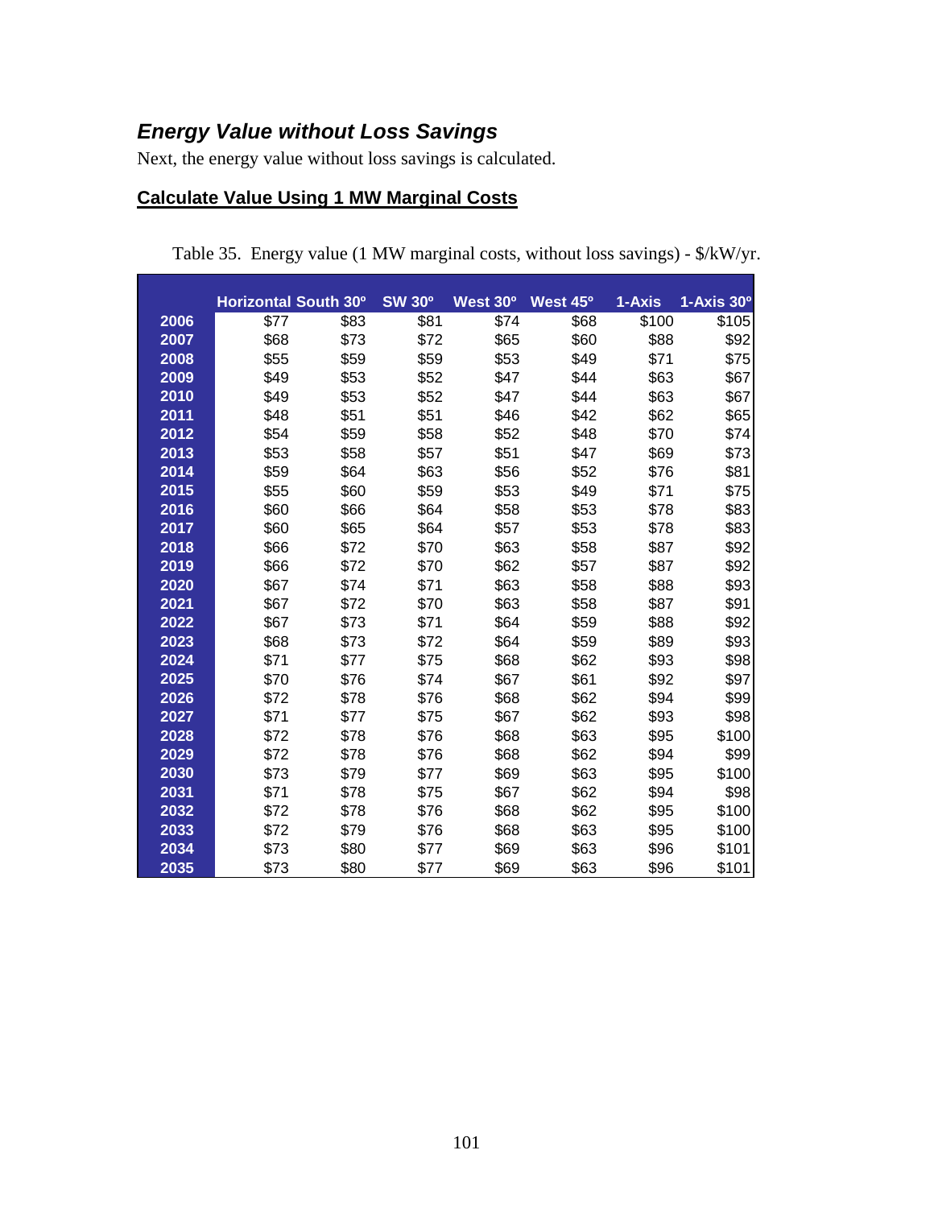### *Energy Value without Loss Savings*

Next, the energy value without loss savings is calculated.

**Calculate Value Using 1 MW Marginal Costs**

Table 35. Energy value (1 MW marginal costs, without loss savings) - $/kW/yr.

| | Horizontal | South 30º | SW 30º | West 30º | West 45º | 1-Axis | 1-Axis 30º |
|---|---|---|---|---|---|---|---|
| 2006 | $77 | $83 | $81 | $74 | $68 | $100 | $105 |
| 2007 | $68 | $73 | $72 | $65 | $60 | $88 | $92 |
| 2008 | $55 | $59 | $59 | $53 | $49 | $71 | $75 |
| 2009 | $49 | $53 | $52 | $47 | $44 | $63 | $67 |
| 2010 | $49 | $53 | $52 | $47 | $44 | $63 | $67 |
| 2011 | $48 | $51 | $51 | $46 | $42 | $62 | $65 |
| 2012 | $54 | $59 | $58 | $52 | $48 | $70 | $74 |
| 2013 | $53 | $58 | $57 | $51 | $47 | $69 | $73 |
| 2014 | $59 | $64 | $63 | $56 | $52 | $76 | $81 |
| 2015 | $55 | $60 | $59 | $53 | $49 | $71 | $75 |
| 2016 | $60 | $66 | $64 | $58 | $53 | $78 | $83 |
| 2017 | $60 | $65 | $64 | $57 | $53 | $78 | $83 |
| 2018 | $66 | $72 | $70 | $63 | $58 | $87 | $92 |
| 2019 | $66 | $72 | $70 | $62 | $57 | $87 | $92 |
| 2020 | $67 | $74 | $71 | $63 | $58 | $88 | $93 |
| 2021 | $67 | $72 | $70 | $63 | $58 | $87 | $91 |
| 2022 | $67 | $73 | $71 | $64 | $59 | $88 | $92 |
| 2023 | $68 | $73 | $72 | $64 | $59 | $89 | $93 |
| 2024 | $71 | $77 | $75 | $68 | $62 | $93 | $98 |
| 2025 | $70 | $76 | $74 | $67 | $61 | $92 | $97 |
| 2026 | $72 | $78 | $76 | $68 | $62 | $94 | $99 |
| 2027 | $71 | $77 | $75 | $67 | $62 | $93 | $98 |
| 2028 | $72 | $78 | $76 | $68 | $63 | $95 | $100 |
| 2029 | $72 | $78 | $76 | $68 | $62 | $94 | $99 |
| 2030 | $73 | $79 | $77 | $69 | $63 | $95 | $100 |
| 2031 | $71 | $78 | $75 | $67 | $62 | $94 | $98 |
| 2032 | $72 | $78 | $76 | $68 | $62 | $95 | $100 |
| 2033 | $72 | $79 | $76 | $68 | $63 | $95 | $100 |
| 2034 | $73 | $80 | $77 | $69 | $63 | $96 | $101 |
| 2035 | $73 | $80 | $77 | $69 | $63 | $96 | $101 |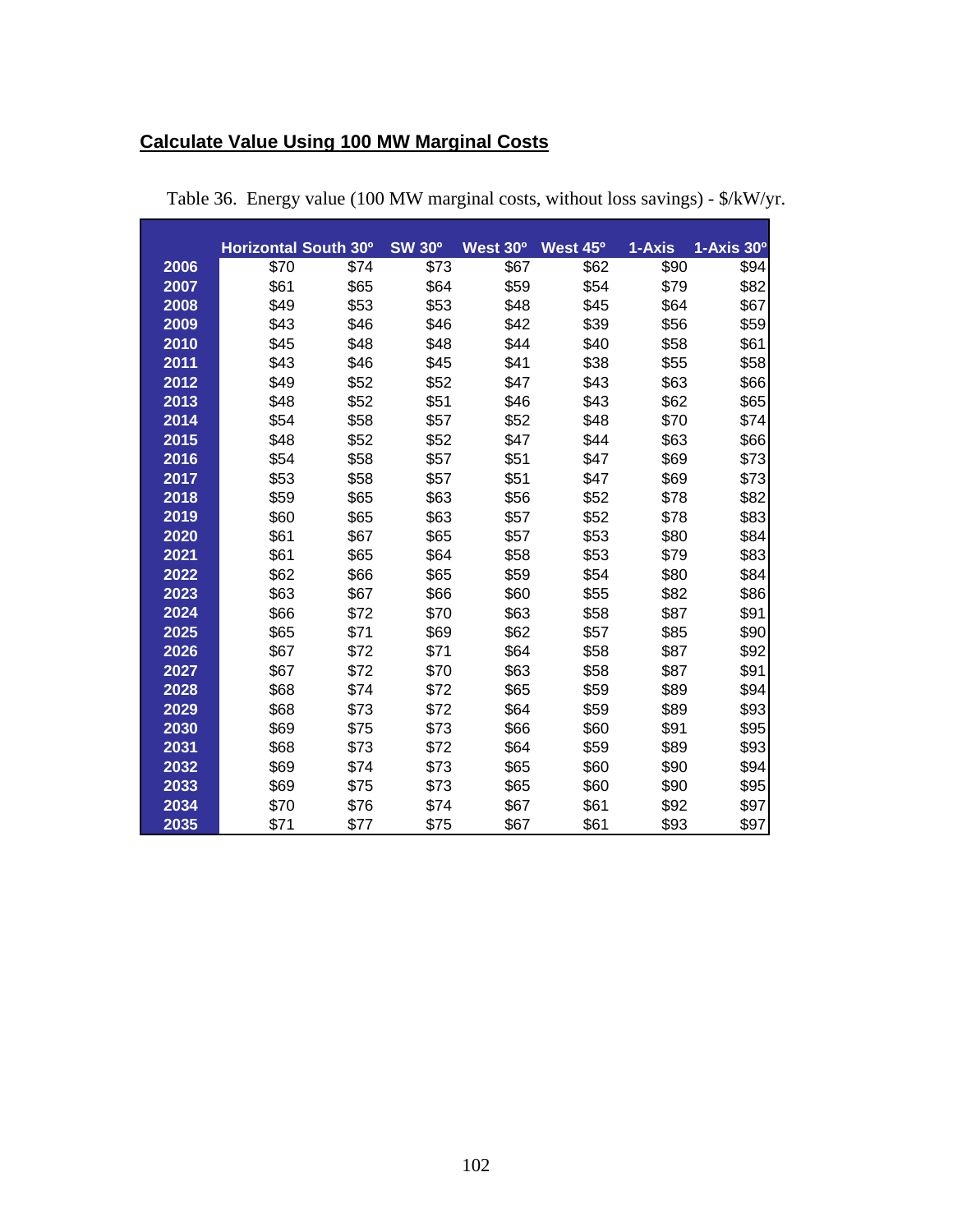## Calculate Value Using 100 MW Marginal Costs

Table 36. Energy value (100 MW marginal costs, without loss savings) - $/kW/yr.

| | Horizontal | South 30º | SW 30º | West 30º | West 45º | 1-Axis | 1-Axis 30º |
|---|---|---|---|---|---|---|---|
| 2006 | $70 | $74 | $73 | $67 | $62 | $90 | $94 |
| 2007 | $61 | $65 | $64 | $59 | $54 | $79 | $82 |
| 2008 | $49 | $53 | $53 | $48 | $45 | $64 | $67 |
| 2009 | $43 | $46 | $46 | $42 | $39 | $56 | $59 |
| 2010 | $45 | $48 | $48 | $44 | $40 | $58 | $61 |
| 2011 | $43 | $46 | $45 | $41 | $38 | $55 | $58 |
| 2012 | $49 | $52 | $52 | $47 | $43 | $63 | $66 |
| 2013 | $48 | $52 | $51 | $46 | $43 | $62 | $65 |
| 2014 | $54 | $58 | $57 | $52 | $48 | $70 | $74 |
| 2015 | $48 | $52 | $52 | $47 | $44 | $63 | $66 |
| 2016 | $54 | $58 | $57 | $51 | $47 | $69 | $73 |
| 2017 | $53 | $58 | $57 | $51 | $47 | $69 | $73 |
| 2018 | $59 | $65 | $63 | $56 | $52 | $78 | $82 |
| 2019 | $60 | $65 | $63 | $57 | $52 | $78 | $83 |
| 2020 | $61 | $67 | $65 | $57 | $53 | $80 | $84 |
| 2021 | $61 | $65 | $64 | $58 | $53 | $79 | $83 |
| 2022 | $62 | $66 | $65 | $59 | $54 | $80 | $84 |
| 2023 | $63 | $67 | $66 | $60 | $55 | $82 | $86 |
| 2024 | $66 | $72 | $70 | $63 | $58 | $87 | $91 |
| 2025 | $65 | $71 | $69 | $62 | $57 | $85 | $90 |
| 2026 | $67 | $72 | $71 | $64 | $58 | $87 | $92 |
| 2027 | $67 | $72 | $70 | $63 | $58 | $87 | $91 |
| 2028 | $68 | $74 | $72 | $65 | $59 | $89 | $94 |
| 2029 | $68 | $73 | $72 | $64 | $59 | $89 | $93 |
| 2030 | $69 | $75 | $73 | $66 | $60 | $91 | $95 |
| 2031 | $68 | $73 | $72 | $64 | $59 | $89 | $93 |
| 2032 | $69 | $74 | $73 | $65 | $60 | $90 | $94 |
| 2033 | $69 | $75 | $73 | $65 | $60 | $90 | $95 |
| 2034 | $70 | $76 | $74 | $67 | $61 | $92 | $97 |
| 2035 | $71 | $77 | $75 | $67 | $61 | $93 | $97 |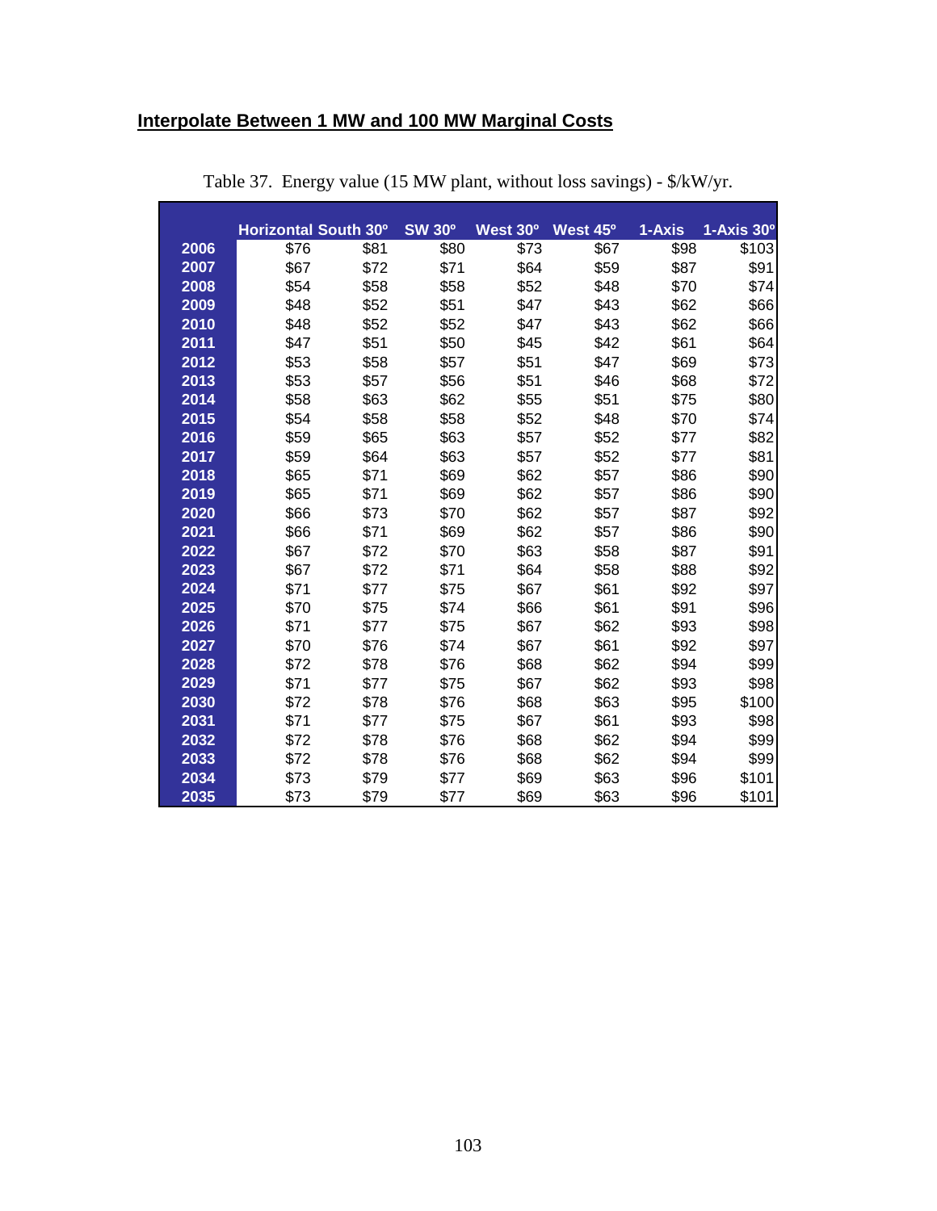**Interpolate Between 1 MW and 100 MW Marginal Costs**

Table 37. Energy value (15 MW plant, without loss savings) - $/kW/yr.

| | Horizontal | South 30º | SW 30º | West 30º | West 45º | 1-Axis | 1-Axis 30º |
|---|---|---|---|---|---|---|---|
| 2006 | $76 | $81 | $80 | $73 | $67 | $98 | $103 |
| 2007 | $67 | $72 | $71 | $64 | $59 | $87 | $91 |
| 2008 | $54 | $58 | $58 | $52 | $48 | $70 | $74 |
| 2009 | $48 | $52 | $51 | $47 | $43 | $62 | $66 |
| 2010 | $48 | $52 | $52 | $47 | $43 | $62 | $66 |
| 2011 | $47 | $51 | $50 | $45 | $42 | $61 | $64 |
| 2012 | $53 | $58 | $57 | $51 | $47 | $69 | $73 |
| 2013 | $53 | $57 | $56 | $51 | $46 | $68 | $72 |
| 2014 | $58 | $63 | $62 | $55 | $51 | $75 | $80 |
| 2015 | $54 | $58 | $58 | $52 | $48 | $70 | $74 |
| 2016 | $59 | $65 | $63 | $57 | $52 | $77 | $82 |
| 2017 | $59 | $64 | $63 | $57 | $52 | $77 | $81 |
| 2018 | $65 | $71 | $69 | $62 | $57 | $86 | $90 |
| 2019 | $65 | $71 | $69 | $62 | $57 | $86 | $90 |
| 2020 | $66 | $73 | $70 | $62 | $57 | $87 | $92 |
| 2021 | $66 | $71 | $69 | $62 | $57 | $86 | $90 |
| 2022 | $67 | $72 | $70 | $63 | $58 | $87 | $91 |
| 2023 | $67 | $72 | $71 | $64 | $58 | $88 | $92 |
| 2024 | $71 | $77 | $75 | $67 | $61 | $92 | $97 |
| 2025 | $70 | $75 | $74 | $66 | $61 | $91 | $96 |
| 2026 | $71 | $77 | $75 | $67 | $62 | $93 | $98 |
| 2027 | $70 | $76 | $74 | $67 | $61 | $92 | $97 |
| 2028 | $72 | $78 | $76 | $68 | $62 | $94 | $99 |
| 2029 | $71 | $77 | $75 | $67 | $62 | $93 | $98 |
| 2030 | $72 | $78 | $76 | $68 | $63 | $95 | $100 |
| 2031 | $71 | $77 | $75 | $67 | $61 | $93 | $98 |
| 2032 | $72 | $78 | $76 | $68 | $62 | $94 | $99 |
| 2033 | $72 | $78 | $76 | $68 | $62 | $94 | $99 |
| 2034 | $73 | $79 | $77 | $69 | $63 | $96 | $101 |
| 2035 | $73 | $79 | $77 | $69 | $63 | $96 | $101 |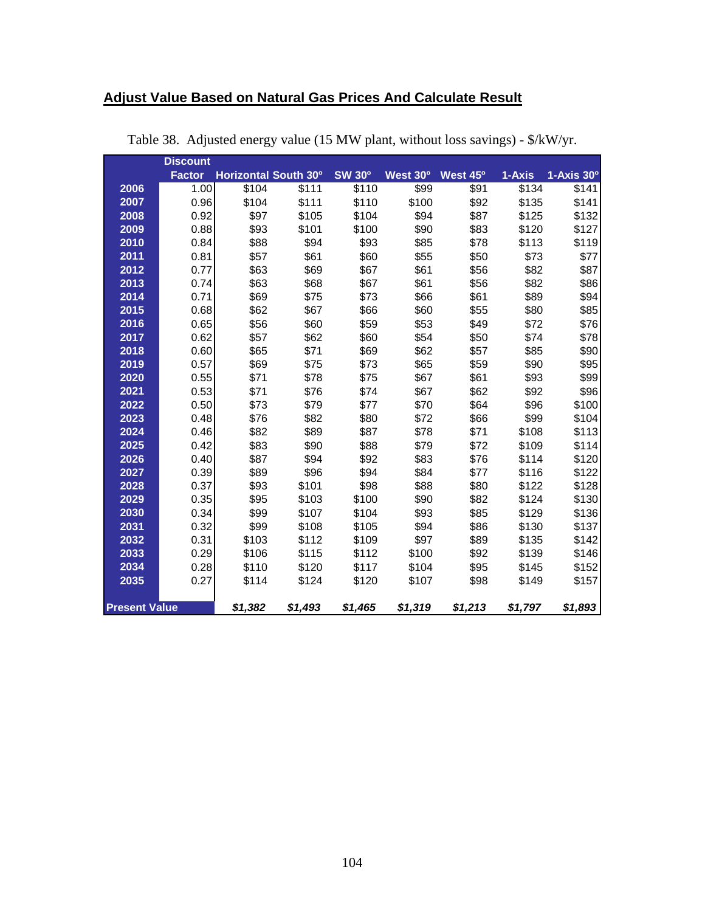## Adjust Value Based on Natural Gas Prices And Calculate Result

Table 38. Adjusted energy value (15 MW plant, without loss savings) - $/kW/yr.

| | Discount Factor | Horizontal | South 30º | SW 30º | West 30º | West 45º | 1-Axis | 1-Axis 30º |
|---|---|---|---|---|---|---|---|---|
| 2006 | 1.00 | $104 | $111 | $110 | $99 | $91 | $134 | $141 |
| 2007 | 0.96 | $104 | $111 | $110 | $100 | $92 | $135 | $141 |
| 2008 | 0.92 | $97 | $105 | $104 | $94 | $87 | $125 | $132 |
| 2009 | 0.88 | $93 | $101 | $100 | $90 | $83 | $120 | $127 |
| 2010 | 0.84 | $88 | $94 | $93 | $85 | $78 | $113 | $119 |
| 2011 | 0.81 | $57 | $61 | $60 | $55 | $50 | $73 | $77 |
| 2012 | 0.77 | $63 | $69 | $67 | $61 | $56 | $82 | $87 |
| 2013 | 0.74 | $63 | $68 | $67 | $61 | $56 | $82 | $86 |
| 2014 | 0.71 | $69 | $75 | $73 | $66 | $61 | $89 | $94 |
| 2015 | 0.68 | $62 | $67 | $66 | $60 | $55 | $80 | $85 |
| 2016 | 0.65 | $56 | $60 | $59 | $53 | $49 | $72 | $76 |
| 2017 | 0.62 | $57 | $62 | $60 | $54 | $50 | $74 | $78 |
| 2018 | 0.60 | $65 | $71 | $69 | $62 | $57 | $85 | $90 |
| 2019 | 0.57 | $69 | $75 | $73 | $65 | $59 | $90 | $95 |
| 2020 | 0.55 | $71 | $78 | $75 | $67 | $61 | $93 | $99 |
| 2021 | 0.53 | $71 | $76 | $74 | $67 | $62 | $92 | $96 |
| 2022 | 0.50 | $73 | $79 | $77 | $70 | $64 | $96 | $100 |
| 2023 | 0.48 | $76 | $82 | $80 | $72 | $66 | $99 | $104 |
| 2024 | 0.46 | $82 | $89 | $87 | $78 | $71 | $108 | $113 |
| 2025 | 0.42 | $83 | $90 | $88 | $79 | $72 | $109 | $114 |
| 2026 | 0.40 | $87 | $94 | $92 | $83 | $76 | $114 | $120 |
| 2027 | 0.39 | $89 | $96 | $94 | $84 | $77 | $116 | $122 |
| 2028 | 0.37 | $93 | $101 | $98 | $88 | $80 | $122 | $128 |
| 2029 | 0.35 | $95 | $103 | $100 | $90 | $82 | $124 | $130 |
| 2030 | 0.34 | $99 | $107 | $104 | $93 | $85 | $129 | $136 |
| 2031 | 0.32 | $99 | $108 | $105 | $94 | $86 | $130 | $137 |
| 2032 | 0.31 | $103 | $112 | $109 | $97 | $89 | $135 | $142 |
| 2033 | 0.29 | $106 | $115 | $112 | $100 | $92 | $139 | $146 |
| 2034 | 0.28 | $110 | $120 | $117 | $104 | $95 | $145 | $152 |
| 2035 | 0.27 | $114 | $124 | $120 | $107 | $98 | $149 | $157 |
| **Present Value** | | ***$1,382*** | ***$1,493*** | ***$1,465*** | ***$1,319*** | ***$1,213*** | ***$1,797*** | ***$1,893*** |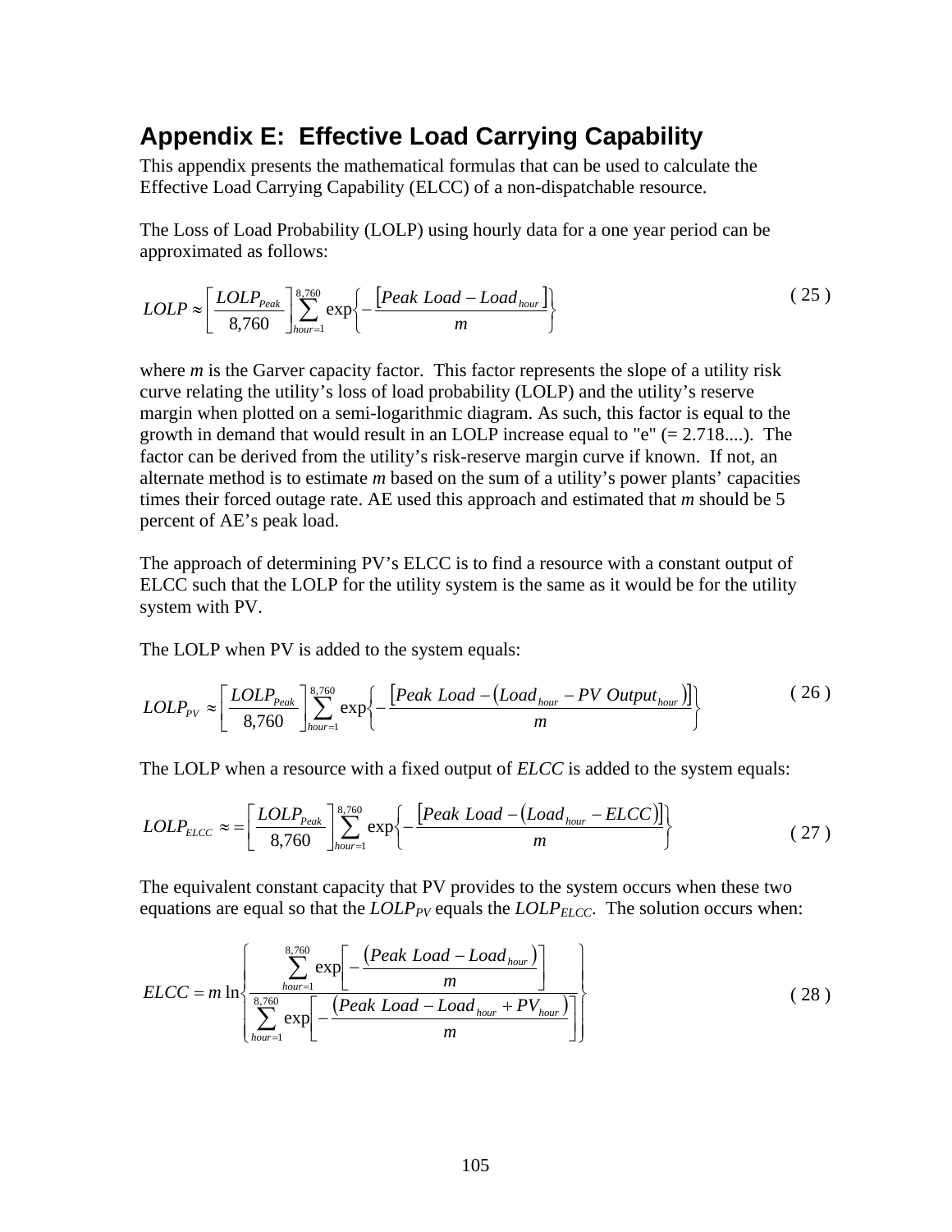## Appendix E: Effective Load Carrying Capability

This appendix presents the mathematical formulas that can be used to calculate the Effective Load Carrying Capability (ELCC) of a non-dispatchable resource.

The Loss of Load Probability (LOLP) using hourly data for a one year period can be approximated as follows:

$$LOLP \approx \left[\frac{LOLP_{Peak}}{8{,}760}\right] \sum_{hour=1}^{8{,}760} \exp\left\{-\frac{\left[Peak\ Load - Load_{hour}\right]}{m}\right\} \tag{25}$$

where *m* is the Garver capacity factor. This factor represents the slope of a utility risk curve relating the utility's loss of load probability (LOLP) and the utility's reserve margin when plotted on a semi-logarithmic diagram. As such, this factor is equal to the growth in demand that would result in an LOLP increase equal to "e" (= 2.718....). The factor can be derived from the utility's risk-reserve margin curve if known. If not, an alternate method is to estimate *m* based on the sum of a utility's power plants' capacities times their forced outage rate. AE used this approach and estimated that *m* should be 5 percent of AE's peak load.

The approach of determining PV's ELCC is to find a resource with a constant output of ELCC such that the LOLP for the utility system is the same as it would be for the utility system with PV.

The LOLP when PV is added to the system equals:

$$LOLP_{PV} \approx \left[\frac{LOLP_{Peak}}{8{,}760}\right] \sum_{hour=1}^{8{,}760} \exp\left\{-\frac{\left[Peak\ Load - \left(Load_{hour} - PV\ Output_{hour}\right)\right]}{m}\right\} \tag{26}$$

The LOLP when a resource with a fixed output of *ELCC* is added to the system equals:

$$LOLP_{ELCC} \approx = \left[\frac{LOLP_{Peak}}{8{,}760}\right] \sum_{hour=1}^{8{,}760} \exp\left\{-\frac{\left[Peak\ Load - \left(Load_{hour} - ELCC\right)\right]}{m}\right\} \tag{27}$$

The equivalent constant capacity that PV provides to the system occurs when these two equations are equal so that the $LOLP_{PV}$ equals the $LOLP_{ELCC}$. The solution occurs when:

$$ELCC = m \ln\left\{\frac{\sum_{hour=1}^{8{,}760} \exp\left[-\frac{\left(Peak\ Load - Load_{hour}\right)}{m}\right]}{\sum_{hour=1}^{8{,}760} \exp\left[-\frac{\left(Peak\ Load - Load_{hour} + PV_{hour}\right)}{m}\right]}\right\} \tag{28}$$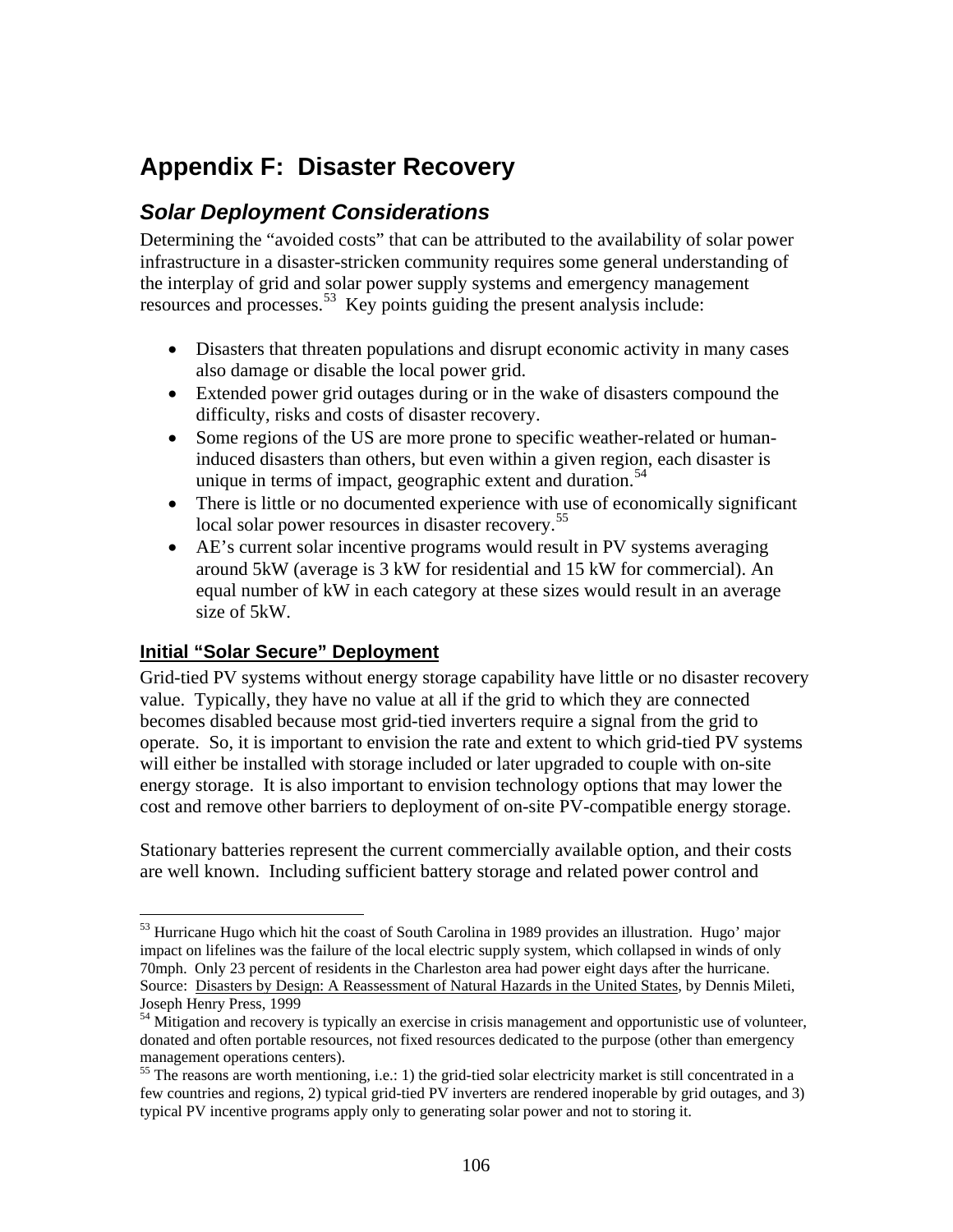# Appendix F: Disaster Recovery

## *Solar Deployment Considerations*

Determining the "avoided costs" that can be attributed to the availability of solar power infrastructure in a disaster-stricken community requires some general understanding of the interplay of grid and solar power supply systems and emergency management resources and processes.[53] Key points guiding the present analysis include:

- Disasters that threaten populations and disrupt economic activity in many cases also damage or disable the local power grid.
- Extended power grid outages during or in the wake of disasters compound the difficulty, risks and costs of disaster recovery.
- Some regions of the US are more prone to specific weather-related or human-induced disasters than others, but even within a given region, each disaster is unique in terms of impact, geographic extent and duration.[54]
- There is little or no documented experience with use of economically significant local solar power resources in disaster recovery.[55]
- AE's current solar incentive programs would result in PV systems averaging around 5kW (average is 3 kW for residential and 15 kW for commercial). An equal number of kW in each category at these sizes would result in an average size of 5kW.

### Initial "Solar Secure" Deployment

Grid-tied PV systems without energy storage capability have little or no disaster recovery value. Typically, they have no value at all if the grid to which they are connected becomes disabled because most grid-tied inverters require a signal from the grid to operate. So, it is important to envision the rate and extent to which grid-tied PV systems will either be installed with storage included or later upgraded to couple with on-site energy storage. It is also important to envision technology options that may lower the cost and remove other barriers to deployment of on-site PV-compatible energy storage.

Stationary batteries represent the current commercially available option, and their costs are well known. Including sufficient battery storage and related power control and

---

[53] Hurricane Hugo which hit the coast of South Carolina in 1989 provides an illustration. Hugo' major impact on lifelines was the failure of the local electric supply system, which collapsed in winds of only 70mph. Only 23 percent of residents in the Charleston area had power eight days after the hurricane. Source: Disasters by Design: A Reassessment of Natural Hazards in the United States, by Dennis Mileti, Joseph Henry Press, 1999

[54] Mitigation and recovery is typically an exercise in crisis management and opportunistic use of volunteer, donated and often portable resources, not fixed resources dedicated to the purpose (other than emergency management operations centers).

[55] The reasons are worth mentioning, i.e.: 1) the grid-tied solar electricity market is still concentrated in a few countries and regions, 2) typical grid-tied PV inverters are rendered inoperable by grid outages, and 3) typical PV incentive programs apply only to generating solar power and not to storing it.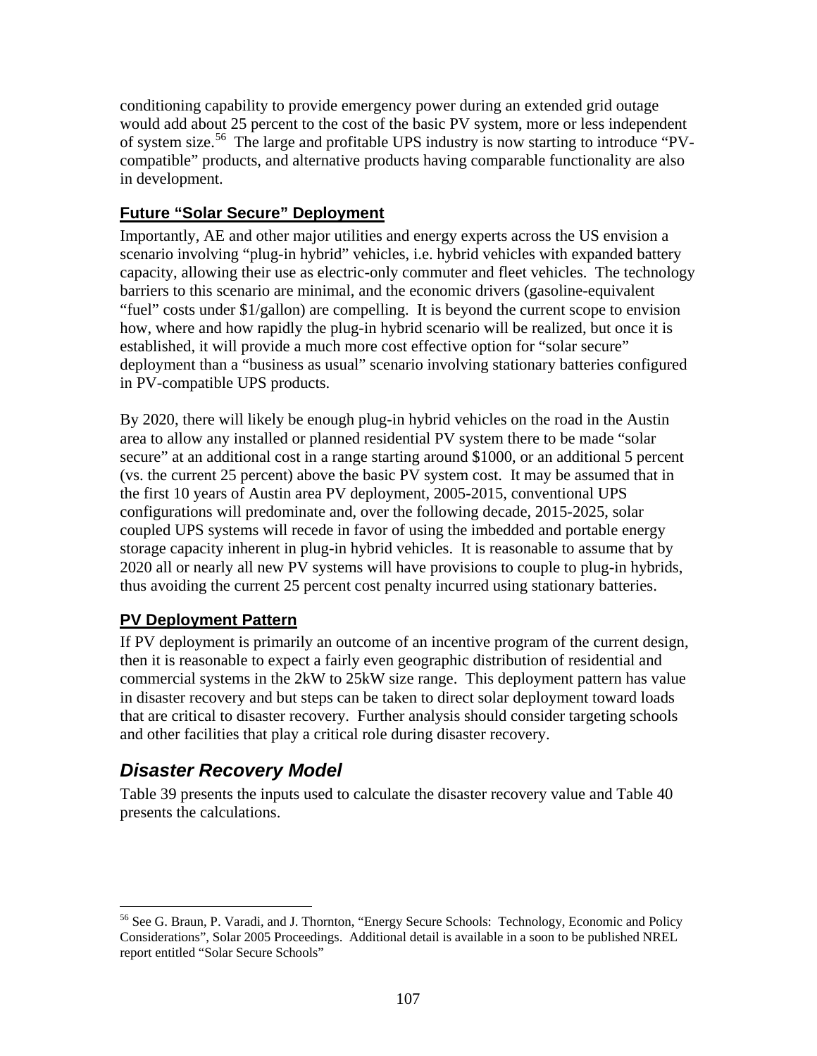conditioning capability to provide emergency power during an extended grid outage would add about 25 percent to the cost of the basic PV system, more or less independent of system size.[56] The large and profitable UPS industry is now starting to introduce "PV-compatible" products, and alternative products having comparable functionality are also in development.

### Future "Solar Secure" Deployment

Importantly, AE and other major utilities and energy experts across the US envision a scenario involving "plug-in hybrid" vehicles, i.e. hybrid vehicles with expanded battery capacity, allowing their use as electric-only commuter and fleet vehicles. The technology barriers to this scenario are minimal, and the economic drivers (gasoline-equivalent "fuel" costs under $1/gallon) are compelling. It is beyond the current scope to envision how, where and how rapidly the plug-in hybrid scenario will be realized, but once it is established, it will provide a much more cost effective option for "solar secure" deployment than a "business as usual" scenario involving stationary batteries configured in PV-compatible UPS products.

By 2020, there will likely be enough plug-in hybrid vehicles on the road in the Austin area to allow any installed or planned residential PV system there to be made "solar secure" at an additional cost in a range starting around $1000, or an additional 5 percent (vs. the current 25 percent) above the basic PV system cost. It may be assumed that in the first 10 years of Austin area PV deployment, 2005-2015, conventional UPS configurations will predominate and, over the following decade, 2015-2025, solar coupled UPS systems will recede in favor of using the imbedded and portable energy storage capacity inherent in plug-in hybrid vehicles. It is reasonable to assume that by 2020 all or nearly all new PV systems will have provisions to couple to plug-in hybrids, thus avoiding the current 25 percent cost penalty incurred using stationary batteries.

### PV Deployment Pattern

If PV deployment is primarily an outcome of an incentive program of the current design, then it is reasonable to expect a fairly even geographic distribution of residential and commercial systems in the 2kW to 25kW size range. This deployment pattern has value in disaster recovery and but steps can be taken to direct solar deployment toward loads that are critical to disaster recovery. Further analysis should consider targeting schools and other facilities that play a critical role during disaster recovery.

## *Disaster Recovery Model*

Table 39 presents the inputs used to calculate the disaster recovery value and Table 40 presents the calculations.

---

[56] See G. Braun, P. Varadi, and J. Thornton, "Energy Secure Schools: Technology, Economic and Policy Considerations", Solar 2005 Proceedings. Additional detail is available in a soon to be published NREL report entitled "Solar Secure Schools"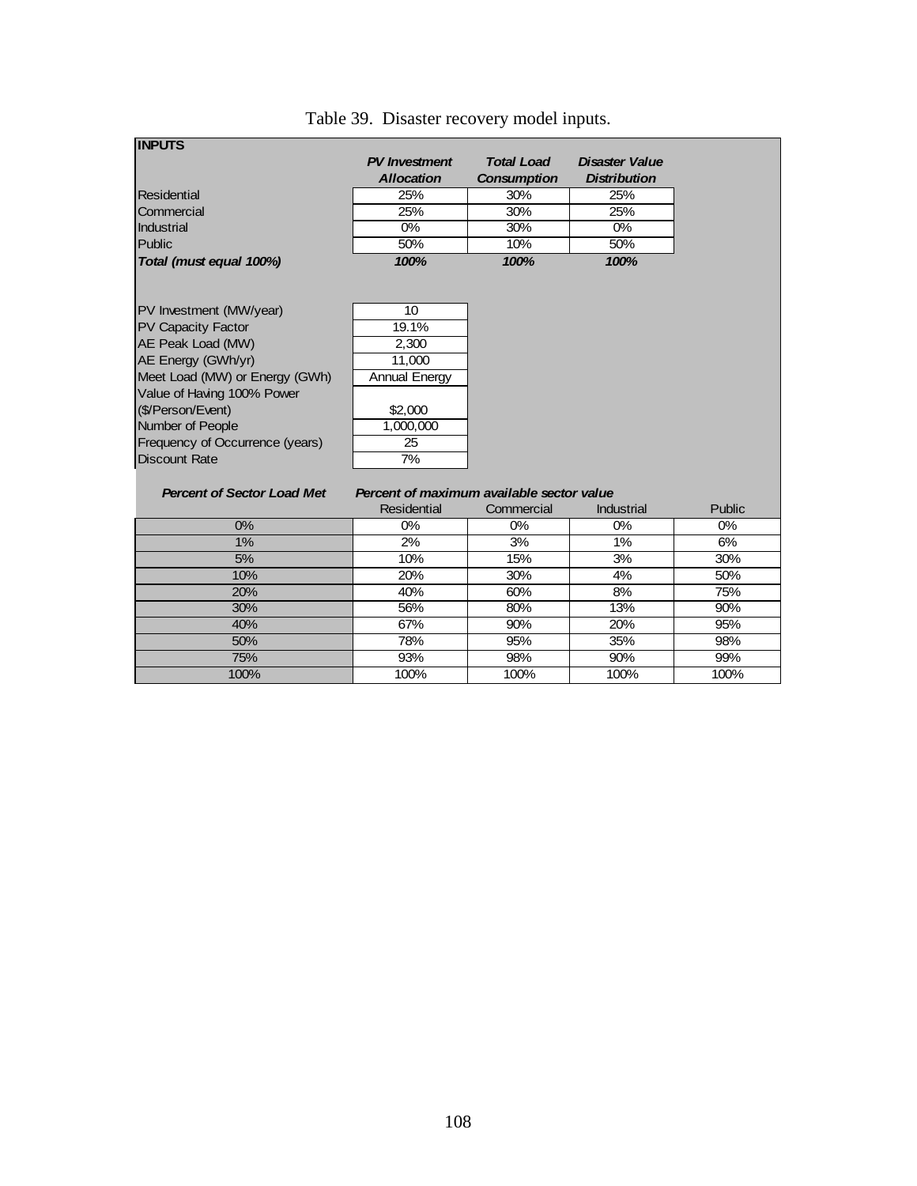Table 39. Disaster recovery model inputs.

**INPUTS**

| | *PV Investment Allocation* | *Total Load Consumption* | *Disaster Value Distribution* |
|---|---|---|---|
| Residential | 25% | 30% | 25% |
| Commercial | 25% | 30% | 25% |
| Industrial | 0% | 30% | 0% |
| Public | 50% | 10% | 50% |
| ***Total (must equal 100%)*** | ***100%*** | ***100%*** | ***100%*** |

| | |
|---|---|
| PV Investment (MW/year) | 10 |
| PV Capacity Factor | 19.1% |
| AE Peak Load (MW) | 2,300 |
| AE Energy (GWh/yr) | 11,000 |
| Meet Load (MW) or Energy (GWh) | Annual Energy |
| Value of Having 100% Power ($/Person/Event) | $2,000 |
| Number of People | 1,000,000 |
| Frequency of Occurrence (years) | 25 |
| Discount Rate | 7% |

| ***Percent of Sector Load Met*** | ***Percent of maximum available sector value*** | | | |
|---|---|---|---|---|
| | Residential | Commercial | Industrial | Public |
| 0% | 0% | 0% | 0% | 0% |
| 1% | 2% | 3% | 1% | 6% |
| 5% | 10% | 15% | 3% | 30% |
| 10% | 20% | 30% | 4% | 50% |
| 20% | 40% | 60% | 8% | 75% |
| 30% | 56% | 80% | 13% | 90% |
| 40% | 67% | 90% | 20% | 95% |
| 50% | 78% | 95% | 35% | 98% |
| 75% | 93% | 98% | 90% | 99% |
| 100% | 100% | 100% | 100% | 100% |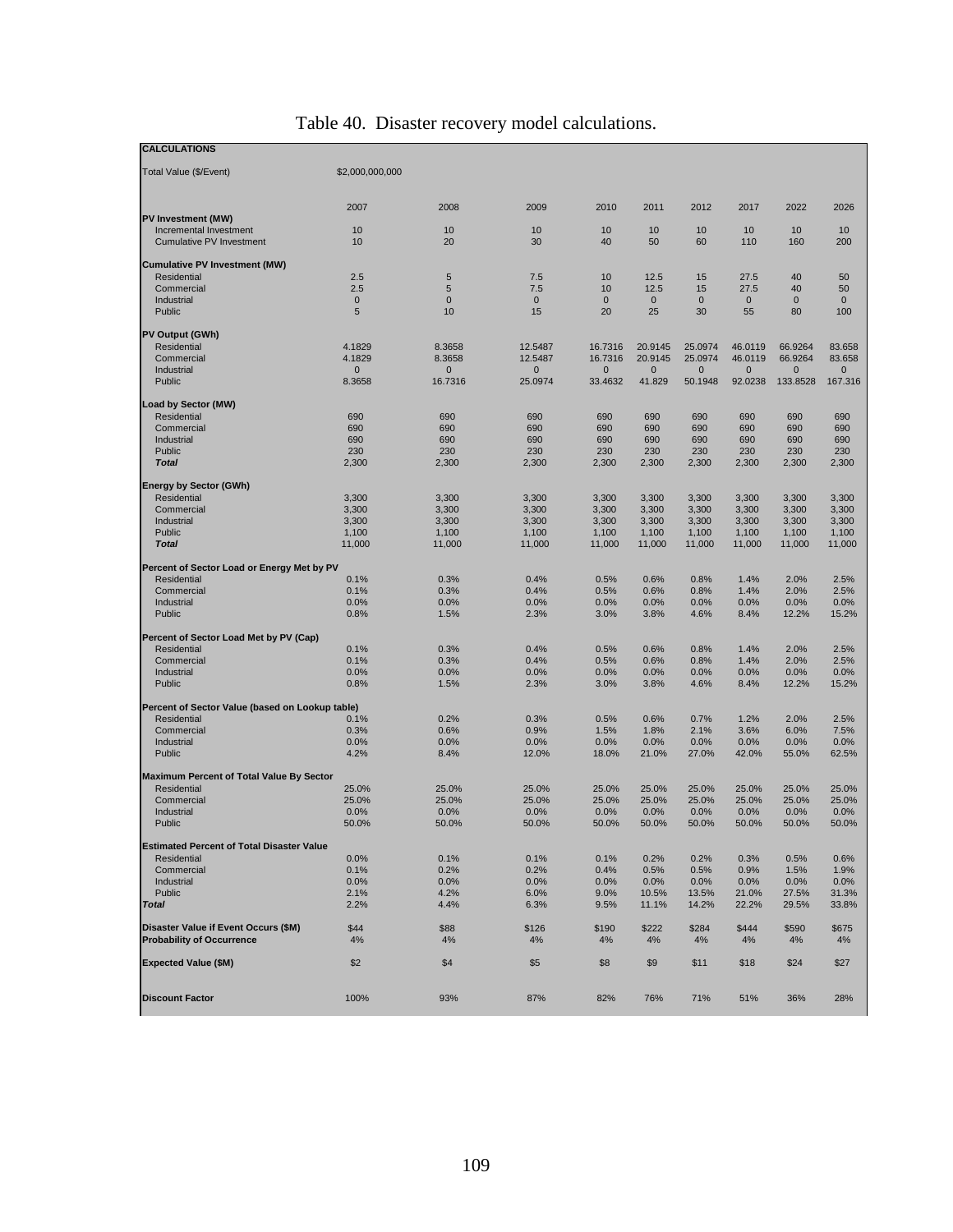Table 40. Disaster recovery model calculations.

| CALCULATIONS | | | | | | | | | |
|---|---|---|---|---|---|---|---|---|---|
| Total Value ($/Event) | $2,000,000,000 | | | | | | | | |
| | 2007 | 2008 | 2009 | 2010 | 2011 | 2012 | 2017 | 2022 | 2026 |
| **PV Investment (MW)** | | | | | | | | | |
| Incremental Investment | 10 | 10 | 10 | 10 | 10 | 10 | 10 | 10 | 10 |
| Cumulative PV Investment | 10 | 20 | 30 | 40 | 50 | 60 | 110 | 160 | 200 |
| **Cumulative PV Investment (MW)** | | | | | | | | | |
| Residential | 2.5 | 5 | 7.5 | 10 | 12.5 | 15 | 27.5 | 40 | 50 |
| Commercial | 2.5 | 5 | 7.5 | 10 | 12.5 | 15 | 27.5 | 40 | 50 |
| Industrial | 0 | 0 | 0 | 0 | 0 | 0 | 0 | 0 | 0 |
| Public | 5 | 10 | 15 | 20 | 25 | 30 | 55 | 80 | 100 |
| **PV Output (GWh)** | | | | | | | | | |
| Residential | 4.1829 | 8.3658 | 12.5487 | 16.7316 | 20.9145 | 25.0974 | 46.0119 | 66.9264 | 83.658 |
| Commercial | 4.1829 | 8.3658 | 12.5487 | 16.7316 | 20.9145 | 25.0974 | 46.0119 | 66.9264 | 83.658 |
| Industrial | 0 | 0 | 0 | 0 | 0 | 0 | 0 | 0 | 0 |
| Public | 8.3658 | 16.7316 | 25.0974 | 33.4632 | 41.829 | 50.1948 | 92.0238 | 133.8528 | 167.316 |
| **Load by Sector (MW)** | | | | | | | | | |
| Residential | 690 | 690 | 690 | 690 | 690 | 690 | 690 | 690 | 690 |
| Commercial | 690 | 690 | 690 | 690 | 690 | 690 | 690 | 690 | 690 |
| Industrial | 690 | 690 | 690 | 690 | 690 | 690 | 690 | 690 | 690 |
| Public | 230 | 230 | 230 | 230 | 230 | 230 | 230 | 230 | 230 |
| ***Total*** | 2,300 | 2,300 | 2,300 | 2,300 | 2,300 | 2,300 | 2,300 | 2,300 | 2,300 |
| **Energy by Sector (GWh)** | | | | | | | | | |
| Residential | 3,300 | 3,300 | 3,300 | 3,300 | 3,300 | 3,300 | 3,300 | 3,300 | 3,300 |
| Commercial | 3,300 | 3,300 | 3,300 | 3,300 | 3,300 | 3,300 | 3,300 | 3,300 | 3,300 |
| Industrial | 3,300 | 3,300 | 3,300 | 3,300 | 3,300 | 3,300 | 3,300 | 3,300 | 3,300 |
| Public | 1,100 | 1,100 | 1,100 | 1,100 | 1,100 | 1,100 | 1,100 | 1,100 | 1,100 |
| ***Total*** | 11,000 | 11,000 | 11,000 | 11,000 | 11,000 | 11,000 | 11,000 | 11,000 | 11,000 |
| **Percent of Sector Load or Energy Met by PV** | | | | | | | | | |
| Residential | 0.1% | 0.3% | 0.4% | 0.5% | 0.6% | 0.8% | 1.4% | 2.0% | 2.5% |
| Commercial | 0.1% | 0.3% | 0.4% | 0.5% | 0.6% | 0.8% | 1.4% | 2.0% | 2.5% |
| Industrial | 0.0% | 0.0% | 0.0% | 0.0% | 0.0% | 0.0% | 0.0% | 0.0% | 0.0% |
| Public | 0.8% | 1.5% | 2.3% | 3.0% | 3.8% | 4.6% | 8.4% | 12.2% | 15.2% |
| **Percent of Sector Load Met by PV (Cap)** | | | | | | | | | |
| Residential | 0.1% | 0.3% | 0.4% | 0.5% | 0.6% | 0.8% | 1.4% | 2.0% | 2.5% |
| Commercial | 0.1% | 0.3% | 0.4% | 0.5% | 0.6% | 0.8% | 1.4% | 2.0% | 2.5% |
| Industrial | 0.0% | 0.0% | 0.0% | 0.0% | 0.0% | 0.0% | 0.0% | 0.0% | 0.0% |
| Public | 0.8% | 1.5% | 2.3% | 3.0% | 3.8% | 4.6% | 8.4% | 12.2% | 15.2% |
| **Percent of Sector Value (based on Lookup table)** | | | | | | | | | |
| Residential | 0.1% | 0.2% | 0.3% | 0.5% | 0.6% | 0.7% | 1.2% | 2.0% | 2.5% |
| Commercial | 0.3% | 0.6% | 0.9% | 1.5% | 1.8% | 2.1% | 3.6% | 6.0% | 7.5% |
| Industrial | 0.0% | 0.0% | 0.0% | 0.0% | 0.0% | 0.0% | 0.0% | 0.0% | 0.0% |
| Public | 4.2% | 8.4% | 12.0% | 18.0% | 21.0% | 27.0% | 42.0% | 55.0% | 62.5% |
| **Maximum Percent of Total Value By Sector** | | | | | | | | | |
| Residential | 25.0% | 25.0% | 25.0% | 25.0% | 25.0% | 25.0% | 25.0% | 25.0% | 25.0% |
| Commercial | 25.0% | 25.0% | 25.0% | 25.0% | 25.0% | 25.0% | 25.0% | 25.0% | 25.0% |
| Industrial | 0.0% | 0.0% | 0.0% | 0.0% | 0.0% | 0.0% | 0.0% | 0.0% | 0.0% |
| Public | 50.0% | 50.0% | 50.0% | 50.0% | 50.0% | 50.0% | 50.0% | 50.0% | 50.0% |
| **Estimated Percent of Total Disaster Value** | | | | | | | | | |
| Residential | 0.0% | 0.1% | 0.1% | 0.1% | 0.2% | 0.2% | 0.3% | 0.5% | 0.6% |
| Commercial | 0.1% | 0.2% | 0.2% | 0.4% | 0.5% | 0.5% | 0.9% | 1.5% | 1.9% |
| Industrial | 0.0% | 0.0% | 0.0% | 0.0% | 0.0% | 0.0% | 0.0% | 0.0% | 0.0% |
| Public | 2.1% | 4.2% | 6.0% | 9.0% | 10.5% | 13.5% | 21.0% | 27.5% | 31.3% |
| ***Total*** | 2.2% | 4.4% | 6.3% | 9.5% | 11.1% | 14.2% | 22.2% | 29.5% | 33.8% |
| **Disaster Value if Event Occurs ($M)** | $44 | $88 | $126 | $190 | $222 | $284 | $444 | $590 | $675 |
| **Probability of Occurrence** | 4% | 4% | 4% | 4% | 4% | 4% | 4% | 4% | 4% |
| **Expected Value ($M)** | $2 | $4 | $5 | $8 | $9 | $11 | $18 | $24 | $27 |
| **Discount Factor** | 100% | 93% | 87% | 82% | 76% | 71% | 51% | 36% | 28% |